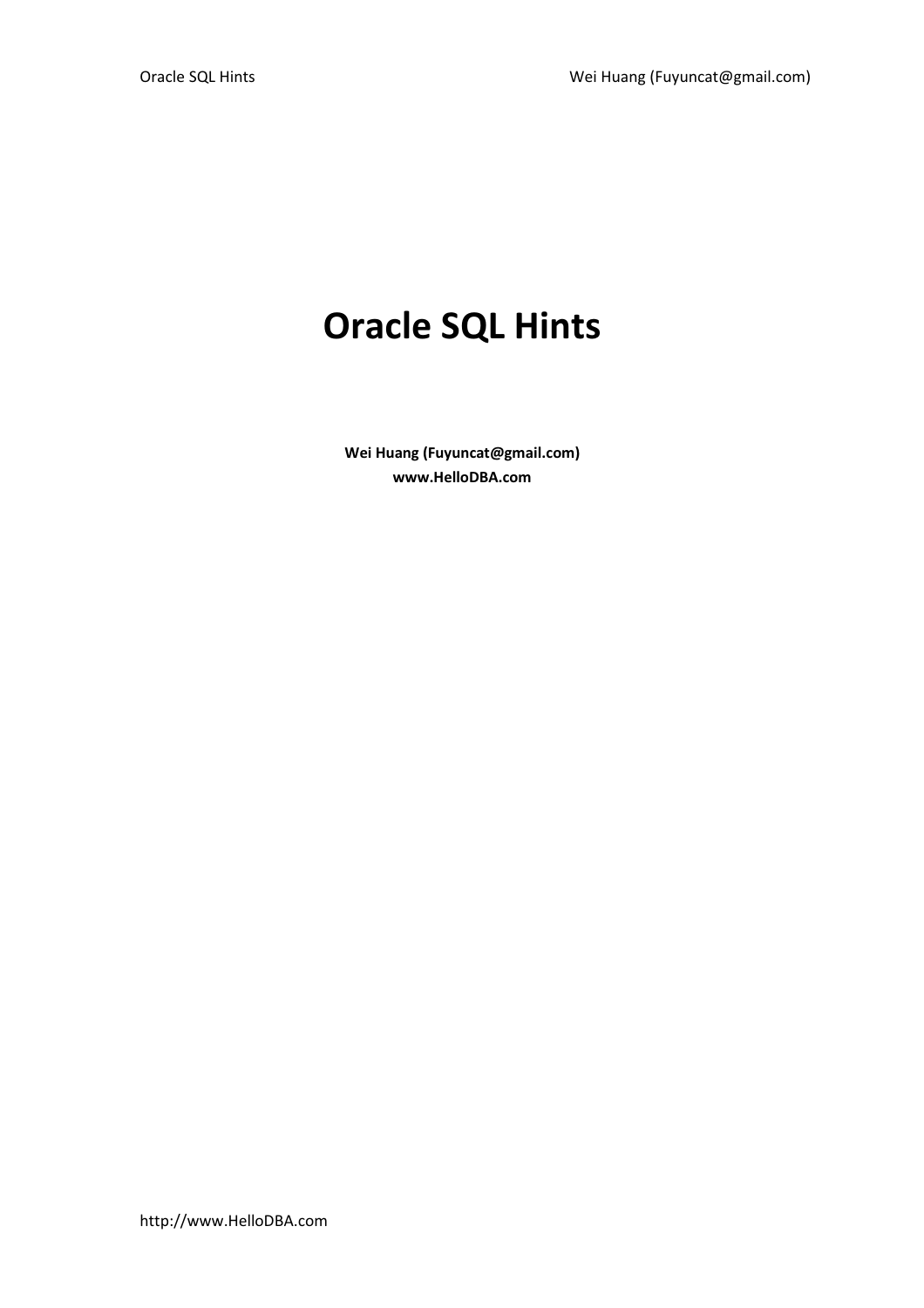# Oracle SQL Hints

**Wei Huang (Fuyuncat@gmail.com)**
**www.HelloDBA.com**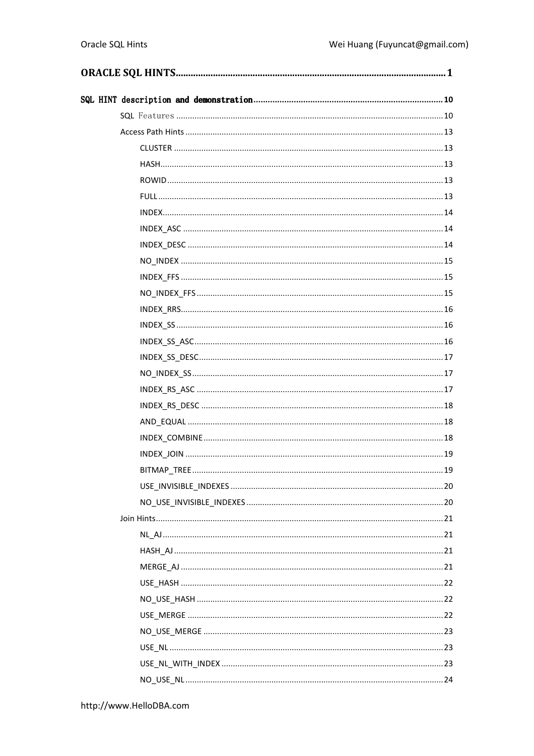ORACLE SQL HINTS........................................................................................................1

SQL HINT description and demonstration..........................................................................10

- SQL Features ..........................................................................................................10
- Access Path Hints ....................................................................................................13
  - CLUSTER ...........................................................................................................13
  - HASH..................................................................................................................13
  - ROWID................................................................................................................13
  - FULL...................................................................................................................13
  - INDEX.................................................................................................................14
  - INDEX_ASC ........................................................................................................14
  - INDEX_DESC .......................................................................................................14
  - NO_INDEX ..........................................................................................................15
  - INDEX_FFS ..........................................................................................................15
  - NO_INDEX_FFS ....................................................................................................15
  - INDEX_RRS..........................................................................................................16
  - INDEX_SS ............................................................................................................16
  - INDEX_SS_ASC.....................................................................................................16
  - INDEX_SS_DESC...................................................................................................17
  - NO_INDEX_SS......................................................................................................17
  - INDEX_RS_ASC ....................................................................................................17
  - INDEX_RS_DESC ..................................................................................................18
  - AND_EQUAL ........................................................................................................18
  - INDEX_COMBINE.................................................................................................18
  - INDEX_JOIN .........................................................................................................19
  - BITMAP_TREE.......................................................................................................19
  - USE_INVISIBLE_INDEXES .....................................................................................20
  - NO_USE_INVISIBLE_INDEXES ..............................................................................20
- Join Hints.................................................................................................................21
  - NL_AJ ..................................................................................................................21
  - HASH_AJ .............................................................................................................21
  - MERGE_AJ ..........................................................................................................21
  - USE_HASH ..........................................................................................................22
  - NO_USE_HASH ....................................................................................................22
  - USE_MERGE ........................................................................................................22
  - NO_USE_MERGE ..................................................................................................23
  - USE_NL ...............................................................................................................23
  - USE_NL_WITH_INDEX .........................................................................................23
  - NO_USE_NL .........................................................................................................24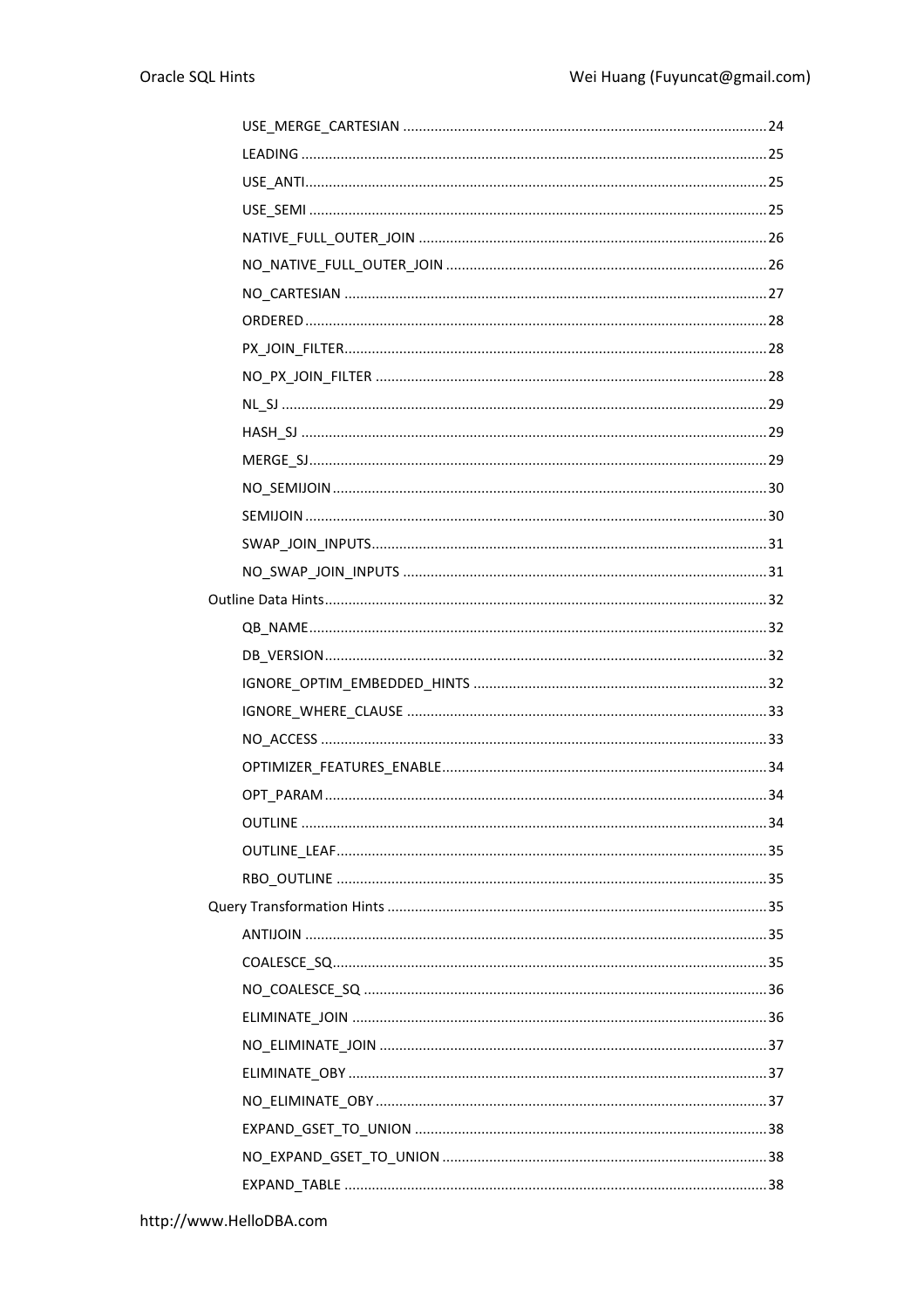- USE_MERGE_CARTESIAN ........ 24
- LEADING ........ 25
- USE_ANTI ........ 25
- USE_SEMI ........ 25
- NATIVE_FULL_OUTER_JOIN ........ 26
- NO_NATIVE_FULL_OUTER_JOIN ........ 26
- NO_CARTESIAN ........ 27
- ORDERED ........ 28
- PX_JOIN_FILTER ........ 28
- NO_PX_JOIN_FILTER ........ 28
- NL_SJ ........ 29
- HASH_SJ ........ 29
- MERGE_SJ ........ 29
- NO_SEMIJOIN ........ 30
- SEMIJOIN ........ 30
- SWAP_JOIN_INPUTS ........ 31
- NO_SWAP_JOIN_INPUTS ........ 31

Outline Data Hints ........ 32

- QB_NAME ........ 32
- DB_VERSION ........ 32
- IGNORE_OPTIM_EMBEDDED_HINTS ........ 32
- IGNORE_WHERE_CLAUSE ........ 33
- NO_ACCESS ........ 33
- OPTIMIZER_FEATURES_ENABLE ........ 34
- OPT_PARAM ........ 34
- OUTLINE ........ 34
- OUTLINE_LEAF ........ 35
- RBO_OUTLINE ........ 35

Query Transformation Hints ........ 35

- ANTIJOIN ........ 35
- COALESCE_SQ ........ 35
- NO_COALESCE_SQ ........ 36
- ELIMINATE_JOIN ........ 36
- NO_ELIMINATE_JOIN ........ 37
- ELIMINATE_OBY ........ 37
- NO_ELIMINATE_OBY ........ 37
- EXPAND_GSET_TO_UNION ........ 38
- NO_EXPAND_GSET_TO_UNION ........ 38
- EXPAND_TABLE ........ 38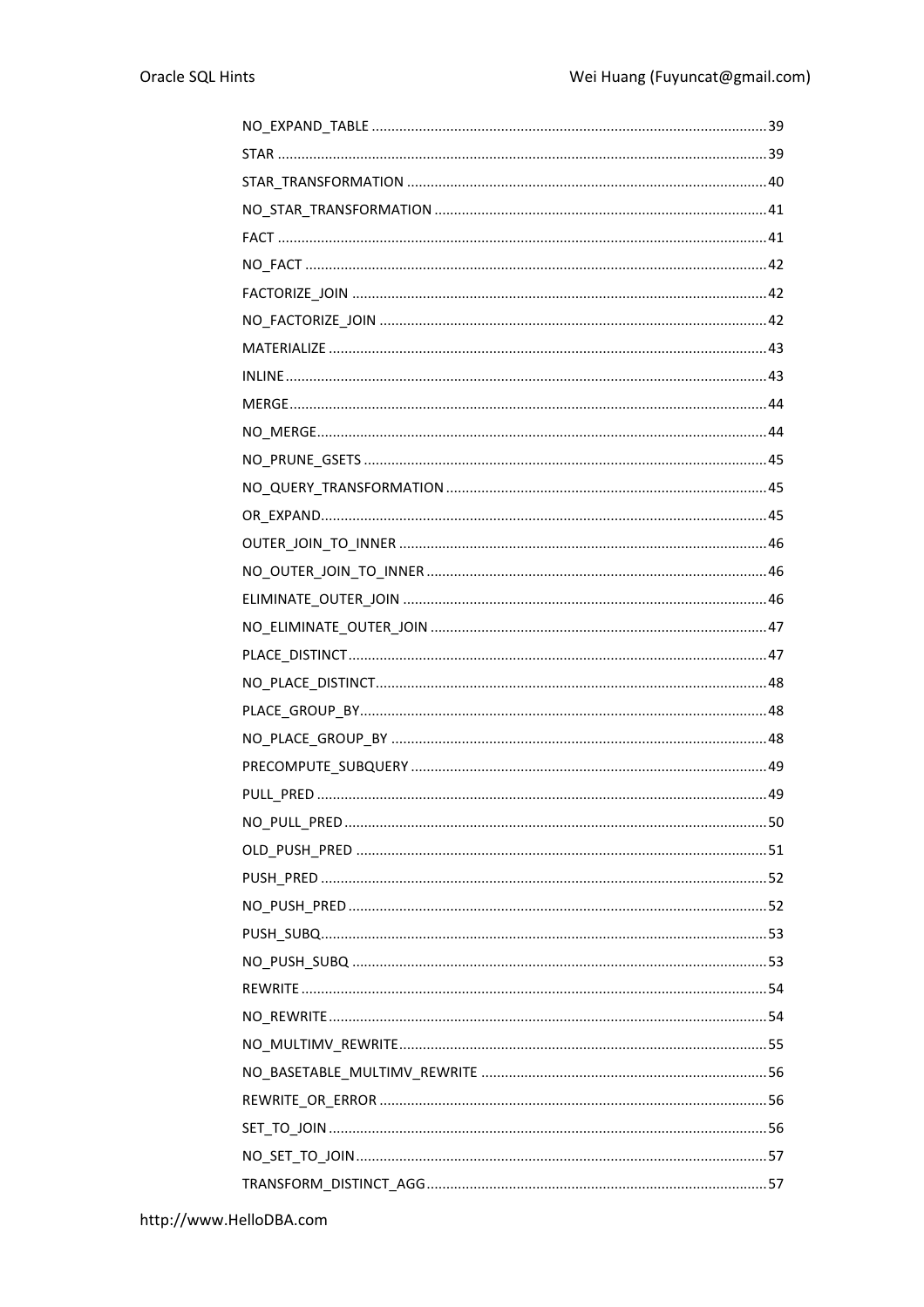NO_EXPAND_TABLE .................................................................................................... 39
STAR ............................................................................................................................ 39
STAR_TRANSFORMATION ........................................................................................... 40
NO_STAR_TRANSFORMATION .................................................................................... 41
FACT ............................................................................................................................ 41
NO_FACT ..................................................................................................................... 42
FACTORIZE_JOIN ......................................................................................................... 42
NO_FACTORIZE_JOIN .................................................................................................. 42
MATERIALIZE ............................................................................................................... 43
INLINE .......................................................................................................................... 43
MERGE ......................................................................................................................... 44
NO_MERGE .................................................................................................................. 44
NO_PRUNE_GSETS ...................................................................................................... 45
NO_QUERY_TRANSFORMATION ................................................................................. 45
OR_EXPAND ................................................................................................................. 45
OUTER_JOIN_TO_INNER ............................................................................................. 46
NO_OUTER_JOIN_TO_INNER ...................................................................................... 46
ELIMINATE_OUTER_JOIN ............................................................................................ 46
NO_ELIMINATE_OUTER_JOIN ..................................................................................... 47
PLACE_DISTINCT .......................................................................................................... 47
NO_PLACE_DISTINCT ................................................................................................... 48
PLACE_GROUP_BY ....................................................................................................... 48
NO_PLACE_GROUP_BY ............................................................................................... 48
PRECOMPUTE_SUBQUERY .......................................................................................... 49
PULL_PRED .................................................................................................................. 49
NO_PULL_PRED ........................................................................................................... 50
OLD_PUSH_PRED ........................................................................................................ 51
PUSH_PRED ................................................................................................................. 52
NO_PUSH_PRED .......................................................................................................... 52
PUSH_SUBQ ................................................................................................................. 53
NO_PUSH_SUBQ ......................................................................................................... 53
REWRITE ...................................................................................................................... 54
NO_REWRITE ............................................................................................................... 54
NO_MULTIMV_REWRITE ............................................................................................. 55
NO_BASETABLE_MULTIMV_REWRITE ........................................................................ 56
REWRITE_OR_ERROR .................................................................................................. 56
SET_TO_JOIN ............................................................................................................... 56
NO_SET_TO_JOIN ........................................................................................................ 57
TRANSFORM_DISTINCT_AGG ...................................................................................... 57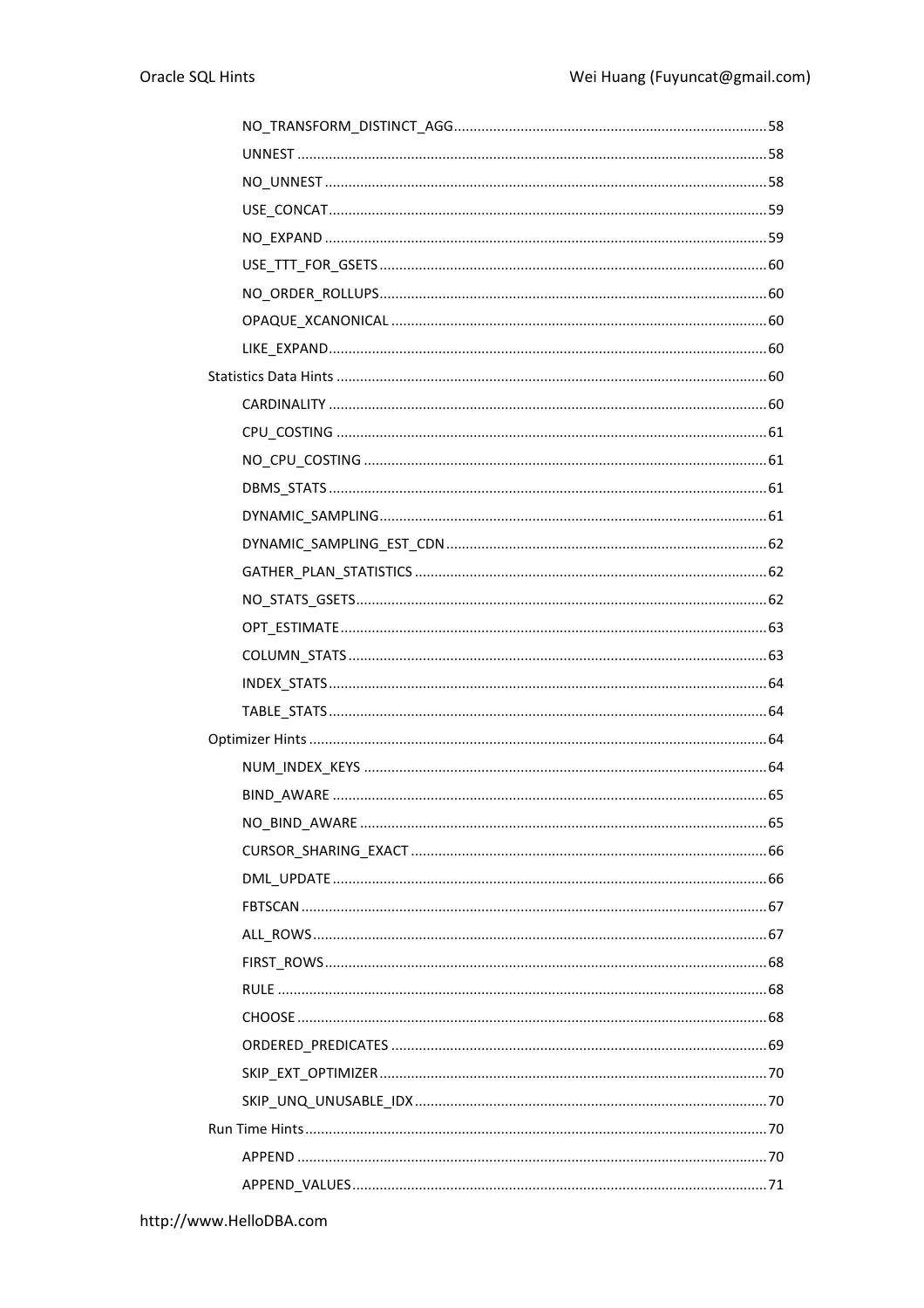- NO_TRANSFORM_DISTINCT_AGG ........ 58
- UNNEST ........ 58
- NO_UNNEST ........ 58
- USE_CONCAT ........ 59
- NO_EXPAND ........ 59
- USE_TTT_FOR_GSETS ........ 60
- NO_ORDER_ROLLUPS ........ 60
- OPAQUE_XCANONICAL ........ 60
- LIKE_EXPAND ........ 60

Statistics Data Hints ........ 60

- CARDINALITY ........ 60
- CPU_COSTING ........ 61
- NO_CPU_COSTING ........ 61
- DBMS_STATS ........ 61
- DYNAMIC_SAMPLING ........ 61
- DYNAMIC_SAMPLING_EST_CDN ........ 62
- GATHER_PLAN_STATISTICS ........ 62
- NO_STATS_GSETS ........ 62
- OPT_ESTIMATE ........ 63
- COLUMN_STATS ........ 63
- INDEX_STATS ........ 64
- TABLE_STATS ........ 64

Optimizer Hints ........ 64

- NUM_INDEX_KEYS ........ 64
- BIND_AWARE ........ 65
- NO_BIND_AWARE ........ 65
- CURSOR_SHARING_EXACT ........ 66
- DML_UPDATE ........ 66
- FBTSCAN ........ 67
- ALL_ROWS ........ 67
- FIRST_ROWS ........ 68
- RULE ........ 68
- CHOOSE ........ 68
- ORDERED_PREDICATES ........ 69
- SKIP_EXT_OPTIMIZER ........ 70
- SKIP_UNQ_UNUSABLE_IDX ........ 70

Run Time Hints ........ 70

- APPEND ........ 70
- APPEND_VALUES ........ 71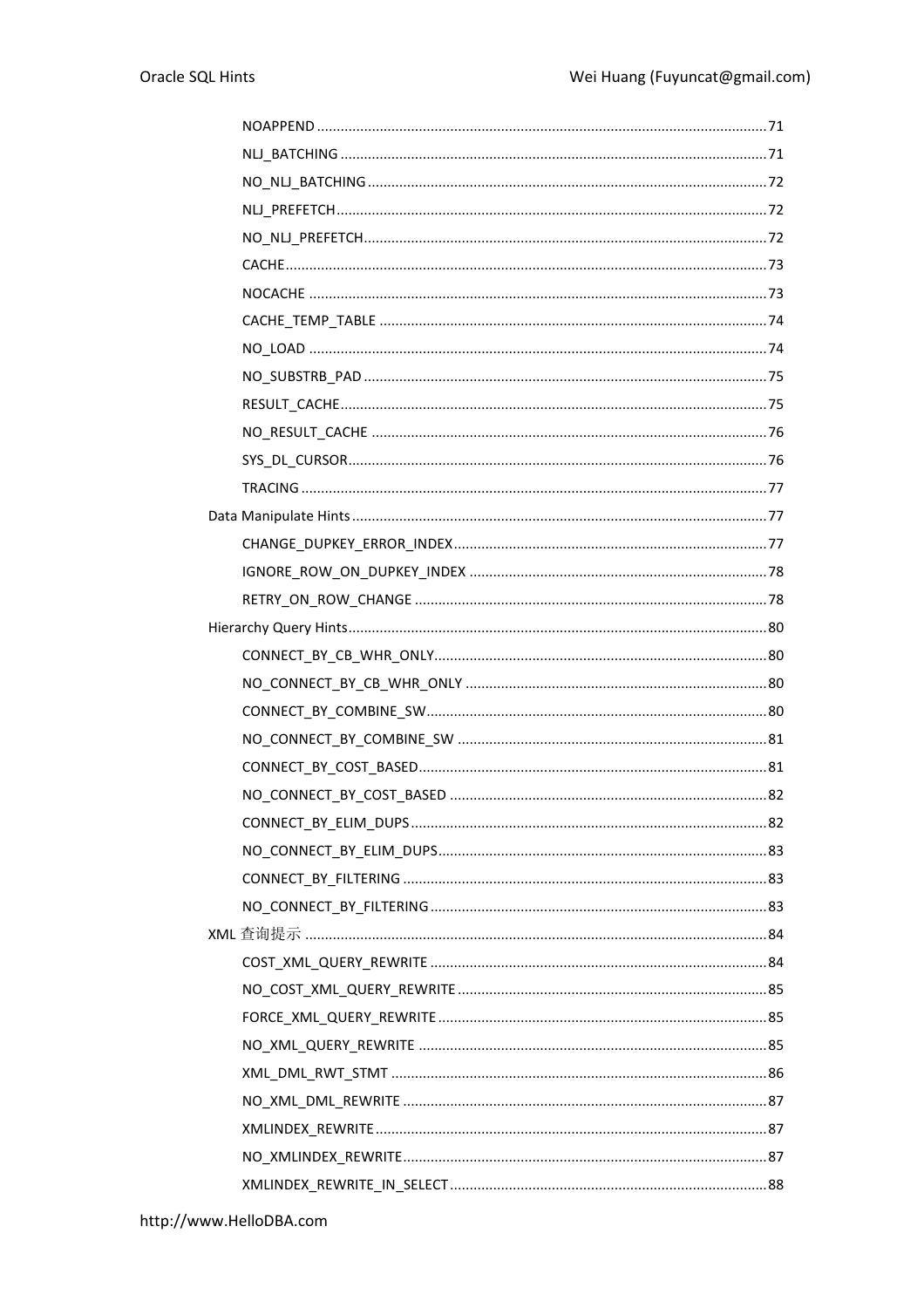NOAPPEND ....................................................................................................................71

NLJ_BATCHING ............................................................................................................71

NO_NLJ_BATCHING .....................................................................................................72

NLJ_PREFETCH .............................................................................................................72

NO_NLJ_PREFETCH ......................................................................................................72

CACHE ..........................................................................................................................73

NOCACHE ....................................................................................................................73

CACHE_TEMP_TABLE ..................................................................................................74

NO_LOAD ....................................................................................................................74

NO_SUBSTRB_PAD ......................................................................................................75

RESULT_CACHE ............................................................................................................75

NO_RESULT_CACHE ....................................................................................................76

SYS_DL_CURSOR ..........................................................................................................76

TRACING ......................................................................................................................77

Data Manipulate Hints .........................................................................................................77

CHANGE_DUPKEY_ERROR_INDEX ................................................................................77

IGNORE_ROW_ON_DUPKEY_INDEX ............................................................................78

RETRY_ON_ROW_CHANGE .........................................................................................78

Hierarchy Query Hints ..........................................................................................................80

CONNECT_BY_CB_WHR_ONLY ....................................................................................80

NO_CONNECT_BY_CB_WHR_ONLY ............................................................................80

CONNECT_BY_COMBINE_SW ......................................................................................80

NO_CONNECT_BY_COMBINE_SW ..............................................................................81

CONNECT_BY_COST_BASED ........................................................................................81

NO_CONNECT_BY_COST_BASED ................................................................................82

CONNECT_BY_ELIM_DUPS ..........................................................................................82

NO_CONNECT_BY_ELIM_DUPS ...................................................................................83

CONNECT_BY_FILTERING ............................................................................................83

NO_CONNECT_BY_FILTERING .....................................................................................83

XML 查询提示 .....................................................................................................................84

COST_XML_QUERY_REWRITE .....................................................................................84

NO_COST_XML_QUERY_REWRITE ..............................................................................85

FORCE_XML_QUERY_REWRITE ...................................................................................85

NO_XML_QUERY_REWRITE ........................................................................................85

XML_DML_RWT_STMT ...............................................................................................86

NO_XML_DML_REWRITE ............................................................................................87

XMLINDEX_REWRITE ...................................................................................................87

NO_XMLINDEX_REWRITE ............................................................................................87

XMLINDEX_REWRITE_IN_SELECT ................................................................................88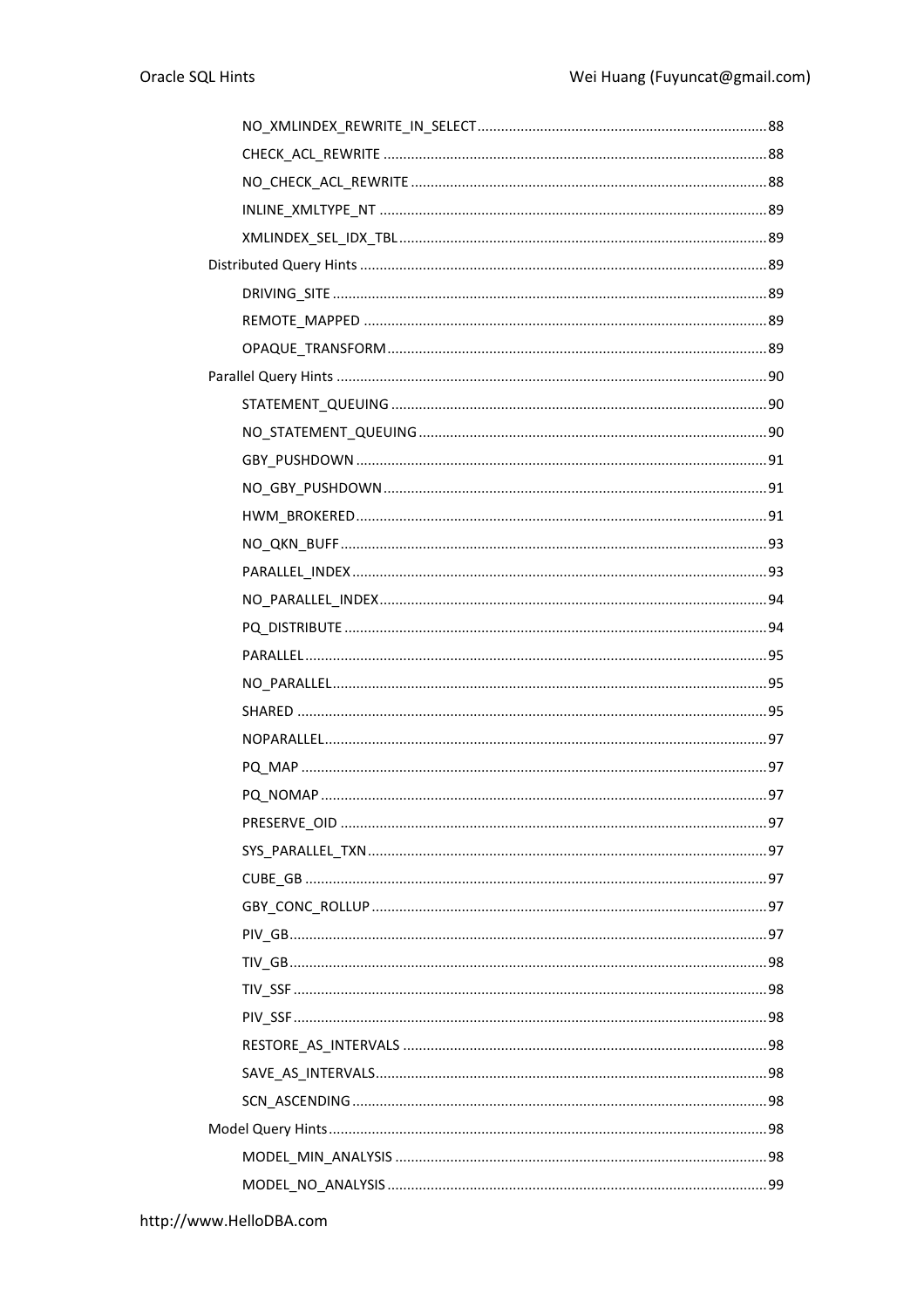- NO_XMLINDEX_REWRITE_IN_SELECT ........................................................................ 88
- CHECK_ACL_REWRITE ........................................................................................ 88
- NO_CHECK_ACL_REWRITE .................................................................................. 88
- INLINE_XMLTYPE_NT ........................................................................................ 89
- XMLINDEX_SEL_IDX_TBL .................................................................................... 89

Distributed Query Hints .............................................................................................. 89

- DRIVING_SITE .................................................................................................... 89
- REMOTE_MAPPED ............................................................................................. 89
- OPAQUE_TRANSFORM ..................................................................................... 89

Parallel Query Hints .................................................................................................... 90

- STATEMENT_QUEUING ...................................................................................... 90
- NO_STATEMENT_QUEUING ............................................................................... 90
- GBY_PUSHDOWN ............................................................................................... 91
- NO_GBY_PUSHDOWN ........................................................................................ 91
- HWM_BROKERED ............................................................................................... 91
- NO_QKN_BUFF ................................................................................................... 93
- PARALLEL_INDEX ................................................................................................ 93
- NO_PARALLEL_INDEX ......................................................................................... 94
- PQ_DISTRIBUTE .................................................................................................. 94
- PARALLEL ............................................................................................................ 95
- NO_PARALLEL ..................................................................................................... 95
- SHARED .............................................................................................................. 95
- NOPARALLEL ....................................................................................................... 97
- PQ_MAP ............................................................................................................. 97
- PQ_NOMAP ........................................................................................................ 97
- PRESERVE_OID ................................................................................................... 97
- SYS_PARALLEL_TXN ............................................................................................ 97
- CUBE_GB ............................................................................................................ 97
- GBY_CONC_ROLLUP ........................................................................................... 97
- PIV_GB ................................................................................................................ 97
- TIV_GB ................................................................................................................ 98
- TIV_SSF ............................................................................................................... 98
- PIV_SSF ............................................................................................................... 98
- RESTORE_AS_INTERVALS .................................................................................... 98
- SAVE_AS_INTERVALS ........................................................................................... 98
- SCN_ASCENDING ................................................................................................ 98

Model Query Hints ...................................................................................................... 98

- MODEL_MIN_ANALYSIS ..................................................................................... 98
- MODEL_NO_ANALYSIS ....................................................................................... 99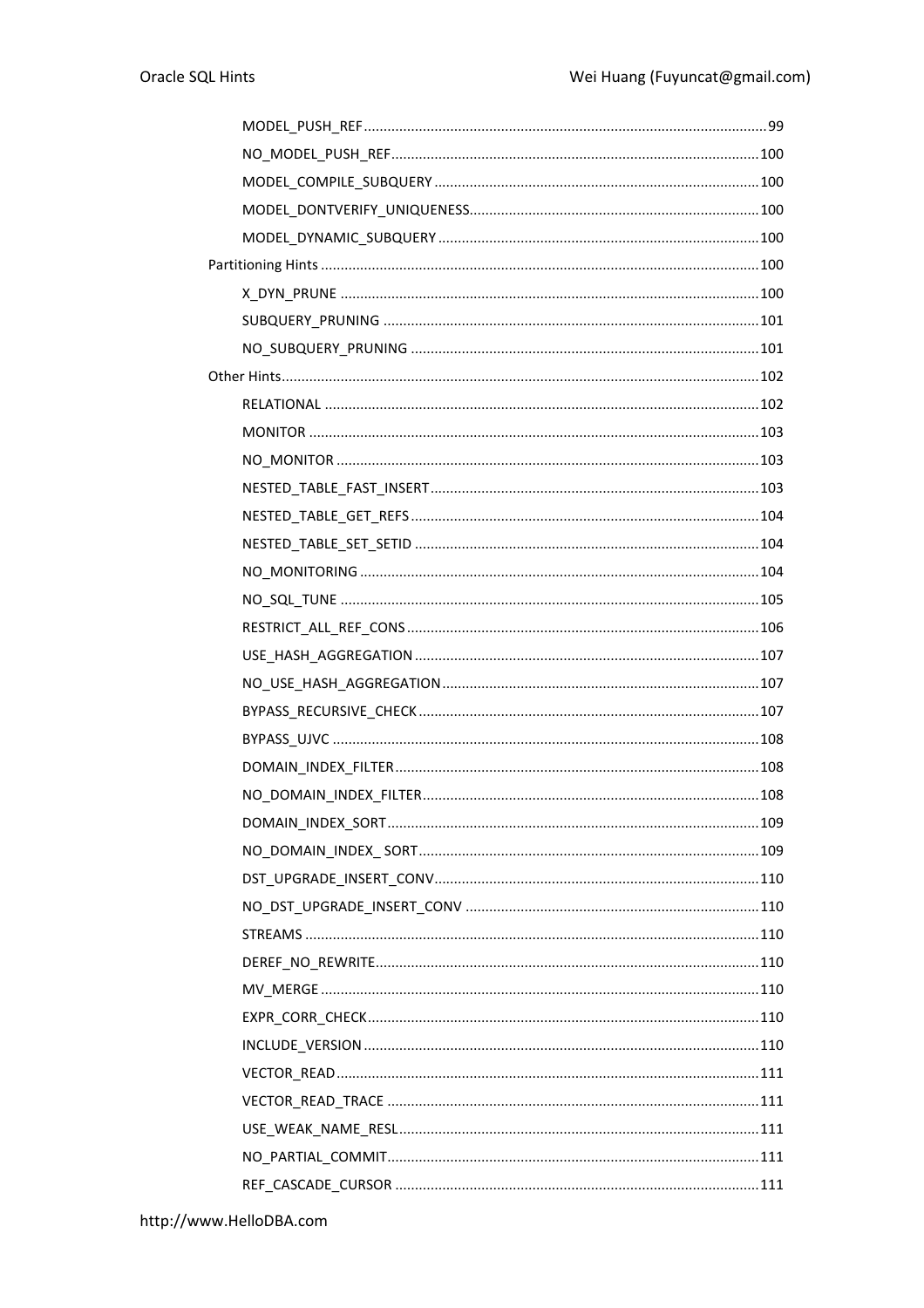- MODEL_PUSH_REF ........................................ 99
- NO_MODEL_PUSH_REF ........................................ 100
- MODEL_COMPILE_SUBQUERY ........................................ 100
- MODEL_DONTVERIFY_UNIQUENESS ........................................ 100
- MODEL_DYNAMIC_SUBQUERY ........................................ 100

Partitioning Hints ........................................ 100

- X_DYN_PRUNE ........................................ 100
- SUBQUERY_PRUNING ........................................ 101
- NO_SUBQUERY_PRUNING ........................................ 101

Other Hints ........................................ 102

- RELATIONAL ........................................ 102
- MONITOR ........................................ 103
- NO_MONITOR ........................................ 103
- NESTED_TABLE_FAST_INSERT ........................................ 103
- NESTED_TABLE_GET_REFS ........................................ 104
- NESTED_TABLE_SET_SETID ........................................ 104
- NO_MONITORING ........................................ 104
- NO_SQL_TUNE ........................................ 105
- RESTRICT_ALL_REF_CONS ........................................ 106
- USE_HASH_AGGREGATION ........................................ 107
- NO_USE_HASH_AGGREGATION ........................................ 107
- BYPASS_RECURSIVE_CHECK ........................................ 107
- BYPASS_UJVC ........................................ 108
- DOMAIN_INDEX_FILTER ........................................ 108
- NO_DOMAIN_INDEX_FILTER ........................................ 108
- DOMAIN_INDEX_SORT ........................................ 109
- NO_DOMAIN_INDEX_ SORT ........................................ 109
- DST_UPGRADE_INSERT_CONV ........................................ 110
- NO_DST_UPGRADE_INSERT_CONV ........................................ 110
- STREAMS ........................................ 110
- DEREF_NO_REWRITE ........................................ 110
- MV_MERGE ........................................ 110
- EXPR_CORR_CHECK ........................................ 110
- INCLUDE_VERSION ........................................ 110
- VECTOR_READ ........................................ 111
- VECTOR_READ_TRACE ........................................ 111
- USE_WEAK_NAME_RESL ........................................ 111
- NO_PARTIAL_COMMIT ........................................ 111
- REF_CASCADE_CURSOR ........................................ 111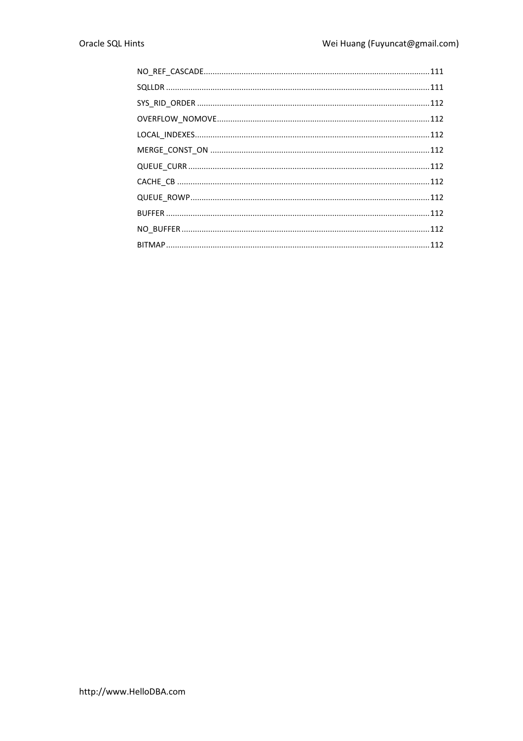NO_REF_CASCADE.....................................................................................................111
SQLLDR .....................................................................................................................111
SYS_RID_ORDER ........................................................................................................112
OVERFLOW_NOMOVE...............................................................................................112
LOCAL_INDEXES.........................................................................................................112
MERGE_CONST_ON ..................................................................................................112
QUEUE_CURR ............................................................................................................112
CACHE_CB .................................................................................................................112
QUEUE_ROWP...........................................................................................................112
BUFFER ......................................................................................................................112
NO_BUFFER ...............................................................................................................112
BITMAP......................................................................................................................112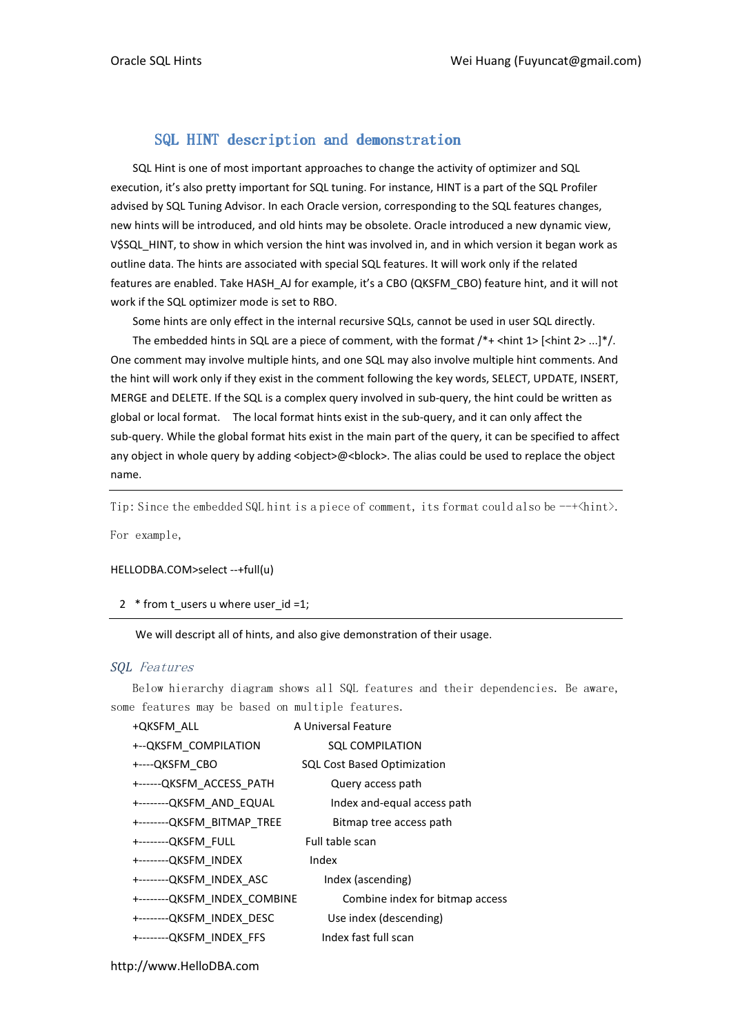## SQL HINT description and demonstration

SQL Hint is one of most important approaches to change the activity of optimizer and SQL execution, it's also pretty important for SQL tuning. For instance, HINT is a part of the SQL Profiler advised by SQL Tuning Advisor. In each Oracle version, corresponding to the SQL features changes, new hints will be introduced, and old hints may be obsolete. Oracle introduced a new dynamic view, V$SQL_HINT, to show in which version the hint was involved in, and in which version it began work as outline data. The hints are associated with special SQL features. It will work only if the related features are enabled. Take HASH_AJ for example, it's a CBO (QKSFM_CBO) feature hint, and it will not work if the SQL optimizer mode is set to RBO.

Some hints are only effect in the internal recursive SQLs, cannot be used in user SQL directly.

The embedded hints in SQL are a piece of comment, with the format /*+ <hint 1> [<hint 2> ...]*/. One comment may involve multiple hints, and one SQL may also involve multiple hint comments. And the hint will work only if they exist in the comment following the key words, SELECT, UPDATE, INSERT, MERGE and DELETE. If the SQL is a complex query involved in sub-query, the hint could be written as global or local format. The local format hints exist in the sub-query, and it can only affect the sub-query. While the global format hits exist in the main part of the query, it can be specified to affect any object in whole query by adding <object>@<block>. The alias could be used to replace the object name.

---

Tip: Since the embedded SQL hint is a piece of comment, its format could also be --+<hint>.

For example,

```
HELLODBA.COM>select --+full(u)
  2  * from t_users u where user_id =1;
```

---

We will descript all of hints, and also give demonstration of their usage.

### *SQL Features*

Below hierarchy diagram shows all SQL features and their dependencies. Be aware, some features may be based on multiple features.

```
+QKSFM_ALL                      A Universal Feature
+--QKSFM_COMPILATION            SQL COMPILATION
+----QKSFM_CBO                  SQL Cost Based Optimization
+------QKSFM_ACCESS_PATH        Query access path
+--------QKSFM_AND_EQUAL        Index and-equal access path
+--------QKSFM_BITMAP_TREE      Bitmap tree access path
+--------QKSFM_FULL             Full table scan
+--------QKSFM_INDEX            Index
+--------QKSFM_INDEX_ASC        Index (ascending)
+--------QKSFM_INDEX_COMBINE    Combine index for bitmap access
+--------QKSFM_INDEX_DESC       Use index (descending)
+--------QKSFM_INDEX_FFS        Index fast full scan
```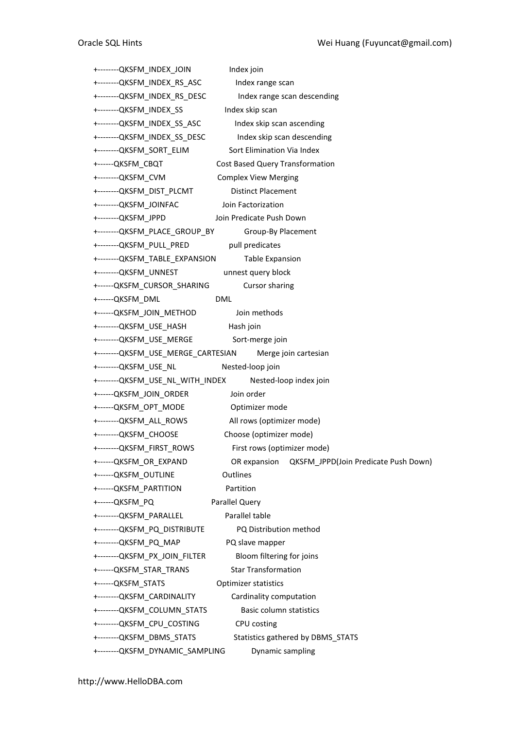```
+--------QKSFM_INDEX_JOIN                Index join
+--------QKSFM_INDEX_RS_ASC              Index range scan
+--------QKSFM_INDEX_RS_DESC             Index range scan descending
+--------QKSFM_INDEX_SS                  Index skip scan
+--------QKSFM_INDEX_SS_ASC              Index skip scan ascending
+--------QKSFM_INDEX_SS_DESC             Index skip scan descending
+--------QKSFM_SORT_ELIM                 Sort Elimination Via Index
+------QKSFM_CBQT                        Cost Based Query Transformation
+--------QKSFM_CVM                       Complex View Merging
+--------QKSFM_DIST_PLCMT                Distinct Placement
+--------QKSFM_JOINFAC                   Join Factorization
+--------QKSFM_JPPD                      Join Predicate Push Down
+--------QKSFM_PLACE_GROUP_BY            Group-By Placement
+--------QKSFM_PULL_PRED                 pull predicates
+--------QKSFM_TABLE_EXPANSION           Table Expansion
+--------QKSFM_UNNEST                    unnest query block
+------QKSFM_CURSOR_SHARING               Cursor sharing
+------QKSFM_DML                         DML
+------QKSFM_JOIN_METHOD                 Join methods
+--------QKSFM_USE_HASH                  Hash join
+--------QKSFM_USE_MERGE                 Sort-merge join
+--------QKSFM_USE_MERGE_CARTESIAN       Merge join cartesian
+--------QKSFM_USE_NL                    Nested-loop join
+--------QKSFM_USE_NL_WITH_INDEX         Nested-loop index join
+------QKSFM_JOIN_ORDER                  Join order
+------QKSFM_OPT_MODE                    Optimizer mode
+--------QKSFM_ALL_ROWS                  All rows (optimizer mode)
+--------QKSFM_CHOOSE                    Choose (optimizer mode)
+--------QKSFM_FIRST_ROWS                First rows (optimizer mode)
+------QKSFM_OR_EXPAND                   OR expansion     QKSFM_JPPD(Join Predicate Push Down)
+------QKSFM_OUTLINE                     Outlines
+------QKSFM_PARTITION                   Partition
+------QKSFM_PQ                          Parallel Query
+--------QKSFM_PARALLEL                  Parallel table
+--------QKSFM_PQ_DISTRIBUTE             PQ Distribution method
+--------QKSFM_PQ_MAP                    PQ slave mapper
+--------QKSFM_PX_JOIN_FILTER            Bloom filtering for joins
+------QKSFM_STAR_TRANS                  Star Transformation
+------QKSFM_STATS                       Optimizer statistics
+--------QKSFM_CARDINALITY               Cardinality computation
+--------QKSFM_COLUMN_STATS              Basic column statistics
+--------QKSFM_CPU_COSTING               CPU costing
+--------QKSFM_DBMS_STATS                Statistics gathered by DBMS_STATS
+--------QKSFM_DYNAMIC_SAMPLING          Dynamic sampling
```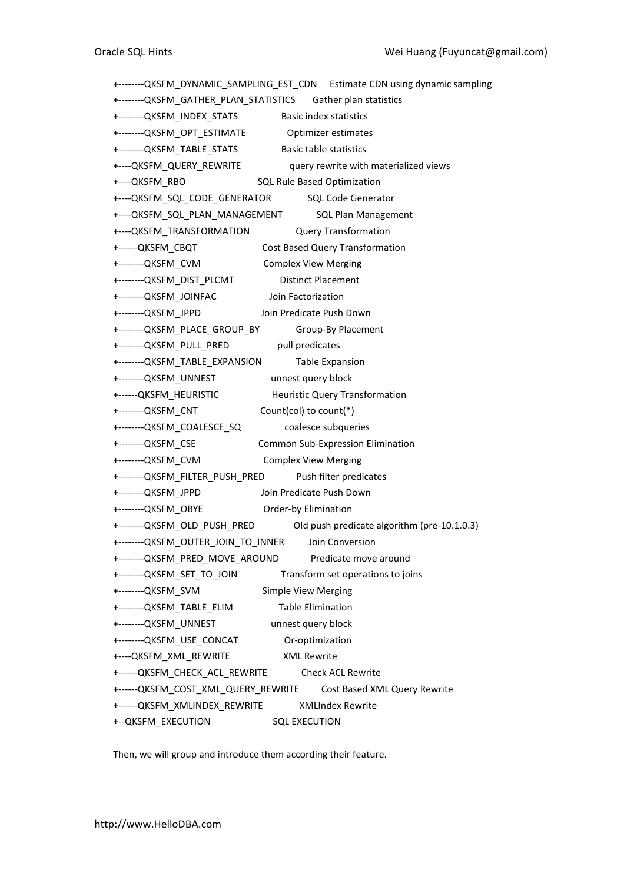```
+--------QKSFM_DYNAMIC_SAMPLING_EST_CDN     Estimate CDN using dynamic sampling
+--------QKSFM_GATHER_PLAN_STATISTICS       Gather plan statistics
+--------QKSFM_INDEX_STATS                  Basic index statistics
+--------QKSFM_OPT_ESTIMATE                 Optimizer estimates
+--------QKSFM_TABLE_STATS                  Basic table statistics
+----QKSFM_QUERY_REWRITE                    query rewrite with materialized views
+----QKSFM_RBO                              SQL Rule Based Optimization
+----QKSFM_SQL_CODE_GENERATOR               SQL Code Generator
+----QKSFM_SQL_PLAN_MANAGEMENT              SQL Plan Management
+----QKSFM_TRANSFORMATION                   Query Transformation
+------QKSFM_CBQT                           Cost Based Query Transformation
+--------QKSFM_CVM                          Complex View Merging
+--------QKSFM_DIST_PLCMT                   Distinct Placement
+--------QKSFM_JOINFAC                      Join Factorization
+--------QKSFM_JPPD                         Join Predicate Push Down
+--------QKSFM_PLACE_GROUP_BY               Group-By Placement
+--------QKSFM_PULL_PRED                    pull predicates
+--------QKSFM_TABLE_EXPANSION              Table Expansion
+--------QKSFM_UNNEST                       unnest query block
+------QKSFM_HEURISTIC                      Heuristic Query Transformation
+--------QKSFM_CNT                          Count(col) to count(*)
+--------QKSFM_COALESCE_SQ                  coalesce subqueries
+--------QKSFM_CSE                          Common Sub-Expression Elimination
+--------QKSFM_CVM                          Complex View Merging
+--------QKSFM_FILTER_PUSH_PRED             Push filter predicates
+--------QKSFM_JPPD                         Join Predicate Push Down
+--------QKSFM_OBYE                         Order-by Elimination
+--------QKSFM_OLD_PUSH_PRED                Old push predicate algorithm (pre-10.1.0.3)
+--------QKSFM_OUTER_JOIN_TO_INNER          Join Conversion
+--------QKSFM_PRED_MOVE_AROUND             Predicate move around
+--------QKSFM_SET_TO_JOIN                  Transform set operations to joins
+--------QKSFM_SVM                          Simple View Merging
+--------QKSFM_TABLE_ELIM                   Table Elimination
+--------QKSFM_UNNEST                       unnest query block
+--------QKSFM_USE_CONCAT                   Or-optimization
+----QKSFM_XML_REWRITE                      XML Rewrite
+------QKSFM_CHECK_ACL_REWRITE              Check ACL Rewrite
+------QKSFM_COST_XML_QUERY_REWRITE         Cost Based XML Query Rewrite
+------QKSFM_XMLINDEX_REWRITE               XMLIndex Rewrite
+--QKSFM_EXECUTION                          SQL EXECUTION
```

Then, we will group and introduce them according their feature.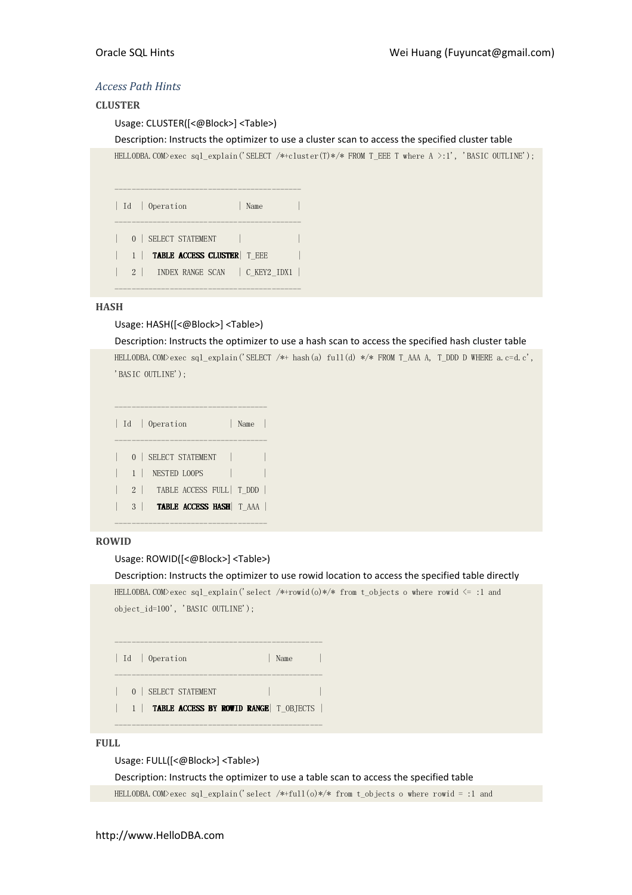### *Access Path Hints*

**CLUSTER**

Usage: CLUSTER([<@Block>] <Table>)

Description: Instructs the optimizer to use a cluster scan to access the specified cluster table

```
HELLODBA.COM>exec sql_explain('SELECT /*+cluster(T)*/* FROM T_EEE T where A >:1', 'BASIC OUTLINE');

-----------------------------------------
| Id  | Operation            | Name       |
-----------------------------------------
|   0 | SELECT STATEMENT     |            |
|   1 |  TABLE ACCESS CLUSTER| T_EEE      |
|   2 |   INDEX RANGE SCAN   | C_KEY2_IDX1 |
-----------------------------------------
```

**HASH**

Usage: HASH([<@Block>] <Table>)

Description: Instructs the optimizer to use a hash scan to access the specified hash cluster table

```
HELLODBA.COM>exec sql_explain('SELECT /*+ hash(a) full(d) */* FROM T_AAA A, T_DDD D WHERE a.c=d.c', 'BASIC OUTLINE');

---------------------------------
| Id  | Operation          | Name  |
---------------------------------
|   0 | SELECT STATEMENT   |       |
|   1 |  NESTED LOOPS      |       |
|   2 |   TABLE ACCESS FULL| T_DDD |
|   3 |   TABLE ACCESS HASH| T_AAA |
---------------------------------
```

**ROWID**

Usage: ROWID([<@Block>] <Table>)

Description: Instructs the optimizer to use rowid location to access the specified table directly

```
HELLODBA.COM>exec sql_explain('select /*+rowid(o)*/* from t_objects o where rowid <= :1 and object_id=100', 'BASIC OUTLINE');

---------------------------------------------
| Id  | Operation                   | Name      |
---------------------------------------------
|   0 | SELECT STATEMENT            |           |
|   1 |  TABLE ACCESS BY ROWID RANGE| T_OBJECTS |
---------------------------------------------
```

**FULL**

Usage: FULL([<@Block>] <Table>)

Description: Instructs the optimizer to use a table scan to access the specified table

```
HELLODBA.COM>exec sql_explain('select /*+full(o)*/* from t_objects o where rowid = :1 and
```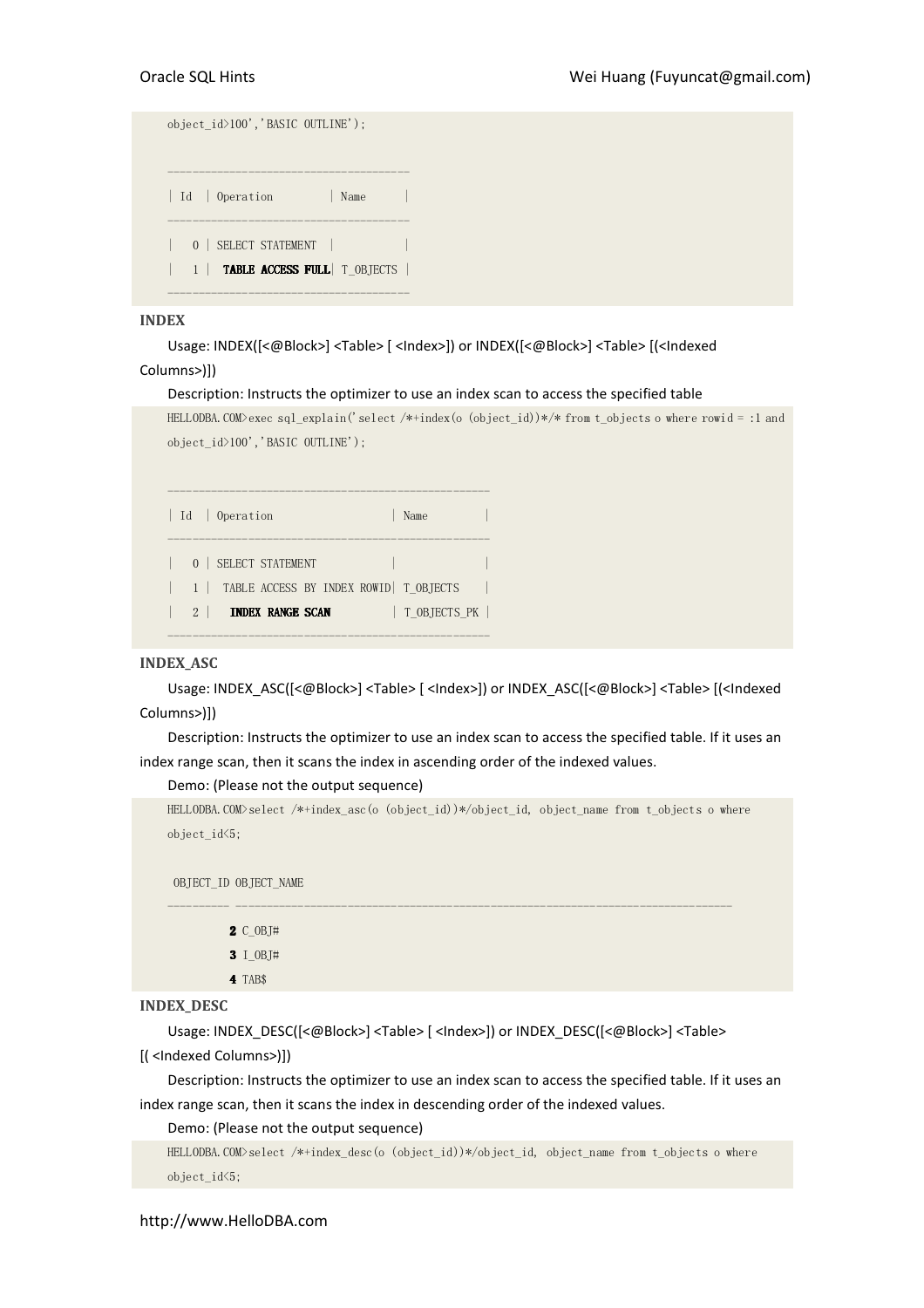```
object_id>100','BASIC OUTLINE');

------------------------------------
| Id  | Operation         | Name      |
------------------------------------
|   0 | SELECT STATEMENT  |           |
|   1 |  TABLE ACCESS FULL| T_OBJECTS |
------------------------------------
```

### INDEX

Usage: INDEX([<@Block>] <Table> [ <Index>]) or INDEX([<@Block>] <Table> [(<Indexed Columns>)])

Description: Instructs the optimizer to use an index scan to access the specified table

```
HELLODBA.COM>exec sql_explain('select /*+index(o (object_id))*/* from t_objects o where rowid = :1 and
object_id>100','BASIC OUTLINE');

------------------------------------------------
| Id  | Operation                   | Name         |
------------------------------------------------
|   0 | SELECT STATEMENT            |              |
|   1 |  TABLE ACCESS BY INDEX ROWID| T_OBJECTS    |
|   2 |   INDEX RANGE SCAN          | T_OBJECTS_PK |
------------------------------------------------
```

### INDEX_ASC

Usage: INDEX_ASC([<@Block>] <Table> [ <Index>]) or INDEX_ASC([<@Block>] <Table> [(<Indexed Columns>)])

Description: Instructs the optimizer to use an index scan to access the specified table. If it uses an index range scan, then it scans the index in ascending order of the indexed values.

Demo: (Please not the output sequence)

```
HELLODBA.COM>select /*+index_asc(o (object_id))*/object_id, object_name from t_objects o where
object_id<5;

 OBJECT_ID OBJECT_NAME
---------- ------------------------------------------------------------------------------
         2 C_OBJ#
         3 I_OBJ#
         4 TAB$
```

### INDEX_DESC

Usage: INDEX_DESC([<@Block>] <Table> [ <Index>]) or INDEX_DESC([<@Block>] <Table> [( <Indexed Columns>)])

Description: Instructs the optimizer to use an index scan to access the specified table. If it uses an index range scan, then it scans the index in descending order of the indexed values.

Demo: (Please not the output sequence)

```
HELLODBA.COM>select /*+index_desc(o (object_id))*/object_id, object_name from t_objects o where
object_id<5;
```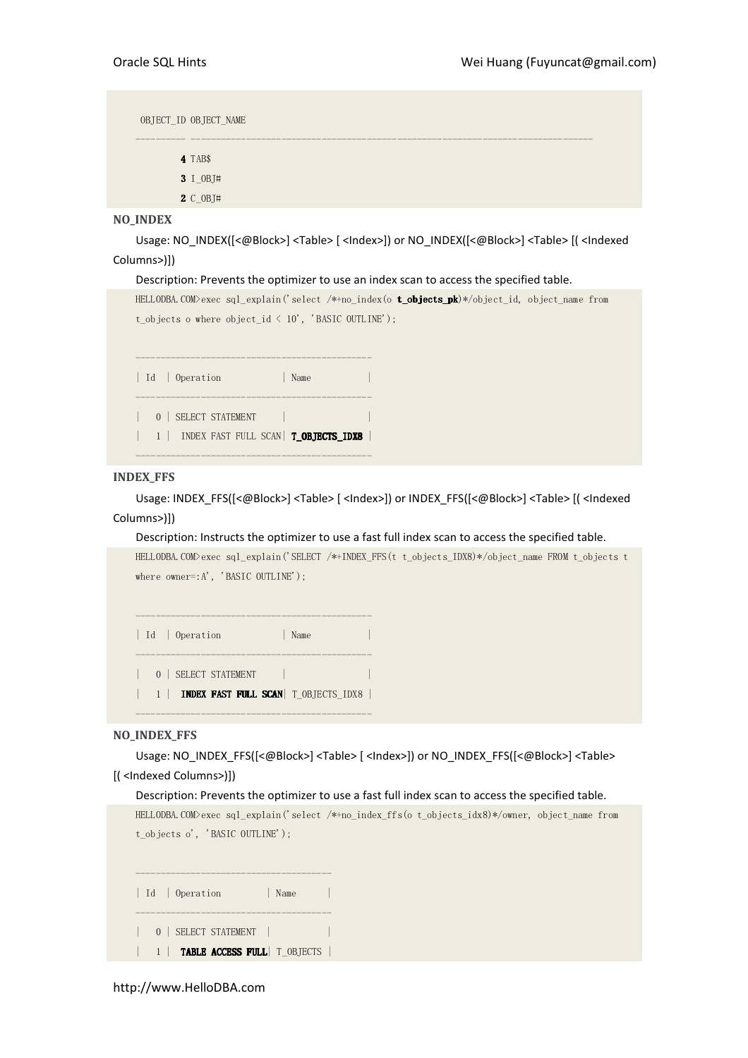```
 OBJECT_ID OBJECT_NAME
---------- ------------------------------------------------------------------------------
         4 TAB$
         3 I_OBJ#
         2 C_OBJ#
```

**NO_INDEX**

Usage: NO_INDEX([<@Block>] <Table> [ <Index>]) or NO_INDEX([<@Block>] <Table> [( <Indexed Columns>)])

Description: Prevents the optimizer to use an index scan to access the specified table.

```
HELLODBA.COM>exec sql_explain('select /*+no_index(o t_objects_pk)*/object_id, object_name from
t_objects o where object_id < 10', 'BASIC OUTLINE');

--------------------------------------------
| Id  | Operation            | Name           |
--------------------------------------------
|   0 | SELECT STATEMENT     |                |
|   1 |  INDEX FAST FULL SCAN| T_OBJECTS_IDX8 |
--------------------------------------------
```

**INDEX_FFS**

Usage: INDEX_FFS([<@Block>] <Table> [ <Index>]) or INDEX_FFS([<@Block>] <Table> [( <Indexed Columns>)])

Description: Instructs the optimizer to use a fast full index scan to access the specified table.

```
HELLODBA.COM>exec sql_explain('SELECT /*+INDEX_FFS(t t_objects_IDX8)*/object_name FROM t_objects t
where owner=:A', 'BASIC OUTLINE');

--------------------------------------------
| Id  | Operation            | Name           |
--------------------------------------------
|   0 | SELECT STATEMENT     |                |
|   1 |  INDEX FAST FULL SCAN| T_OBJECTS_IDX8 |
--------------------------------------------
```

**NO_INDEX_FFS**

Usage: NO_INDEX_FFS([<@Block>] <Table> [ <Index>]) or NO_INDEX_FFS([<@Block>] <Table> [( <Indexed Columns>)])

Description: Prevents the optimizer to use a fast full index scan to access the specified table.

```
HELLODBA.COM>exec sql_explain('select /*+no_index_ffs(o t_objects_idx8)*/owner, object_name from
t_objects o', 'BASIC OUTLINE');

---------------------------------------
| Id  | Operation         | Name      |
---------------------------------------
|   0 | SELECT STATEMENT  |           |
|   1 |  TABLE ACCESS FULL| T_OBJECTS |
```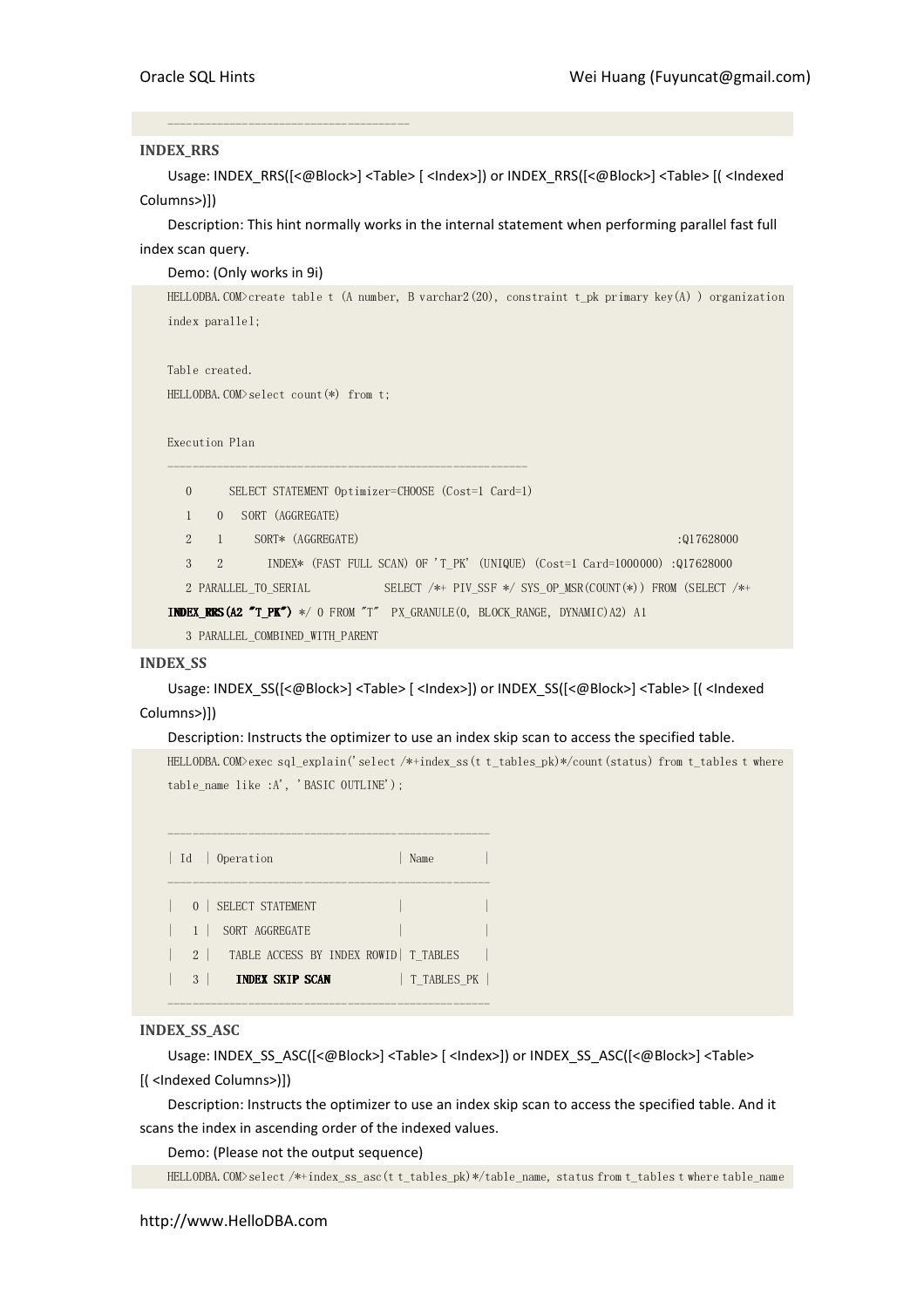```
------------------------------------
```

### INDEX_RRS

Usage: INDEX_RRS([<@Block>] <Table> [ <Index>]) or INDEX_RRS([<@Block>] <Table> [( <Indexed Columns>)])

Description: This hint normally works in the internal statement when performing parallel fast full index scan query.

Demo: (Only works in 9i)

```
HELLODBA.COM>create table t (A number, B varchar2(20), constraint t_pk primary key(A) ) organization
index parallel;

Table created.
HELLODBA.COM>select count(*) from t;

Execution Plan
----------------------------------------------------------
   0      SELECT STATEMENT Optimizer=CHOOSE (Cost=1 Card=1)
   1    0   SORT (AGGREGATE)
   2    1     SORT* (AGGREGATE)                                                  :Q17628000
   3    2       INDEX* (FAST FULL SCAN) OF 'T_PK' (UNIQUE) (Cost=1 Card=1000000) :Q17628000
   2 PARALLEL_TO_SERIAL            SELECT /*+ PIV_SSF */ SYS_OP_MSR(COUNT(*)) FROM (SELECT /*+
INDEX_RRS(A2 "T_PK") */ 0 FROM "T"  PX_GRANULE(0, BLOCK_RANGE, DYNAMIC)A2) A1
   3 PARALLEL_COMBINED_WITH_PARENT
```

### INDEX_SS

Usage: INDEX_SS([<@Block>] <Table> [ <Index>]) or INDEX_SS([<@Block>] <Table> [( <Indexed Columns>)])

Description: Instructs the optimizer to use an index skip scan to access the specified table.

```
HELLODBA.COM>exec sql_explain('select /*+index_ss(t t_tables_pk)*/count(status) from t_tables t where
table_name like :A', 'BASIC OUTLINE');

------------------------------------------------
| Id  | Operation                   | Name        |
------------------------------------------------
|   0 | SELECT STATEMENT            |             |
|   1 |  SORT AGGREGATE             |             |
|   2 |   TABLE ACCESS BY INDEX ROWID| T_TABLES    |
|   3 |    INDEX SKIP SCAN          | T_TABLES_PK |
------------------------------------------------
```

### INDEX_SS_ASC

Usage: INDEX_SS_ASC([<@Block>] <Table> [ <Index>]) or INDEX_SS_ASC([<@Block>] <Table> [( <Indexed Columns>)])

Description: Instructs the optimizer to use an index skip scan to access the specified table. And it scans the index in ascending order of the indexed values.

Demo: (Please not the output sequence)

```
HELLODBA.COM>select /*+index_ss_asc(t t_tables_pk)*/table_name, status from t_tables t where table_name
```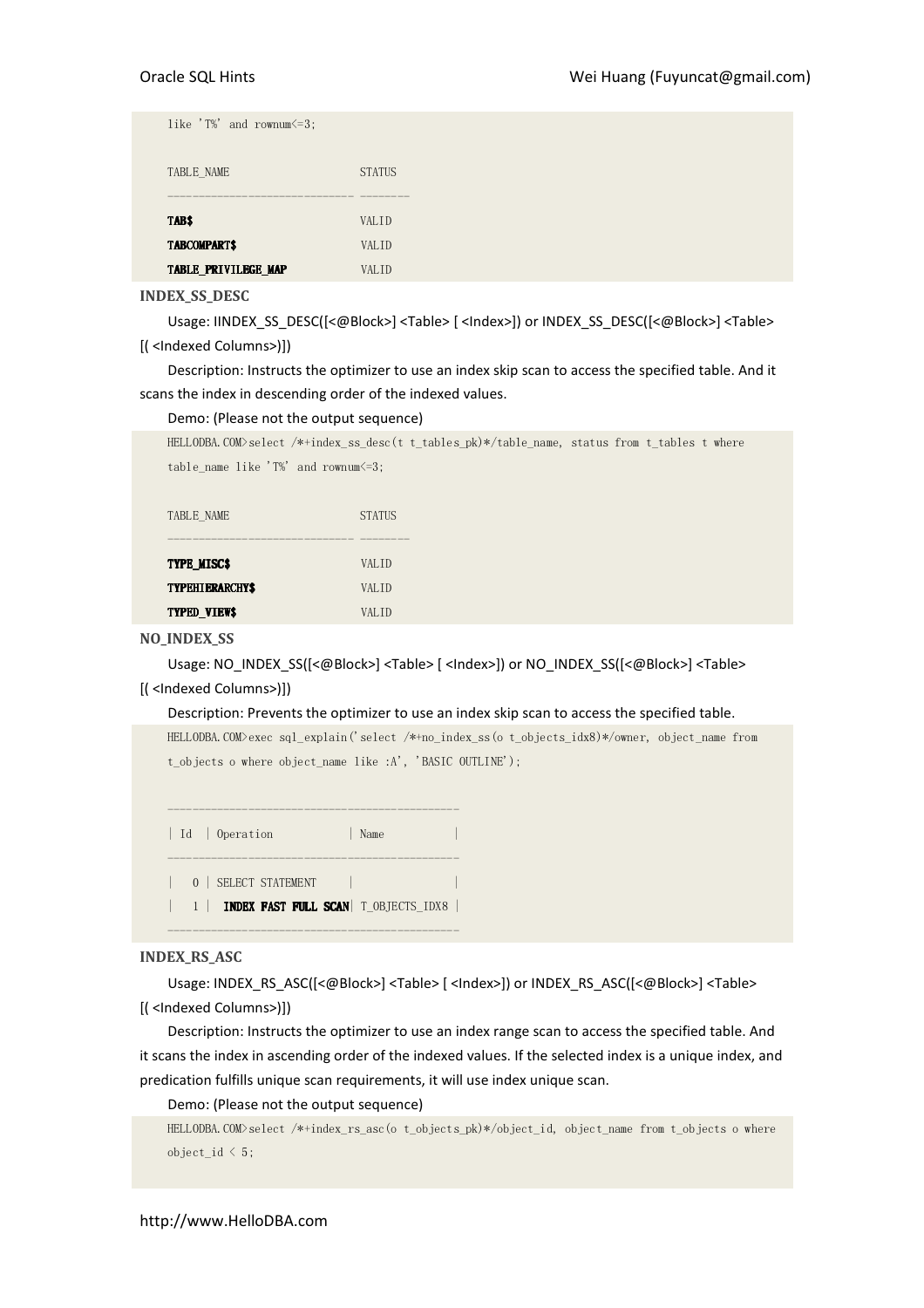```
like 'T%' and rownum<=3;

TABLE_NAME                     STATUS
------------------------------ -------
TAB$                           VALID
TABCOMPART$                    VALID
TABLE_PRIVILEGE_MAP            VALID
```

### INDEX_SS_DESC

Usage: IINDEX_SS_DESC([<@Block>] <Table> [ <Index>]) or INDEX_SS_DESC([<@Block>] <Table> [( <Indexed Columns>)])

Description: Instructs the optimizer to use an index skip scan to access the specified table. And it scans the index in descending order of the indexed values.

Demo: (Please not the output sequence)

```
HELLODBA.COM>select /*+index_ss_desc(t t_tables_pk)*/table_name, status from t_tables t where
table_name like 'T%' and rownum<=3;

TABLE_NAME                     STATUS
------------------------------ -------
TYPE_MISC$                     VALID
TYPEHIERARCHY$                 VALID
TYPED_VIEW$                    VALID
```

### NO_INDEX_SS

Usage: NO_INDEX_SS([<@Block>] <Table> [ <Index>]) or NO_INDEX_SS([<@Block>] <Table> [( <Indexed Columns>)])

Description: Prevents the optimizer to use an index skip scan to access the specified table.

```
HELLODBA.COM>exec sql_explain('select /*+no_index_ss(o t_objects_idx8)*/owner, object_name from
t_objects o where object_name like :A', 'BASIC OUTLINE');

-------------------------------------------
| Id  | Operation            | Name           |
-------------------------------------------
|   0 | SELECT STATEMENT     |                |
|   1 |  INDEX FAST FULL SCAN| T_OBJECTS_IDX8 |
-------------------------------------------
```

### INDEX_RS_ASC

Usage: INDEX_RS_ASC([<@Block>] <Table> [ <Index>]) or INDEX_RS_ASC([<@Block>] <Table> [( <Indexed Columns>)])

Description: Instructs the optimizer to use an index range scan to access the specified table. And it scans the index in ascending order of the indexed values. If the selected index is a unique index, and predication fulfills unique scan requirements, it will use index unique scan.

Demo: (Please not the output sequence)

```
HELLODBA.COM>select /*+index_rs_asc(o t_objects_pk)*/object_id, object_name from t_objects o where
object_id < 5;
```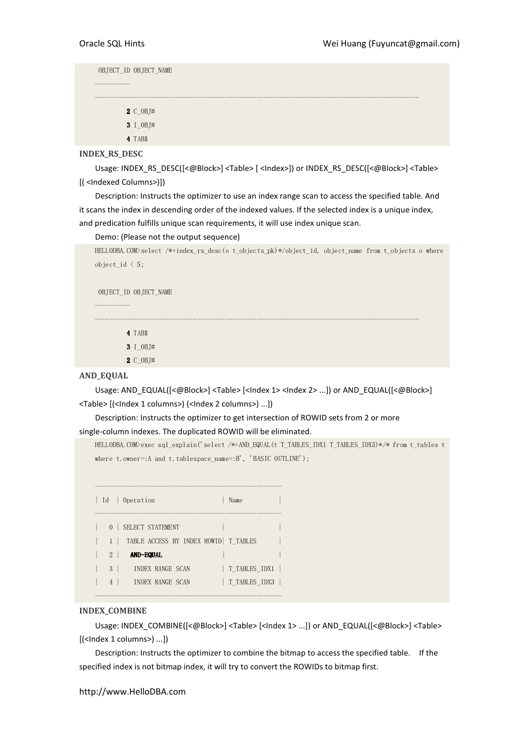```
 OBJECT_ID OBJECT_NAME
----------
------------------------------------------------------------------------------------------
         2 C_OBJ#
         3 I_OBJ#
         4 TAB$
```

**INDEX_RS_DESC**

Usage: INDEX_RS_DESC([<@Block>] <Table> [ <Index>]) or INDEX_RS_DESC([<@Block>] <Table> [( <Indexed Columns>)])

Description: Instructs the optimizer to use an index range scan to access the specified table. And it scans the index in descending order of the indexed values. If the selected index is a unique index, and predication fulfills unique scan requirements, it will use index unique scan.

Demo: (Please not the output sequence)

```
HELLODBA.COM>select /*+index_rs_desc(o t_objects_pk)*/object_id, object_name from t_objects o where
object_id < 5;

 OBJECT_ID OBJECT_NAME
----------
------------------------------------------------------------------------------------------
         4 TAB$
         3 I_OBJ#
         2 C_OBJ#
```

**AND_EQUAL**

Usage: AND_EQUAL([<@Block>] <Table> [<Index 1> <Index 2> ...]) or AND_EQUAL([<@Block>] <Table> [(<Index 1 columns>) (<Index 2 columns>) ...])

Description: Instructs the optimizer to get intersection of ROWID sets from 2 or more single-column indexes. The duplicated ROWID will be eliminated.

```
HELLODBA.COM>exec sql_explain('select /*+AND_EQUAL(t T_TABLES_IDX1 T_TABLES_IDX3)*/* from t_tables t
where t.owner=:A and t.tablespace_name=:B', 'BASIC OUTLINE');

---------------------------------------------------
| Id  | Operation                   | Name          |
---------------------------------------------------
|   0 | SELECT STATEMENT            |               |
|   1 |  TABLE ACCESS BY INDEX ROWID| T_TABLES      |
|   2 |   AND-EQUAL                 |               |
|   3 |    INDEX RANGE SCAN         | T_TABLES_IDX1 |
|   4 |    INDEX RANGE SCAN         | T_TABLES_IDX3 |
---------------------------------------------------
```

**INDEX_COMBINE**

Usage: INDEX_COMBINE([<@Block>] <Table> [<Index 1> ...]) or AND_EQUAL([<@Block>] <Table> [(<Index 1 columns>) ...])

Description: Instructs the optimizer to combine the bitmap to access the specified table. If the specified index is not bitmap index, it will try to convert the ROWIDs to bitmap first.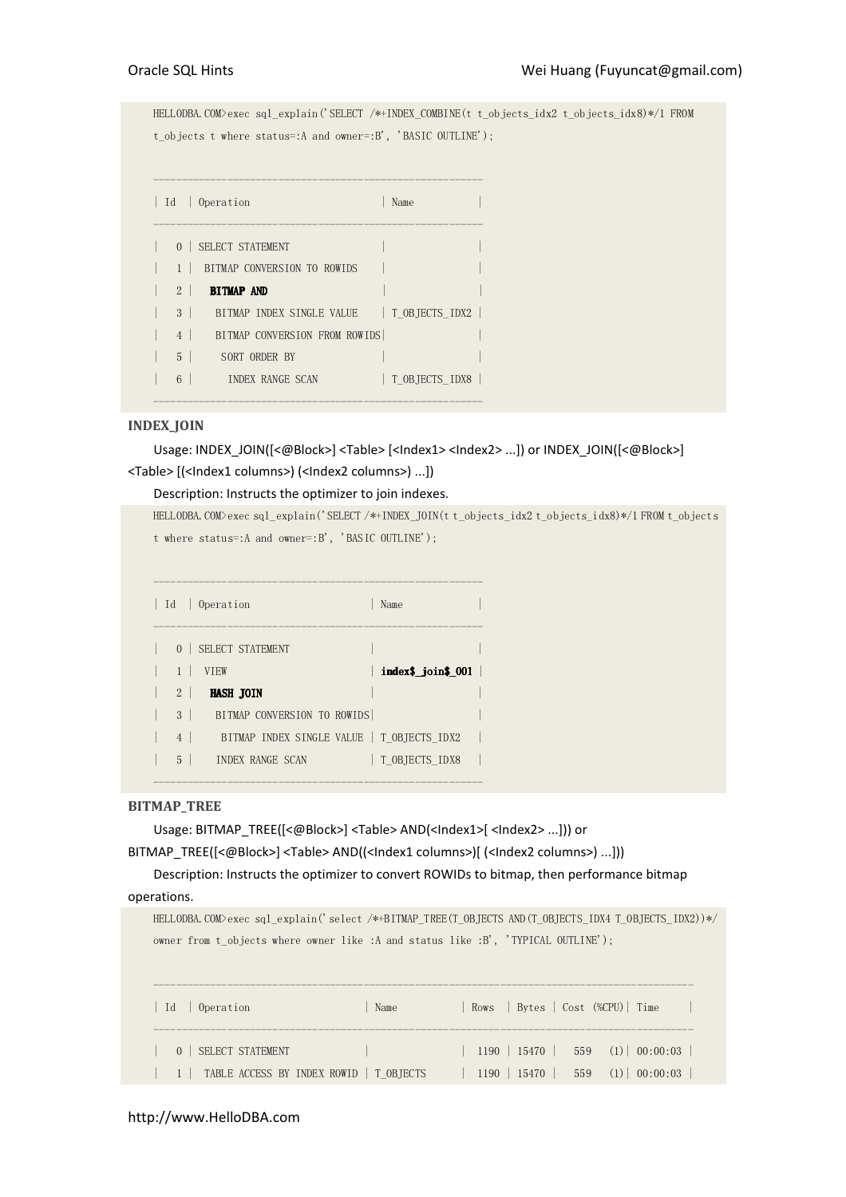```
HELLODBA.COM>exec sql_explain('SELECT /*+INDEX_COMBINE(t t_objects_idx2 t_objects_idx8)*/1 FROM
t_objects t where status=:A and owner=:B', 'BASIC OUTLINE');

-----------------------------------------------------
| Id  | Operation                        | Name           |
-----------------------------------------------------
|   0 | SELECT STATEMENT                 |                |
|   1 |  BITMAP CONVERSION TO ROWIDS     |                |
|   2 |   BITMAP AND                     |                |
|   3 |    BITMAP INDEX SINGLE VALUE     | T_OBJECTS_IDX2 |
|   4 |    BITMAP CONVERSION FROM ROWIDS|                |
|   5 |     SORT ORDER BY                |                |
|   6 |      INDEX RANGE SCAN            | T_OBJECTS_IDX8 |
-----------------------------------------------------
```

**INDEX_JOIN**

Usage: INDEX_JOIN([<@Block>] <Table> [<Index1> <Index2> ...]) or INDEX_JOIN([<@Block>] <Table> [(<Index1 columns>) (<Index2 columns>) ...])

Description: Instructs the optimizer to join indexes.

```
HELLODBA.COM>exec sql_explain('SELECT /*+INDEX_JOIN(t t_objects_idx2 t_objects_idx8)*/1 FROM t_objects
t where status=:A and owner=:B', 'BASIC OUTLINE');

-----------------------------------------------------
| Id  | Operation                      | Name             |
-----------------------------------------------------
|   0 | SELECT STATEMENT               |                  |
|   1 |  VIEW                          | index$_join$_001 |
|   2 |   HASH JOIN                    |                  |
|   3 |    BITMAP CONVERSION TO ROWIDS|                  |
|   4 |     BITMAP INDEX SINGLE VALUE | T_OBJECTS_IDX2   |
|   5 |    INDEX RANGE SCAN            | T_OBJECTS_IDX8   |
-----------------------------------------------------
```

**BITMAP_TREE**

Usage: BITMAP_TREE([<@Block>] <Table> AND(<Index1>[ <Index2> ...])) or BITMAP_TREE([<@Block>] <Table> AND((<Index1 columns>)[ (<Index2 columns>) ...]))

Description: Instructs the optimizer to convert ROWIDs to bitmap, then performance bitmap operations.

```
HELLODBA.COM>exec sql_explain('select /*+BITMAP_TREE(T_OBJECTS AND(T_OBJECTS_IDX4 T_OBJECTS_IDX2))*/
owner from t_objects where owner like :A and status like :B', 'TYPICAL OUTLINE');

-----------------------------------------------------------------------------------------
| Id  | Operation                    | Name            | Rows  | Bytes | Cost (%CPU)| Time     |
-----------------------------------------------------------------------------------------
|   0 | SELECT STATEMENT             |                 |  1190 | 15470 |   559   (1)| 00:00:03 |
|   1 |  TABLE ACCESS BY INDEX ROWID | T_OBJECTS       |  1190 | 15470 |   559   (1)| 00:00:03 |
```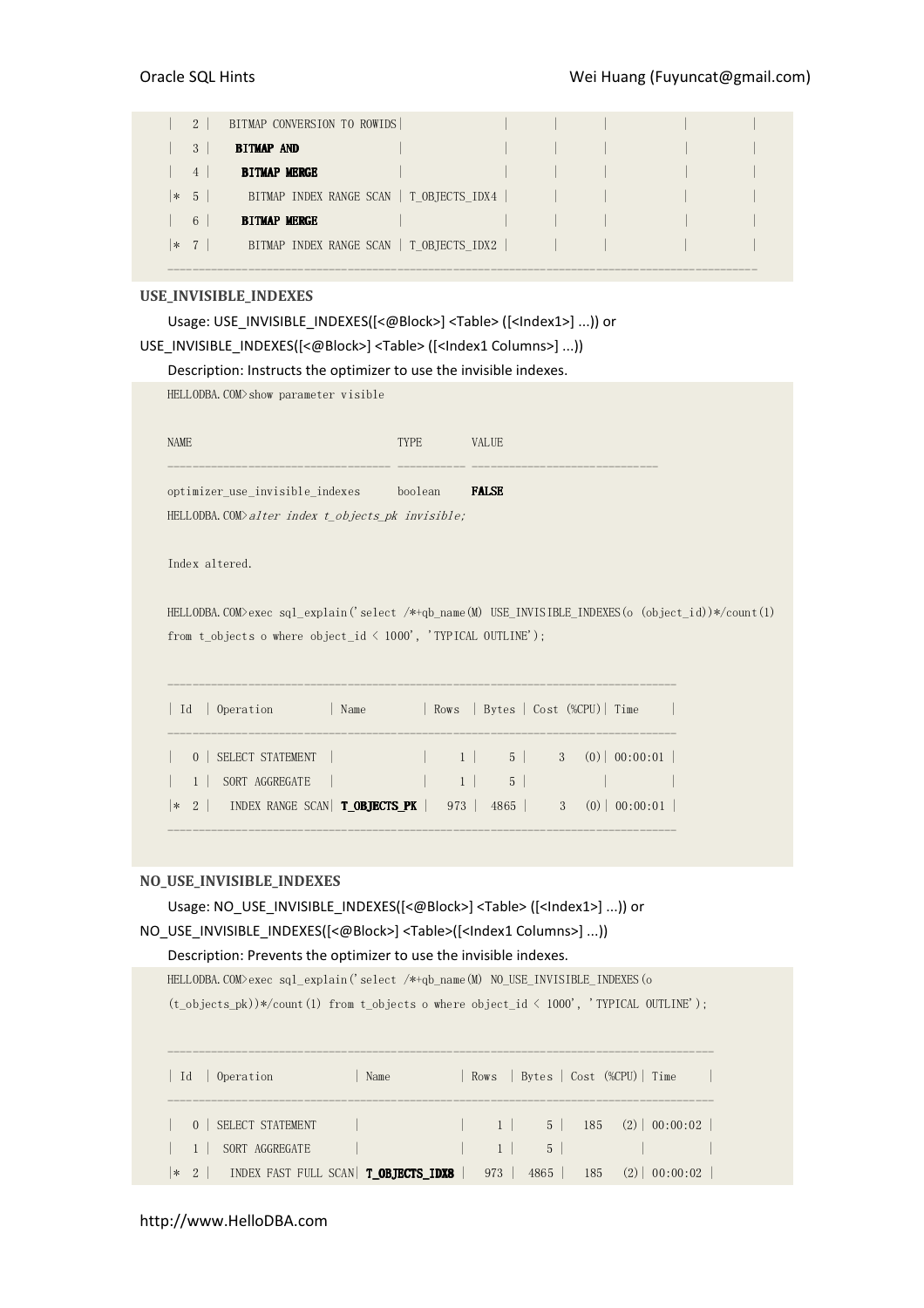```
|   2 |   BITMAP CONVERSION TO ROWIDS|                  |       |       |            |          |
|   3 |    BITMAP AND                |                  |       |       |            |          |
|   4 |     BITMAP MERGE             |                  |       |       |            |          |
|*  5 |      BITMAP INDEX RANGE SCAN | T_OBJECTS_IDX4   |       |       |            |          |
|   6 |     BITMAP MERGE             |                  |       |       |            |          |
|*  7 |      BITMAP INDEX RANGE SCAN | T_OBJECTS_IDX2   |       |       |            |          |
-----------------------------------------------------------------------------------------------
```

### USE_INVISIBLE_INDEXES

Usage: USE_INVISIBLE_INDEXES([<@Block>] <Table> ([<Index1>] ...)) or USE_INVISIBLE_INDEXES([<@Block>] <Table> ([<Index1 Columns>] ...))

Description: Instructs the optimizer to use the invisible indexes.

```
HELLODBA.COM>show parameter visible

NAME                                 TYPE        VALUE
------------------------------------ ----------- ------------------------------
optimizer_use_invisible_indexes      boolean     FALSE
HELLODBA.COM>alter index t_objects_pk invisible;

Index altered.

HELLODBA.COM>exec sql_explain('select /*+qb_name(M) USE_INVISIBLE_INDEXES(o (object_id))*/count(1)
from t_objects o where object_id < 1000', 'TYPICAL OUTLINE');

---------------------------------------------------------------------------------
| Id  | Operation         | Name         | Rows  | Bytes | Cost (%CPU)| Time     |
---------------------------------------------------------------------------------
|   0 | SELECT STATEMENT  |              |     1 |     5 |     3   (0)| 00:00:01 |
|   1 |  SORT AGGREGATE   |              |     1 |     5 |            |          |
|*  2 |   INDEX RANGE SCAN| T_OBJECTS_PK |   973 |  4865 |     3   (0)| 00:00:01 |
---------------------------------------------------------------------------------
```

### NO_USE_INVISIBLE_INDEXES

Usage: NO_USE_INVISIBLE_INDEXES([<@Block>] <Table> ([<Index1>] ...)) or NO_USE_INVISIBLE_INDEXES([<@Block>] <Table>([<Index1 Columns>] ...))

Description: Prevents the optimizer to use the invisible indexes.

```
HELLODBA.COM>exec sql_explain('select /*+qb_name(M) NO_USE_INVISIBLE_INDEXES(o
(t_objects_pk))*/count(1) from t_objects o where object_id < 1000', 'TYPICAL OUTLINE');

---------------------------------------------------------------------------------------
| Id  | Operation             | Name           | Rows  | Bytes | Cost (%CPU)| Time     |
---------------------------------------------------------------------------------------
|   0 | SELECT STATEMENT      |                |     1 |     5 |   185   (2)| 00:00:02 |
|   1 |  SORT AGGREGATE       |                |     1 |     5 |            |          |
|*  2 |   INDEX FAST FULL SCAN| T_OBJECTS_IDX8 |   973 |  4865 |   185   (2)| 00:00:02 |
```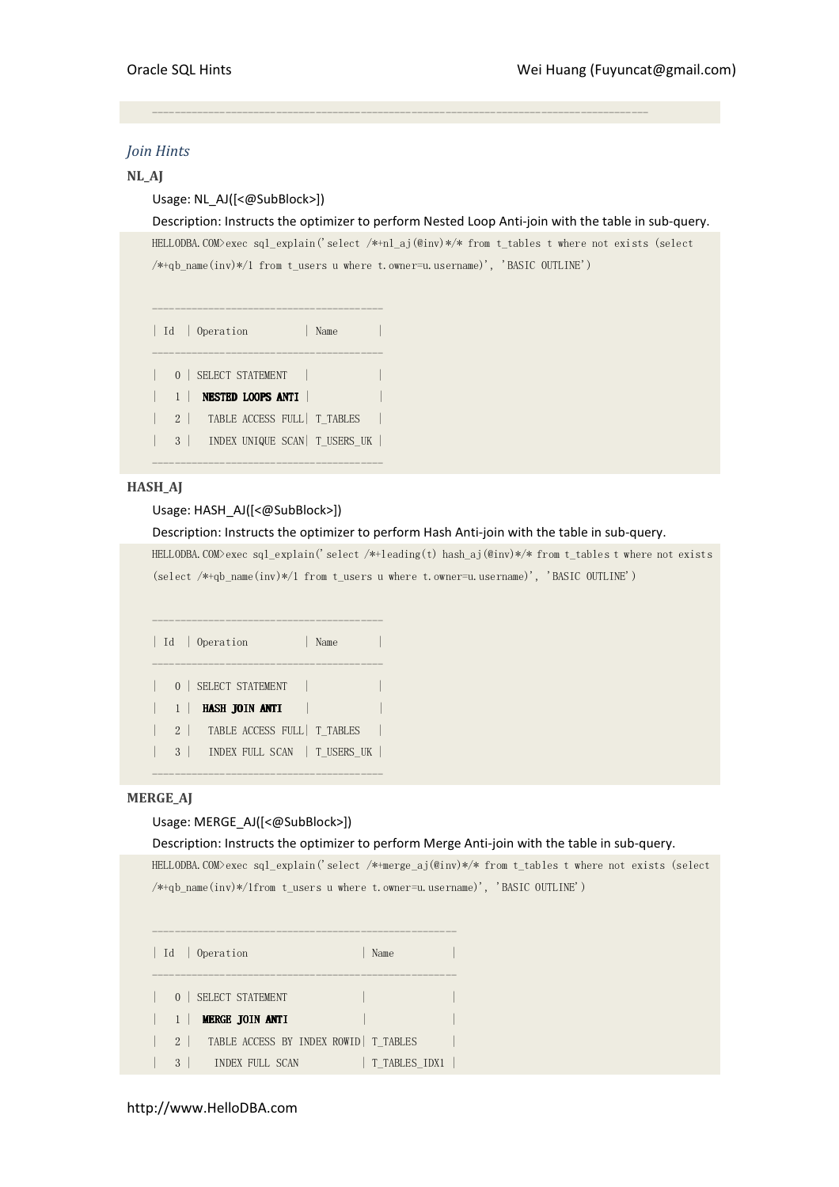```
-----------------------------------------------------------------------------------
```

### *Join Hints*

**NL_AJ**

Usage: NL_AJ([<@SubBlock>])

Description: Instructs the optimizer to perform Nested Loop Anti-join with the table in sub-query.

```
HELLODBA.COM>exec sql_explain('select /*+nl_aj(@inv)*/* from t_tables t where not exists (select
/*+qb_name(inv)*/1 from t_users u where t.owner=u.username)', 'BASIC OUTLINE')

--------------------------------------
| Id  | Operation          | Name       |
--------------------------------------
|   0 | SELECT STATEMENT   |            |
|   1 |  NESTED LOOPS ANTI |            |
|   2 |   TABLE ACCESS FULL| T_TABLES   |
|   3 |   INDEX UNIQUE SCAN| T_USERS_UK |
--------------------------------------
```

**HASH_AJ**

Usage: HASH_AJ([<@SubBlock>])

Description: Instructs the optimizer to perform Hash Anti-join with the table in sub-query.

```
HELLODBA.COM>exec sql_explain('select /*+leading(t) hash_aj(@inv)*/* from t_tables t where not exists
(select /*+qb_name(inv)*/1 from t_users u where t.owner=u.username)', 'BASIC OUTLINE')

--------------------------------------
| Id  | Operation          | Name       |
--------------------------------------
|   0 | SELECT STATEMENT   |            |
|   1 |  HASH JOIN ANTI    |            |
|   2 |   TABLE ACCESS FULL| T_TABLES   |
|   3 |   INDEX FULL SCAN  | T_USERS_UK |
--------------------------------------
```

**MERGE_AJ**

Usage: MERGE_AJ([<@SubBlock>])

Description: Instructs the optimizer to perform Merge Anti-join with the table in sub-query.

```
HELLODBA.COM>exec sql_explain('select /*+merge_aj(@inv)*/* from t_tables t where not exists (select
/*+qb_name(inv)*/1from t_users u where t.owner=u.username)', 'BASIC OUTLINE')

-----------------------------------------------------
| Id  | Operation                    | Name          |
-----------------------------------------------------
|   0 | SELECT STATEMENT             |               |
|   1 |  MERGE JOIN ANTI             |               |
|   2 |   TABLE ACCESS BY INDEX ROWID| T_TABLES      |
|   3 |    INDEX FULL SCAN           | T_TABLES_IDX1 |
```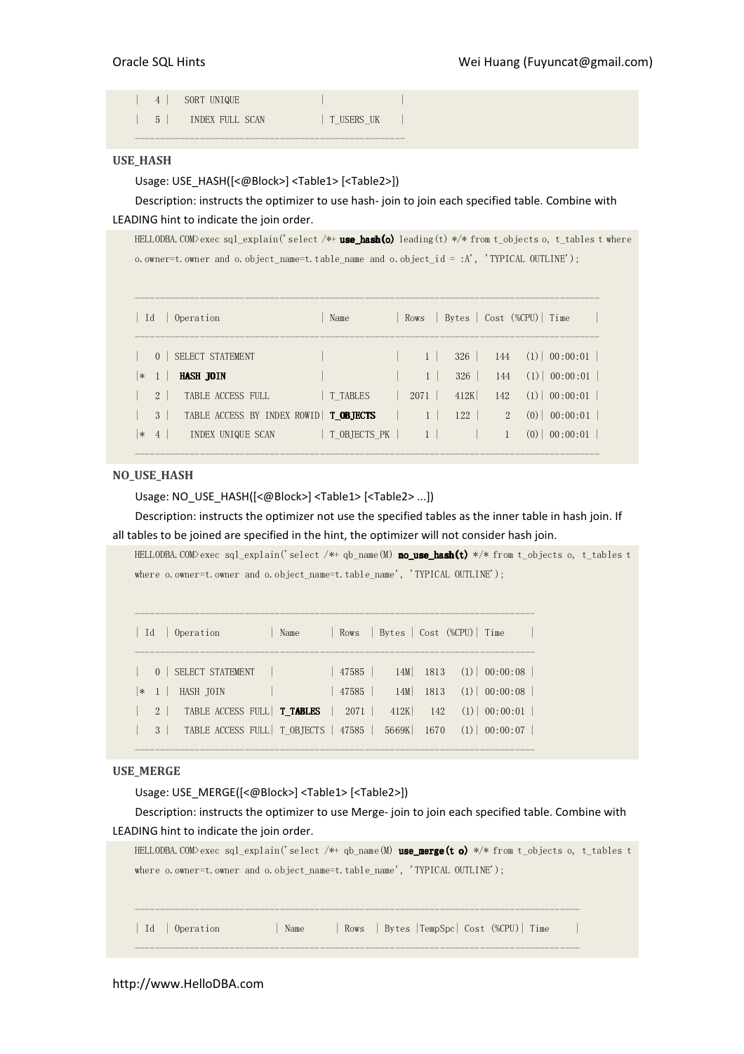```
|   4 |    SORT UNIQUE                  |              |
|   5 |     INDEX FULL SCAN             | T_USERS_UK   |
--------------------------------------------------
```

**USE_HASH**

Usage: USE_HASH([<@Block>] <Table1> [<Table2>])

Description: instructs the optimizer to use hash- join to join each specified table. Combine with LEADING hint to indicate the join order.

```
HELLODBA.COM>exec sql_explain('select /*+ use_hash(o) leading(t) */* from t_objects o, t_tables t where o.owner=t.owner and o.object_name=t.table_name and o.object_id = :A', 'TYPICAL OUTLINE');

-------------------------------------------------------------------------------------
| Id  | Operation                    | Name         | Rows  | Bytes | Cost (%CPU)| Time     |
-------------------------------------------------------------------------------------
|   0 | SELECT STATEMENT             |              |     1 |   326 |   144   (1)| 00:00:01 |
|*  1 |  HASH JOIN                   |              |     1 |   326 |   144   (1)| 00:00:01 |
|   2 |   TABLE ACCESS FULL          | T_TABLES     |  2071 |   412K|   142   (1)| 00:00:01 |
|   3 |   TABLE ACCESS BY INDEX ROWID| T_OBJECTS    |     1 |   122 |     2   (0)| 00:00:01 |
|*  4 |    INDEX UNIQUE SCAN         | T_OBJECTS_PK |     1 |       |     1   (0)| 00:00:01 |
-------------------------------------------------------------------------------------
```

**NO_USE_HASH**

Usage: NO_USE_HASH([<@Block>] <Table1> [<Table2> ...])

Description: instructs the optimizer not use the specified tables as the inner table in hash join. If all tables to be joined are specified in the hint, the optimizer will not consider hash join.

```
HELLODBA.COM>exec sql_explain('select /*+ qb_name(M) no_use_hash(t) */* from t_objects o, t_tables t where o.owner=t.owner and o.object_name=t.table_name', 'TYPICAL OUTLINE');

---------------------------------------------------------------------------
| Id  | Operation          | Name      | Rows  | Bytes | Cost (%CPU)| Time     |
---------------------------------------------------------------------------
|   0 | SELECT STATEMENT   |           | 47585 |   14M|  1813   (1)| 00:00:08 |
|*  1 |  HASH JOIN         |           | 47585 |   14M|  1813   (1)| 00:00:08 |
|   2 |   TABLE ACCESS FULL| T_TABLES  |  2071 |  412K|   142   (1)| 00:00:01 |
|   3 |   TABLE ACCESS FULL| T_OBJECTS | 47585 | 5669K|  1670   (1)| 00:00:07 |
---------------------------------------------------------------------------
```

**USE_MERGE**

Usage: USE_MERGE([<@Block>] <Table1> [<Table2>])

Description: instructs the optimizer to use Merge- join to join each specified table. Combine with LEADING hint to indicate the join order.

```
HELLODBA.COM>exec sql_explain('select /*+ qb_name(M) use_merge(t o) */* from t_objects o, t_tables t where o.owner=t.owner and o.object_name=t.table_name', 'TYPICAL OUTLINE');

------------------------------------------------------------------------------------
| Id  | Operation           | Name      | Rows  | Bytes |TempSpc| Cost (%CPU)| Time     |
------------------------------------------------------------------------------------
```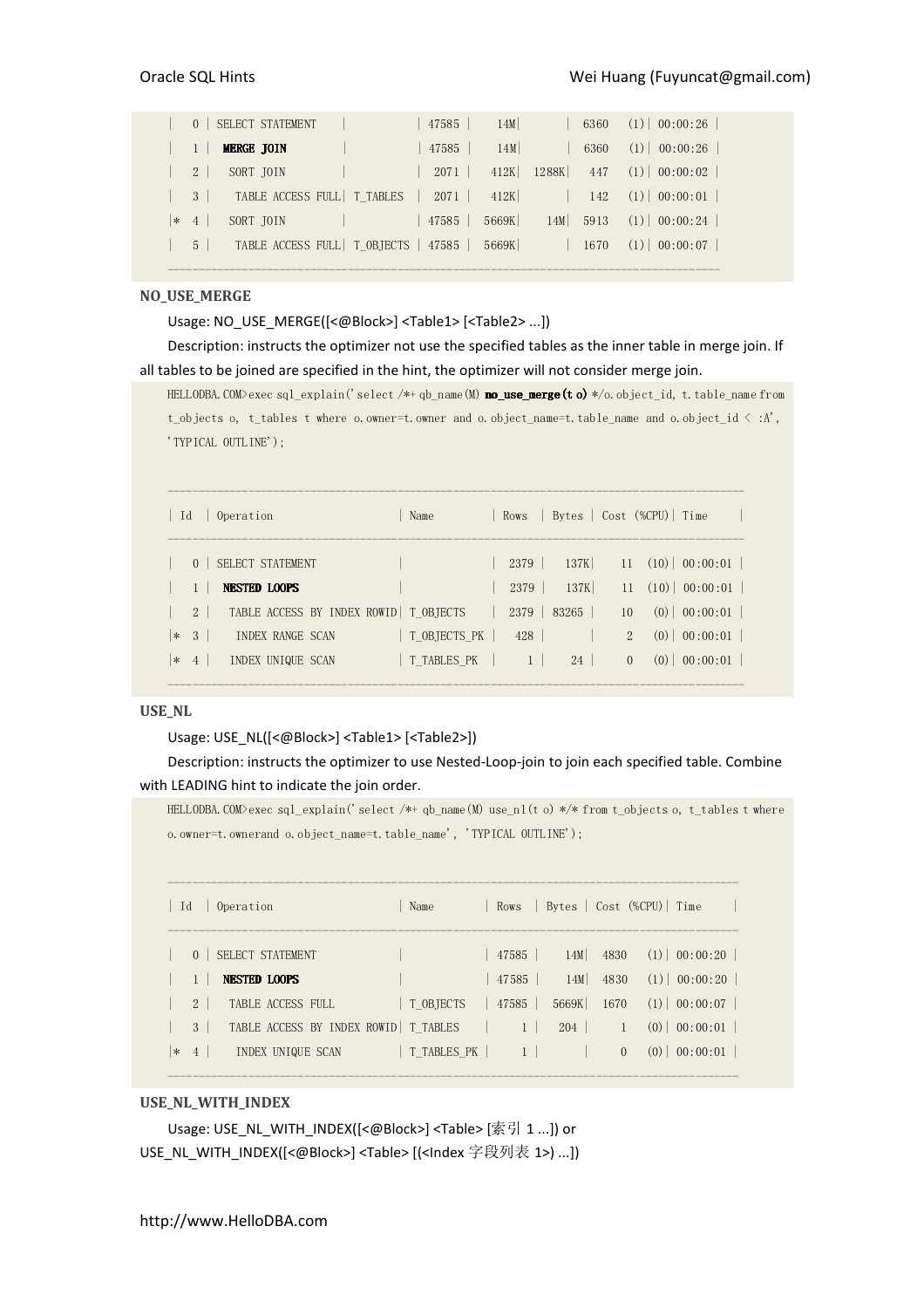```
|   0 | SELECT STATEMENT    |           | 47585 |    14M|       |  6360   (1)| 00:00:26 |
|   1 |  MERGE JOIN         |           | 47585 |    14M|       |  6360   (1)| 00:00:26 |
|   2 |   SORT JOIN         |           |  2071 |   412K|  1288K|   447   (1)| 00:00:02 |
|   3 |    TABLE ACCESS FULL| T_TABLES  |  2071 |   412K|       |   142   (1)| 00:00:01 |
|*  4 |   SORT JOIN         |           | 47585 |  5669K|    14M|  5913   (1)| 00:00:24 |
|   5 |    TABLE ACCESS FULL| T_OBJECTS | 47585 |  5669K|       |  1670   (1)| 00:00:07 |
-----------------------------------------------------------------------------------------
```

**NO_USE_MERGE**

Usage: NO_USE_MERGE([<@Block>] <Table1> [<Table2> ...])

Description: instructs the optimizer not use the specified tables as the inner table in merge join. If all tables to be joined are specified in the hint, the optimizer will not consider merge join.

```
HELLODBA.COM>exec sql_explain('select /*+ qb_name(M) no_use_merge(t o) */o.object_id, t.table_name from t_objects o,  t_tables t where o.owner=t.owner and o.object_name=t.table_name and o.object_id < :A', 'TYPICAL OUTLINE');


------------------------------------------------------------------------------------------
| Id  | Operation                   | Name         | Rows  | Bytes | Cost (%CPU)| Time     |
------------------------------------------------------------------------------------------
|   0 | SELECT STATEMENT            |              |  2379 |   137K|    11  (10)| 00:00:01 |
|   1 |  NESTED LOOPS               |              |  2379 |   137K|    11  (10)| 00:00:01 |
|   2 |   TABLE ACCESS BY INDEX ROWID| T_OBJECTS   |  2379 | 83265 |    10   (0)| 00:00:01 |
|*  3 |    INDEX RANGE SCAN         | T_OBJECTS_PK |   428 |       |     2   (0)| 00:00:01 |
|*  4 |   INDEX UNIQUE SCAN         | T_TABLES_PK  |     1 |    24 |     0   (0)| 00:00:01 |
------------------------------------------------------------------------------------------
```

**USE_NL**

Usage: USE_NL([<@Block>] <Table1> [<Table2>])

Description: instructs the optimizer to use Nested-Loop-join to join each specified table. Combine with LEADING hint to indicate the join order.

```
HELLODBA.COM>exec sql_explain('select /*+ qb_name(M) use_nl(t o) */* from t_objects o, t_tables t where o.owner=t.ownerand o.object_name=t.table_name', 'TYPICAL OUTLINE');


-----------------------------------------------------------------------------------------
| Id  | Operation                   | Name        | Rows  | Bytes | Cost (%CPU)| Time     |
-----------------------------------------------------------------------------------------
|   0 | SELECT STATEMENT            |             | 47585 |    14M|  4830   (1)| 00:00:20 |
|   1 |  NESTED LOOPS               |             | 47585 |    14M|  4830   (1)| 00:00:20 |
|   2 |   TABLE ACCESS FULL         | T_OBJECTS   | 47585 |  5669K|  1670   (1)| 00:00:07 |
|   3 |   TABLE ACCESS BY INDEX ROWID| T_TABLES   |     1 |   204 |     1   (0)| 00:00:01 |
|*  4 |    INDEX UNIQUE SCAN        | T_TABLES_PK |     1 |       |     0   (0)| 00:00:01 |
-----------------------------------------------------------------------------------------
```

**USE_NL_WITH_INDEX**

Usage: USE_NL_WITH_INDEX([<@Block>] <Table> [索引 1 ...]) or USE_NL_WITH_INDEX([<@Block>] <Table> [(<Index 字段列表 1>) ...])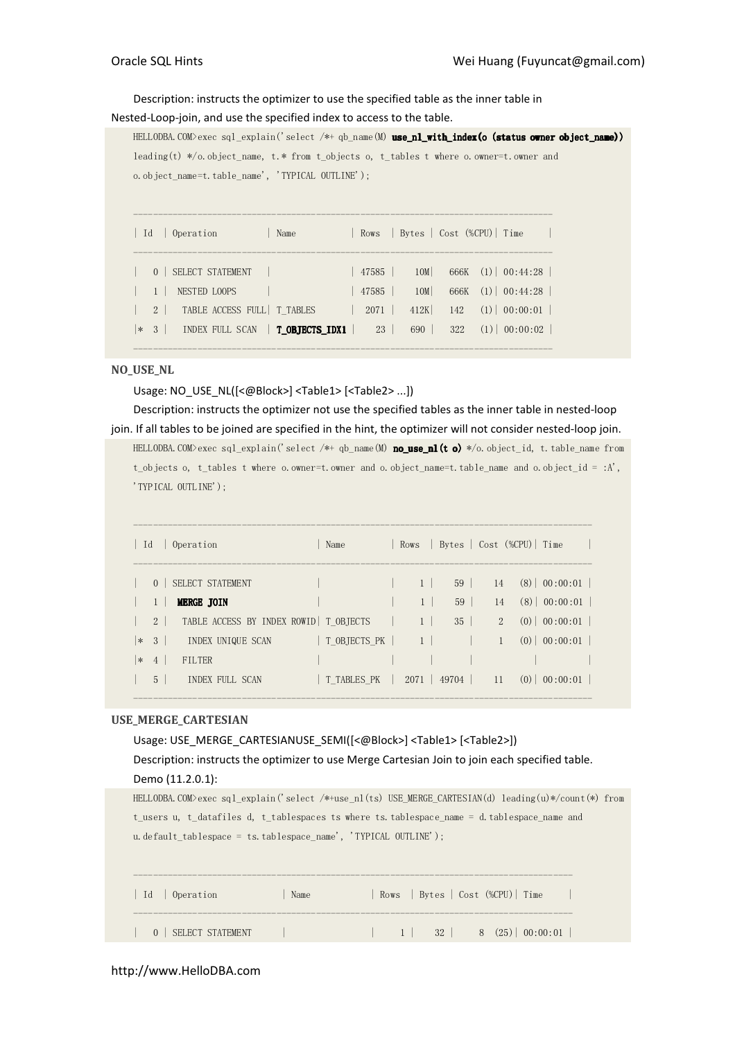Description: instructs the optimizer to use the specified table as the inner table in Nested-Loop-join, and use the specified index to access to the table.

```
HELLODBA.COM>exec sql_explain('select /*+ qb_name(M) use_nl_with_index(o (status owner object_name)) leading(t) */o.object_name, t.* from t_objects o, t_tables t where o.owner=t.owner and o.object_name=t.table_name', 'TYPICAL OUTLINE');

------------------------------------------------------------------------------
| Id  | Operation          | Name          | Rows  | Bytes | Cost (%CPU)| Time     |
------------------------------------------------------------------------------
|   0 | SELECT STATEMENT   |               | 47585 |   10M|   666K  (1)| 00:44:28 |
|   1 |  NESTED LOOPS      |               | 47585 |   10M|   666K  (1)| 00:44:28 |
|   2 |   TABLE ACCESS FULL| T_TABLES      |  2071 |  412K|   142   (1)| 00:00:01 |
|*  3 |   INDEX FULL SCAN  | T_OBJECTS_IDX1 |    23 |   690 |   322   (1)| 00:00:02 |
------------------------------------------------------------------------------
```

**NO_USE_NL**

Usage: NO_USE_NL([<@Block>] <Table1> [<Table2> ...])

Description: instructs the optimizer not use the specified tables as the inner table in nested-loop join. If all tables to be joined are specified in the hint, the optimizer will not consider nested-loop join.

```
HELLODBA.COM>exec sql_explain('select /*+ qb_name(M) no_use_nl(t o) */o.object_id, t.table_name from t_objects o, t_tables t where o.owner=t.owner and o.object_name=t.table_name and o.object_id = :A', 'TYPICAL OUTLINE');

------------------------------------------------------------------------------------
| Id  | Operation                    | Name         | Rows  | Bytes | Cost (%CPU)| Time     |
------------------------------------------------------------------------------------
|   0 | SELECT STATEMENT             |              |     1 |    59 |    14   (8)| 00:00:01 |
|   1 |  MERGE JOIN                  |              |     1 |    59 |    14   (8)| 00:00:01 |
|   2 |   TABLE ACCESS BY INDEX ROWID| T_OBJECTS    |     1 |    35 |     2   (0)| 00:00:01 |
|*  3 |    INDEX UNIQUE SCAN         | T_OBJECTS_PK |     1 |       |     1   (0)| 00:00:01 |
|*  4 |   FILTER                     |              |       |       |            |          |
|   5 |    INDEX FULL SCAN           | T_TABLES_PK  |  2071 | 49704 |    11   (0)| 00:00:01 |
------------------------------------------------------------------------------------
```

**USE_MERGE_CARTESIAN**

Usage: USE_MERGE_CARTESIANUSE_SEMI([<@Block>] <Table1> [<Table2>])

Description: instructs the optimizer to use Merge Cartesian Join to join each specified table.

Demo (11.2.0.1):

```
HELLODBA.COM>exec sql_explain('select /*+use_nl(ts) USE_MERGE_CARTESIAN(d) leading(u)*/count(*) from t_users u, t_datafiles d, t_tablespaces ts where ts.tablespace_name = d.tablespace_name and u.default_tablespace = ts.tablespace_name', 'TYPICAL OUTLINE');

--------------------------------------------------------------------------------
| Id  | Operation            | Name           | Rows  | Bytes | Cost (%CPU)| Time     |
--------------------------------------------------------------------------------
|   0 | SELECT STATEMENT     |                |     1 |    32 |     8  (25)| 00:00:01 |
```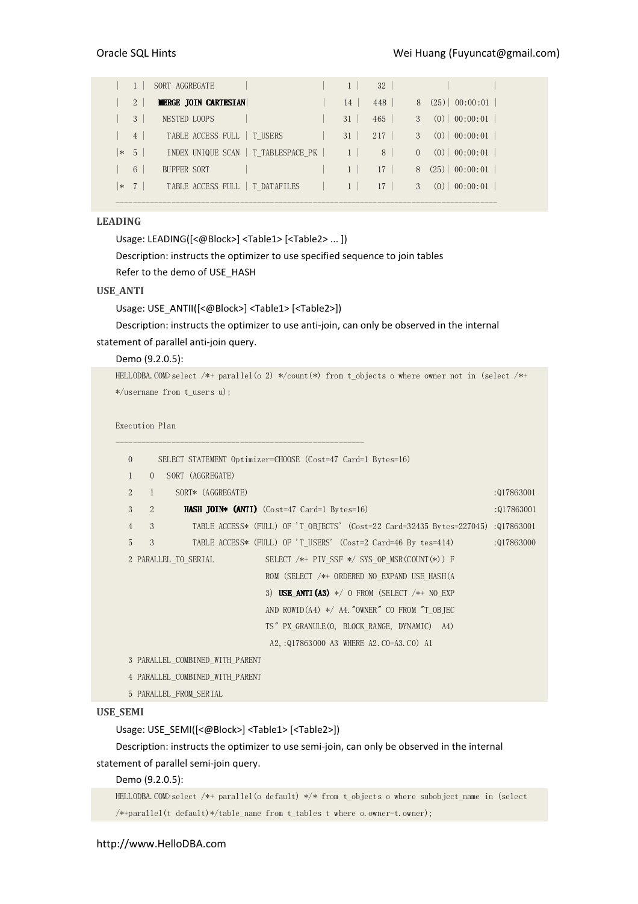```
|   1 |  SORT AGGREGATE       |                  |     1 |    32 |            |          |
|   2 |   MERGE JOIN CARTESIAN|                  |    14 |   448 |     8  (25)| 00:00:01 |
|   3 |    NESTED LOOPS       |                  |    31 |   465 |     3   (0)| 00:00:01 |
|   4 |     TABLE ACCESS FULL | T_USERS          |    31 |   217 |     3   (0)| 00:00:01 |
|*  5 |     INDEX UNIQUE SCAN | T_TABLESPACE_PK  |     1 |     8 |     0   (0)| 00:00:01 |
|   6 |    BUFFER SORT        |                  |     1 |    17 |     8  (25)| 00:00:01 |
|*  7 |     TABLE ACCESS FULL | T_DATAFILES      |     1 |    17 |     3   (0)| 00:00:01 |
-------------------------------------------------------------------------------------
```

**LEADING**

Usage: LEADING([<@Block>] <Table1> [<Table2> ... ])

Description: instructs the optimizer to use specified sequence to join tables

Refer to the demo of USE_HASH

**USE_ANTI**

Usage: USE_ANTII([<@Block>] <Table1> [<Table2>])

Description: instructs the optimizer to use anti-join, can only be observed in the internal statement of parallel anti-join query.

Demo (9.2.0.5):

```
HELLODBA.COM>select /*+ parallel(o 2) */count(*) from t_objects o where owner not in (select /*+
*/username from t_users u);

Execution Plan
----------------------------------------------------------
   0      SELECT STATEMENT Optimizer=CHOOSE (Cost=47 Card=1 Bytes=16)
   1    0   SORT (AGGREGATE)
   2    1     SORT* (AGGREGATE)                                                         :Q17863001
   3    2       HASH JOIN* (ANTI) (Cost=47 Card=1 Bytes=16)                             :Q17863001
   4    3         TABLE ACCESS* (FULL) OF 'T_OBJECTS' (Cost=22 Card=32435 Bytes=227045) :Q17863001
   5    3         TABLE ACCESS* (FULL) OF 'T_USERS' (Cost=2 Card=46 By tes=414)         :Q17863000
   2 PARALLEL_TO_SERIAL            SELECT /*+ PIV_SSF */ SYS_OP_MSR(COUNT(*)) F
                                   ROM (SELECT /*+ ORDERED NO_EXPAND USE_HASH(A
                                   3) USE_ANTI(A3) */ 0 FROM (SELECT /*+ NO_EXP
                                   AND ROWID(A4) */ A4."OWNER" C0 FROM "T_OBJEC
                                   TS" PX_GRANULE(0, BLOCK_RANGE, DYNAMIC)  A4)
                                    A2,:Q17863000 A3 WHERE A2.C0=A3.C0) A1
   3 PARALLEL_COMBINED_WITH_PARENT
   4 PARALLEL_COMBINED_WITH_PARENT
   5 PARALLEL_FROM_SERIAL
```

**USE_SEMI**

Usage: USE_SEMI([<@Block>] <Table1> [<Table2>])

Description: instructs the optimizer to use semi-join, can only be observed in the internal statement of parallel semi-join query.

Demo (9.2.0.5):

```
HELLODBA.COM>select /*+ parallel(o default) */* from t_objects o where subobject_name in (select
/*+parallel(t default)*/table_name from t_tables t where o.owner=t.owner);
```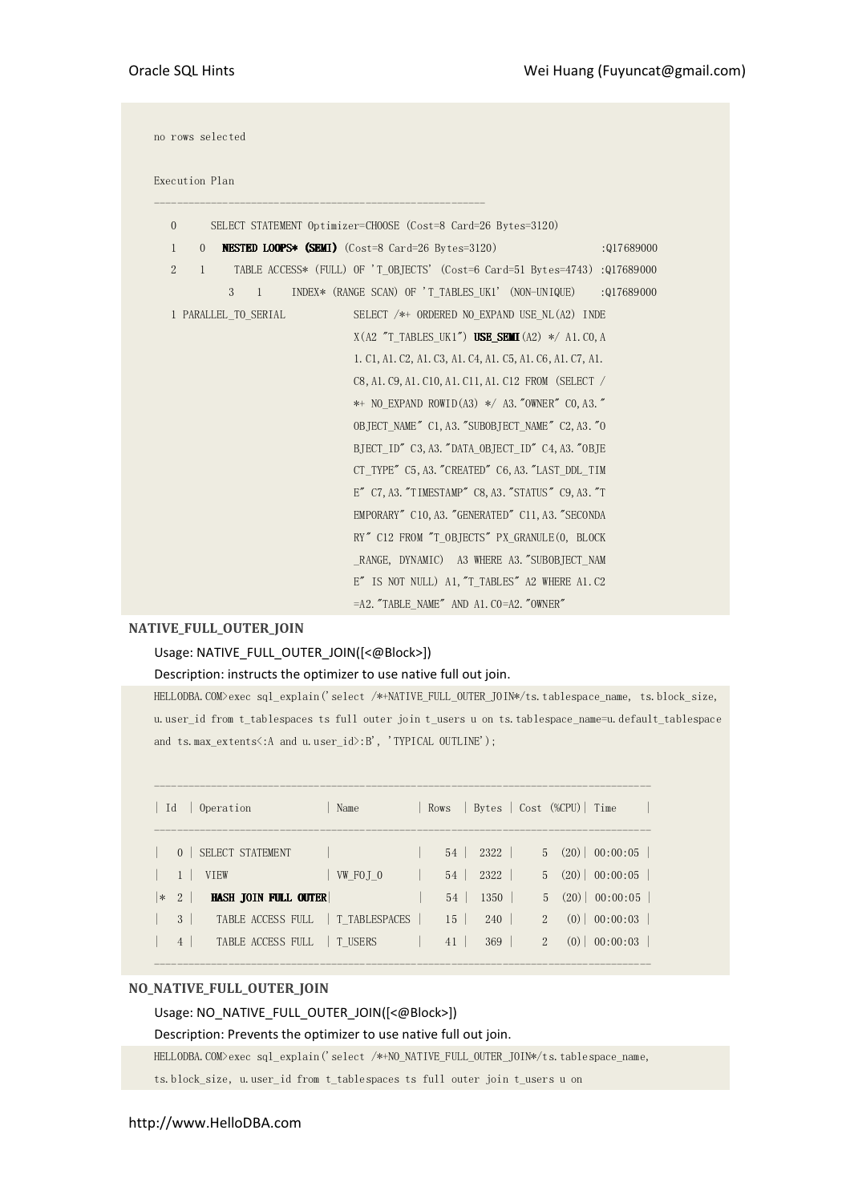```
no rows selected

Execution Plan
----------------------------------------------------------
   0      SELECT STATEMENT Optimizer=CHOOSE (Cost=8 Card=26 Bytes=3120)
   1    0   NESTED LOOPS* (SEMI) (Cost=8 Card=26 Bytes=3120)                  :Q17689000
   2    1     TABLE ACCESS* (FULL) OF 'T_OBJECTS' (Cost=6 Card=51 Bytes=4743) :Q17689000
   3    1     INDEX* (RANGE SCAN) OF 'T_TABLES_UK1' (NON-UNIQUE)    :Q17689000
   1 PARALLEL_TO_SERIAL            SELECT /*+ ORDERED NO_EXPAND USE_NL(A2) INDE
                                   X(A2 "T_TABLES_UK1") USE_SEMI(A2) */ A1.C0,A
                                   1.C1,A1.C2,A1.C3,A1.C4,A1.C5,A1.C6,A1.C7,A1.
                                   C8,A1.C9,A1.C10,A1.C11,A1.C12 FROM (SELECT /
                                   *+ NO_EXPAND ROWID(A3) */ A3."OWNER" C0,A3."
                                   OBJECT_NAME" C1,A3."SUBOBJECT_NAME" C2,A3."O
                                   BJECT_ID" C3,A3."DATA_OBJECT_ID" C4,A3."OBJE
                                   CT_TYPE" C5,A3."CREATED" C6,A3."LAST_DDL_TIM
                                   E" C7,A3."TIMESTAMP" C8,A3."STATUS" C9,A3."T
                                   EMPORARY" C10,A3."GENERATED" C11,A3."SECONDA
                                   RY" C12 FROM "T_OBJECTS" PX_GRANULE(0, BLOCK
                                   _RANGE, DYNAMIC)  A3 WHERE A3."SUBOBJECT_NAM
                                   E" IS NOT NULL) A1,"T_TABLES" A2 WHERE A1.C2
                                   =A2."TABLE_NAME" AND A1.C0=A2."OWNER"
```

**NATIVE_FULL_OUTER_JOIN**

Usage: NATIVE_FULL_OUTER_JOIN([<@Block>])

Description: instructs the optimizer to use native full out join.

```
HELLODBA.COM>exec sql_explain('select /*+NATIVE_FULL_OUTER_JOIN*/ts.tablespace_name, ts.block_size,
u.user_id from t_tablespaces ts full outer join t_users u on ts.tablespace_name=u.default_tablespace
and ts.max_extents<:A and u.user_id>:B', 'TYPICAL OUTLINE');

--------------------------------------------------------------------------------
| Id  | Operation             | Name          | Rows  | Bytes | Cost (%CPU)| Time     |
--------------------------------------------------------------------------------
|   0 | SELECT STATEMENT      |               |    54 |  2322 |     5  (20)| 00:00:05 |
|   1 |  VIEW                 | VW_FOJ_0      |    54 |  2322 |     5  (20)| 00:00:05 |
|*  2 |   HASH JOIN FULL OUTER|               |    54 |  1350 |     5  (20)| 00:00:05 |
|   3 |    TABLE ACCESS FULL  | T_TABLESPACES |    15 |   240 |     2   (0)| 00:00:03 |
|   4 |    TABLE ACCESS FULL  | T_USERS       |    41 |   369 |     2   (0)| 00:00:03 |
--------------------------------------------------------------------------------
```

**NO_NATIVE_FULL_OUTER_JOIN**

Usage: NO_NATIVE_FULL_OUTER_JOIN([<@Block>])

Description: Prevents the optimizer to use native full out join.

```
HELLODBA.COM>exec sql_explain('select /*+NO_NATIVE_FULL_OUTER_JOIN*/ts.tablespace_name,
ts.block_size, u.user_id from t_tablespaces ts full outer join t_users u on
```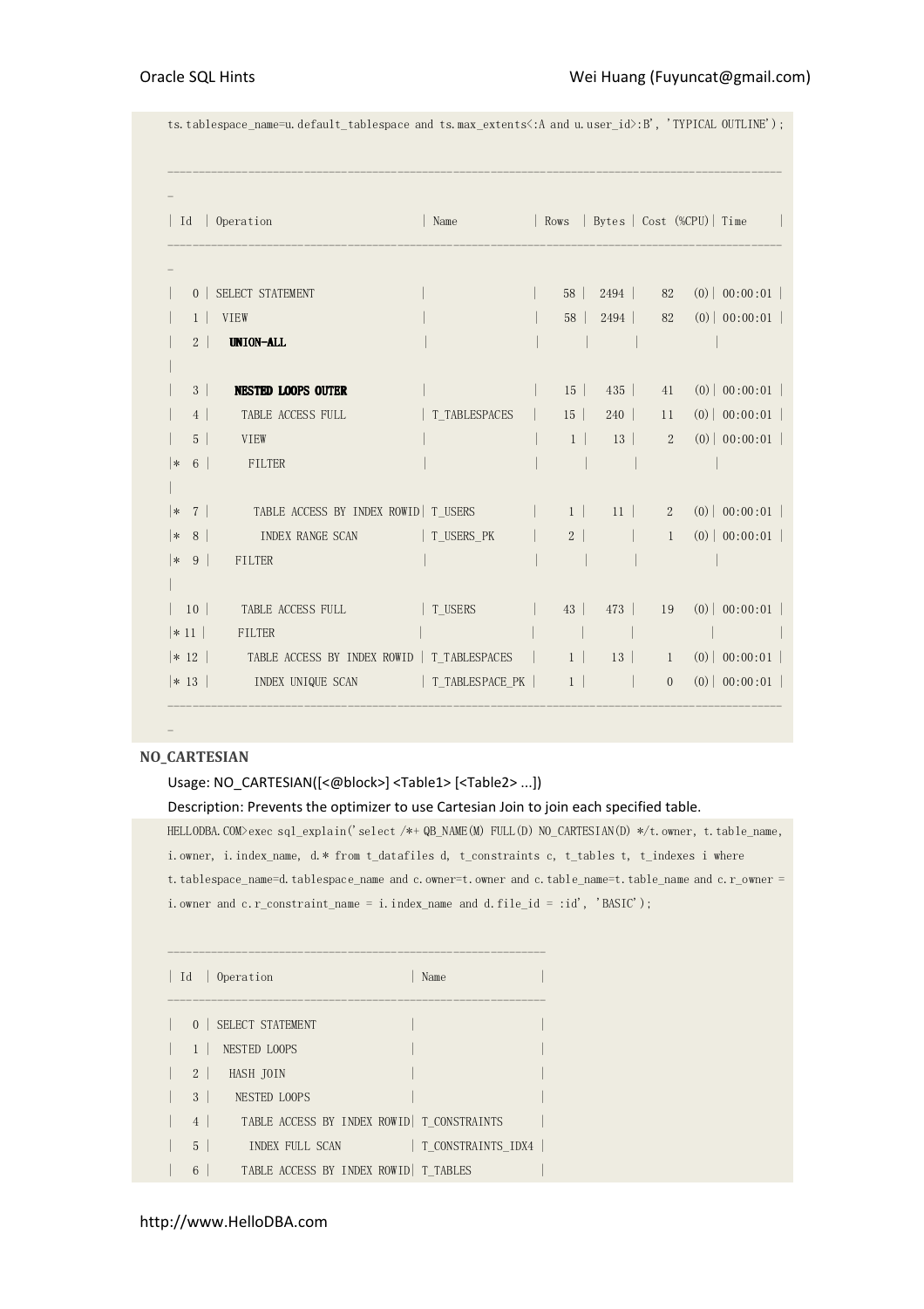```
ts.tablespace_name=u.default_tablespace and ts.max_extents<:A and u.user_id>:B', 'TYPICAL OUTLINE');

---------------------------------------------------------------------------------------------
| Id  | Operation                        | Name           | Rows  | Bytes | Cost (%CPU)| Time     |
---------------------------------------------------------------------------------------------
|   0 | SELECT STATEMENT                 |                |    58 |  2494 |    82   (0)| 00:00:01 |
|   1 |  VIEW                            |                |    58 |  2494 |    82   (0)| 00:00:01 |
|   2 |   UNION-ALL                      |                |       |       |            |          |
|   3 |    NESTED LOOPS OUTER            |                |    15 |   435 |    41   (0)| 00:00:01 |
|   4 |     TABLE ACCESS FULL            | T_TABLESPACES  |    15 |   240 |    11   (0)| 00:00:01 |
|   5 |     VIEW                         |                |     1 |    13 |     2   (0)| 00:00:01 |
|*  6 |      FILTER                      |                |       |       |            |          |
|*  7 |       TABLE ACCESS BY INDEX ROWID| T_USERS        |     1 |    11 |     2   (0)| 00:00:01 |
|*  8 |        INDEX RANGE SCAN          | T_USERS_PK     |     2 |       |     1   (0)| 00:00:01 |
|*  9 |    FILTER                        |                |       |       |            |          |
|  10 |     TABLE ACCESS FULL            | T_USERS        |    43 |   473 |    19   (0)| 00:00:01 |
|* 11 |     FILTER                       |                |       |       |            |          |
|* 12 |      TABLE ACCESS BY INDEX ROWID | T_TABLESPACES  |     1 |    13 |     1   (0)| 00:00:01 |
|* 13 |       INDEX UNIQUE SCAN          | T_TABLESPACE_PK|     1 |       |     0   (0)| 00:00:01 |
---------------------------------------------------------------------------------------------
```

**NO_CARTESIAN**

Usage: NO_CARTESIAN([<@block>] <Table1> [<Table2> ...])

Description: Prevents the optimizer to use Cartesian Join to join each specified table.

```
HELLODBA.COM>exec sql_explain('select /*+ QB_NAME(M) FULL(D) NO_CARTESIAN(D) */t.owner, t.table_name,
i.owner, i.index_name, d.* from t_datafiles d, t_constraints c, t_tables t, t_indexes i where
t.tablespace_name=d.tablespace_name and c.owner=t.owner and c.table_name=t.table_name and c.r_owner =
i.owner and c.r_constraint_name = i.index_name and d.file_id = :id', 'BASIC');

----------------------------------------------------------
| Id  | Operation                      | Name              |
----------------------------------------------------------
|   0 | SELECT STATEMENT               |                   |
|   1 |  NESTED LOOPS                  |                   |
|   2 |   HASH JOIN                    |                   |
|   3 |    NESTED LOOPS                |                   |
|   4 |     TABLE ACCESS BY INDEX ROWID| T_CONSTRAINTS     |
|   5 |      INDEX FULL SCAN           | T_CONSTRAINTS_IDX4 |
|   6 |     TABLE ACCESS BY INDEX ROWID| T_TABLES          |
```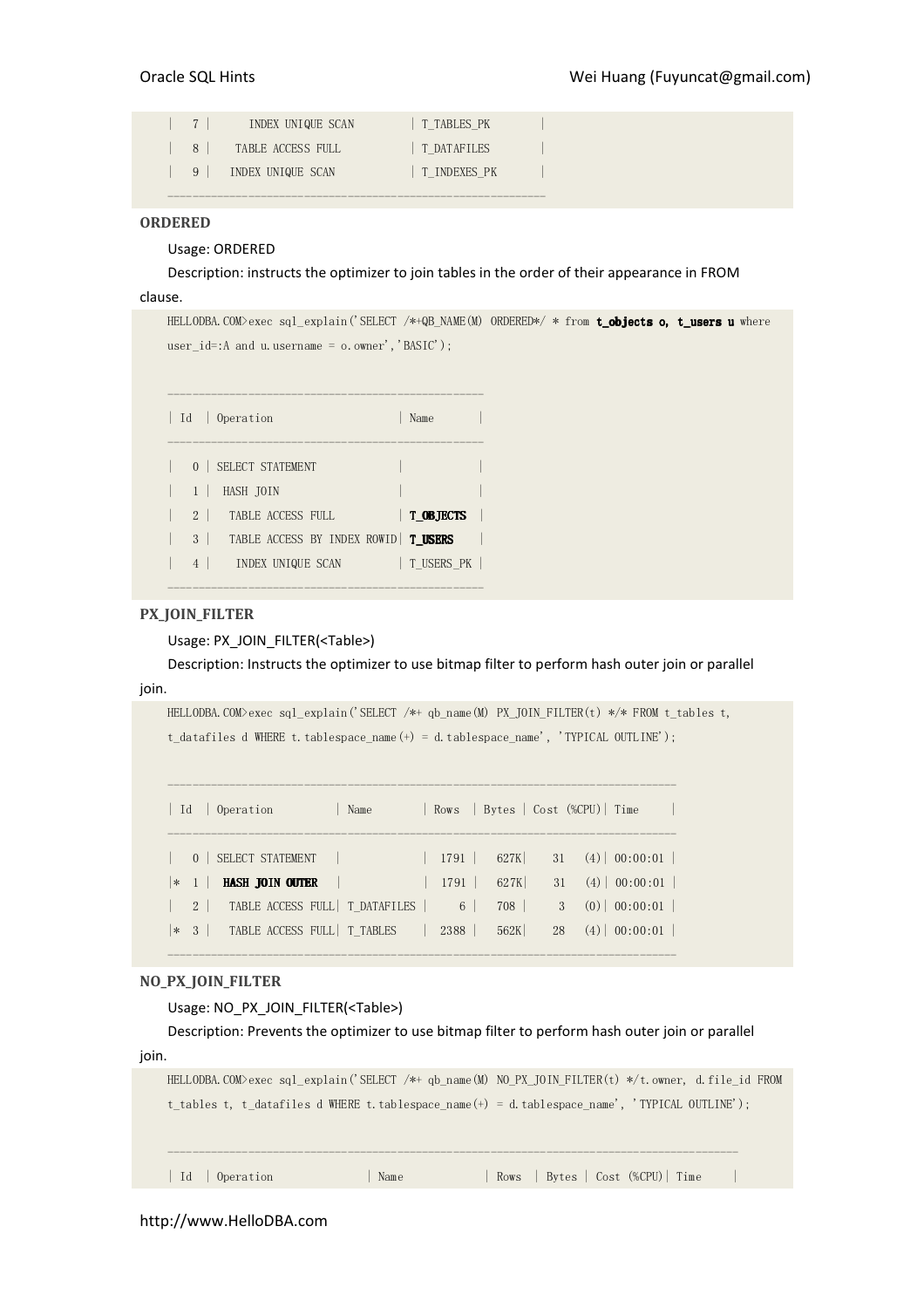```
|   7 |      INDEX UNIQUE SCAN          | T_TABLES_PK      |
|   8 |    TABLE ACCESS FULL            | T_DATAFILES      |
|   9 |   INDEX UNIQUE SCAN             | T_INDEXES_PK     |
---------------------------------------------------------
```

**ORDERED**

Usage: ORDERED

Description: instructs the optimizer to join tables in the order of their appearance in FROM clause.

```
HELLODBA.COM>exec sql_explain('SELECT /*+QB_NAME(M) ORDERED*/ * from t_objects o, t_users u where user_id=:A and u.username = o.owner','BASIC');

-----------------------------------------------
| Id  | Operation                    | Name       |
-----------------------------------------------
|   0 | SELECT STATEMENT             |            |
|   1 |  HASH JOIN                   |            |
|   2 |   TABLE ACCESS FULL          | T_OBJECTS  |
|   3 |   TABLE ACCESS BY INDEX ROWID| T_USERS    |
|   4 |    INDEX UNIQUE SCAN         | T_USERS_PK |
-----------------------------------------------
```

**PX_JOIN_FILTER**

Usage: PX_JOIN_FILTER(<Table>)

Description: Instructs the optimizer to use bitmap filter to perform hash outer join or parallel join.

```
HELLODBA.COM>exec sql_explain('SELECT /*+ qb_name(M) PX_JOIN_FILTER(t) */* FROM t_tables t, t_datafiles d WHERE t.tablespace_name(+) = d.tablespace_name', 'TYPICAL OUTLINE');

---------------------------------------------------------------------------
| Id  | Operation          | Name        | Rows  | Bytes | Cost (%CPU)| Time     |
---------------------------------------------------------------------------
|   0 | SELECT STATEMENT   |             |  1791 |   627K|    31   (4)| 00:00:01 |
|*  1 |  HASH JOIN OUTER   |             |  1791 |   627K|    31   (4)| 00:00:01 |
|   2 |   TABLE ACCESS FULL| T_DATAFILES |     6 |   708 |     3   (0)| 00:00:01 |
|*  3 |   TABLE ACCESS FULL| T_TABLES    |  2388 |   562K|    28   (4)| 00:00:01 |
---------------------------------------------------------------------------
```

**NO_PX_JOIN_FILTER**

Usage: NO_PX_JOIN_FILTER(<Table>)

Description: Prevents the optimizer to use bitmap filter to perform hash outer join or parallel join.

```
HELLODBA.COM>exec sql_explain('SELECT /*+ qb_name(M) NO_PX_JOIN_FILTER(t) */t.owner, d.file_id FROM t_tables t, t_datafiles d WHERE t.tablespace_name(+) = d.tablespace_name', 'TYPICAL OUTLINE');

-------------------------------------------------------------------------------------
| Id  | Operation               | Name            | Rows  | Bytes | Cost (%CPU)| Time     |
```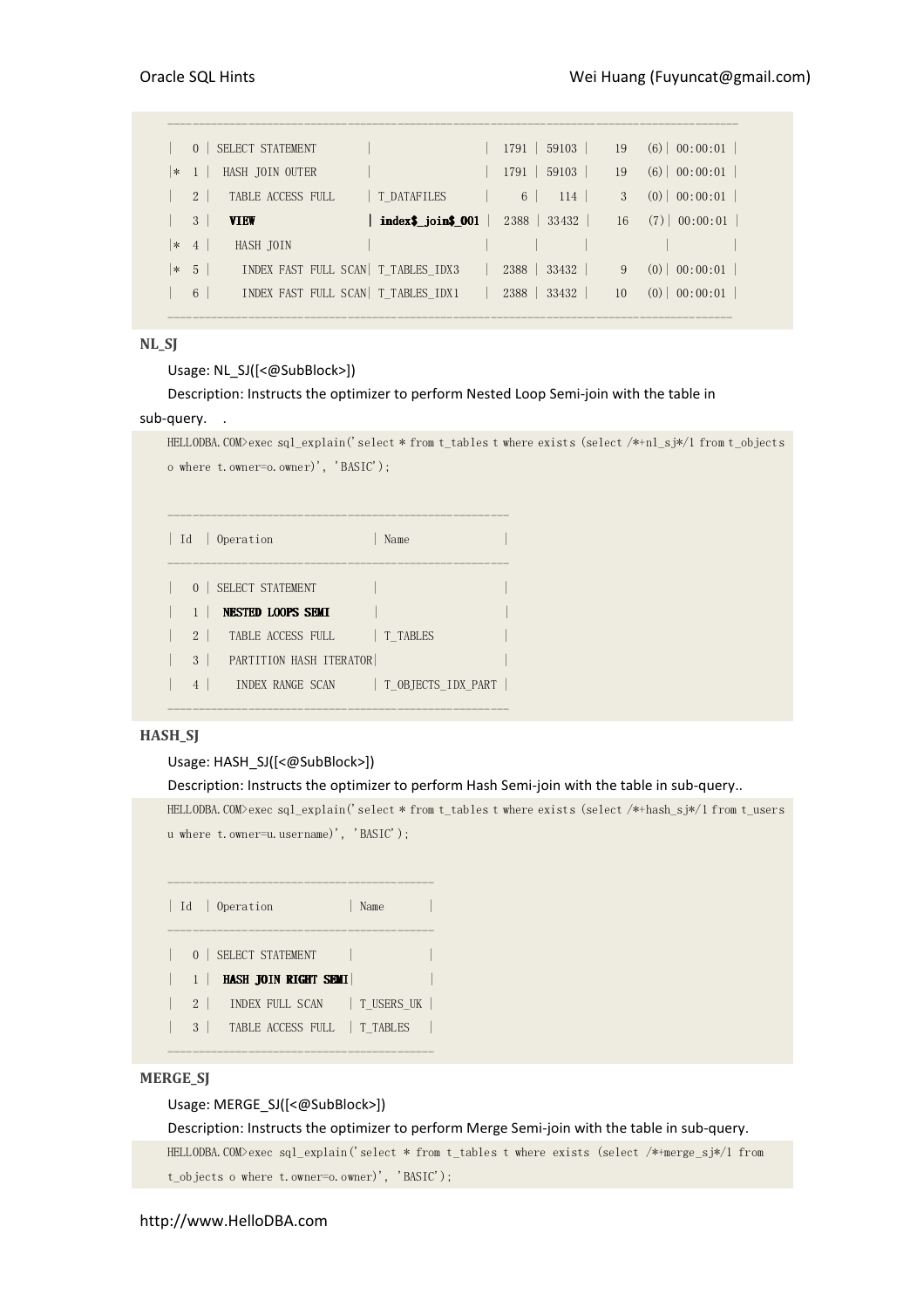```
------------------------------------------------------------------------------------------
|   0 | SELECT STATEMENT       |                  |  1791 | 59103 |    19   (6)| 00:00:01 |
|*  1 |  HASH JOIN OUTER       |                  |  1791 | 59103 |    19   (6)| 00:00:01 |
|   2 |   TABLE ACCESS FULL    | T_DATAFILES      |     6 |   114 |     3   (0)| 00:00:01 |
|   3 |   VIEW                 | index$_join$_001 |  2388 | 33432 |    16   (7)| 00:00:01 |
|*  4 |    HASH JOIN           |                  |       |       |            |          |
|*  5 |     INDEX FAST FULL SCAN| T_TABLES_IDX3   |  2388 | 33432 |     9   (0)| 00:00:01 |
|   6 |     INDEX FAST FULL SCAN| T_TABLES_IDX1   |  2388 | 33432 |    10   (0)| 00:00:01 |
------------------------------------------------------------------------------------------
```

**NL_SJ**

Usage: NL_SJ([<@SubBlock>])

Description: Instructs the optimizer to perform Nested Loop Semi-join with the table in sub-query. .

```
HELLODBA.COM>exec sql_explain('select * from t_tables t where exists (select /*+nl_sj*/1 from t_objects o where t.owner=o.owner)', 'BASIC');

---------------------------------------------------
| Id  | Operation               | Name              |
---------------------------------------------------
|   0 | SELECT STATEMENT        |                   |
|   1 |  NESTED LOOPS SEMI      |                   |
|   2 |   TABLE ACCESS FULL     | T_TABLES          |
|   3 |   PARTITION HASH ITERATOR|                  |
|   4 |    INDEX RANGE SCAN     | T_OBJECTS_IDX_PART |
---------------------------------------------------
```

**HASH_SJ**

Usage: HASH_SJ([<@SubBlock>])

Description: Instructs the optimizer to perform Hash Semi-join with the table in sub-query..

```
HELLODBA.COM>exec sql_explain('select * from t_tables t where exists (select /*+hash_sj*/1 from t_users u where t.owner=u.username)', 'BASIC');

---------------------------------------
| Id  | Operation            | Name       |
---------------------------------------
|   0 | SELECT STATEMENT     |            |
|   1 |  HASH JOIN RIGHT SEMI|            |
|   2 |   INDEX FULL SCAN    | T_USERS_UK |
|   3 |   TABLE ACCESS FULL  | T_TABLES   |
---------------------------------------
```

**MERGE_SJ**

Usage: MERGE_SJ([<@SubBlock>])

Description: Instructs the optimizer to perform Merge Semi-join with the table in sub-query.

```
HELLODBA.COM>exec sql_explain('select * from t_tables t where exists (select /*+merge_sj*/1 from t_objects o where t.owner=o.owner)', 'BASIC');
```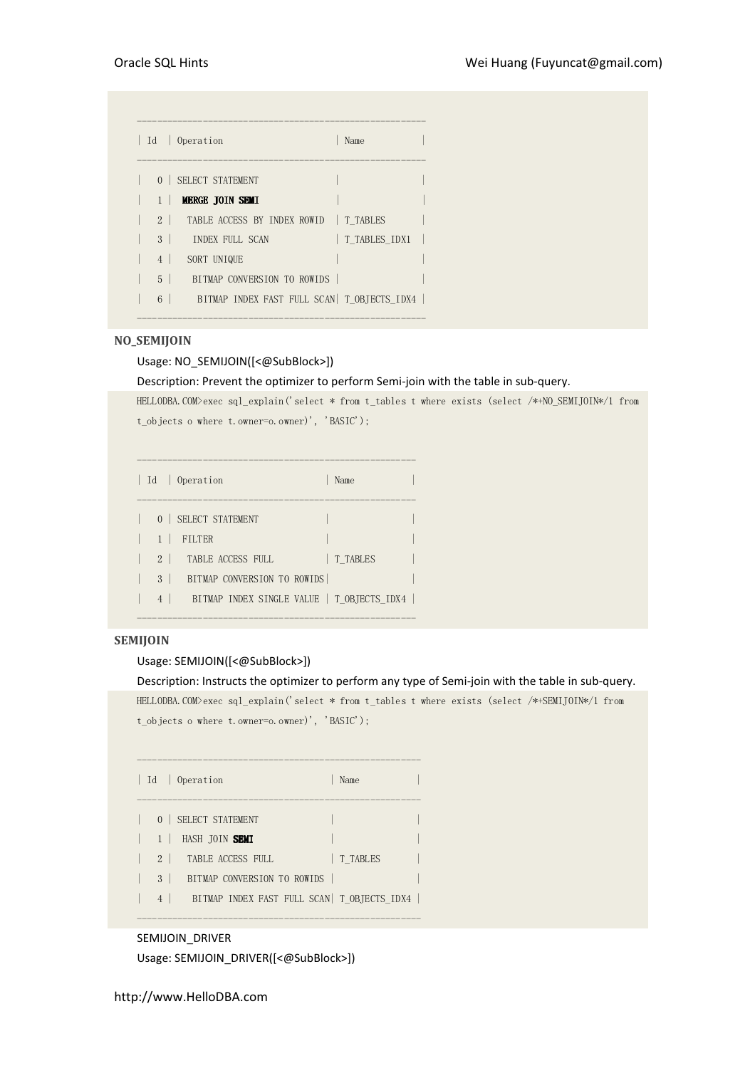```
----------------------------------------------------
| Id  | Operation                       | Name           |
----------------------------------------------------
|   0 | SELECT STATEMENT                |                |
|   1 |  MERGE JOIN SEMI                |                |
|   2 |   TABLE ACCESS BY INDEX ROWID   | T_TABLES       |
|   3 |    INDEX FULL SCAN              | T_TABLES_IDX1  |
|   4 |   SORT UNIQUE                   |                |
|   5 |    BITMAP CONVERSION TO ROWIDS  |                |
|   6 |     BITMAP INDEX FAST FULL SCAN| T_OBJECTS_IDX4 |
----------------------------------------------------
```

**NO_SEMIJOIN**

Usage: NO_SEMIJOIN([<@SubBlock>])

Description: Prevent the optimizer to perform Semi-join with the table in sub-query.

```
HELLODBA.COM>exec sql_explain('select * from t_tables t where exists (select /*+NO_SEMIJOIN*/1 from t_objects o where t.owner=o.owner)', 'BASIC');

--------------------------------------------------
| Id  | Operation                     | Name           |
--------------------------------------------------
|   0 | SELECT STATEMENT              |                |
|   1 |  FILTER                       |                |
|   2 |   TABLE ACCESS FULL           | T_TABLES       |
|   3 |   BITMAP CONVERSION TO ROWIDS|                |
|   4 |    BITMAP INDEX SINGLE VALUE  | T_OBJECTS_IDX4 |
--------------------------------------------------
```

**SEMIJOIN**

Usage: SEMIJOIN([<@SubBlock>])

Description: Instructs the optimizer to perform any type of Semi-join with the table in sub-query.

```
HELLODBA.COM>exec sql_explain('select * from t_tables t where exists (select /*+SEMIJOIN*/1 from t_objects o where t.owner=o.owner)', 'BASIC');

---------------------------------------------------
| Id  | Operation                      | Name           |
---------------------------------------------------
|   0 | SELECT STATEMENT               |                |
|   1 |  HASH JOIN SEMI                |                |
|   2 |   TABLE ACCESS FULL            | T_TABLES       |
|   3 |   BITMAP CONVERSION TO ROWIDS  |                |
|   4 |    BITMAP INDEX FAST FULL SCAN| T_OBJECTS_IDX4 |
---------------------------------------------------
```

SEMIJOIN_DRIVER

Usage: SEMIJOIN_DRIVER([<@SubBlock>])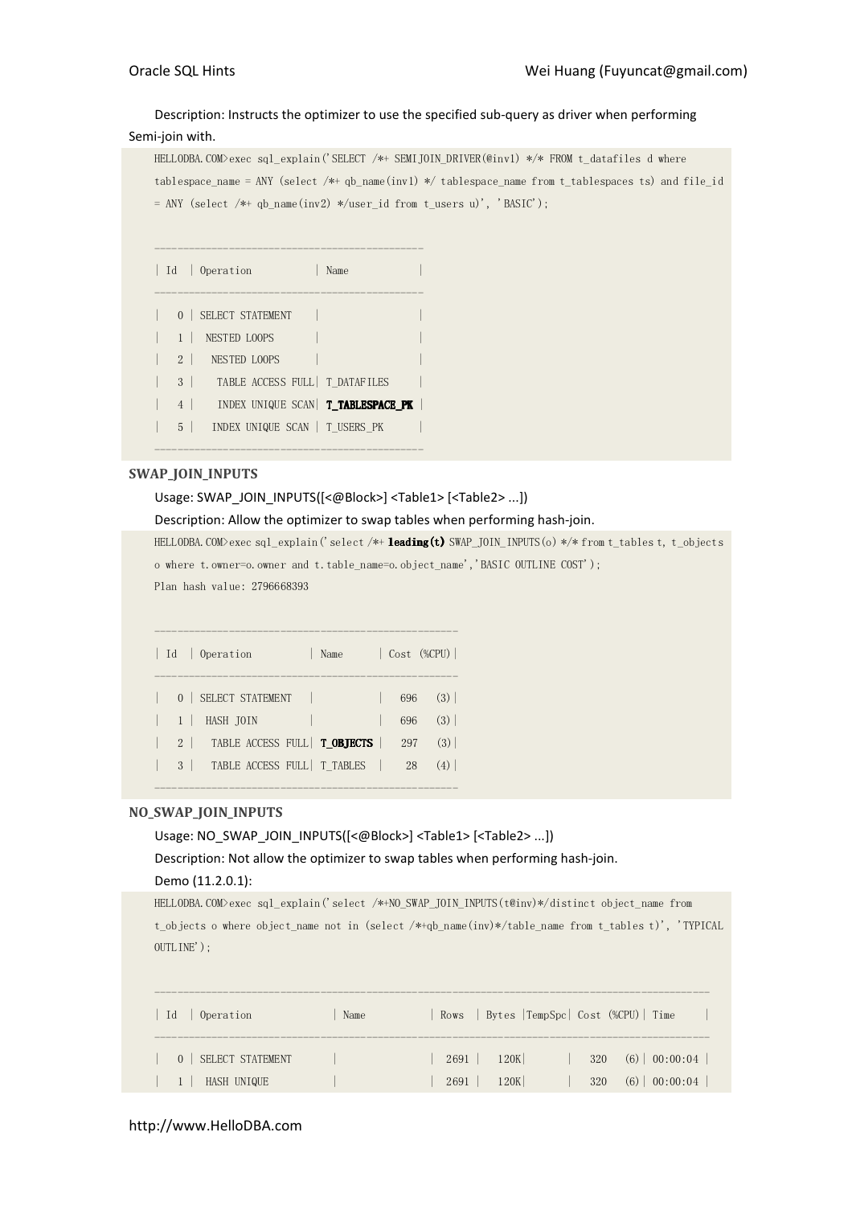Description: Instructs the optimizer to use the specified sub-query as driver when performing Semi-join with.

```
HELLODBA.COM>exec sql_explain('SELECT /*+ SEMIJOIN_DRIVER(@inv1) */* FROM t_datafiles d where
tablespace_name = ANY (select /*+ qb_name(inv1) */ tablespace_name from t_tablespaces ts) and file_id
= ANY (select /*+ qb_name(inv2) */user_id from t_users u)', 'BASIC');


--------------------------------------------
| Id  | Operation          | Name            |
--------------------------------------------
|   0 | SELECT STATEMENT   |                 |
|   1 |  NESTED LOOPS      |                 |
|   2 |   NESTED LOOPS     |                 |
|   3 |    TABLE ACCESS FULL| T_DATAFILES    |
|   4 |    INDEX UNIQUE SCAN| T_TABLESPACE_PK |
|   5 |   INDEX UNIQUE SCAN | T_USERS_PK     |
--------------------------------------------
```

### SWAP_JOIN_INPUTS

Usage: SWAP_JOIN_INPUTS([<@Block>] <Table1> [<Table2> ...])

Description: Allow the optimizer to swap tables when performing hash-join.

```
HELLODBA.COM>exec sql_explain('select /*+ leading(t) SWAP_JOIN_INPUTS(o) */* from t_tables t, t_objects
o where t.owner=o.owner and t.table_name=o.object_name','BASIC OUTLINE COST');
Plan hash value: 2796668393


-------------------------------------------------
| Id  | Operation          | Name      | Cost (%CPU)|
-------------------------------------------------
|   0 | SELECT STATEMENT   |           |   696   (3)|
|   1 |  HASH JOIN         |           |   696   (3)|
|   2 |   TABLE ACCESS FULL| T_OBJECTS |   297   (3)|
|   3 |   TABLE ACCESS FULL| T_TABLES  |    28   (4)|
-------------------------------------------------
```

### NO_SWAP_JOIN_INPUTS

Usage: NO_SWAP_JOIN_INPUTS([<@Block>] <Table1> [<Table2> ...])

Description: Not allow the optimizer to swap tables when performing hash-join.

Demo (11.2.0.1):

```
HELLODBA.COM>exec sql_explain('select /*+NO_SWAP_JOIN_INPUTS(t@inv)*/distinct object_name from
t_objects o where object_name not in (select /*+qb_name(inv)*/table_name from t_tables t)', 'TYPICAL
OUTLINE');


-----------------------------------------------------------------------------------------
| Id  | Operation              | Name            | Rows  | Bytes |TempSpc| Cost (%CPU)| Time     |
-----------------------------------------------------------------------------------------
|   0 | SELECT STATEMENT       |                 |  2691 |  120K|       |   320   (6)| 00:00:04 |
|   1 |  HASH UNIQUE           |                 |  2691 |  120K|       |   320   (6)| 00:00:04 |
```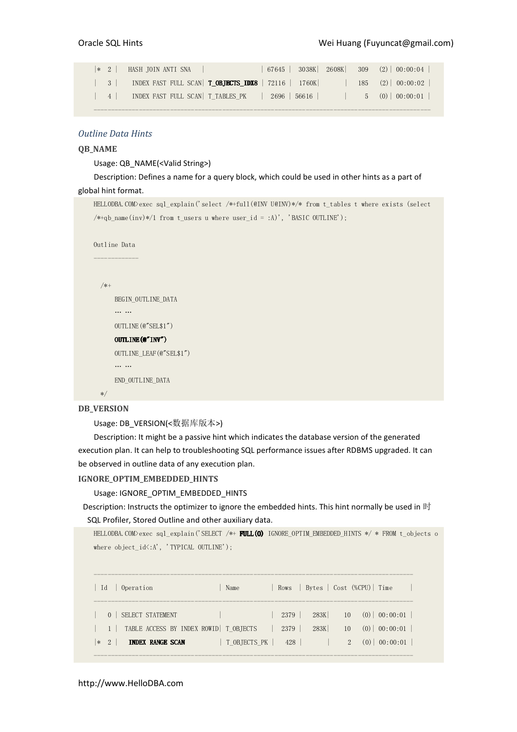```
|* 2 |   HASH JOIN ANTI SNA   |              | 67645 |  3038K|  2608K|   309   (2)| 00:00:04 |
|  3 |    INDEX FAST FULL SCAN| T_OBJECTS_IDX8 | 72116 |  1760K|       |   185   (2)| 00:00:02 |
|  4 |    INDEX FAST FULL SCAN| T_TABLES_PK  |  2696 | 56616 |       |     5   (0)| 00:00:01 |
-------------------------------------------------------------------------------------------
```

### *Outline Data Hints*

**QB_NAME**

Usage: QB_NAME(<Valid String>)

Description: Defines a name for a query block, which could be used in other hints as a part of global hint format.

```
HELLODBA.COM>exec sql_explain('select /*+full(@INV U@INV)*/* from t_tables t where exists (select
/*+qb_name(inv)*/1 from t_users u where user_id = :A)', 'BASIC OUTLINE');


Outline Data
-------------


  /*+
      BEGIN_OUTLINE_DATA
      … …
      OUTLINE(@"SEL$1")
      OUTLINE(@"INV")
      OUTLINE_LEAF(@"SEL$1")
      … …
      END_OUTLINE_DATA
  */
```

**DB_VERSION**

Usage: DB_VERSION(<数据库版本>)

Description: It might be a passive hint which indicates the database version of the generated execution plan. It can help to troubleshooting SQL performance issues after RDBMS upgraded. It can be observed in outline data of any execution plan.

**IGNORE_OPTIM_EMBEDDED_HINTS**

Usage: IGNORE_OPTIM_EMBEDDED_HINTS

Description: Instructs the optimizer to ignore the embedded hints. This hint normally be used in 时 SQL Profiler, Stored Outline and other auxiliary data.

```
HELLODBA.COM>exec sql_explain('SELECT /*+ FULL(O) IGNORE_OPTIM_EMBEDDED_HINTS */ * FROM t_objects o
where object_id<:A', 'TYPICAL OUTLINE');


-------------------------------------------------------------------------------------
| Id  | Operation                   | Name         | Rows  | Bytes | Cost (%CPU)| Time     |
-------------------------------------------------------------------------------------
|   0 | SELECT STATEMENT            |              |  2379 |   283K|    10   (0)| 00:00:01 |
|   1 |  TABLE ACCESS BY INDEX ROWID| T_OBJECTS    |  2379 |   283K|    10   (0)| 00:00:01 |
|*  2 |   INDEX RANGE SCAN          | T_OBJECTS_PK |   428 |       |     2   (0)| 00:00:01 |
-------------------------------------------------------------------------------------
```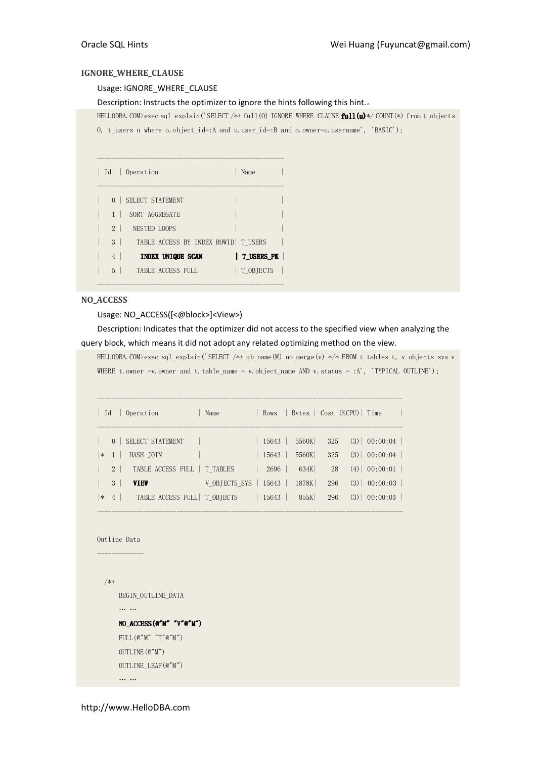**IGNORE_WHERE_CLAUSE**

Usage: IGNORE_WHERE_CLAUSE

Description: Instructs the optimizer to ignore the hints following this hint.。

```
HELLODBA.COM>exec sql_explain('SELECT /*+ full(O) IGNORE_WHERE_CLAUSE full(u)*/ COUNT(*) from t_objects
O, t_users u where o.object_id=:A and u.user_id=:B and o.owner=u.username', 'BASIC');

-----------------------------------------------
| Id  | Operation                    | Name       |
-----------------------------------------------
|   0 | SELECT STATEMENT             |            |
|   1 |  SORT AGGREGATE              |            |
|   2 |   NESTED LOOPS               |            |
|   3 |    TABLE ACCESS BY INDEX ROWID| T_USERS    |
|   4 |     INDEX UNIQUE SCAN        | T_USERS_PK |
|   5 |    TABLE ACCESS FULL         | T_OBJECTS  |
-----------------------------------------------
```

**NO_ACCESS**

Usage: NO_ACCESS([<@block>]<View>)

Description: Indicates that the optimizer did not access to the specified view when analyzing the query block, which means it did not adopt any related optimizing method on the view.

```
HELLODBA.COM>exec sql_explain('SELECT /*+ qb_name(M) no_merge(v) */* FROM t_tables t, v_objects_sys v
WHERE t.owner =v.owner and t.table_name = v.object_name AND v.status = :A', 'TYPICAL OUTLINE');

--------------------------------------------------------------------------------
| Id  | Operation          | Name          | Rows  | Bytes | Cost (%CPU)| Time     |
--------------------------------------------------------------------------------
|   0 | SELECT STATEMENT   |               | 15643 |  5560K|   325   (3)| 00:00:04 |
|*  1 |  HASH JOIN         |               | 15643 |  5560K|   325   (3)| 00:00:04 |
|   2 |   TABLE ACCESS FULL | T_TABLES      |  2696 |   634K|    28   (4)| 00:00:01 |
|   3 |   VIEW             | V_OBJECTS_SYS | 15643 |  1878K|   296   (3)| 00:00:03 |
|*  4 |    TABLE ACCESS FULL| T_OBJECTS     | 15643 |   855K|   296   (3)| 00:00:03 |
--------------------------------------------------------------------------------

Outline Data
-------------

  /*+
      BEGIN_OUTLINE_DATA
      … …
      NO_ACCESS(@"M" "V"@"M")
      FULL(@"M" "T"@"M")
      OUTLINE(@"M")
      OUTLINE_LEAF(@"M")
      … …
```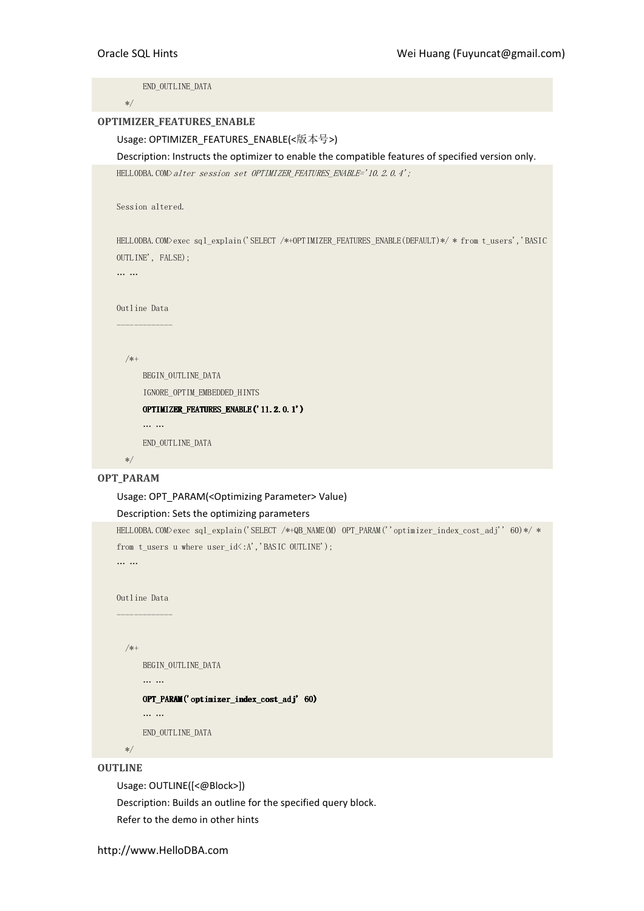```
        END_OUTLINE_DATA
    */
```

### OPTIMIZER_FEATURES_ENABLE

Usage: OPTIMIZER_FEATURES_ENABLE(<版本号>)

Description: Instructs the optimizer to enable the compatible features of specified version only.

```
HELLODBA.COM>alter session set OPTIMIZER_FEATURES_ENABLE='10.2.0.4';

Session altered.

HELLODBA.COM>exec sql_explain('SELECT /*+OPTIMIZER_FEATURES_ENABLE(DEFAULT)*/ * from t_users','BASIC
OUTLINE', FALSE);
… …

Outline Data
-------------

  /*+
      BEGIN_OUTLINE_DATA
      IGNORE_OPTIM_EMBEDDED_HINTS
      OPTIMIZER_FEATURES_ENABLE('11.2.0.1')
      … …
      END_OUTLINE_DATA
  */
```

### OPT_PARAM

Usage: OPT_PARAM(<Optimizing Parameter> Value)

Description: Sets the optimizing parameters

```
HELLODBA.COM>exec sql_explain('SELECT /*+QB_NAME(M) OPT_PARAM(''optimizer_index_cost_adj'' 60)*/ *
from t_users u where user_id<:A','BASIC OUTLINE');
… …

Outline Data
-------------

  /*+
      BEGIN_OUTLINE_DATA
      … …
      OPT_PARAM('optimizer_index_cost_adj' 60)
      … …
      END_OUTLINE_DATA
  */
```

### OUTLINE

Usage: OUTLINE([<@Block>])

Description: Builds an outline for the specified query block.

Refer to the demo in other hints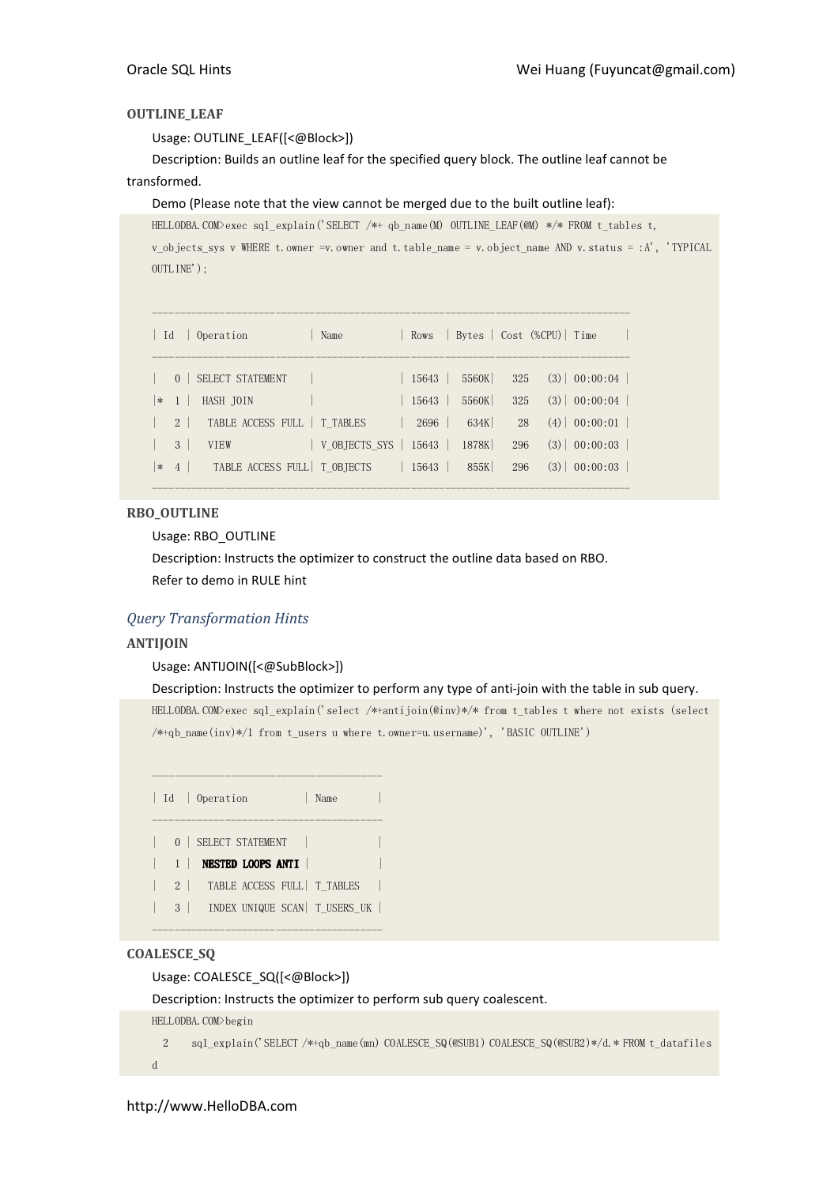**OUTLINE_LEAF**

Usage: OUTLINE_LEAF([<@Block>])

Description: Builds an outline leaf for the specified query block. The outline leaf cannot be transformed.

Demo (Please note that the view cannot be merged due to the built outline leaf):

```
HELLODBA.COM>exec sql_explain('SELECT /*+ qb_name(M) OUTLINE_LEAF(@M) */* FROM t_tables t, v_objects_sys v WHERE t.owner =v.owner and t.table_name = v.object_name AND v.status = :A', 'TYPICAL OUTLINE');

--------------------------------------------------------------------------------
| Id  | Operation           | Name          | Rows  | Bytes | Cost (%CPU)| Time     |
--------------------------------------------------------------------------------
|   0 | SELECT STATEMENT    |               | 15643 |  5560K|   325   (3)| 00:00:04 |
|*  1 |  HASH JOIN          |               | 15643 |  5560K|   325   (3)| 00:00:04 |
|   2 |   TABLE ACCESS FULL | T_TABLES      |  2696 |   634K|    28   (4)| 00:00:01 |
|   3 |   VIEW              | V_OBJECTS_SYS | 15643 |  1878K|   296   (3)| 00:00:03 |
|*  4 |    TABLE ACCESS FULL| T_OBJECTS     | 15643 |   855K|   296   (3)| 00:00:03 |
--------------------------------------------------------------------------------
```

**RBO_OUTLINE**

Usage: RBO_OUTLINE

Description: Instructs the optimizer to construct the outline data based on RBO.

Refer to demo in RULE hint

### *Query Transformation Hints*

**ANTIJOIN**

Usage: ANTIJOIN([<@SubBlock>])

Description: Instructs the optimizer to perform any type of anti-join with the table in sub query.

```
HELLODBA.COM>exec sql_explain('select /*+antijoin(@inv)*/* from t_tables t where not exists (select /*+qb_name(inv)*/1 from t_users u where t.owner=u.username)', 'BASIC OUTLINE')

--------------------------------------
| Id  | Operation          | Name       |
--------------------------------------
|   0 | SELECT STATEMENT   |            |
|   1 |  NESTED LOOPS ANTI |            |
|   2 |   TABLE ACCESS FULL| T_TABLES   |
|   3 |   INDEX UNIQUE SCAN| T_USERS_UK |
--------------------------------------
```

**COALESCE_SQ**

Usage: COALESCE_SQ([<@Block>])

Description: Instructs the optimizer to perform sub query coalescent.

```
HELLODBA.COM>begin
  2    sql_explain('SELECT /*+qb_name(mn) COALESCE_SQ(@SUB1) COALESCE_SQ(@SUB2)*/d.* FROM t_datafiles d
```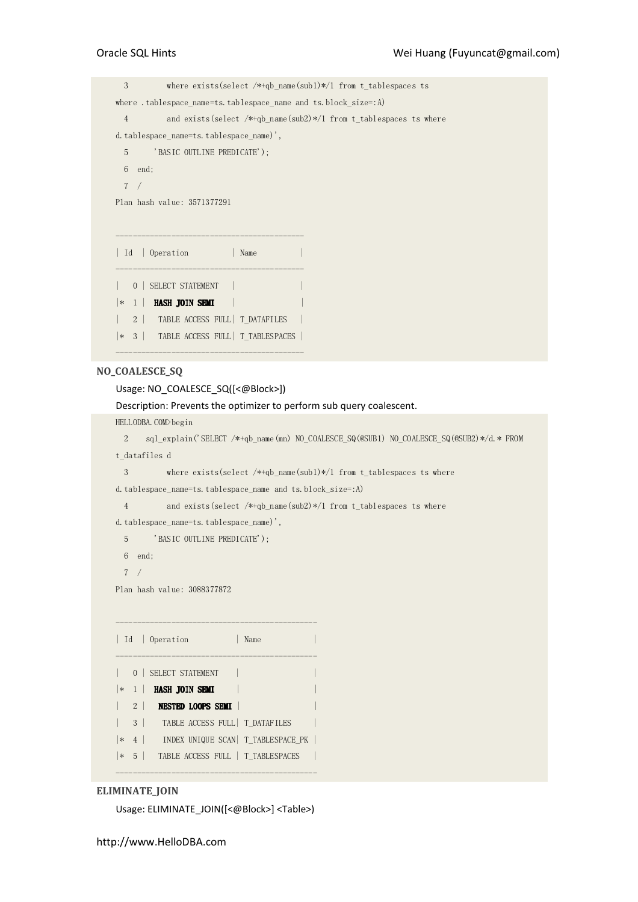```
  3         where exists(select /*+qb_name(sub1)*/1 from t_tablespaces ts
where .tablespace_name=ts.tablespace_name and ts.block_size=:A)
  4         and exists(select /*+qb_name(sub2)*/1 from t_tablespaces ts where
d.tablespace_name=ts.tablespace_name)',
  5      'BASIC OUTLINE PREDICATE');
  6  end;
  7  /
Plan hash value: 3571377291

-----------------------------------------
| Id  | Operation          | Name          |
-----------------------------------------
|   0 | SELECT STATEMENT   |               |
|*  1 |  HASH JOIN SEMI    |               |
|   2 |   TABLE ACCESS FULL| T_DATAFILES   |
|*  3 |   TABLE ACCESS FULL| T_TABLESPACES |
-----------------------------------------
```

**NO_COALESCE_SQ**

Usage: NO_COALESCE_SQ([<@Block>])

Description: Prevents the optimizer to perform sub query coalescent.

```
HELLODBA.COM>begin
  2    sql_explain('SELECT /*+qb_name(mn) NO_COALESCE_SQ(@SUB1) NO_COALESCE_SQ(@SUB2)*/d.* FROM
t_datafiles d
  3         where exists(select /*+qb_name(sub1)*/1 from t_tablespaces ts where
d.tablespace_name=ts.tablespace_name and ts.block_size=:A)
  4         and exists(select /*+qb_name(sub2)*/1 from t_tablespaces ts where
d.tablespace_name=ts.tablespace_name)',
  5      'BASIC OUTLINE PREDICATE');
  6  end;
  7  /
Plan hash value: 3088377872

--------------------------------------------
| Id  | Operation           | Name            |
--------------------------------------------
|   0 | SELECT STATEMENT    |                 |
|*  1 |  HASH JOIN SEMI     |                 |
|   2 |   NESTED LOOPS SEMI |                 |
|   3 |    TABLE ACCESS FULL| T_DATAFILES     |
|*  4 |    INDEX UNIQUE SCAN| T_TABLESPACE_PK |
|*  5 |   TABLE ACCESS FULL | T_TABLESPACES   |
--------------------------------------------
```

**ELIMINATE_JOIN**

Usage: ELIMINATE_JOIN([<@Block>] <Table>)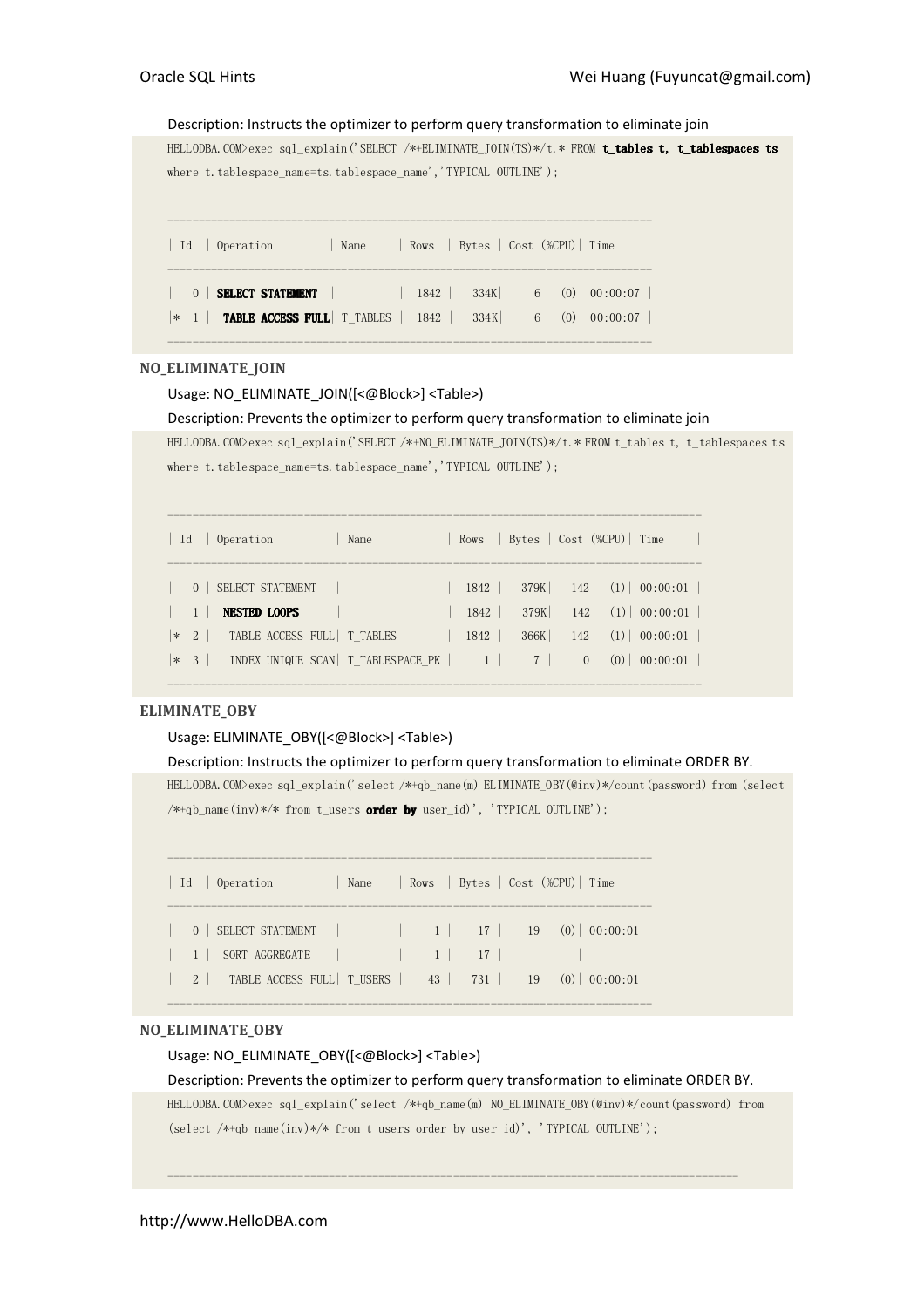Description: Instructs the optimizer to perform query transformation to eliminate join

```
HELLODBA.COM>exec sql_explain('SELECT /*+ELIMINATE_JOIN(TS)*/t.* FROM t_tables t, t_tablespaces ts
where t.tablespace_name=ts.tablespace_name','TYPICAL OUTLINE');

-------------------------------------------------------------------------
| Id  | Operation         | Name     | Rows  | Bytes | Cost (%CPU)| Time     |
-------------------------------------------------------------------------
|   0 | SELECT STATEMENT  |          |  1842 |   334K|     6   (0)| 00:00:07 |
|*  1 |  TABLE ACCESS FULL| T_TABLES |  1842 |   334K|     6   (0)| 00:00:07 |
-------------------------------------------------------------------------
```

### NO_ELIMINATE_JOIN

Usage: NO_ELIMINATE_JOIN([<@Block>] <Table>)

Description: Prevents the optimizer to perform query transformation to eliminate join

```
HELLODBA.COM>exec sql_explain('SELECT /*+NO_ELIMINATE_JOIN(TS)*/t.* FROM t_tables t, t_tablespaces ts
where t.tablespace_name=ts.tablespace_name','TYPICAL OUTLINE');

---------------------------------------------------------------------------------
| Id  | Operation          | Name            | Rows  | Bytes | Cost (%CPU)| Time     |
---------------------------------------------------------------------------------
|   0 | SELECT STATEMENT   |                 |  1842 |   379K|   142   (1)| 00:00:01 |
|   1 |  NESTED LOOPS      |                 |  1842 |   379K|   142   (1)| 00:00:01 |
|*  2 |   TABLE ACCESS FULL| T_TABLES        |  1842 |   366K|   142   (1)| 00:00:01 |
|*  3 |   INDEX UNIQUE SCAN| T_TABLESPACE_PK |     1 |     7 |     0   (0)| 00:00:01 |
---------------------------------------------------------------------------------
```

### ELIMINATE_OBY

Usage: ELIMINATE_OBY([<@Block>] <Table>)

Description: Instructs the optimizer to perform query transformation to eliminate ORDER BY.

```
HELLODBA.COM>exec sql_explain('select /*+qb_name(m) ELIMINATE_OBY(@inv)*/count(password) from (select
/*+qb_name(inv)*/* from t_users order by user_id)', 'TYPICAL OUTLINE');

-------------------------------------------------------------------------
| Id  | Operation          | Name    | Rows  | Bytes | Cost (%CPU)| Time     |
-------------------------------------------------------------------------
|   0 | SELECT STATEMENT   |         |     1 |    17 |    19   (0)| 00:00:01 |
|   1 |  SORT AGGREGATE    |         |     1 |    17 |            |          |
|   2 |   TABLE ACCESS FULL| T_USERS |    43 |   731 |    19   (0)| 00:00:01 |
-------------------------------------------------------------------------
```

### NO_ELIMINATE_OBY

Usage: NO_ELIMINATE_OBY([<@Block>] <Table>)

Description: Prevents the optimizer to perform query transformation to eliminate ORDER BY.

```
HELLODBA.COM>exec sql_explain('select /*+qb_name(m) NO_ELIMINATE_OBY(@inv)*/count(password) from
(select /*+qb_name(inv)*/* from t_users order by user_id)', 'TYPICAL OUTLINE');

-----------------------------------------------------------------------------------------
```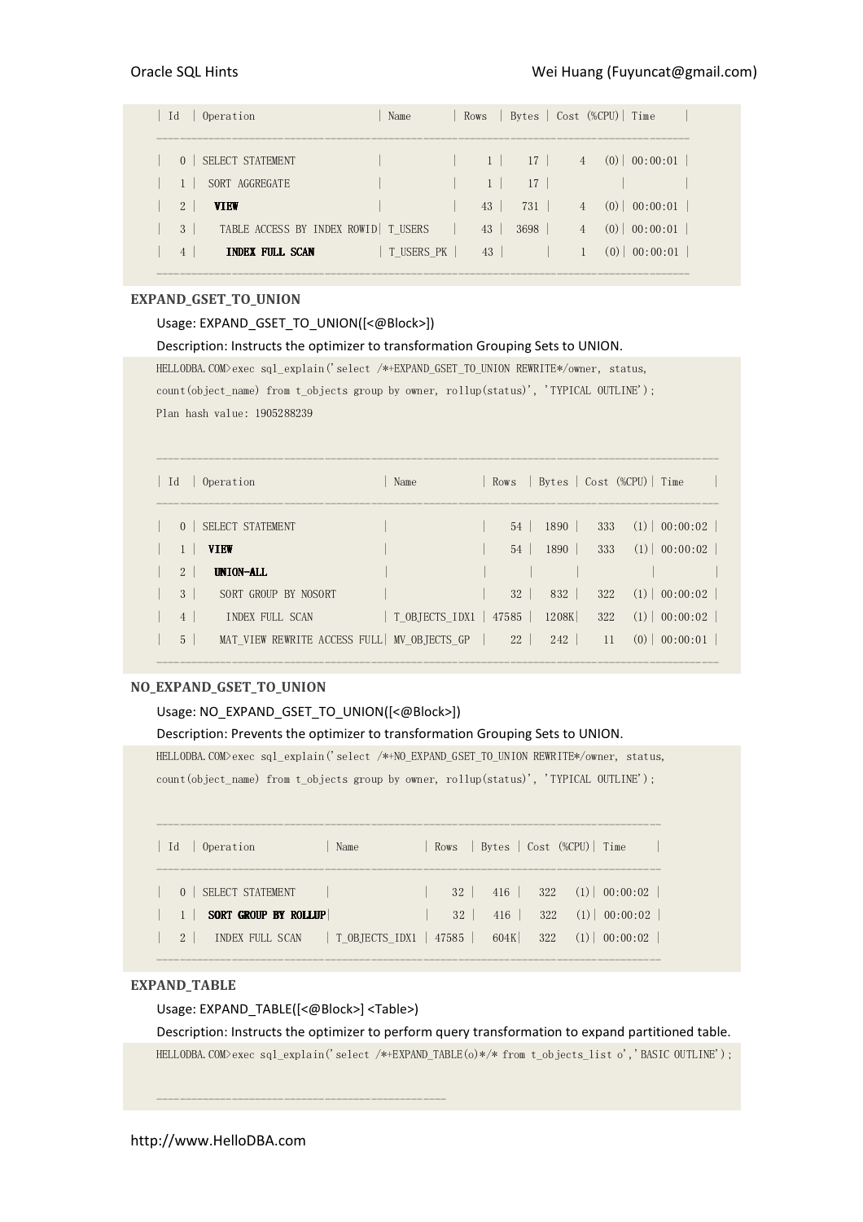```
| Id  | Operation                    | Name       | Rows  | Bytes | Cost (%CPU)| Time     |
--------------------------------------------------------------------------------------
|   0 | SELECT STATEMENT             |            |     1 |    17 |     4   (0)| 00:00:01 |
|   1 |  SORT AGGREGATE              |            |     1 |    17 |            |          |
|   2 |   VIEW                       |            |    43 |   731 |     4   (0)| 00:00:01 |
|   3 |    TABLE ACCESS BY INDEX ROWID| T_USERS   |    43 |  3698 |     4   (0)| 00:00:01 |
|   4 |     INDEX FULL SCAN          | T_USERS_PK |    43 |       |     1   (0)| 00:00:01 |
--------------------------------------------------------------------------------------
```

**EXPAND_GSET_TO_UNION**

Usage: EXPAND_GSET_TO_UNION([<@Block>])

Description: Instructs the optimizer to transformation Grouping Sets to UNION.

```
HELLODBA.COM>exec sql_explain('select /*+EXPAND_GSET_TO_UNION REWRITE*/owner, status,
count(object_name) from t_objects group by owner, rollup(status)', 'TYPICAL OUTLINE');
Plan hash value: 1905288239

-----------------------------------------------------------------------------------------
| Id  | Operation                    | Name          | Rows  | Bytes | Cost (%CPU)| Time     |
-----------------------------------------------------------------------------------------
|   0 | SELECT STATEMENT             |               |    54 |  1890 |   333   (1)| 00:00:02 |
|   1 |  VIEW                        |               |    54 |  1890 |   333   (1)| 00:00:02 |
|   2 |   UNION-ALL                  |               |       |       |            |          |
|   3 |    SORT GROUP BY NOSORT      |               |    32 |   832 |   322   (1)| 00:00:02 |
|   4 |     INDEX FULL SCAN          | T_OBJECTS_IDX1 | 47585 |  1208K|   322   (1)| 00:00:02 |
|   5 |    MAT_VIEW REWRITE ACCESS FULL| MV_OBJECTS_GP |    22 |   242 |    11   (0)| 00:00:01 |
-----------------------------------------------------------------------------------------
```

**NO_EXPAND_GSET_TO_UNION**

Usage: NO_EXPAND_GSET_TO_UNION([<@Block>])

Description: Prevents the optimizer to transformation Grouping Sets to UNION.

```
HELLODBA.COM>exec sql_explain('select /*+NO_EXPAND_GSET_TO_UNION REWRITE*/owner, status,
count(object_name) from t_objects group by owner, rollup(status)', 'TYPICAL OUTLINE');

-----------------------------------------------------------------------------
| Id  | Operation          | Name           | Rows  | Bytes | Cost (%CPU)| Time     |
-----------------------------------------------------------------------------
|   0 | SELECT STATEMENT   |                |    32 |   416 |   322   (1)| 00:00:02 |
|   1 |  SORT GROUP BY ROLLUP|              |    32 |   416 |   322   (1)| 00:00:02 |
|   2 |   INDEX FULL SCAN  | T_OBJECTS_IDX1 | 47585 |   604K|   322   (1)| 00:00:02 |
-----------------------------------------------------------------------------
```

**EXPAND_TABLE**

Usage: EXPAND_TABLE([<@Block>] <Table>)

Description: Instructs the optimizer to perform query transformation to expand partitioned table.

```
HELLODBA.COM>exec sql_explain('select /*+EXPAND_TABLE(o)*/* from t_objects_list o','BASIC OUTLINE');

---------------------------------------------
```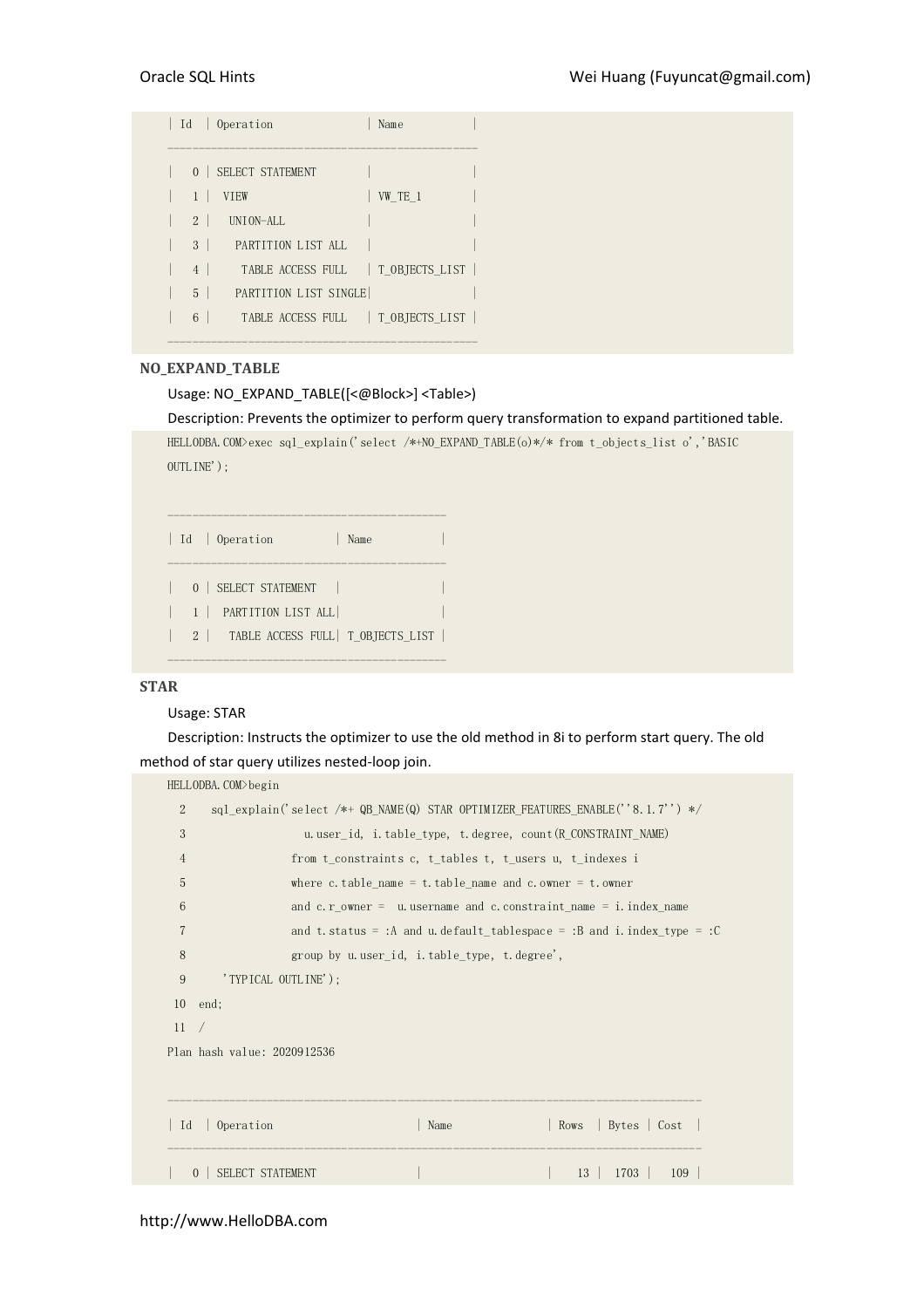```
| Id  | Operation              | Name           |
-------------------------------------------------
|   0 | SELECT STATEMENT       |                |
|   1 |  VIEW                  | VW_TE_1        |
|   2 |   UNION-ALL            |                |
|   3 |    PARTITION LIST ALL  |                |
|   4 |     TABLE ACCESS FULL  | T_OBJECTS_LIST |
|   5 |    PARTITION LIST SINGLE|               |
|   6 |     TABLE ACCESS FULL  | T_OBJECTS_LIST |
-------------------------------------------------
```

**NO_EXPAND_TABLE**

Usage: NO_EXPAND_TABLE([<@Block>] <Table>)

Description: Prevents the optimizer to perform query transformation to expand partitioned table.

```
HELLODBA.COM>exec sql_explain('select /*+NO_EXPAND_TABLE(o)*/* from t_objects_list o','BASIC
OUTLINE');

--------------------------------------------
| Id  | Operation          | Name           |
--------------------------------------------
|   0 | SELECT STATEMENT   |                |
|   1 |  PARTITION LIST ALL|                |
|   2 |   TABLE ACCESS FULL| T_OBJECTS_LIST |
--------------------------------------------
```

**STAR**

Usage: STAR

Description: Instructs the optimizer to use the old method in 8i to perform start query. The old method of star query utilizes nested-loop join.

```
HELLODBA.COM>begin
  2    sql_explain('select /*+ QB_NAME(Q) STAR OPTIMIZER_FEATURES_ENABLE(''8.1.7'') */
  3                  u.user_id, i.table_type, t.degree, count(R_CONSTRAINT_NAME)
  4                from t_constraints c, t_tables t, t_users u, t_indexes i
  5                where c.table_name = t.table_name and c.owner = t.owner
  6                and c.r_owner =  u.username and c.constraint_name = i.index_name
  7                and t.status = :A and u.default_tablespace = :B and i.index_type = :C
  8                group by u.user_id, i.table_type, t.degree',
  9      'TYPICAL OUTLINE');
 10  end;
 11  /
Plan hash value: 2020912536

-----------------------------------------------------------------------------------
| Id  | Operation                      | Name              | Rows  | Bytes | Cost  |
-----------------------------------------------------------------------------------
|   0 | SELECT STATEMENT               |                   |    13 |  1703 |   109 |
```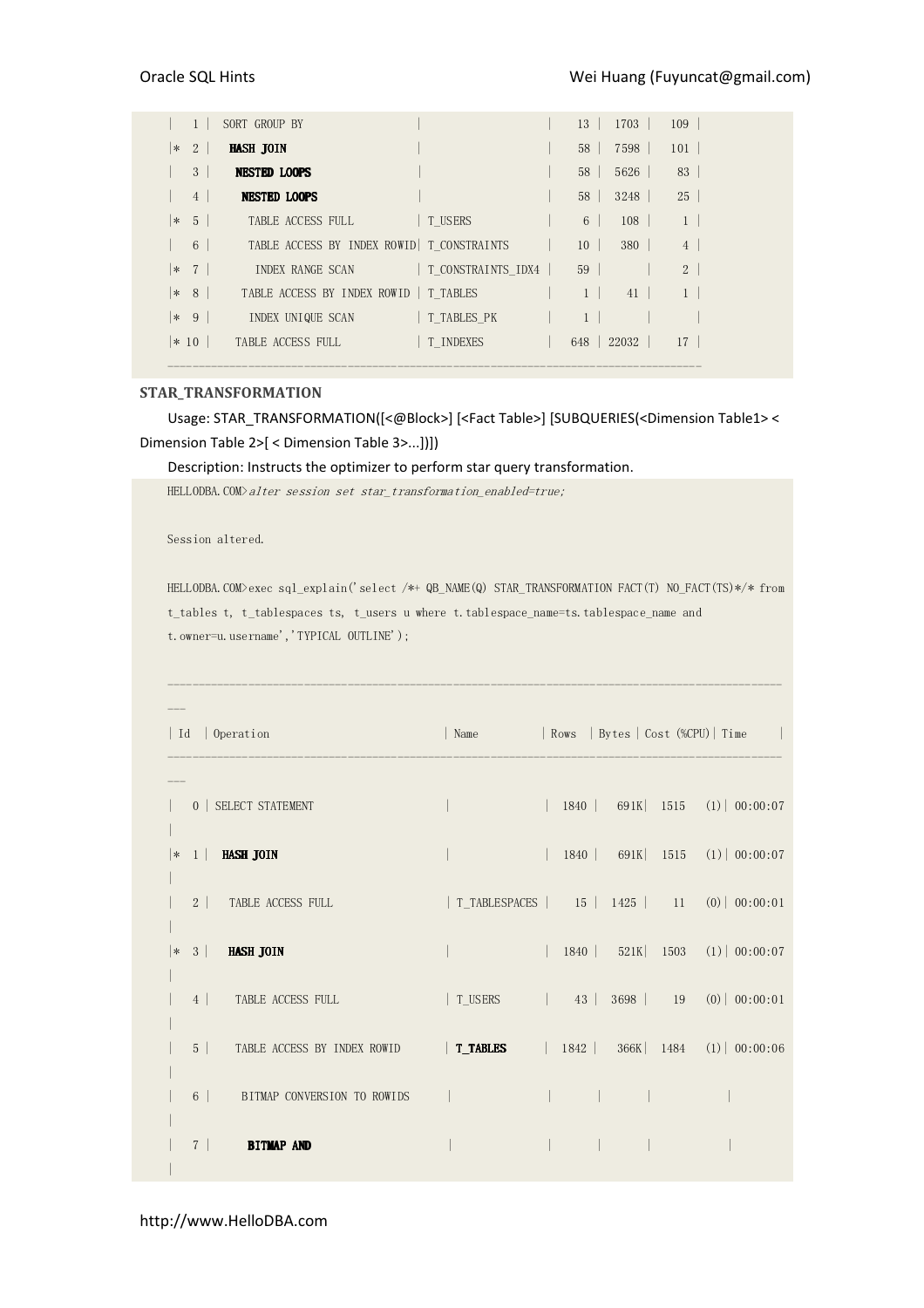```
|   1 |  SORT GROUP BY                 |                   |   13 |  1703 |   109 |
|*  2 |   HASH JOIN                    |                   |   58 |  7598 |   101 |
|   3 |    NESTED LOOPS                |                   |   58 |  5626 |    83 |
|   4 |     NESTED LOOPS               |                   |   58 |  3248 |    25 |
|*  5 |      TABLE ACCESS FULL         | T_USERS           |    6 |   108 |     1 |
|   6 |      TABLE ACCESS BY INDEX ROWID| T_CONSTRAINTS    |   10 |   380 |     4 |
|*  7 |       INDEX RANGE SCAN         | T_CONSTRAINTS_IDX4 |  59 |       |     2 |
|*  8 |     TABLE ACCESS BY INDEX ROWID | T_TABLES         |    1 |    41 |     1 |
|*  9 |      INDEX UNIQUE SCAN         | T_TABLES_PK       |    1 |       |       |
|* 10 |    TABLE ACCESS FULL           | T_INDEXES         |  648 | 22032 |    17 |
-------------------------------------------------------------------------------
```

### STAR_TRANSFORMATION

Usage: STAR_TRANSFORMATION([<@Block>] [<Fact Table>] [SUBQUERIES(<Dimension Table1> < Dimension Table 2>[ < Dimension Table 3>...])])

Description: Instructs the optimizer to perform star query transformation.

```
HELLODBA.COM>alter session set star_transformation_enabled=true;

Session altered.

HELLODBA.COM>exec sql_explain('select /*+ QB_NAME(Q) STAR_TRANSFORMATION FACT(T) NO_FACT(TS)*/* from
t_tables t, t_tablespaces ts, t_users u where t.tablespace_name=ts.tablespace_name and
t.owner=u.username','TYPICAL OUTLINE');

--------------------------------------------------------------------------------------------
---
| Id  | Operation                        | Name          | Rows  | Bytes | Cost (%CPU)| Time     |
--------------------------------------------------------------------------------------------
---
|   0 | SELECT STATEMENT                 |               |  1840 |   691K|  1515   (1)| 00:00:07
|
|*  1 |  HASH JOIN                       |               |  1840 |   691K|  1515   (1)| 00:00:07
|
|   2 |   TABLE ACCESS FULL              | T_TABLESPACES |    15 |  1425 |    11   (0)| 00:00:01
|
|*  3 |   HASH JOIN                      |               |  1840 |   521K|  1503   (1)| 00:00:07
|
|   4 |    TABLE ACCESS FULL             | T_USERS       |    43 |  3698 |    19   (0)| 00:00:01
|
|   5 |    TABLE ACCESS BY INDEX ROWID   | T_TABLES      |  1842 |   366K|  1484   (1)| 00:00:06
|
|   6 |     BITMAP CONVERSION TO ROWIDS  |               |       |       |            |
|
|   7 |      BITMAP AND                  |               |       |       |            |
|
```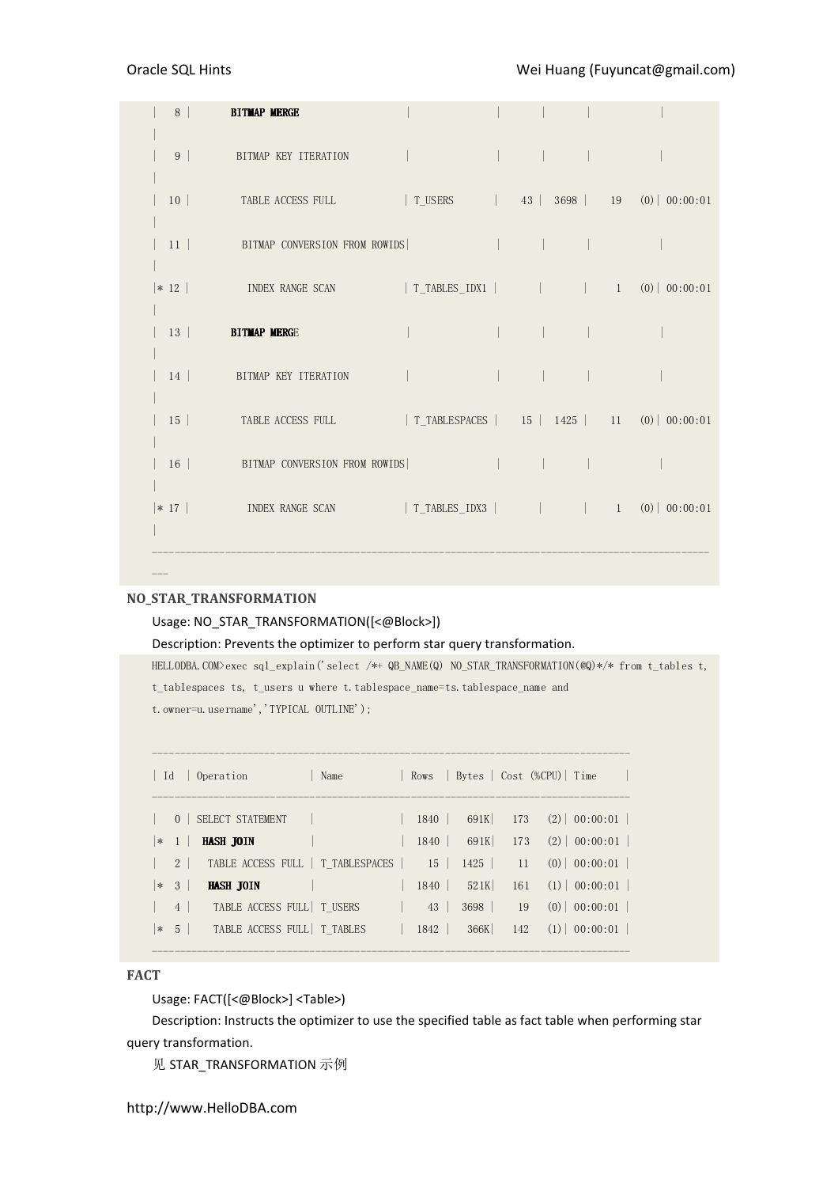```
|   8 |      BITMAP MERGE                 |               |       |       |            |
|
|   9 |       BITMAP KEY ITERATION        |               |       |       |            |
|
|  10 |        TABLE ACCESS FULL          | T_USERS       |    43 |  3698 |    19   (0)| 00:00:01
|
|  11 |        BITMAP CONVERSION FROM ROWIDS|             |       |       |            |
|
|* 12 |         INDEX RANGE SCAN          | T_TABLES_IDX1 |       |       |     1   (0)| 00:00:01
|
|  13 |      BITMAP MERGE                 |               |       |       |            |
|
|  14 |       BITMAP KEY ITERATION        |               |       |       |            |
|
|  15 |        TABLE ACCESS FULL          | T_TABLESPACES |    15 |  1425 |    11   (0)| 00:00:01
|
|  16 |        BITMAP CONVERSION FROM ROWIDS|             |       |       |            |
|
|* 17 |         INDEX RANGE SCAN          | T_TABLES_IDX3 |       |       |     1   (0)| 00:00:01
|
---------------------------------------------------------------------------------------------
---
```

**NO_STAR_TRANSFORMATION**

Usage: NO_STAR_TRANSFORMATION([<@Block>])

Description: Prevents the optimizer to perform star query transformation.

```
HELLODBA.COM>exec sql_explain('select /*+ QB_NAME(Q) NO_STAR_TRANSFORMATION(@Q)*/* from t_tables t,
t_tablespaces ts, t_users u where t.tablespace_name=ts.tablespace_name and
t.owner=u.username','TYPICAL OUTLINE');

-------------------------------------------------------------------------------
| Id  | Operation           | Name          | Rows  | Bytes | Cost (%CPU)| Time     |
-------------------------------------------------------------------------------
|   0 | SELECT STATEMENT    |               |  1840 |   691K|   173   (2)| 00:00:01 |
|*  1 |  HASH JOIN          |               |  1840 |   691K|   173   (2)| 00:00:01 |
|   2 |   TABLE ACCESS FULL | T_TABLESPACES |    15 |  1425 |    11   (0)| 00:00:01 |
|*  3 |   HASH JOIN         |               |  1840 |   521K|   161   (1)| 00:00:01 |
|   4 |    TABLE ACCESS FULL| T_USERS       |    43 |  3698 |    19   (0)| 00:00:01 |
|*  5 |    TABLE ACCESS FULL| T_TABLES      |  1842 |   366K|   142   (1)| 00:00:01 |
-------------------------------------------------------------------------------
```

**FACT**

Usage: FACT([<@Block>] <Table>)

Description: Instructs the optimizer to use the specified table as fact table when performing star query transformation.

见 STAR_TRANSFORMATION 示例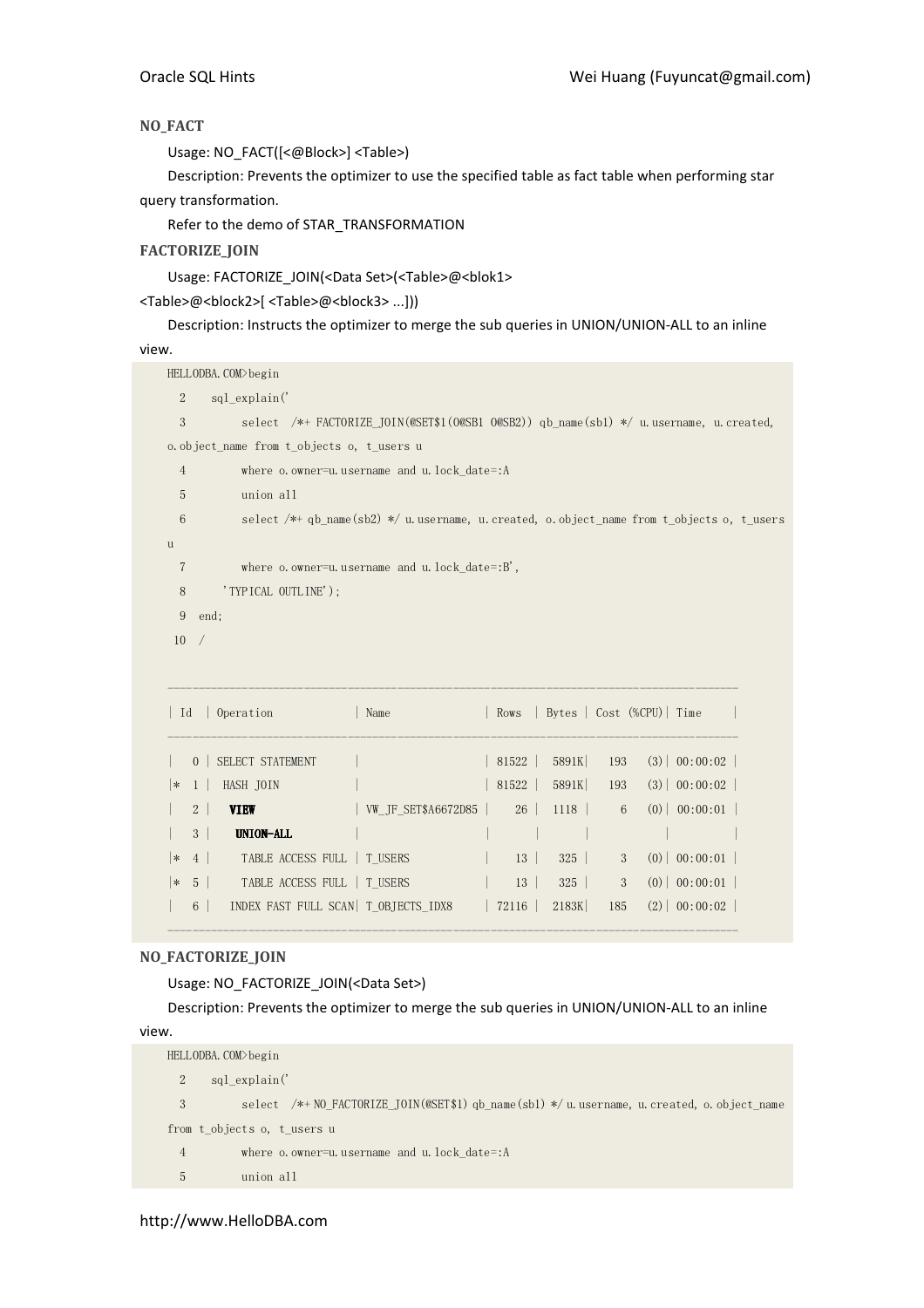**NO_FACT**

Usage: NO_FACT([<@Block>] <Table>)

Description: Prevents the optimizer to use the specified table as fact table when performing star query transformation.

Refer to the demo of STAR_TRANSFORMATION

**FACTORIZE_JOIN**

Usage: FACTORIZE_JOIN(<Data Set>(<Table>@<blok1> <Table>@<block2>[ <Table>@<block3> ...]))

Description: Instructs the optimizer to merge the sub queries in UNION/UNION-ALL to an inline view.

```
HELLODBA.COM>begin
  2    sql_explain('
  3         select  /*+ FACTORIZE_JOIN(@SET$1(O@SB1 O@SB2)) qb_name(sb1) */ u.username, u.created, o.object_name from t_objects o, t_users u
  4         where o.owner=u.username and u.lock_date=:A
  5         union all
  6         select /*+ qb_name(sb2) */ u.username, u.created, o.object_name from t_objects o, t_users u
  7         where o.owner=u.username and u.lock_date=:B',
  8      'TYPICAL OUTLINE');
  9  end;
 10  /

-----------------------------------------------------------------------------------------
| Id  | Operation             | Name               | Rows  | Bytes | Cost (%CPU)| Time     |
-----------------------------------------------------------------------------------------
|   0 | SELECT STATEMENT      |                    | 81522 |  5891K|   193   (3)| 00:00:02 |
|*  1 |  HASH JOIN            |                    | 81522 |  5891K|   193   (3)| 00:00:02 |
|   2 |   VIEW                | VW_JF_SET$A6672D85 |    26 |  1118 |     6   (0)| 00:00:01 |
|   3 |    UNION-ALL          |                    |       |       |            |          |
|*  4 |     TABLE ACCESS FULL | T_USERS            |    13 |   325 |     3   (0)| 00:00:01 |
|*  5 |     TABLE ACCESS FULL | T_USERS            |    13 |   325 |     3   (0)| 00:00:01 |
|   6 |   INDEX FAST FULL SCAN| T_OBJECTS_IDX8     | 72116 |  2183K|   185   (2)| 00:00:02 |
-----------------------------------------------------------------------------------------
```

**NO_FACTORIZE_JOIN**

Usage: NO_FACTORIZE_JOIN(<Data Set>)

Description: Prevents the optimizer to merge the sub queries in UNION/UNION-ALL to an inline view.

```
HELLODBA.COM>begin
  2    sql_explain('
  3         select  /*+ NO_FACTORIZE_JOIN(@SET$1) qb_name(sb1) */ u.username, u.created, o.object_name from t_objects o, t_users u
  4         where o.owner=u.username and u.lock_date=:A
  5         union all
```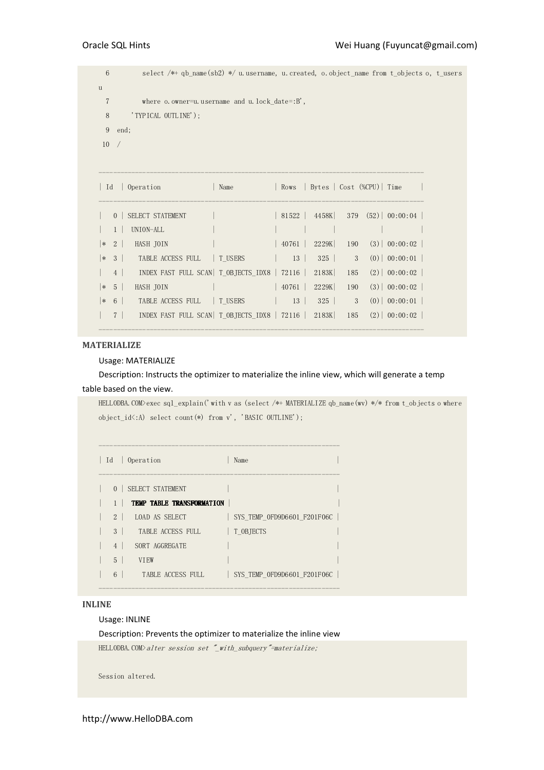```
  6          select /*+ qb_name(sb2) */ u.username, u.created, o.object_name from t_objects o, t_users
u
  7          where o.owner=u.username and u.lock_date=:B',
  8       'TYPICAL OUTLINE');
  9   end;
 10   /

-----------------------------------------------------------------------------------------
| Id  | Operation              | Name           | Rows  | Bytes | Cost (%CPU)| Time     |
-----------------------------------------------------------------------------------------
|   0 | SELECT STATEMENT       |                | 81522 |  4458K|   379  (52)| 00:00:04 |
|   1 |  UNION-ALL             |                |       |       |            |          |
|*  2 |   HASH JOIN            |                | 40761 |  2229K|   190   (3)| 00:00:02 |
|*  3 |    TABLE ACCESS FULL   | T_USERS        |    13 |   325 |     3   (0)| 00:00:01 |
|   4 |    INDEX FAST FULL SCAN| T_OBJECTS_IDX8 | 72116 |  2183K|   185   (2)| 00:00:02 |
|*  5 |   HASH JOIN            |                | 40761 |  2229K|   190   (3)| 00:00:02 |
|*  6 |    TABLE ACCESS FULL   | T_USERS        |    13 |   325 |     3   (0)| 00:00:01 |
|   7 |    INDEX FAST FULL SCAN| T_OBJECTS_IDX8 | 72116 |  2183K|   185   (2)| 00:00:02 |
-----------------------------------------------------------------------------------------
```

### MATERIALIZE

Usage: MATERIALIZE

Description: Instructs the optimizer to materialize the inline view, which will generate a temp table based on the view.

```
HELLODBA.COM>exec sql_explain('with v as (select /*+ MATERIALIZE qb_name(wv) */* from t_objects o where
object_id<:A) select count(*) from v', 'BASIC OUTLINE');

--------------------------------------------------------------
| Id  | Operation                  | Name                      |
--------------------------------------------------------------
|   0 | SELECT STATEMENT           |                           |
|   1 |  TEMP TABLE TRANSFORMATION |                           |
|   2 |   LOAD AS SELECT           | SYS_TEMP_0FD9D6601_F201F06C |
|   3 |    TABLE ACCESS FULL       | T_OBJECTS                 |
|   4 |   SORT AGGREGATE           |                           |
|   5 |    VIEW                    |                           |
|   6 |     TABLE ACCESS FULL      | SYS_TEMP_0FD9D6601_F201F06C |
--------------------------------------------------------------
```

### INLINE

Usage: INLINE

Description: Prevents the optimizer to materialize the inline view

```
HELLODBA.COM>alter session set "_with_subquery"=materialize;

Session altered.
```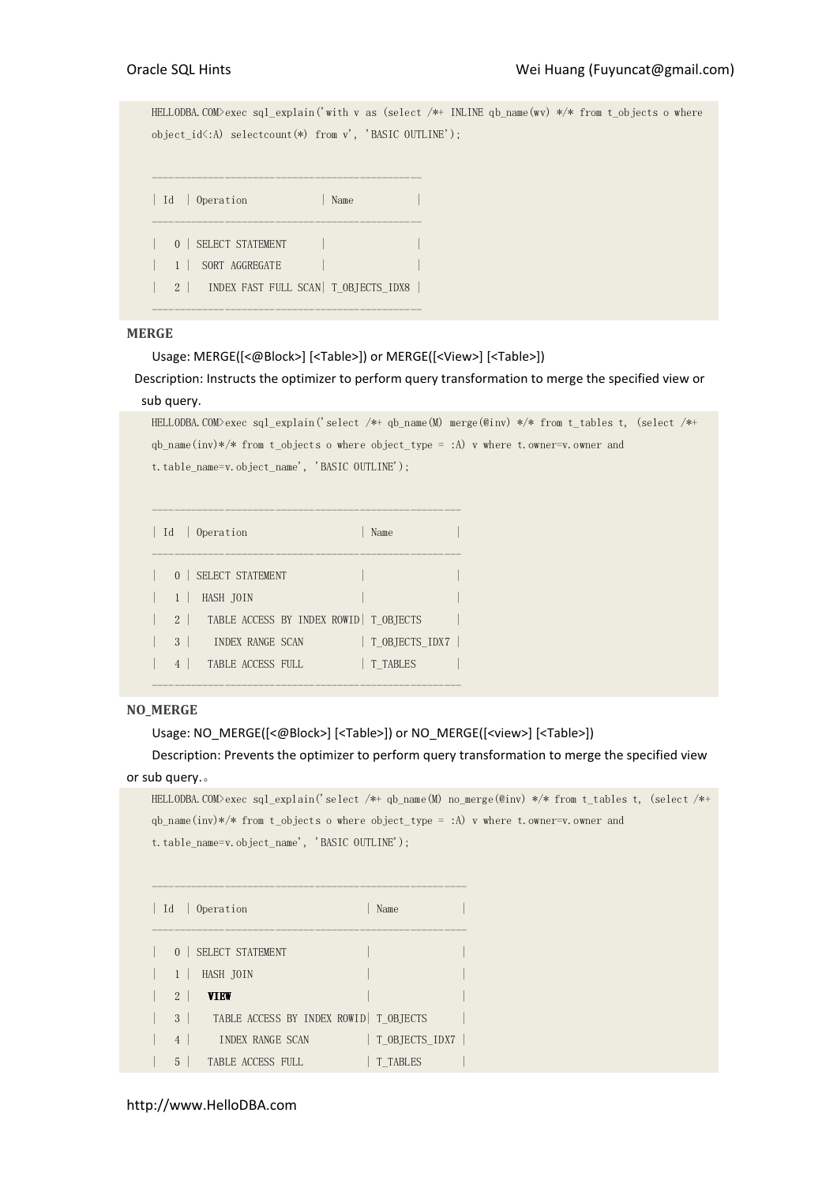```
HELLODBA.COM>exec sql_explain('with v as (select /*+ INLINE qb_name(wv) */* from t_objects o where object_id<:A) selectcount(*) from v', 'BASIC OUTLINE');

--------------------------------------------
| Id  | Operation             | Name          |
--------------------------------------------
|   0 | SELECT STATEMENT      |               |
|   1 |  SORT AGGREGATE       |               |
|   2 |   INDEX FAST FULL SCAN| T_OBJECTS_IDX8 |
--------------------------------------------
```

**MERGE**

Usage: MERGE([<@Block>] [<Table>]) or MERGE([<View>] [<Table>])

Description: Instructs the optimizer to perform query transformation to merge the specified view or sub query.

```
HELLODBA.COM>exec sql_explain('select /*+ qb_name(M) merge(@inv) */* from t_tables t, (select /*+ qb_name(inv)*/* from t_objects o where object_type = :A) v where t.owner=v.owner and t.table_name=v.object_name', 'BASIC OUTLINE');

-----------------------------------------------------
| Id  | Operation                    | Name          |
-----------------------------------------------------
|   0 | SELECT STATEMENT             |               |
|   1 |  HASH JOIN                   |               |
|   2 |   TABLE ACCESS BY INDEX ROWID| T_OBJECTS     |
|   3 |    INDEX RANGE SCAN          | T_OBJECTS_IDX7 |
|   4 |   TABLE ACCESS FULL          | T_TABLES      |
-----------------------------------------------------
```

**NO_MERGE**

Usage: NO_MERGE([<@Block>] [<Table>]) or NO_MERGE([<view>] [<Table>])

Description: Prevents the optimizer to perform query transformation to merge the specified view or sub query.。

```
HELLODBA.COM>exec sql_explain('select /*+ qb_name(M) no_merge(@inv) */* from t_tables t, (select /*+ qb_name(inv)*/* from t_objects o where object_type = :A) v where t.owner=v.owner and t.table_name=v.object_name', 'BASIC OUTLINE');

------------------------------------------------------
| Id  | Operation                     | Name          |
------------------------------------------------------
|   0 | SELECT STATEMENT              |               |
|   1 |  HASH JOIN                    |               |
|   2 |   VIEW                        |               |
|   3 |    TABLE ACCESS BY INDEX ROWID| T_OBJECTS     |
|   4 |     INDEX RANGE SCAN          | T_OBJECTS_IDX7 |
|   5 |   TABLE ACCESS FULL           | T_TABLES      |
```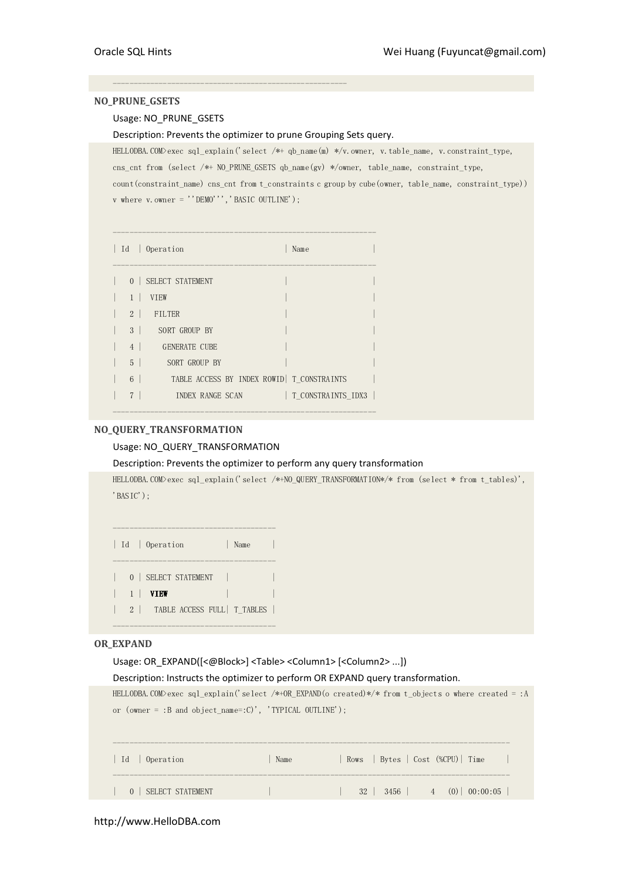```
---------------------------------------------------
```

### NO_PRUNE_GSETS

Usage: NO_PRUNE_GSETS

Description: Prevents the optimizer to prune Grouping Sets query.

```
HELLODBA.COM>exec sql_explain('select /*+ qb_name(m) */v.owner, v.table_name, v.constraint_type,
cns_cnt from (select /*+ NO_PRUNE_GSETS qb_name(gv) */owner, table_name, constraint_type,
count(constraint_name) cns_cnt from t_constraints c group by cube(owner, table_name, constraint_type))
v where v.owner = ''DEMO''','BASIC OUTLINE');

-----------------------------------------------------------
| Id  | Operation                      | Name              |
-----------------------------------------------------------
|   0 | SELECT STATEMENT               |                   |
|   1 |  VIEW                          |                   |
|   2 |   FILTER                       |                   |
|   3 |    SORT GROUP BY               |                   |
|   4 |     GENERATE CUBE              |                   |
|   5 |      SORT GROUP BY             |                   |
|   6 |       TABLE ACCESS BY INDEX ROWID| T_CONSTRAINTS     |
|   7 |        INDEX RANGE SCAN        | T_CONSTRAINTS_IDX3 |
-----------------------------------------------------------
```

### NO_QUERY_TRANSFORMATION

Usage: NO_QUERY_TRANSFORMATION

Description: Prevents the optimizer to perform any query transformation

```
HELLODBA.COM>exec sql_explain('select /*+NO_QUERY_TRANSFORMATION*/* from (select * from t_tables)',
'BASIC');

-------------------------------------
| Id  | Operation         | Name     |
-------------------------------------
|   0 | SELECT STATEMENT  |          |
|   1 |  VIEW             |          |
|   2 |   TABLE ACCESS FULL| T_TABLES |
-------------------------------------
```

### OR_EXPAND

Usage: OR_EXPAND([<@Block>] <Table> <Column1> [<Column2> ...])

Description: Instructs the optimizer to perform OR EXPAND query transformation.

```
HELLODBA.COM>exec sql_explain('select /*+OR_EXPAND(o created)*/* from t_objects o where created = :A
or (owner = :B and object_name=:C)', 'TYPICAL OUTLINE');

-----------------------------------------------------------------------------------------
| Id  | Operation                    | Name          | Rows  | Bytes | Cost (%CPU)| Time     |
-----------------------------------------------------------------------------------------
|   0 | SELECT STATEMENT             |               |    32 |  3456 |     4   (0)| 00:00:05 |
```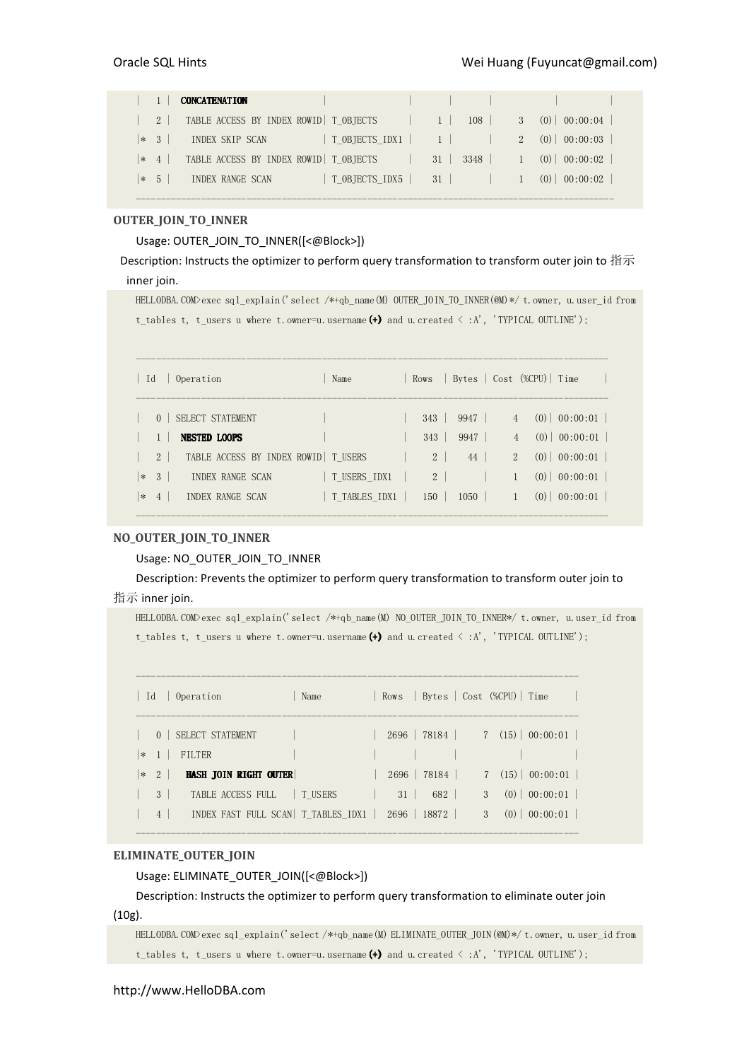```
|   1 |  CONCATENATION               |                |       |       |            |          |
|   2 |   TABLE ACCESS BY INDEX ROWID| T_OBJECTS      |     1 |   108 |     3   (0)| 00:00:04 |
|*  3 |    INDEX SKIP SCAN           | T_OBJECTS_IDX1 |     1 |       |     2   (0)| 00:00:03 |
|*  4 |   TABLE ACCESS BY INDEX ROWID| T_OBJECTS      |    31 |  3348 |     1   (0)| 00:00:02 |
|*  5 |    INDEX RANGE SCAN          | T_OBJECTS_IDX5 |    31 |       |     1   (0)| 00:00:02 |
---------------------------------------------------------------------------------------------
```

**OUTER_JOIN_TO_INNER**

Usage: OUTER_JOIN_TO_INNER([<@Block>])

Description: Instructs the optimizer to perform query transformation to transform outer join to 指示 inner join.

```
HELLODBA.COM>exec sql_explain('select /*+qb_name(M) OUTER_JOIN_TO_INNER(@M)*/ t.owner, u.user_id from t_tables t, t_users u where t.owner=u.username(+) and u.created < :A', 'TYPICAL OUTLINE');

---------------------------------------------------------------------------------------
| Id  | Operation                    | Name         | Rows  | Bytes | Cost (%CPU)| Time     |
---------------------------------------------------------------------------------------
|   0 | SELECT STATEMENT             |              |   343 |  9947 |     4   (0)| 00:00:01 |
|   1 |  NESTED LOOPS                |              |   343 |  9947 |     4   (0)| 00:00:01 |
|   2 |   TABLE ACCESS BY INDEX ROWID| T_USERS      |     2 |    44 |     2   (0)| 00:00:01 |
|*  3 |    INDEX RANGE SCAN          | T_USERS_IDX1 |     2 |       |     1   (0)| 00:00:01 |
|*  4 |   INDEX RANGE SCAN           | T_TABLES_IDX1|   150 |  1050 |     1   (0)| 00:00:01 |
---------------------------------------------------------------------------------------
```

**NO_OUTER_JOIN_TO_INNER**

Usage: NO_OUTER_JOIN_TO_INNER

Description: Prevents the optimizer to perform query transformation to transform outer join to 指示 inner join.

```
HELLODBA.COM>exec sql_explain('select /*+qb_name(M) NO_OUTER_JOIN_TO_INNER*/ t.owner, u.user_id from t_tables t, t_users u where t.owner=u.username(+) and u.created < :A', 'TYPICAL OUTLINE');

---------------------------------------------------------------------------------
| Id  | Operation             | Name          | Rows  | Bytes | Cost (%CPU)| Time     |
---------------------------------------------------------------------------------
|   0 | SELECT STATEMENT      |               |  2696 | 78184 |     7  (15)| 00:00:01 |
|*  1 |  FILTER               |               |       |       |            |          |
|*  2 |   HASH JOIN RIGHT OUTER|              |  2696 | 78184 |     7  (15)| 00:00:01 |
|   3 |    TABLE ACCESS FULL  | T_USERS       |    31 |   682 |     3   (0)| 00:00:01 |
|   4 |    INDEX FAST FULL SCAN| T_TABLES_IDX1 |  2696 | 18872 |     3   (0)| 00:00:01 |
---------------------------------------------------------------------------------
```

**ELIMINATE_OUTER_JOIN**

Usage: ELIMINATE_OUTER_JOIN([<@Block>])

Description: Instructs the optimizer to perform query transformation to eliminate outer join (10g).

```
HELLODBA.COM>exec sql_explain('select /*+qb_name(M) ELIMINATE_OUTER_JOIN(@M)*/ t.owner, u.user_id from t_tables t, t_users u where t.owner=u.username(+) and u.created < :A', 'TYPICAL OUTLINE');
```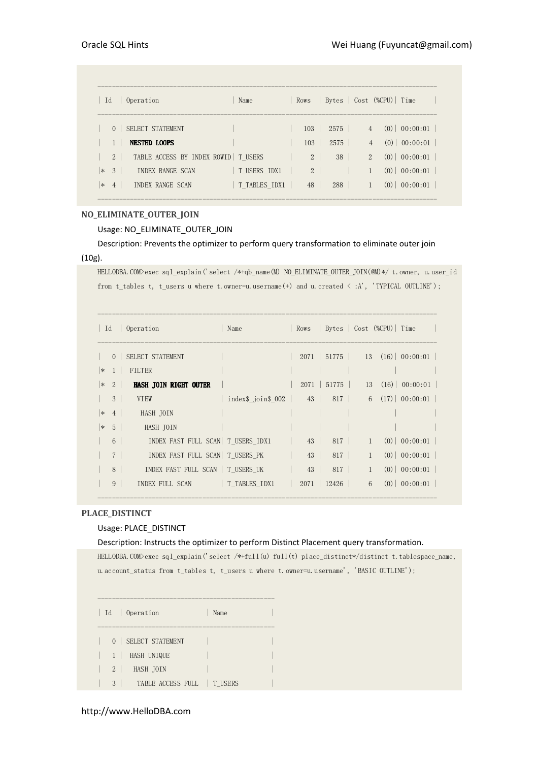```
-----------------------------------------------------------------------------------
| Id  | Operation                    | Name          | Rows  | Bytes | Cost (%CPU)| Time     |
-----------------------------------------------------------------------------------
|   0 | SELECT STATEMENT             |               |   103 |  2575 |     4   (0)| 00:00:01 |
|   1 |  NESTED LOOPS                |               |   103 |  2575 |     4   (0)| 00:00:01 |
|   2 |   TABLE ACCESS BY INDEX ROWID| T_USERS       |     2 |    38 |     2   (0)| 00:00:01 |
|*  3 |    INDEX RANGE SCAN          | T_USERS_IDX1  |     2 |       |     1   (0)| 00:00:01 |
|*  4 |   INDEX RANGE SCAN           | T_TABLES_IDX1 |    48 |   288 |     1   (0)| 00:00:01 |
-----------------------------------------------------------------------------------
```

**NO_ELIMINATE_OUTER_JOIN**

Usage: NO_ELIMINATE_OUTER_JOIN

Description: Prevents the optimizer to perform query transformation to eliminate outer join (10g).

```
HELLODBA.COM>exec sql_explain('select /*+qb_name(M) NO_ELIMINATE_OUTER_JOIN(@M)*/ t.owner, u.user_id
from t_tables t, t_users u where t.owner=u.username(+) and u.created < :A', 'TYPICAL OUTLINE');

-----------------------------------------------------------------------------------
| Id  | Operation                   | Name              | Rows  | Bytes | Cost (%CPU)| Time     |
-----------------------------------------------------------------------------------
|   0 | SELECT STATEMENT            |                   |  2071 | 51775 |    13  (16)| 00:00:01 |
|*  1 |  FILTER                     |                   |       |       |            |          |
|*  2 |   HASH JOIN RIGHT OUTER     |                   |  2071 | 51775 |    13  (16)| 00:00:01 |
|   3 |    VIEW                     | index$_join$_002  |    43 |   817 |     6  (17)| 00:00:01 |
|*  4 |     HASH JOIN               |                   |       |       |            |          |
|*  5 |      HASH JOIN              |                   |       |       |            |          |
|   6 |       INDEX FAST FULL SCAN| T_USERS_IDX1        |    43 |   817 |     1   (0)| 00:00:01 |
|   7 |       INDEX FAST FULL SCAN| T_USERS_PK          |    43 |   817 |     1   (0)| 00:00:01 |
|   8 |      INDEX FAST FULL SCAN  | T_USERS_UK         |    43 |   817 |     1   (0)| 00:00:01 |
|   9 |    INDEX FULL SCAN          | T_TABLES_IDX1     |  2071 | 12426 |     6   (0)| 00:00:01 |
-----------------------------------------------------------------------------------
```

**PLACE_DISTINCT**

Usage: PLACE_DISTINCT

Description: Instructs the optimizer to perform Distinct Placement query transformation.

```
HELLODBA.COM>exec sql_explain('select /*+full(u) full(t) place_distinct*/distinct t.tablespace_name,
u.account_status from t_tables t, t_users u where t.owner=u.username', 'BASIC OUTLINE');

---------------------------------------------
| Id  | Operation              | Name         |
---------------------------------------------
|   0 | SELECT STATEMENT       |              |
|   1 |  HASH UNIQUE           |              |
|   2 |   HASH JOIN            |              |
|   3 |    TABLE ACCESS FULL   | T_USERS      |
```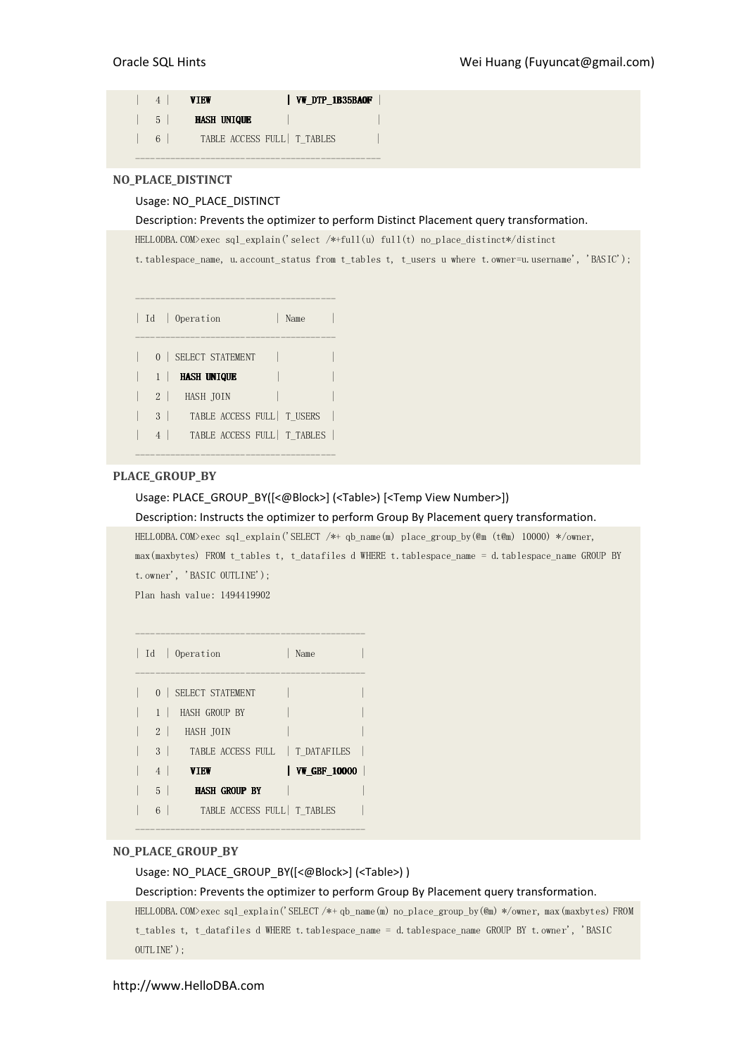```
|   4 |     VIEW               | VW_DTP_1B35BA0F |
|   5 |      HASH UNIQUE       |                 |
|   6 |       TABLE ACCESS FULL| T_TABLES        |
---------------------------------------------
```

**NO_PLACE_DISTINCT**

Usage: NO_PLACE_DISTINCT

Description: Prevents the optimizer to perform Distinct Placement query transformation.

```
HELLODBA.COM>exec sql_explain('select /*+full(u) full(t) no_place_distinct*/distinct
t.tablespace_name, u.account_status from t_tables t, t_users u where t.owner=u.username', 'BASIC');

-------------------------------------
| Id  | Operation           | Name     |
-------------------------------------
|   0 | SELECT STATEMENT    |          |
|   1 |  HASH UNIQUE        |          |
|   2 |   HASH JOIN         |          |
|   3 |    TABLE ACCESS FULL| T_USERS  |
|   4 |    TABLE ACCESS FULL| T_TABLES |
-------------------------------------
```

**PLACE_GROUP_BY**

Usage: PLACE_GROUP_BY([<@Block>] (<Table>) [<Temp View Number>])

Description: Instructs the optimizer to perform Group By Placement query transformation.

```
HELLODBA.COM>exec sql_explain('SELECT /*+ qb_name(m) place_group_by(@m (t@m) 10000) */owner,
max(maxbytes) FROM t_tables t, t_datafiles d WHERE t.tablespace_name = d.tablespace_name GROUP BY
t.owner', 'BASIC OUTLINE');
Plan hash value: 1494419902

------------------------------------------
| Id  | Operation             | Name         |
------------------------------------------
|   0 | SELECT STATEMENT      |              |
|   1 |  HASH GROUP BY        |              |
|   2 |   HASH JOIN           |              |
|   3 |    TABLE ACCESS FULL  | T_DATAFILES  |
|   4 |    VIEW               | VW_GBF_10000 |
|   5 |     HASH GROUP BY     |              |
|   6 |      TABLE ACCESS FULL| T_TABLES     |
------------------------------------------
```

**NO_PLACE_GROUP_BY**

Usage: NO_PLACE_GROUP_BY([<@Block>] (<Table>) )

Description: Prevents the optimizer to perform Group By Placement query transformation.

```
HELLODBA.COM>exec sql_explain('SELECT /*+ qb_name(m) no_place_group_by(@m) */owner, max(maxbytes) FROM
t_tables t, t_datafiles d WHERE t.tablespace_name = d.tablespace_name GROUP BY t.owner', 'BASIC
OUTLINE');
```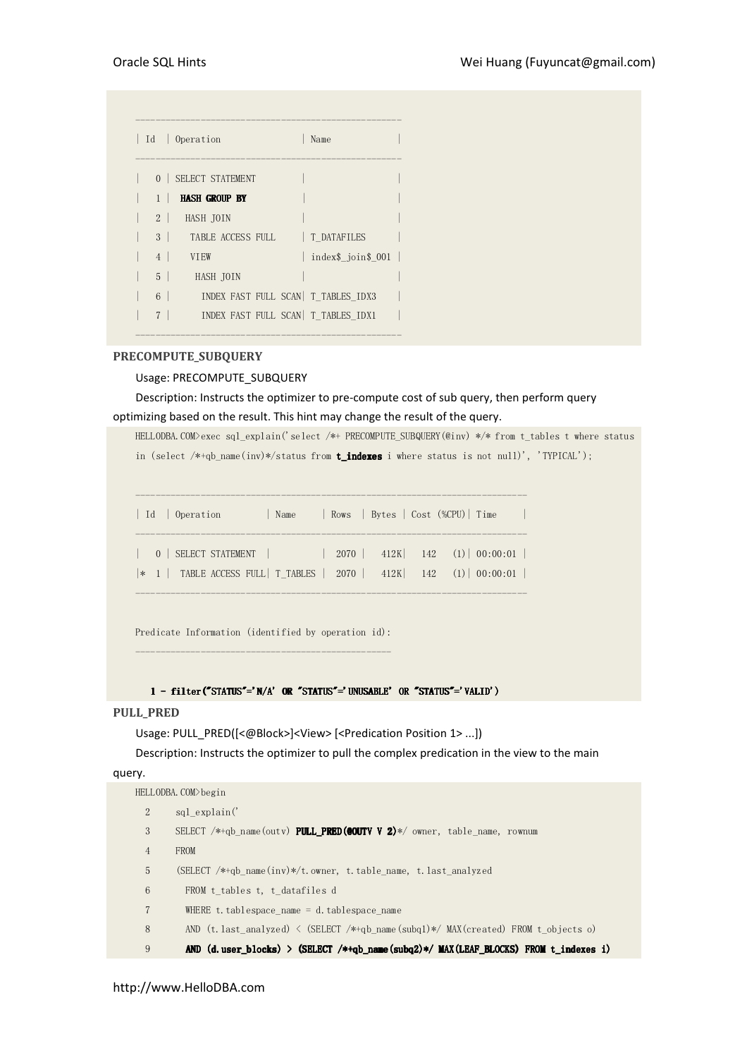```
--------------------------------------------------
| Id  | Operation                | Name            |
--------------------------------------------------
|   0 | SELECT STATEMENT         |                 |
|   1 |  HASH GROUP BY           |                 |
|   2 |   HASH JOIN              |                 |
|   3 |    TABLE ACCESS FULL     | T_DATAFILES     |
|   4 |    VIEW                  | index$_join$_001 |
|   5 |     HASH JOIN            |                 |
|   6 |      INDEX FAST FULL SCAN| T_TABLES_IDX3   |
|   7 |      INDEX FAST FULL SCAN| T_TABLES_IDX1   |
--------------------------------------------------
```

**PRECOMPUTE_SUBQUERY**

Usage: PRECOMPUTE_SUBQUERY

Description: Instructs the optimizer to pre-compute cost of sub query, then perform query optimizing based on the result. This hint may change the result of the query.

```
HELLODBA.COM>exec sql_explain('select /*+ PRECOMPUTE_SUBQUERY(@inv) */* from t_tables t where status
in (select /*+qb_name(inv)*/status from t_indexes i where status is not null)', 'TYPICAL');

--------------------------------------------------------------------------
| Id  | Operation         | Name     | Rows  | Bytes | Cost (%CPU)| Time     |
--------------------------------------------------------------------------
|   0 | SELECT STATEMENT  |          |  2070 |   412K|   142   (1)| 00:00:01 |
|*  1 |  TABLE ACCESS FULL| T_TABLES |  2070 |   412K|   142   (1)| 00:00:01 |
--------------------------------------------------------------------------

Predicate Information (identified by operation id):
---------------------------------------------------

   1 - filter("STATUS"='N/A' OR "STATUS"='UNUSABLE' OR "STATUS"='VALID')
```

**PULL_PRED**

Usage: PULL_PRED([<@Block>]<View> [<Predication Position 1> ...])

Description: Instructs the optimizer to pull the complex predication in the view to the main query.

```
HELLODBA.COM>begin
  2     sql_explain('
  3     SELECT /*+qb_name(outv) PULL_PRED(@OUTV V 2)*/ owner, table_name, rownum
  4     FROM
  5     (SELECT /*+qb_name(inv)*/t.owner, t.table_name, t.last_analyzed
  6       FROM t_tables t, t_datafiles d
  7       WHERE t.tablespace_name = d.tablespace_name
  8       AND (t.last_analyzed) < (SELECT /*+qb_name(subq1)*/ MAX(created) FROM t_objects o)
  9       AND (d.user_blocks) > (SELECT /*+qb_name(subq2)*/ MAX(LEAF_BLOCKS) FROM t_indexes i)
```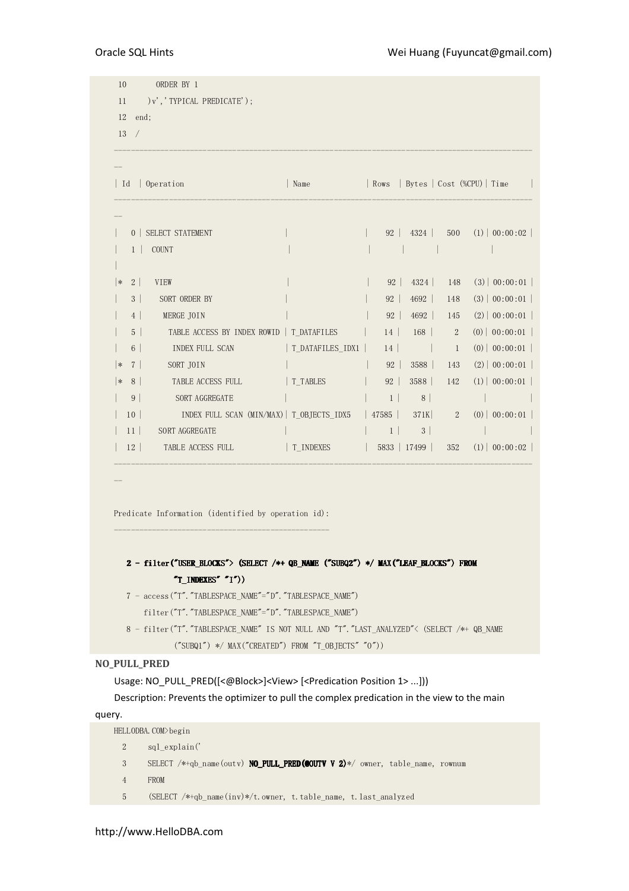```
 10       ORDER BY 1
 11     )v','TYPICAL PREDICATE');
 12  end;
 13  /
--------------------------------------------------------------------------------------------------
--
| Id  | Operation                        | Name             | Rows  | Bytes | Cost (%CPU)| Time     |
--------------------------------------------------------------------------------------------------
--
|   0 | SELECT STATEMENT                 |                  |    92 |  4324 |   500   (1)| 00:00:02 |
|   1 |  COUNT                           |                  |       |       |            |
|
|*  2 |   VIEW                           |                  |    92 |  4324 |   148   (3)| 00:00:01 |
|   3 |    SORT ORDER BY                 |                  |    92 |  4692 |   148   (3)| 00:00:01 |
|   4 |     MERGE JOIN                   |                  |    92 |  4692 |   145   (2)| 00:00:01 |
|   5 |      TABLE ACCESS BY INDEX ROWID | T_DATAFILES      |    14 |   168 |     2   (0)| 00:00:01 |
|   6 |       INDEX FULL SCAN            | T_DATAFILES_IDX1 |    14 |       |     1   (0)| 00:00:01 |
|*  7 |      SORT JOIN                   |                  |    92 |  3588 |   143   (2)| 00:00:01 |
|*  8 |       TABLE ACCESS FULL          | T_TABLES         |    92 |  3588 |   142   (1)| 00:00:01 |
|   9 |        SORT AGGREGATE            |                  |     1 |     8 |            |          |
|  10 |         INDEX FULL SCAN (MIN/MAX)| T_OBJECTS_IDX5   | 47585 |   371K|     2   (0)| 00:00:01 |
|  11 |   SORT AGGREGATE                 |                  |     1 |     3 |            |          |
|  12 |    TABLE ACCESS FULL             | T_INDEXES        |  5833 | 17499 |   352   (1)| 00:00:02 |
--------------------------------------------------------------------------------------------------
--

Predicate Information (identified by operation id):
---------------------------------------------------

   2 - filter("USER_BLOCKS"> (SELECT /*+ QB_NAME ("SUBQ2") */ MAX("LEAF_BLOCKS") FROM
              "T_INDEXES" "I"))
   7 - access("T"."TABLESPACE_NAME"="D"."TABLESPACE_NAME")
       filter("T"."TABLESPACE_NAME"="D"."TABLESPACE_NAME")
   8 - filter("T"."TABLESPACE_NAME" IS NOT NULL AND "T"."LAST_ANALYZED"< (SELECT /*+ QB_NAME
              ("SUBQ1") */ MAX("CREATED") FROM "T_OBJECTS" "O"))
```

**NO_PULL_PRED**

Usage: NO_PULL_PRED([<@Block>]<View> [<Predication Position 1> ...]))

Description: Prevents the optimizer to pull the complex predication in the view to the main query.

```
HELLODBA.COM>begin
  2     sql_explain('
  3     SELECT /*+qb_name(outv) NO_PULL_PRED(@OUTV V 2)*/ owner, table_name, rownum
  4     FROM
  5     (SELECT /*+qb_name(inv)*/t.owner, t.table_name, t.last_analyzed
```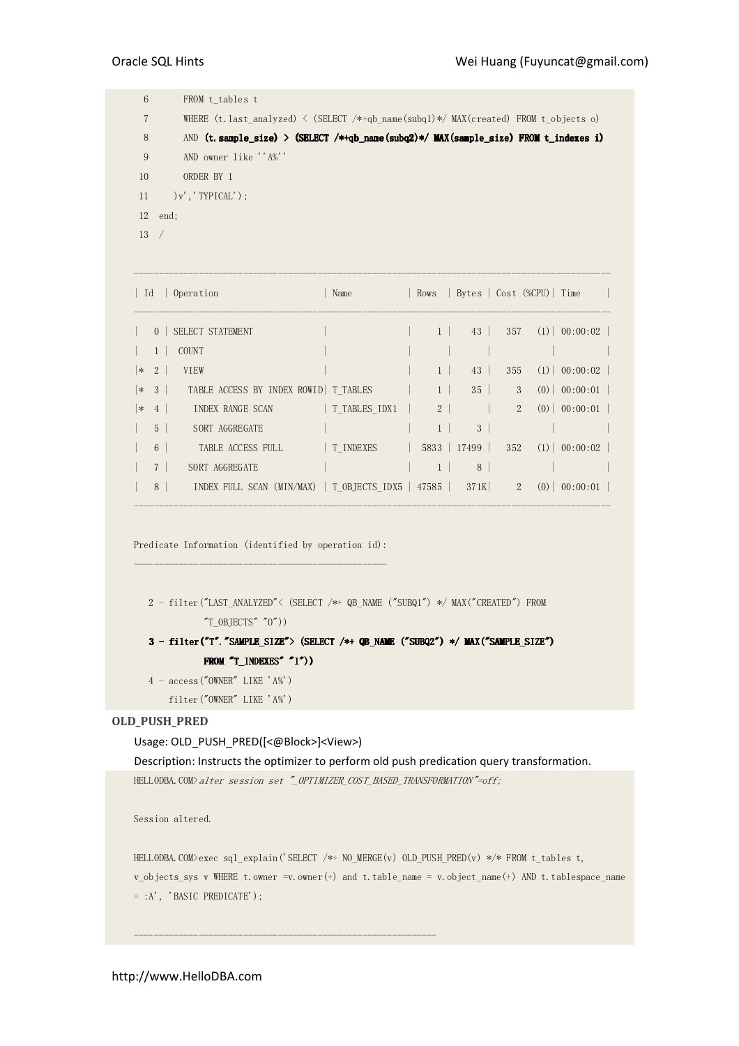```
  6      FROM t_tables t
  7      WHERE (t.last_analyzed) < (SELECT /*+qb_name(subq1)*/ MAX(created) FROM t_objects o)
  8      AND (t.sample_size) > (SELECT /*+qb_name(subq2)*/ MAX(sample_size) FROM t_indexes i)
  9      AND owner like ''A%''
 10      ORDER BY 1
 11    )v','TYPICAL');
 12  end;
 13  /

-----------------------------------------------------------------------------------------
| Id  | Operation                      | Name           | Rows  | Bytes | Cost (%CPU)| Time     |
-----------------------------------------------------------------------------------------
|   0 | SELECT STATEMENT               |                |     1 |    43 |   357   (1)| 00:00:02 |
|   1 |  COUNT                         |                |       |       |            |          |
|*  2 |   VIEW                         |                |     1 |    43 |   355   (1)| 00:00:02 |
|*  3 |    TABLE ACCESS BY INDEX ROWID| T_TABLES       |     1 |    35 |     3   (0)| 00:00:01 |
|*  4 |     INDEX RANGE SCAN           | T_TABLES_IDX1  |     2 |       |     2   (0)| 00:00:01 |
|   5 |     SORT AGGREGATE             |                |     1 |     3 |            |          |
|   6 |      TABLE ACCESS FULL         | T_INDEXES      |  5833 | 17499 |   352   (1)| 00:00:02 |
|   7 |    SORT AGGREGATE              |                |     1 |     8 |            |          |
|   8 |     INDEX FULL SCAN (MIN/MAX)  | T_OBJECTS_IDX5 | 47585 |   371K|     2   (0)| 00:00:01 |
-----------------------------------------------------------------------------------------

Predicate Information (identified by operation id):
---------------------------------------------------

   2 - filter("LAST_ANALYZED"< (SELECT /*+ QB_NAME ("SUBQ1") */ MAX("CREATED") FROM
              "T_OBJECTS" "O"))
   3 - filter("T"."SAMPLE_SIZE"> (SELECT /*+ QB_NAME ("SUBQ2") */ MAX("SAMPLE_SIZE")
              FROM "T_INDEXES" "I"))
   4 - access("OWNER" LIKE 'A%')
       filter("OWNER" LIKE 'A%')
```

**OLD_PUSH_PRED**

Usage: OLD_PUSH_PRED([<@Block>]<View>)

Description: Instructs the optimizer to perform old push predication query transformation.

```
HELLODBA.COM>alter session set "_OPTIMIZER_COST_BASED_TRANSFORMATION"=off;

Session altered.

HELLODBA.COM>exec sql_explain('SELECT /*+ NO_MERGE(v) OLD_PUSH_PRED(v) */* FROM t_tables t,
v_objects_sys v WHERE t.owner =v.owner(+) and t.table_name = v.object_name(+) AND t.tablespace_name
= :A', 'BASIC PREDICATE');

-----------------------------------------------------------
```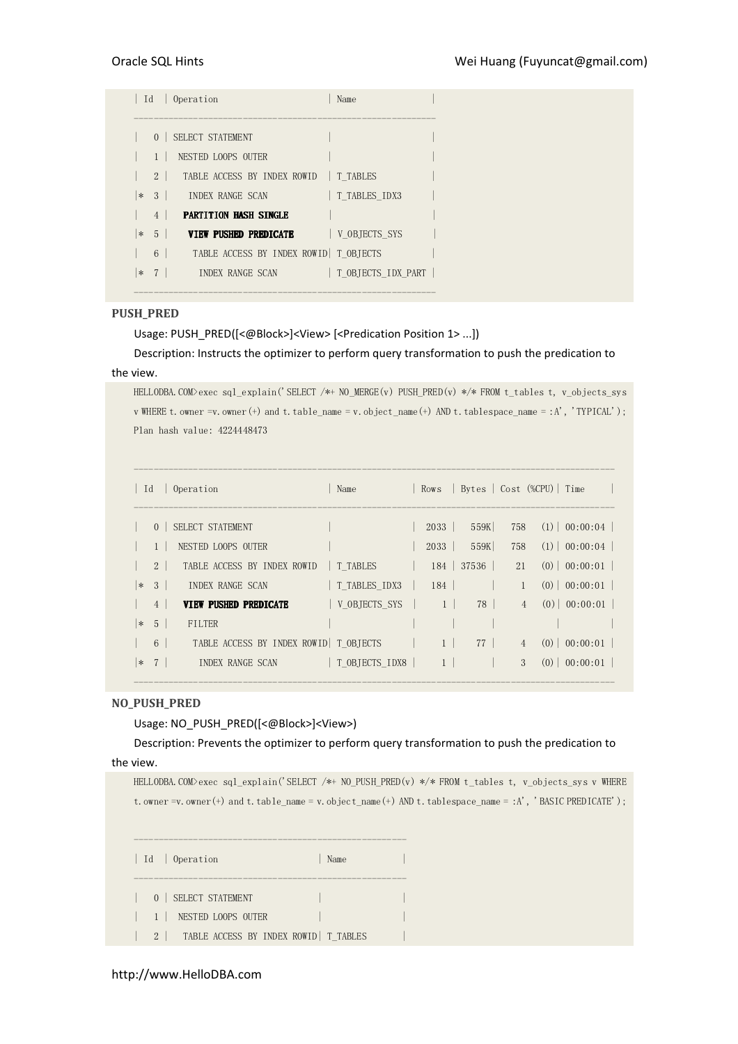```
| Id  | Operation                       | Name              |
----------------------------------------------------------
|   0 | SELECT STATEMENT                |                   |
|   1 |  NESTED LOOPS OUTER             |                   |
|   2 |   TABLE ACCESS BY INDEX ROWID   | T_TABLES          |
|*  3 |    INDEX RANGE SCAN             | T_TABLES_IDX3     |
|   4 |   PARTITION HASH SINGLE         |                   |
|*  5 |    VIEW PUSHED PREDICATE        | V_OBJECTS_SYS     |
|   6 |     TABLE ACCESS BY INDEX ROWID| T_OBJECTS          |
|*  7 |      INDEX RANGE SCAN           | T_OBJECTS_IDX_PART |
----------------------------------------------------------
```

**PUSH_PRED**

Usage: PUSH_PRED([<@Block>]<View> [<Predication Position 1> ...])

Description: Instructs the optimizer to perform query transformation to push the predication to the view.

```
HELLODBA.COM>exec sql_explain('SELECT /*+ NO_MERGE(v) PUSH_PRED(v) */* FROM t_tables t, v_objects_sys v WHERE t.owner =v.owner(+) and t.table_name = v.object_name(+) AND t.tablespace_name = :A', 'TYPICAL');
Plan hash value: 4224448473

-----------------------------------------------------------------------------------------
| Id  | Operation                       | Name           | Rows  | Bytes | Cost (%CPU)| Time     |
-----------------------------------------------------------------------------------------
|   0 | SELECT STATEMENT                |                |  2033 |  559K|   758   (1)| 00:00:04 |
|   1 |  NESTED LOOPS OUTER             |                |  2033 |  559K|   758   (1)| 00:00:04 |
|   2 |   TABLE ACCESS BY INDEX ROWID   | T_TABLES       |   184 | 37536 |    21   (0)| 00:00:01 |
|*  3 |    INDEX RANGE SCAN             | T_TABLES_IDX3  |   184 |       |     1   (0)| 00:00:01 |
|   4 |   VIEW PUSHED PREDICATE         | V_OBJECTS_SYS  |     1 |    78 |     4   (0)| 00:00:01 |
|*  5 |    FILTER                       |                |       |       |            |          |
|   6 |     TABLE ACCESS BY INDEX ROWID| T_OBJECTS       |     1 |    77 |     4   (0)| 00:00:01 |
|*  7 |      INDEX RANGE SCAN           | T_OBJECTS_IDX8 |     1 |       |     3   (0)| 00:00:01 |
-----------------------------------------------------------------------------------------
```

**NO_PUSH_PRED**

Usage: NO_PUSH_PRED([<@Block>]<View>)

Description: Prevents the optimizer to perform query transformation to push the predication to the view.

```
HELLODBA.COM>exec sql_explain('SELECT /*+ NO_PUSH_PRED(v) */* FROM t_tables t, v_objects_sys v WHERE t.owner =v.owner(+) and t.table_name = v.object_name(+) AND t.tablespace_name = :A', 'BASIC PREDICATE');

--------------------------------------------------
| Id  | Operation                      | Name     |
--------------------------------------------------
|   0 | SELECT STATEMENT               |          |
|   1 |  NESTED LOOPS OUTER            |          |
|   2 |   TABLE ACCESS BY INDEX ROWID| T_TABLES   |
```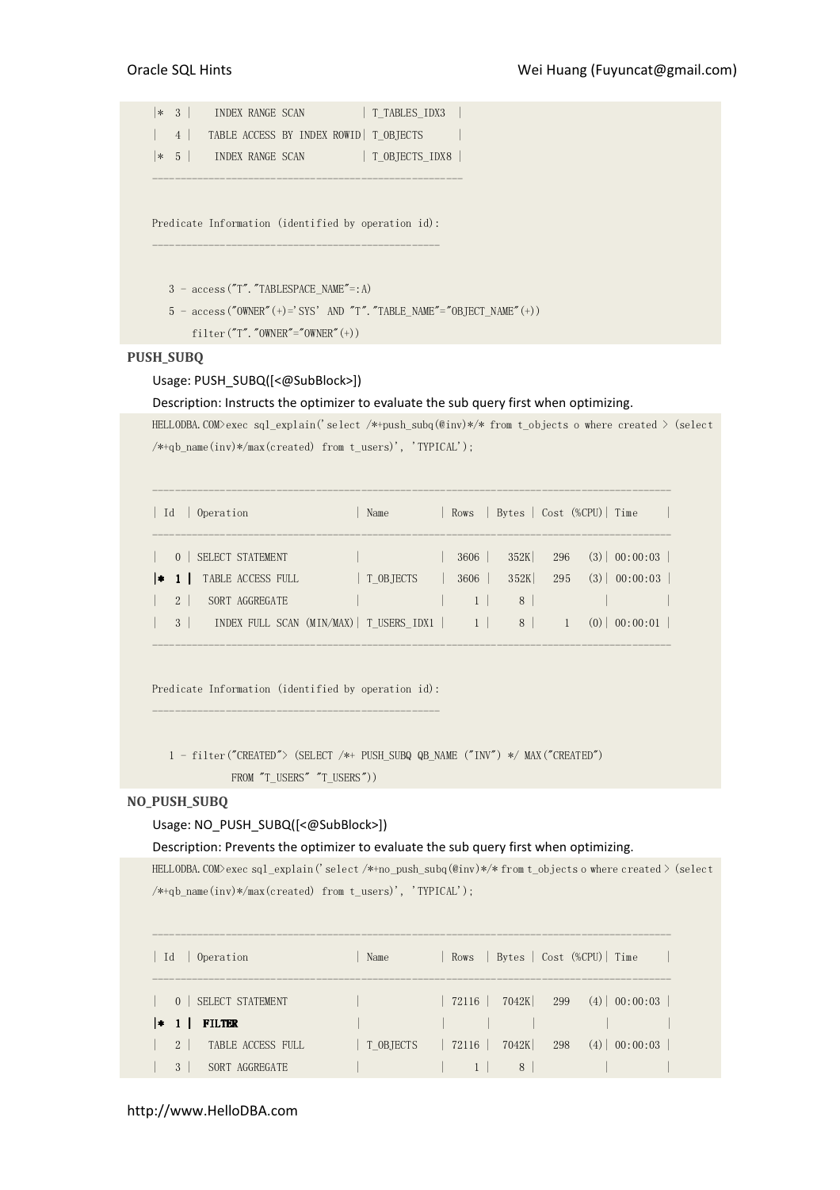```
|* 3 |     INDEX RANGE SCAN          | T_TABLES_IDX3  |
|  4 |    TABLE ACCESS BY INDEX ROWID| T_OBJECTS      |
|* 5 |     INDEX RANGE SCAN          | T_OBJECTS_IDX8 |
---------------------------------------------------

Predicate Information (identified by operation id):
---------------------------------------------------

   3 - access("T"."TABLESPACE_NAME"=:A)
   5 - access("OWNER"(+)='SYS' AND "T"."TABLE_NAME"="OBJECT_NAME"(+))
       filter("T"."OWNER"="OWNER"(+))
```

**PUSH_SUBQ**

Usage: PUSH_SUBQ([<@SubBlock>])

Description: Instructs the optimizer to evaluate the sub query first when optimizing.

```
HELLODBA.COM>exec sql_explain('select /*+push_subq(@inv)*/* from t_objects o where created > (select
/*+qb_name(inv)*/max(created) from t_users)', 'TYPICAL');

-------------------------------------------------------------------------------------
| Id  | Operation                   | Name         | Rows  | Bytes | Cost (%CPU)| Time     |
-------------------------------------------------------------------------------------
|   0 | SELECT STATEMENT            |              |  3606 |  352K|   296   (3)| 00:00:03 |
|*  1 |  TABLE ACCESS FULL          | T_OBJECTS    |  3606 |  352K|   295   (3)| 00:00:03 |
|   2 |   SORT AGGREGATE            |              |     1 |     8 |            |          |
|   3 |    INDEX FULL SCAN (MIN/MAX)| T_USERS_IDX1 |     1 |     8 |     1   (0)| 00:00:01 |
-------------------------------------------------------------------------------------

Predicate Information (identified by operation id):
---------------------------------------------------

   1 - filter("CREATED"> (SELECT /*+ PUSH_SUBQ QB_NAME ("INV") */ MAX("CREATED")
              FROM "T_USERS" "T_USERS"))
```

**NO_PUSH_SUBQ**

Usage: NO_PUSH_SUBQ([<@SubBlock>])

Description: Prevents the optimizer to evaluate the sub query first when optimizing.

```
HELLODBA.COM>exec sql_explain('select /*+no_push_subq(@inv)*/* from t_objects o where created > (select
/*+qb_name(inv)*/max(created) from t_users)', 'TYPICAL');

-------------------------------------------------------------------------------------
| Id  | Operation                   | Name         | Rows  | Bytes | Cost (%CPU)| Time     |
-------------------------------------------------------------------------------------
|   0 | SELECT STATEMENT            |              | 72116 | 7042K|   299   (4)| 00:00:03 |
|*  1 |  FILTER                     |              |       |       |            |          |
|   2 |   TABLE ACCESS FULL         | T_OBJECTS    | 72116 | 7042K|   298   (4)| 00:00:03 |
|   3 |   SORT AGGREGATE            |              |     1 |     8 |            |          |
```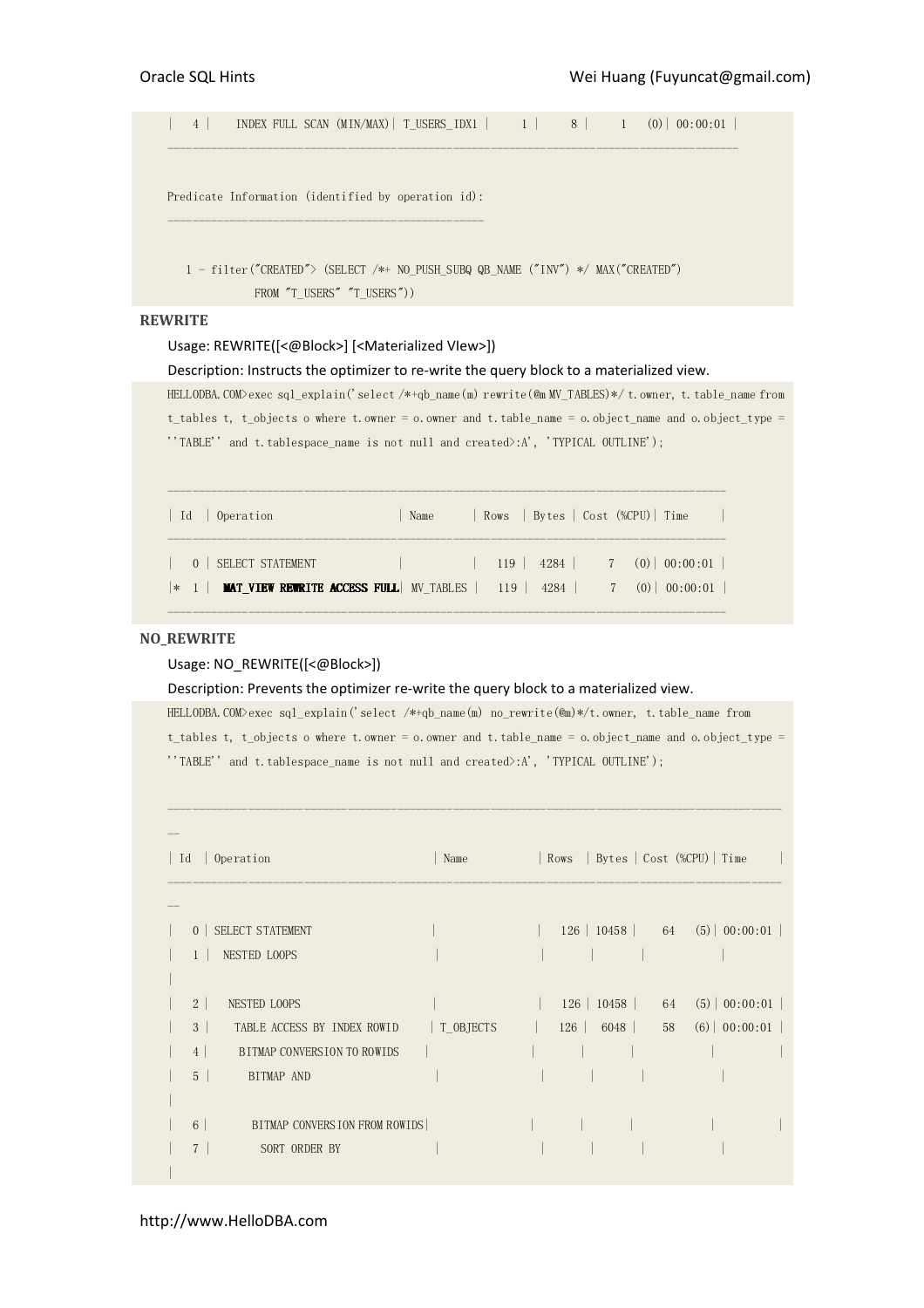```
|   4 |     INDEX FULL SCAN (MIN/MAX)| T_USERS_IDX1 |     1 |     8 |     1   (0)| 00:00:01 |
--------------------------------------------------------------------------------------------

Predicate Information (identified by operation id):
---------------------------------------------------

   1 - filter("CREATED"> (SELECT /*+ NO_PUSH_SUBQ QB_NAME ("INV") */ MAX("CREATED")
              FROM "T_USERS" "T_USERS"))
```

**REWRITE**

Usage: REWRITE([<@Block>] [<Materialized VIew>])

Description: Instructs the optimizer to re-write the query block to a materialized view.

```
HELLODBA.COM>exec sql_explain('select /*+qb_name(m) rewrite(@m MV_TABLES)*/ t.owner, t.table_name from
t_tables t, t_objects o where t.owner = o.owner and t.table_name = o.object_name and o.object_type =
''TABLE'' and t.tablespace_name is not null and created>:A', 'TYPICAL OUTLINE');

------------------------------------------------------------------------------------------
| Id  | Operation                    | Name      | Rows  | Bytes | Cost (%CPU)| Time     |
------------------------------------------------------------------------------------------
|   0 | SELECT STATEMENT             |           |   119 |  4284 |     7   (0)| 00:00:01 |
|*  1 |  MAT_VIEW REWRITE ACCESS FULL| MV_TABLES |   119 |  4284 |     7   (0)| 00:00:01 |
------------------------------------------------------------------------------------------
```

**NO_REWRITE**

Usage: NO_REWRITE([<@Block>])

Description: Prevents the optimizer re-write the query block to a materialized view.

```
HELLODBA.COM>exec sql_explain('select /*+qb_name(m) no_rewrite(@m)*/t.owner, t.table_name from
t_tables t, t_objects o where t.owner = o.owner and t.table_name = o.object_name and o.object_type =
''TABLE'' and t.tablespace_name is not null and created>:A', 'TYPICAL OUTLINE');

----------------------------------------------------------------------------------------------
--
| Id  | Operation                          | Name         | Rows  | Bytes | Cost (%CPU)| Time     |
----------------------------------------------------------------------------------------------
--
|   0 | SELECT STATEMENT                   |              |   126 | 10458 |    64   (5)| 00:00:01 |
|   1 |  NESTED LOOPS                      |              |       |       |            |          |
|
|   2 |   NESTED LOOPS                     |              |   126 | 10458 |    64   (5)| 00:00:01 |
|   3 |    TABLE ACCESS BY INDEX ROWID     | T_OBJECTS    |   126 |  6048 |    58   (6)| 00:00:01 |
|   4 |     BITMAP CONVERSION TO ROWIDS    |              |       |       |            |          |
|   5 |      BITMAP AND                    |              |       |       |            |          |
|
|   6 |       BITMAP CONVERSION FROM ROWIDS|              |       |       |            |          |
|   7 |        SORT ORDER BY               |              |       |       |            |          |
|
```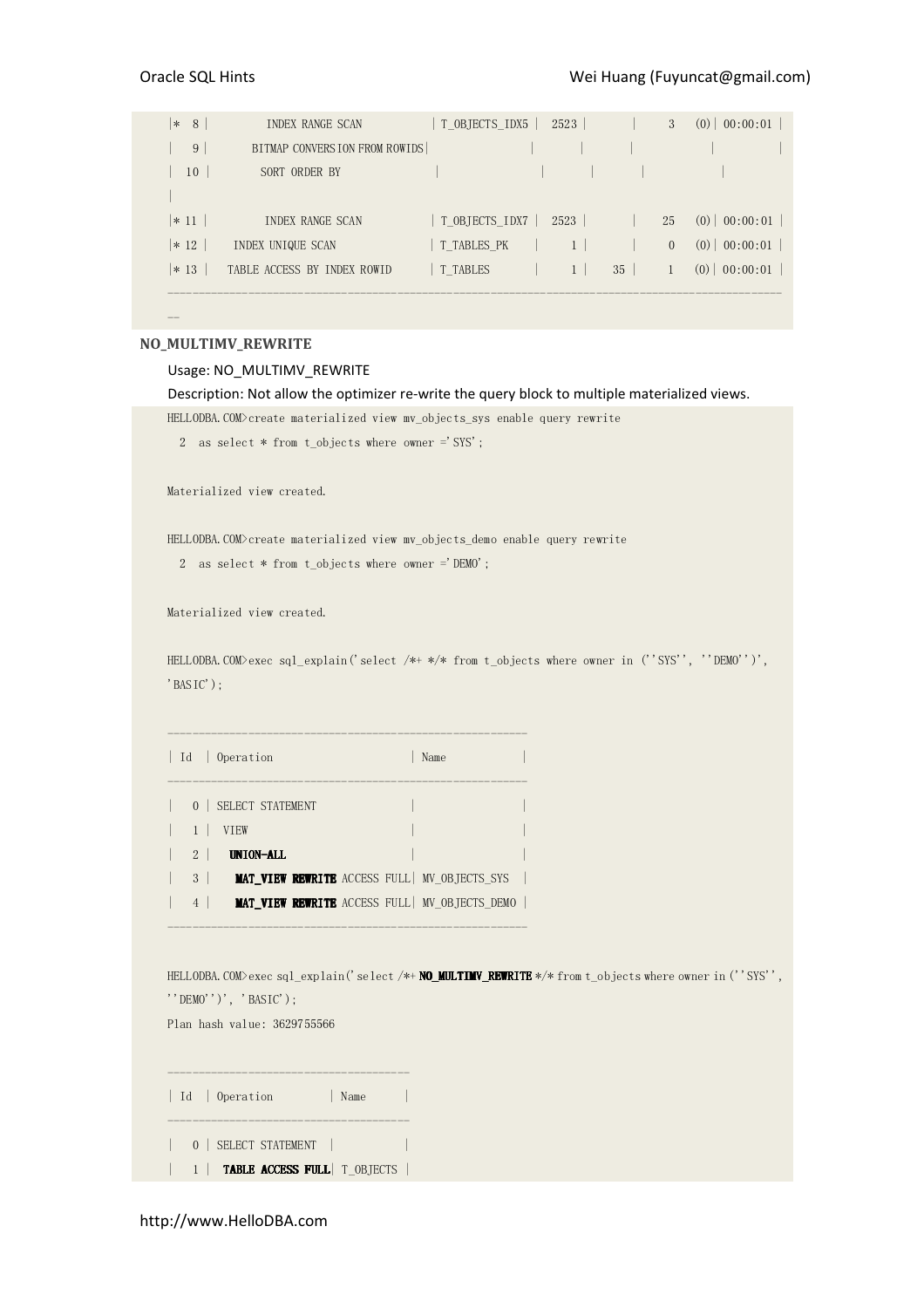```
|* 8 |         INDEX RANGE SCAN           | T_OBJECTS_IDX5 |  2523 |       |     3   (0)| 00:00:01 |
|  9 |       BITMAP CONVERSION FROM ROWIDS|                |       |       |            |          |
| 10 |        SORT ORDER BY               |                |       |       |            |
|
|* 11 |         INDEX RANGE SCAN           | T_OBJECTS_IDX7 |  2523 |       |    25   (0)| 00:00:01 |
|* 12 |    INDEX UNIQUE SCAN               | T_TABLES_PK    |     1 |       |     0   (0)| 00:00:01 |
|* 13 |   TABLE ACCESS BY INDEX ROWID      | T_TABLES       |     1 |    35 |     1   (0)| 00:00:01 |
-----------------------------------------------------------------------------------------------------
--
```

### NO_MULTIMV_REWRITE

Usage: NO_MULTIMV_REWRITE

Description: Not allow the optimizer re-write the query block to multiple materialized views.

```
HELLODBA.COM>create materialized view mv_objects_sys enable query rewrite
  2  as select * from t_objects where owner ='SYS';

Materialized view created.

HELLODBA.COM>create materialized view mv_objects_demo enable query rewrite
  2  as select * from t_objects where owner ='DEMO';

Materialized view created.

HELLODBA.COM>exec sql_explain('select /*+ */* from t_objects where owner in (''SYS'', ''DEMO'')',
'BASIC');

-----------------------------------------------------
| Id  | Operation                    | Name            |
-----------------------------------------------------
|   0 | SELECT STATEMENT             |                 |
|   1 |  VIEW                        |                 |
|   2 |   UNION-ALL                  |                 |
|   3 |    MAT_VIEW REWRITE ACCESS FULL| MV_OBJECTS_SYS  |
|   4 |    MAT_VIEW REWRITE ACCESS FULL| MV_OBJECTS_DEMO |
-----------------------------------------------------

HELLODBA.COM>exec sql_explain('select /*+ NO_MULTIMV_REWRITE */* from t_objects where owner in (''SYS'',
''DEMO'')', 'BASIC');
Plan hash value: 3629755566

---------------------------------------
| Id  | Operation         | Name      |
---------------------------------------
|   0 | SELECT STATEMENT  |           |
|   1 |  TABLE ACCESS FULL| T_OBJECTS |
```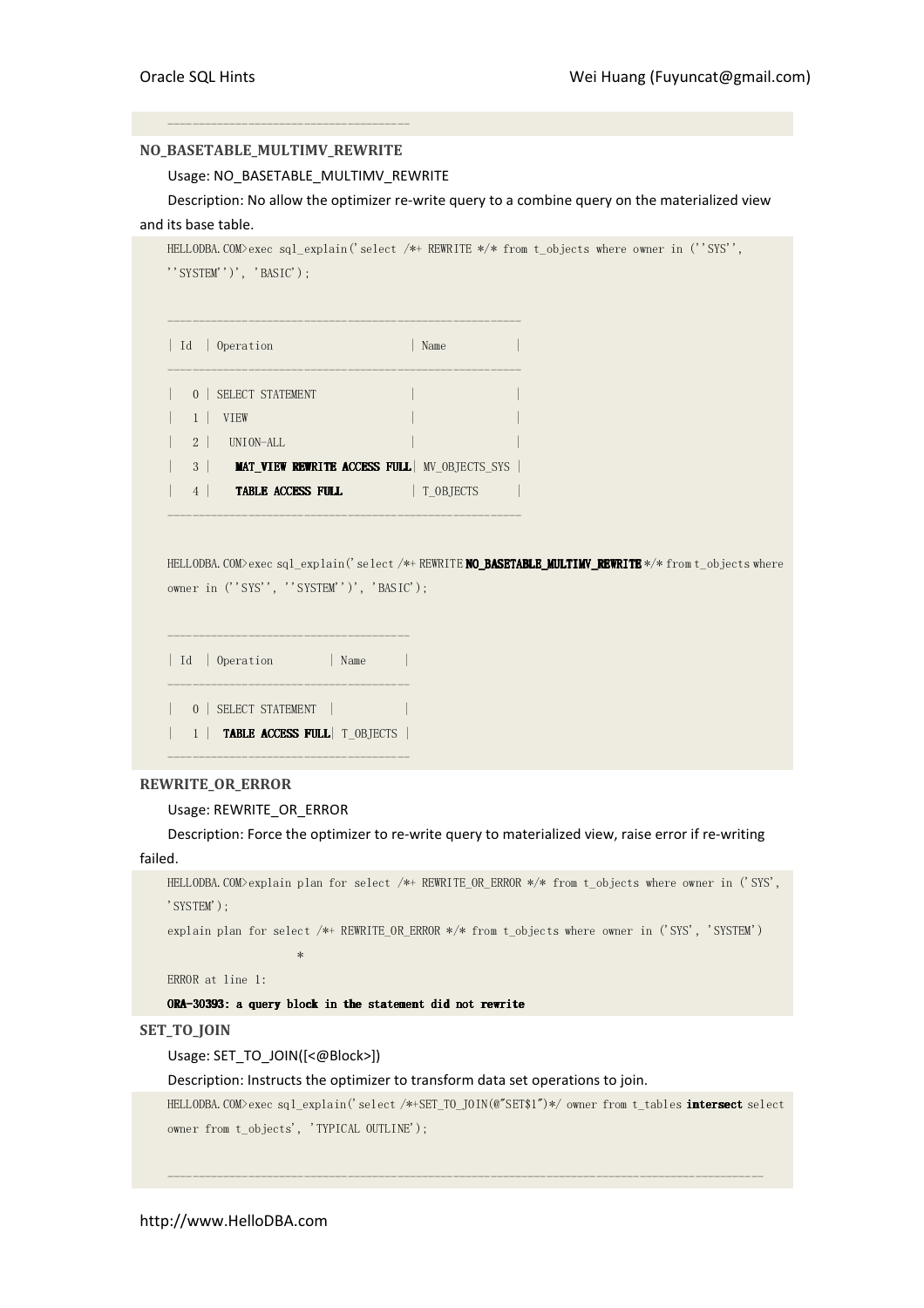```
-----------------------------------
```

### NO_BASETABLE_MULTIMV_REWRITE

Usage: NO_BASETABLE_MULTIMV_REWRITE

Description: No allow the optimizer re-write query to a combine query on the materialized view and its base table.

```
HELLODBA.COM>exec sql_explain('select /*+ REWRITE */* from t_objects where owner in (''SYS'', ''SYSTEM'')', 'BASIC');

-----------------------------------------------------
| Id  | Operation                     | Name           |
-----------------------------------------------------
|   0 | SELECT STATEMENT              |                |
|   1 |  VIEW                         |                |
|   2 |   UNION-ALL                   |                |
|   3 |    MAT_VIEW REWRITE ACCESS FULL| MV_OBJECTS_SYS |
|   4 |    TABLE ACCESS FULL          | T_OBJECTS      |
-----------------------------------------------------

HELLODBA.COM>exec sql_explain('select /*+ REWRITE NO_BASETABLE_MULTIMV_REWRITE */* from t_objects where owner in (''SYS'', ''SYSTEM'')', 'BASIC');

-----------------------------------
| Id  | Operation         | Name      |
-----------------------------------
|   0 | SELECT STATEMENT  |           |
|   1 |  TABLE ACCESS FULL| T_OBJECTS |
-----------------------------------
```

### REWRITE_OR_ERROR

Usage: REWRITE_OR_ERROR

Description: Force the optimizer to re-write query to materialized view, raise error if re-writing failed.

```
HELLODBA.COM>explain plan for select /*+ REWRITE_OR_ERROR */* from t_objects where owner in ('SYS', 'SYSTEM');
explain plan for select /*+ REWRITE_OR_ERROR */* from t_objects where owner in ('SYS', 'SYSTEM')
                  *
ERROR at line 1:
ORA-30393: a query block in the statement did not rewrite
```

### SET_TO_JOIN

Usage: SET_TO_JOIN([<@Block>])

Description: Instructs the optimizer to transform data set operations to join.

```
HELLODBA.COM>exec sql_explain('select /*+SET_TO_JOIN(@"SET$1")*/ owner from t_tables intersect select owner from t_objects', 'TYPICAL OUTLINE');

------------------------------------------------------------------------------------------
```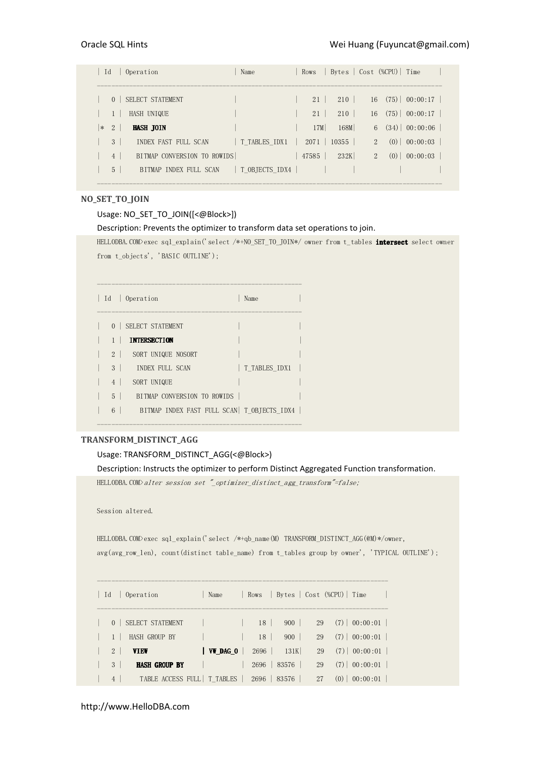```
| Id  | Operation                    | Name           | Rows  | Bytes | Cost (%CPU)| Time     |
---------------------------------------------------------------------------------------------
|   0 | SELECT STATEMENT             |                |    21 |   210 |    16  (75)| 00:00:17 |
|   1 |  HASH UNIQUE                 |                |    21 |   210 |    16  (75)| 00:00:17 |
|*  2 |   HASH JOIN                  |                |   17M|   168M|     6  (34)| 00:00:06 |
|   3 |    INDEX FAST FULL SCAN      | T_TABLES_IDX1  |  2071 | 10355 |     2   (0)| 00:00:03 |
|   4 |    BITMAP CONVERSION TO ROWIDS|               | 47585 |   232K|     2   (0)| 00:00:03 |
|   5 |     BITMAP INDEX FULL SCAN   | T_OBJECTS_IDX4 |       |       |            |          |
---------------------------------------------------------------------------------------------
```

**NO_SET_TO_JOIN**

Usage: NO_SET_TO_JOIN([<@Block>])

Description: Prevents the optimizer to transform data set operations to join.

```
HELLODBA.COM>exec sql_explain('select /*+NO_SET_TO_JOIN*/ owner from t_tables intersect select owner
from t_objects', 'BASIC OUTLINE');

-------------------------------------------------------
| Id  | Operation                     | Name           |
-------------------------------------------------------
|   0 | SELECT STATEMENT              |                |
|   1 |  INTERSECTION                 |                |
|   2 |   SORT UNIQUE NOSORT          |                |
|   3 |    INDEX FULL SCAN            | T_TABLES_IDX1  |
|   4 |   SORT UNIQUE                 |                |
|   5 |    BITMAP CONVERSION TO ROWIDS |               |
|   6 |     BITMAP INDEX FAST FULL SCAN| T_OBJECTS_IDX4 |
-------------------------------------------------------
```

**TRANSFORM_DISTINCT_AGG**

Usage: TRANSFORM_DISTINCT_AGG(<@Block>)

Description: Instructs the optimizer to perform Distinct Aggregated Function transformation.

```
HELLODBA.COM>alter session set "_optimizer_distinct_agg_transform"=false;

Session altered.

HELLODBA.COM>exec sql_explain('select /*+qb_name(M) TRANSFORM_DISTINCT_AGG(@M)*/owner,
avg(avg_row_len), count(distinct table_name) from t_tables group by owner', 'TYPICAL OUTLINE');

----------------------------------------------------------------------------------
| Id  | Operation            | Name     | Rows  | Bytes | Cost (%CPU)| Time     |
----------------------------------------------------------------------------------
|   0 | SELECT STATEMENT     |          |    18 |   900 |    29   (7)| 00:00:01 |
|   1 |  HASH GROUP BY       |          |    18 |   900 |    29   (7)| 00:00:01 |
|   2 |   VIEW               | VW_DAG_0 |  2696 |   131K|    29   (7)| 00:00:01 |
|   3 |    HASH GROUP BY     |          |  2696 | 83576 |    29   (7)| 00:00:01 |
|   4 |     TABLE ACCESS FULL| T_TABLES |  2696 | 83576 |    27   (0)| 00:00:01 |
```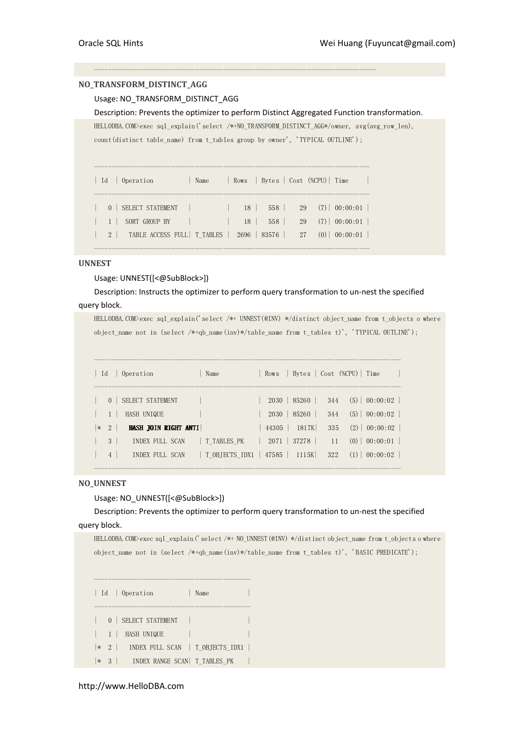```
---------------------------------------------------------------------------
```

### NO_TRANSFORM_DISTINCT_AGG

Usage: NO_TRANSFORM_DISTINCT_AGG

Description: Prevents the optimizer to perform Distinct Aggregated Function transformation.

```
HELLODBA.COM>exec sql_explain('select /*+NO_TRANSFORM_DISTINCT_AGG*/owner, avg(avg_row_len),
count(distinct table_name) from t_tables group by owner', 'TYPICAL OUTLINE');

---------------------------------------------------------------------------
| Id  | Operation          | Name     | Rows  | Bytes | Cost (%CPU)| Time     |
---------------------------------------------------------------------------
|   0 | SELECT STATEMENT   |          |    18 |   558 |    29   (7)| 00:00:01 |
|   1 |  SORT GROUP BY     |          |    18 |   558 |    29   (7)| 00:00:01 |
|   2 |   TABLE ACCESS FULL| T_TABLES |  2696 | 83576 |    27   (0)| 00:00:01 |
---------------------------------------------------------------------------
```

### UNNEST

Usage: UNNEST([<@SubBlock>])

Description: Instructs the optimizer to perform query transformation to un-nest the specified query block.

```
HELLODBA.COM>exec sql_explain('select /*+ UNNEST(@INV) */distinct object_name from t_objects o where
object_name not in (select /*+qb_name(inv)*/table_name from t_tables t)', 'TYPICAL OUTLINE');

---------------------------------------------------------------------------------------
| Id  | Operation              | Name          | Rows  | Bytes | Cost (%CPU)| Time     |
---------------------------------------------------------------------------------------
|   0 | SELECT STATEMENT       |               |  2030 | 85260 |   344   (5)| 00:00:02 |
|   1 |  HASH UNIQUE           |               |  2030 | 85260 |   344   (5)| 00:00:02 |
|*  2 |   HASH JOIN RIGHT ANTI|               | 44305 |  1817K|   335   (2)| 00:00:02 |
|   3 |    INDEX FULL SCAN     | T_TABLES_PK   |  2071 | 37278 |    11   (0)| 00:00:01 |
|   4 |    INDEX FULL SCAN     | T_OBJECTS_IDX1 | 47585 |  1115K|   322   (1)| 00:00:02 |
---------------------------------------------------------------------------------------
```

### NO_UNNEST

Usage: NO_UNNEST([<@SubBlock>])

Description: Prevents the optimizer to perform query transformation to un-nest the specified query block.

```
HELLODBA.COM>exec sql_explain('select /*+ NO_UNNEST(@INV) */distinct object_name from t_objects o where
object_name not in (select /*+qb_name(inv)*/table_name from t_tables t)', 'BASIC PREDICATE');

-------------------------------------------
| Id  | Operation          | Name           |
-------------------------------------------
|   0 | SELECT STATEMENT   |                |
|   1 |  HASH UNIQUE       |                |
|*  2 |   INDEX FULL SCAN  | T_OBJECTS_IDX1 |
|*  3 |    INDEX RANGE SCAN| T_TABLES_PK    |
```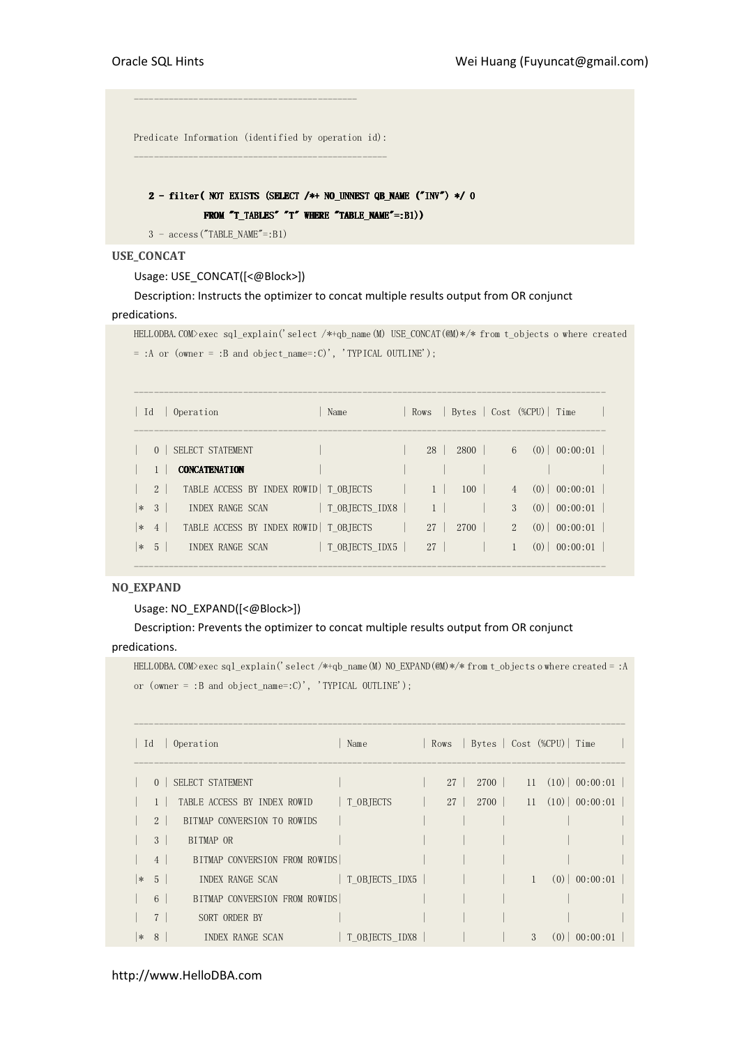```
----------------------------------------

Predicate Information (identified by operation id):
---------------------------------------------------

   2 - filter( NOT EXISTS (SELECT /*+ NO_UNNEST QB_NAME ("INV") */ 0
              FROM "T_TABLES" "T" WHERE "TABLE_NAME"=:B1))
   3 - access("TABLE_NAME"=:B1)
```

**USE_CONCAT**

Usage: USE_CONCAT([<@Block>])

Description: Instructs the optimizer to concat multiple results output from OR conjunct predications.

```
HELLODBA.COM>exec sql_explain('select /*+qb_name(M) USE_CONCAT(@M)*/* from t_objects o where created
= :A or (owner = :B and object_name=:C)', 'TYPICAL OUTLINE');

-------------------------------------------------------------------------------------------
| Id  | Operation                    | Name           | Rows  | Bytes | Cost (%CPU)| Time     |
-------------------------------------------------------------------------------------------
|   0 | SELECT STATEMENT             |                |    28 |  2800 |     6   (0)| 00:00:01 |
|   1 |  CONCATENATION               |                |       |       |            |          |
|   2 |   TABLE ACCESS BY INDEX ROWID| T_OBJECTS      |     1 |   100 |     4   (0)| 00:00:01 |
|*  3 |    INDEX RANGE SCAN          | T_OBJECTS_IDX8 |     1 |       |     3   (0)| 00:00:01 |
|*  4 |   TABLE ACCESS BY INDEX ROWID| T_OBJECTS      |    27 |  2700 |     2   (0)| 00:00:01 |
|*  5 |    INDEX RANGE SCAN          | T_OBJECTS_IDX5 |    27 |       |     1   (0)| 00:00:01 |
-------------------------------------------------------------------------------------------
```

**NO_EXPAND**

Usage: NO_EXPAND([<@Block>])

Description: Prevents the optimizer to concat multiple results output from OR conjunct predications.

```
HELLODBA.COM>exec sql_explain('select /*+qb_name(M) NO_EXPAND(@M)*/* from t_objects o where created = :A
or (owner = :B and object_name=:C)', 'TYPICAL OUTLINE');

---------------------------------------------------------------------------------------------
| Id  | Operation                        | Name           | Rows  | Bytes | Cost (%CPU)| Time     |
---------------------------------------------------------------------------------------------
|   0 | SELECT STATEMENT                 |                |    27 |  2700 |    11  (10)| 00:00:01 |
|   1 |  TABLE ACCESS BY INDEX ROWID     | T_OBJECTS      |    27 |  2700 |    11  (10)| 00:00:01 |
|   2 |   BITMAP CONVERSION TO ROWIDS    |                |       |       |            |          |
|   3 |    BITMAP OR                     |                |       |       |            |          |
|   4 |     BITMAP CONVERSION FROM ROWIDS|                |       |       |            |          |
|*  5 |      INDEX RANGE SCAN            | T_OBJECTS_IDX5 |       |       |     1   (0)| 00:00:01 |
|   6 |     BITMAP CONVERSION FROM ROWIDS|                |       |       |            |          |
|   7 |      SORT ORDER BY               |                |       |       |            |          |
|*  8 |       INDEX RANGE SCAN           | T_OBJECTS_IDX8 |       |       |     3   (0)| 00:00:01 |
```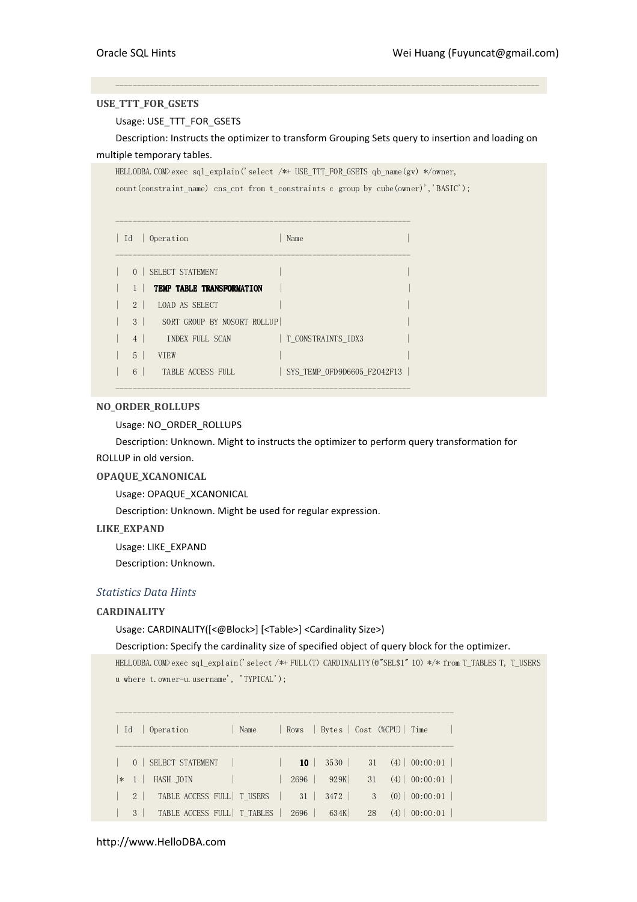```
--------------------------------------------------------------------------------------------
```

#### USE_TTT_FOR_GSETS

Usage: USE_TTT_FOR_GSETS

Description: Instructs the optimizer to transform Grouping Sets query to insertion and loading on multiple temporary tables.

```
HELLODBA.COM>exec sql_explain('select /*+ USE_TTT_FOR_GSETS qb_name(gv) */owner,
count(constraint_name) cns_cnt from t_constraints c group by cube(owner)','BASIC');


---------------------------------------------------------------
| Id  | Operation                    | Name                      |
---------------------------------------------------------------
|   0 | SELECT STATEMENT             |                           |
|   1 |  TEMP TABLE TRANSFORMATION   |                           |
|   2 |   LOAD AS SELECT             |                           |
|   3 |    SORT GROUP BY NOSORT ROLLUP|                          |
|   4 |     INDEX FULL SCAN          | T_CONSTRAINTS_IDX3        |
|   5 |   VIEW                       |                           |
|   6 |    TABLE ACCESS FULL         | SYS_TEMP_0FD9D6605_F2042F13 |
---------------------------------------------------------------
```

#### NO_ORDER_ROLLUPS

Usage: NO_ORDER_ROLLUPS

Description: Unknown. Might to instructs the optimizer to perform query transformation for ROLLUP in old version.

#### OPAQUE_XCANONICAL

Usage: OPAQUE_XCANONICAL

Description: Unknown. Might be used for regular expression.

#### LIKE_EXPAND

Usage: LIKE_EXPAND

Description: Unknown.

### *Statistics Data Hints*

#### CARDINALITY

Usage: CARDINALITY([<@Block>] [<Table>] <Cardinality Size>)

Description: Specify the cardinality size of specified object of query block for the optimizer.

```
HELLODBA.COM>exec sql_explain('select /*+ FULL(T) CARDINALITY(@"SEL$1" 10) */* from T_TABLES T, T_USERS
u where t.owner=u.username', 'TYPICAL');


------------------------------------------------------------------------
| Id  | Operation          | Name     | Rows  | Bytes | Cost (%CPU)| Time     |
------------------------------------------------------------------------
|   0 | SELECT STATEMENT   |          |    10 |  3530 |    31   (4)| 00:00:01 |
|*  1 |  HASH JOIN         |          |  2696 |   929K|    31   (4)| 00:00:01 |
|   2 |   TABLE ACCESS FULL| T_USERS  |    31 |  3472 |     3   (0)| 00:00:01 |
|   3 |   TABLE ACCESS FULL| T_TABLES |  2696 |   634K|    28   (4)| 00:00:01 |
```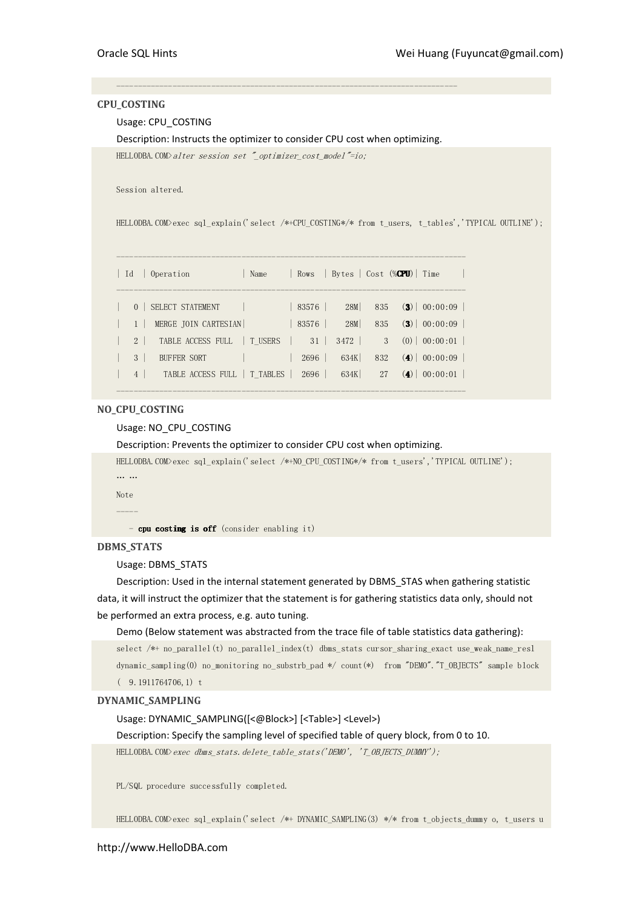```
---------------------------------------------------------------------------
```

### CPU_COSTING

Usage: CPU_COSTING

Description: Instructs the optimizer to consider CPU cost when optimizing.

```
HELLODBA.COM>alter session set "_optimizer_cost_model"=io;

Session altered.

HELLODBA.COM>exec sql_explain('select /*+CPU_COSTING*/* from t_users, t_tables','TYPICAL OUTLINE');

---------------------------------------------------------------------------
| Id  | Operation             | Name     | Rows  | Bytes | Cost (%CPU)| Time     |
---------------------------------------------------------------------------
|   0 | SELECT STATEMENT      |          | 83576 |   28M|   835   (3)| 00:00:09 |
|   1 |  MERGE JOIN CARTESIAN|          | 83576 |   28M|   835   (3)| 00:00:09 |
|   2 |   TABLE ACCESS FULL   | T_USERS  |    31 |  3472 |     3   (0)| 00:00:01 |
|   3 |   BUFFER SORT         |          |  2696 |  634K|   832   (4)| 00:00:09 |
|   4 |    TABLE ACCESS FULL  | T_TABLES |  2696 |  634K|    27   (4)| 00:00:01 |
---------------------------------------------------------------------------
```

### NO_CPU_COSTING

Usage: NO_CPU_COSTING

Description: Prevents the optimizer to consider CPU cost when optimizing.

```
HELLODBA.COM>exec sql_explain('select /*+NO_CPU_COSTING*/* from t_users','TYPICAL OUTLINE');
… …
Note
-----
   - cpu costing is off (consider enabling it)
```

### DBMS_STATS

Usage: DBMS_STATS

Description: Used in the internal statement generated by DBMS_STAS when gathering statistic data, it will instruct the optimizer that the statement is for gathering statistics data only, should not be performed an extra process, e.g. auto tuning.

Demo (Below statement was abstracted from the trace file of table statistics data gathering):

```
select /*+ no_parallel(t) no_parallel_index(t) dbms_stats cursor_sharing_exact use_weak_name_resl
dynamic_sampling(0) no_monitoring no_substrb_pad */ count(*)  from "DEMO"."T_OBJECTS" sample block
(  9.1911764706,1) t
```

### DYNAMIC_SAMPLING

Usage: DYNAMIC_SAMPLING([<@Block>] [<Table>] <Level>)

Description: Specify the sampling level of specified table of query block, from 0 to 10.

```
HELLODBA.COM>exec dbms_stats.delete_table_stats('DEMO', 'T_OBJECTS_DUMMY');

PL/SQL procedure successfully completed.

HELLODBA.COM>exec sql_explain('select /*+ DYNAMIC_SAMPLING(3) */* from t_objects_dummy o, t_users u
```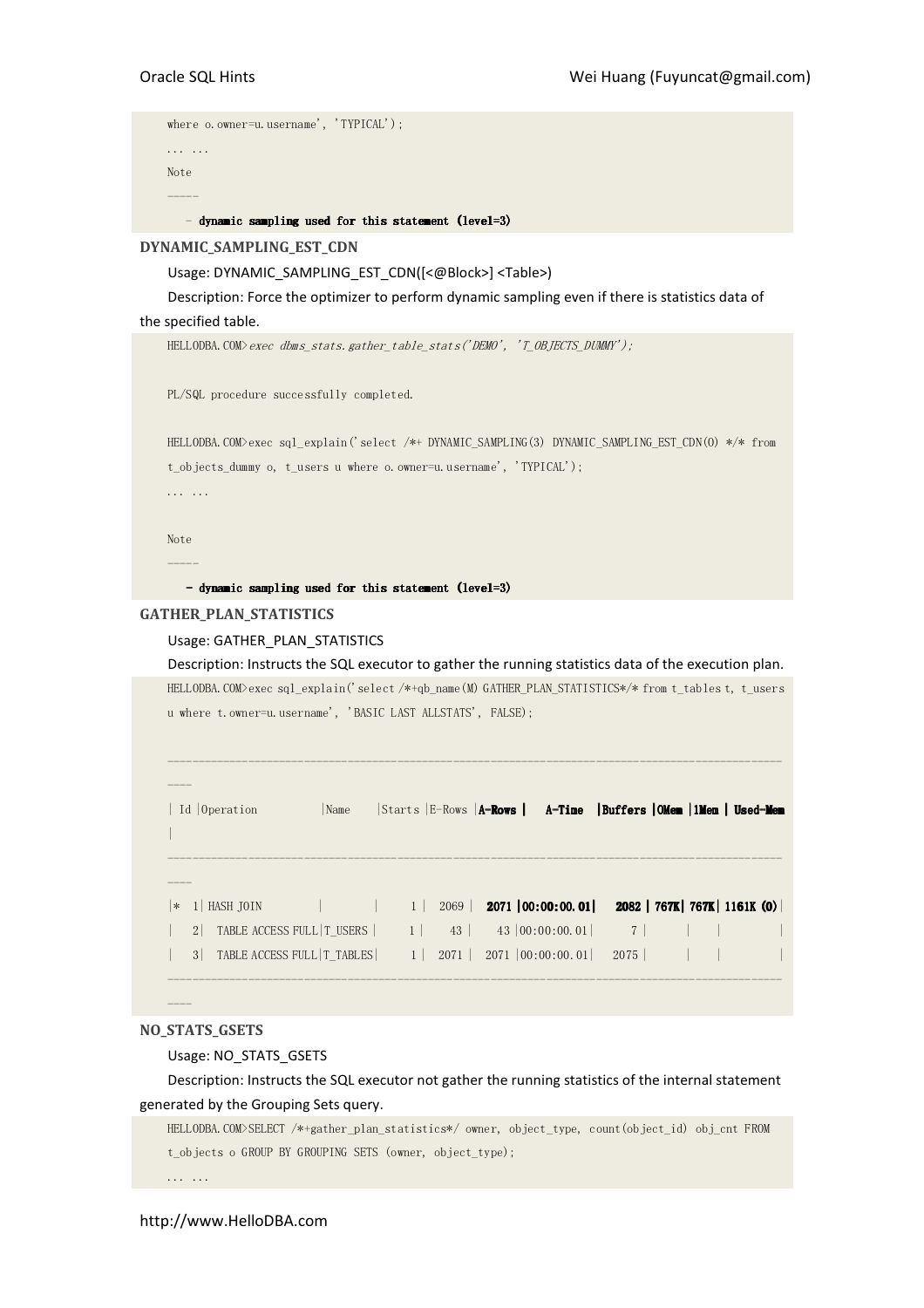```
where o.owner=u.username', 'TYPICAL');
... ...
Note
-----
   - dynamic sampling used for this statement (level=3)
```

### DYNAMIC_SAMPLING_EST_CDN

Usage: DYNAMIC_SAMPLING_EST_CDN([<@Block>] <Table>)

Description: Force the optimizer to perform dynamic sampling even if there is statistics data of the specified table.

```
HELLODBA.COM>exec dbms_stats.gather_table_stats('DEMO', 'T_OBJECTS_DUMMY');

PL/SQL procedure successfully completed.

HELLODBA.COM>exec sql_explain('select /*+ DYNAMIC_SAMPLING(3) DYNAMIC_SAMPLING_EST_CDN(O) */* from
t_objects_dummy o, t_users u where o.owner=u.username', 'TYPICAL');
... ...

Note
-----
   - dynamic sampling used for this statement (level=3)
```

### GATHER_PLAN_STATISTICS

Usage: GATHER_PLAN_STATISTICS

Description: Instructs the SQL executor to gather the running statistics data of the execution plan.

```
HELLODBA.COM>exec sql_explain('select /*+qb_name(M) GATHER_PLAN_STATISTICS*/* from t_tables t, t_users
u where t.owner=u.username', 'BASIC LAST ALLSTATS', FALSE);

---------------------------------------------------------------------------------------------------
| Id |Operation          |Name     |Starts |E-Rows |A-Rows |   A-Time   |Buffers |OMem |1Mem | Used-Mem |
---------------------------------------------------------------------------------------------------
|*  1| HASH JOIN          |         |     1 |   2069 |   2071 |00:00:00.01|    2082 | 767K| 767K| 1161K (0)|
|   2|  TABLE ACCESS FULL|T_USERS |     1 |     43 |     43 |00:00:00.01|       7 |     |     |          |
|   3|  TABLE ACCESS FULL|T_TABLES|     1 |   2071 |   2071 |00:00:00.01|    2075 |     |     |          |
---------------------------------------------------------------------------------------------------
```

### NO_STATS_GSETS

Usage: NO_STATS_GSETS

Description: Instructs the SQL executor not gather the running statistics of the internal statement generated by the Grouping Sets query.

```
HELLODBA.COM>SELECT /*+gather_plan_statistics*/ owner, object_type, count(object_id) obj_cnt FROM
t_objects o GROUP BY GROUPING SETS (owner, object_type);
... ...
```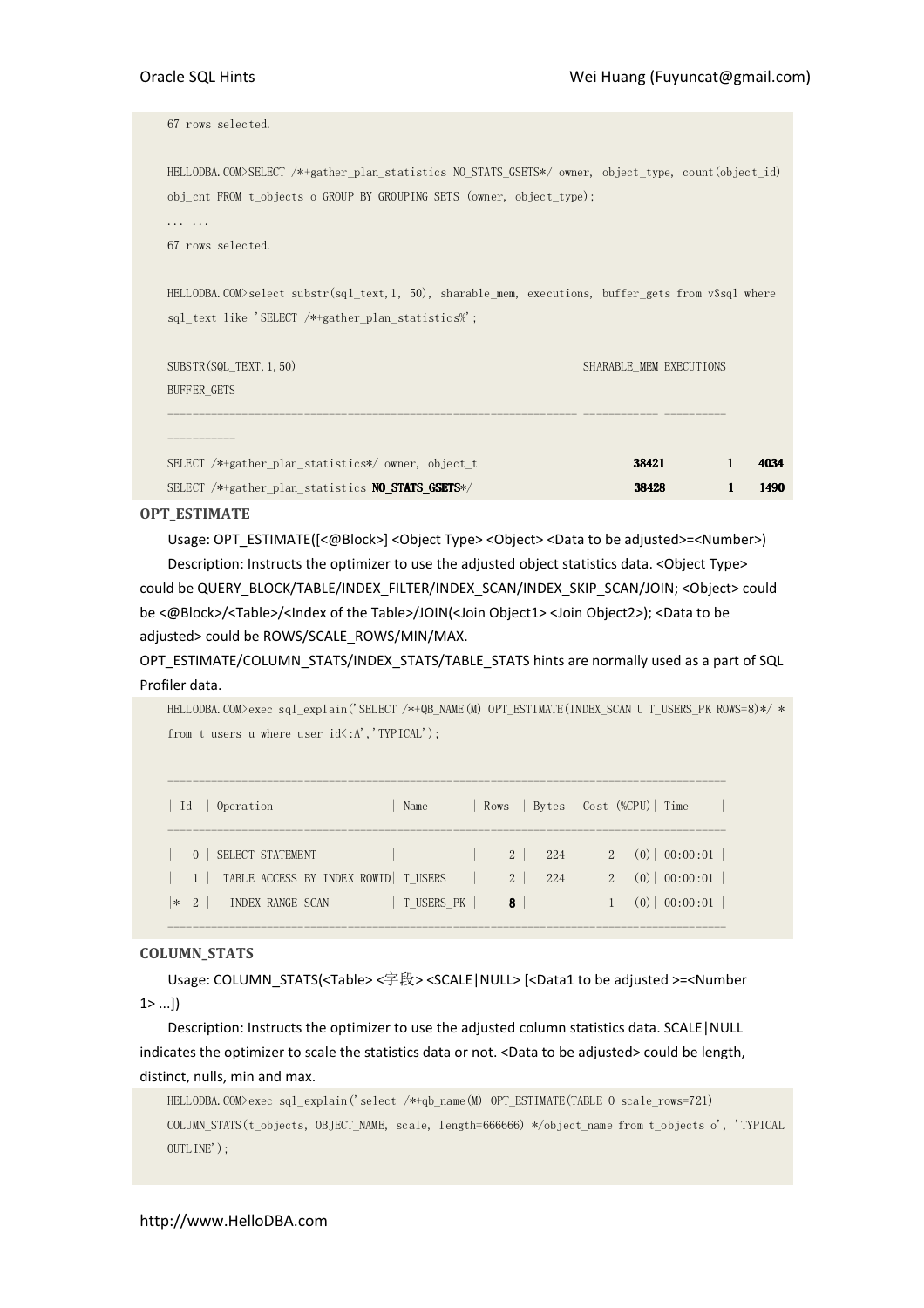```
67 rows selected.

HELLODBA.COM>SELECT /*+gather_plan_statistics NO_STATS_GSETS*/ owner, object_type, count(object_id)
obj_cnt FROM t_objects o GROUP BY GROUPING SETS (owner, object_type);
... ...
67 rows selected.

HELLODBA.COM>select substr(sql_text,1, 50), sharable_mem, executions, buffer_gets from v$sql where
sql_text like 'SELECT /*+gather_plan_statistics%';

SUBSTR(SQL_TEXT,1,50)                                            SHARABLE_MEM EXECUTIONS
BUFFER_GETS
---------------------------------------------------------------- ------------ ----------
----------
SELECT /*+gather_plan_statistics*/ owner, object_t                      38421          1       4034
SELECT /*+gather_plan_statistics NO_STATS_GSETS*/                       38428          1       1490
```

**OPT_ESTIMATE**

Usage: OPT_ESTIMATE([<@Block>] <Object Type> <Object> <Data to be adjusted>=<Number>)

Description: Instructs the optimizer to use the adjusted object statistics data. <Object Type> could be QUERY_BLOCK/TABLE/INDEX_FILTER/INDEX_SCAN/INDEX_SKIP_SCAN/JOIN; <Object> could be <@Block>/<Table>/<Index of the Table>/JOIN(<Join Object1> <Join Object2>); <Data to be adjusted> could be ROWS/SCALE_ROWS/MIN/MAX.

OPT_ESTIMATE/COLUMN_STATS/INDEX_STATS/TABLE_STATS hints are normally used as a part of SQL Profiler data.

```
HELLODBA.COM>exec sql_explain('SELECT /*+QB_NAME(M) OPT_ESTIMATE(INDEX_SCAN U T_USERS_PK ROWS=8)*/ *
from t_users u where user_id<:A','TYPICAL');

--------------------------------------------------------------------------------
| Id  | Operation                   | Name       | Rows  | Bytes | Cost (%CPU)| Time     |
--------------------------------------------------------------------------------
|   0 | SELECT STATEMENT            |            |     2 |   224 |     2   (0)| 00:00:01 |
|   1 |  TABLE ACCESS BY INDEX ROWID| T_USERS    |     2 |   224 |     2   (0)| 00:00:01 |
|*  2 |   INDEX RANGE SCAN          | T_USERS_PK |     8 |       |     1   (0)| 00:00:01 |
--------------------------------------------------------------------------------
```

**COLUMN_STATS**

Usage: COLUMN_STATS(<Table> <字段> <SCALE|NULL> [<Data1 to be adjusted >=<Number 1> ...])

Description: Instructs the optimizer to use the adjusted column statistics data. SCALE|NULL indicates the optimizer to scale the statistics data or not. <Data to be adjusted> could be length, distinct, nulls, min and max.

```
HELLODBA.COM>exec sql_explain('select /*+qb_name(M) OPT_ESTIMATE(TABLE O scale_rows=721)
COLUMN_STATS(t_objects, OBJECT_NAME, scale, length=666666) */object_name from t_objects o', 'TYPICAL
OUTLINE');
```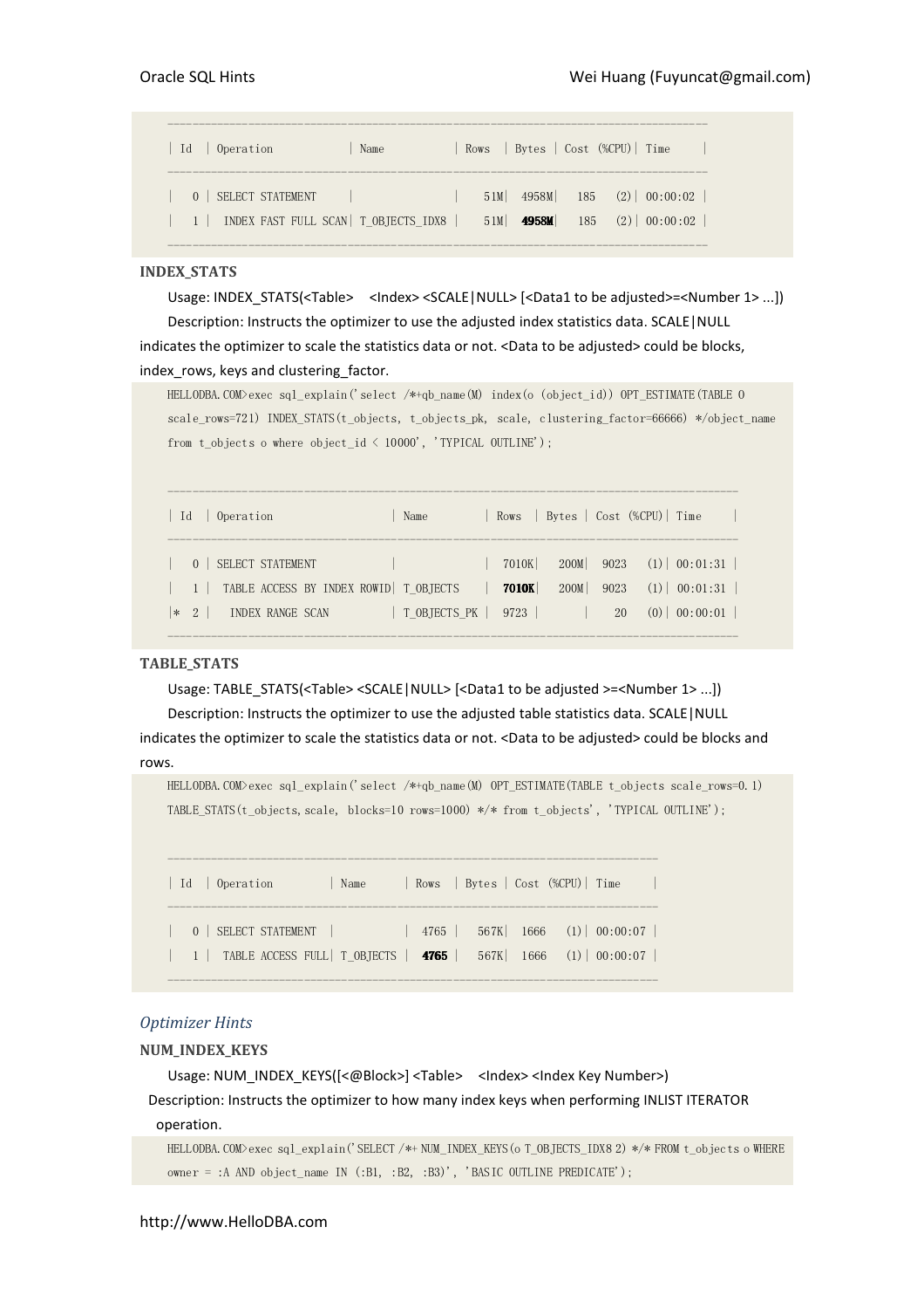```
-------------------------------------------------------------------------------------
| Id  | Operation            | Name           | Rows  | Bytes | Cost (%CPU)| Time     |
-------------------------------------------------------------------------------------
|   0 | SELECT STATEMENT     |                |   51M|  4958M|   185   (2)| 00:00:02 |
|   1 |  INDEX FAST FULL SCAN| T_OBJECTS_IDX8 |   51M|  4958M|   185   (2)| 00:00:02 |
-------------------------------------------------------------------------------------
```

**INDEX_STATS**

Usage: INDEX_STATS(<Table> <Index> <SCALE|NULL> [<Data1 to be adjusted>=<Number 1> ...])

Description: Instructs the optimizer to use the adjusted index statistics data. SCALE|NULL indicates the optimizer to scale the statistics data or not. <Data to be adjusted> could be blocks, index_rows, keys and clustering_factor.

```
HELLODBA.COM>exec sql_explain('select /*+qb_name(M) index(o (object_id)) OPT_ESTIMATE(TABLE O scale_rows=721) INDEX_STATS(t_objects, t_objects_pk, scale, clustering_factor=66666) */object_name from t_objects o where object_id < 10000', 'TYPICAL OUTLINE');

-----------------------------------------------------------------------------------------
| Id  | Operation                   | Name         | Rows  | Bytes | Cost (%CPU)| Time     |
-----------------------------------------------------------------------------------------
|   0 | SELECT STATEMENT            |              |  7010K|   200M|  9023   (1)| 00:01:31 |
|   1 |  TABLE ACCESS BY INDEX ROWID| T_OBJECTS    |  7010K|   200M|  9023   (1)| 00:01:31 |
|*  2 |   INDEX RANGE SCAN          | T_OBJECTS_PK |  9723 |       |    20   (0)| 00:00:01 |
-----------------------------------------------------------------------------------------
```

**TABLE_STATS**

Usage: TABLE_STATS(<Table> <SCALE|NULL> [<Data1 to be adjusted >=<Number 1> ...])

Description: Instructs the optimizer to use the adjusted table statistics data. SCALE|NULL indicates the optimizer to scale the statistics data or not. <Data to be adjusted> could be blocks and rows.

```
HELLODBA.COM>exec sql_explain('select /*+qb_name(M) OPT_ESTIMATE(TABLE t_objects scale_rows=0.1) TABLE_STATS(t_objects,scale, blocks=10 rows=1000) */* from t_objects', 'TYPICAL OUTLINE');

------------------------------------------------------------------------------
| Id  | Operation         | Name      | Rows  | Bytes | Cost (%CPU)| Time     |
------------------------------------------------------------------------------
|   0 | SELECT STATEMENT  |           |  4765 |   567K|  1666   (1)| 00:00:07 |
|   1 |  TABLE ACCESS FULL| T_OBJECTS |  4765 |   567K|  1666   (1)| 00:00:07 |
------------------------------------------------------------------------------
```

### *Optimizer Hints*

**NUM_INDEX_KEYS**

Usage: NUM_INDEX_KEYS([<@Block>] <Table> <Index> <Index Key Number>)

Description: Instructs the optimizer to how many index keys when performing INLIST ITERATOR operation.

```
HELLODBA.COM>exec sql_explain('SELECT /*+ NUM_INDEX_KEYS(o T_OBJECTS_IDX8 2) */* FROM t_objects o WHERE owner = :A AND object_name IN (:B1, :B2, :B3)', 'BASIC OUTLINE PREDICATE');
```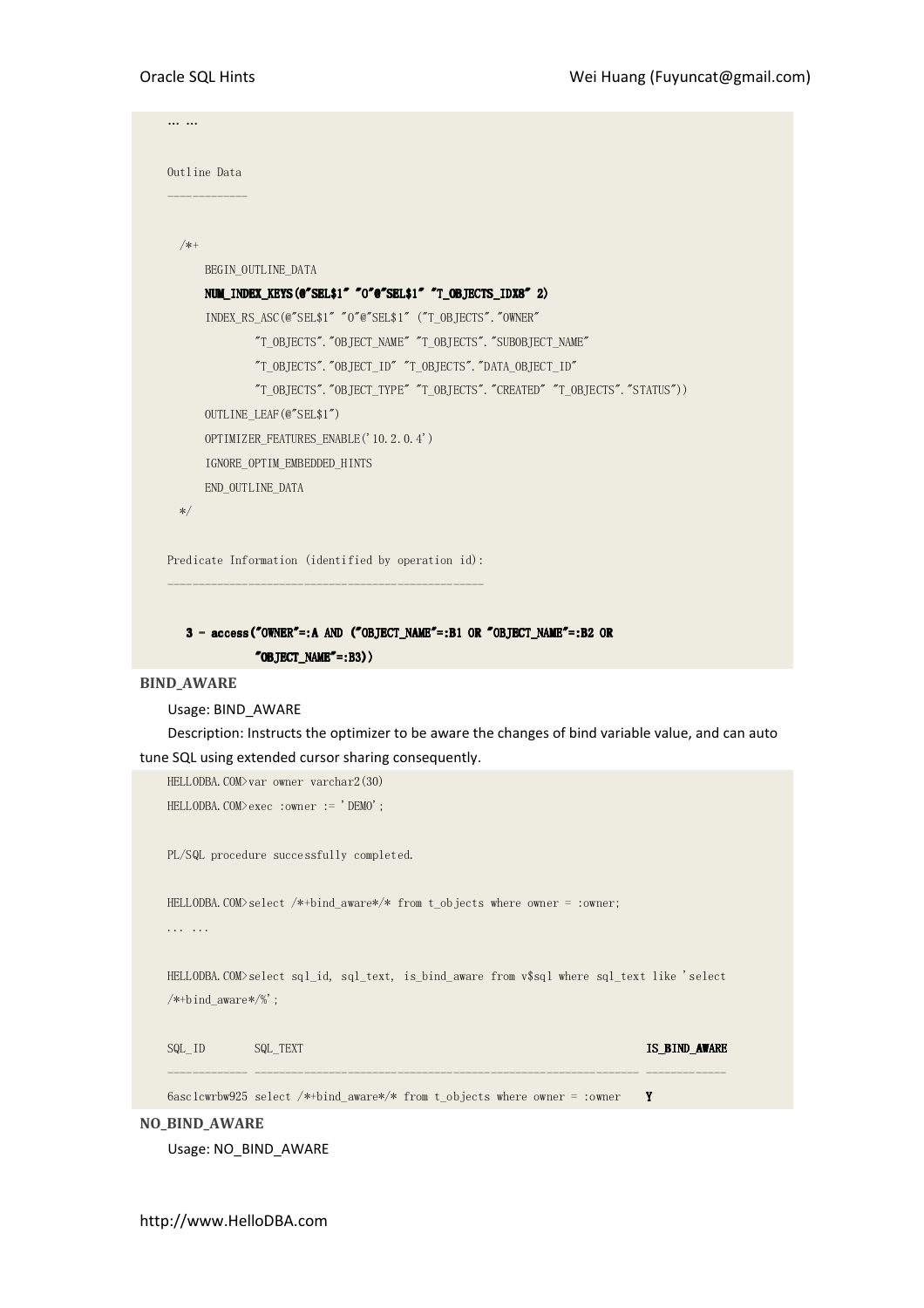```
... ...

Outline Data
-------------

  /*+
      BEGIN_OUTLINE_DATA
      NUM_INDEX_KEYS(@"SEL$1" "O"@"SEL$1" "T_OBJECTS_IDX8" 2)
      INDEX_RS_ASC(@"SEL$1" "O"@"SEL$1" ("T_OBJECTS"."OWNER"
              "T_OBJECTS"."OBJECT_NAME" "T_OBJECTS"."SUBOBJECT_NAME"
              "T_OBJECTS"."OBJECT_ID" "T_OBJECTS"."DATA_OBJECT_ID"
              "T_OBJECTS"."OBJECT_TYPE" "T_OBJECTS"."CREATED" "T_OBJECTS"."STATUS"))
      OUTLINE_LEAF(@"SEL$1")
      OPTIMIZER_FEATURES_ENABLE('10.2.0.4')
      IGNORE_OPTIM_EMBEDDED_HINTS
      END_OUTLINE_DATA
  */

Predicate Information (identified by operation id):
---------------------------------------------------

   3 - access("OWNER"=:A AND ("OBJECT_NAME"=:B1 OR "OBJECT_NAME"=:B2 OR
              "OBJECT_NAME"=:B3))
```

**BIND_AWARE**

Usage: BIND_AWARE

Description: Instructs the optimizer to be aware the changes of bind variable value, and can auto tune SQL using extended cursor sharing consequently.

```
HELLODBA.COM>var owner varchar2(30)
HELLODBA.COM>exec :owner := 'DEMO';

PL/SQL procedure successfully completed.

HELLODBA.COM>select /*+bind_aware*/* from t_objects where owner = :owner;
... ...

HELLODBA.COM>select sql_id, sql_text, is_bind_aware from v$sql where sql_text like 'select
/*+bind_aware*/%';

SQL_ID        SQL_TEXT                                                     IS_BIND_AWARE
------------- ------------------------------------------------------------ -------------
6asc1cwrbw925 select /*+bind_aware*/* from t_objects where owner = :owner   Y
```

**NO_BIND_AWARE**

Usage: NO_BIND_AWARE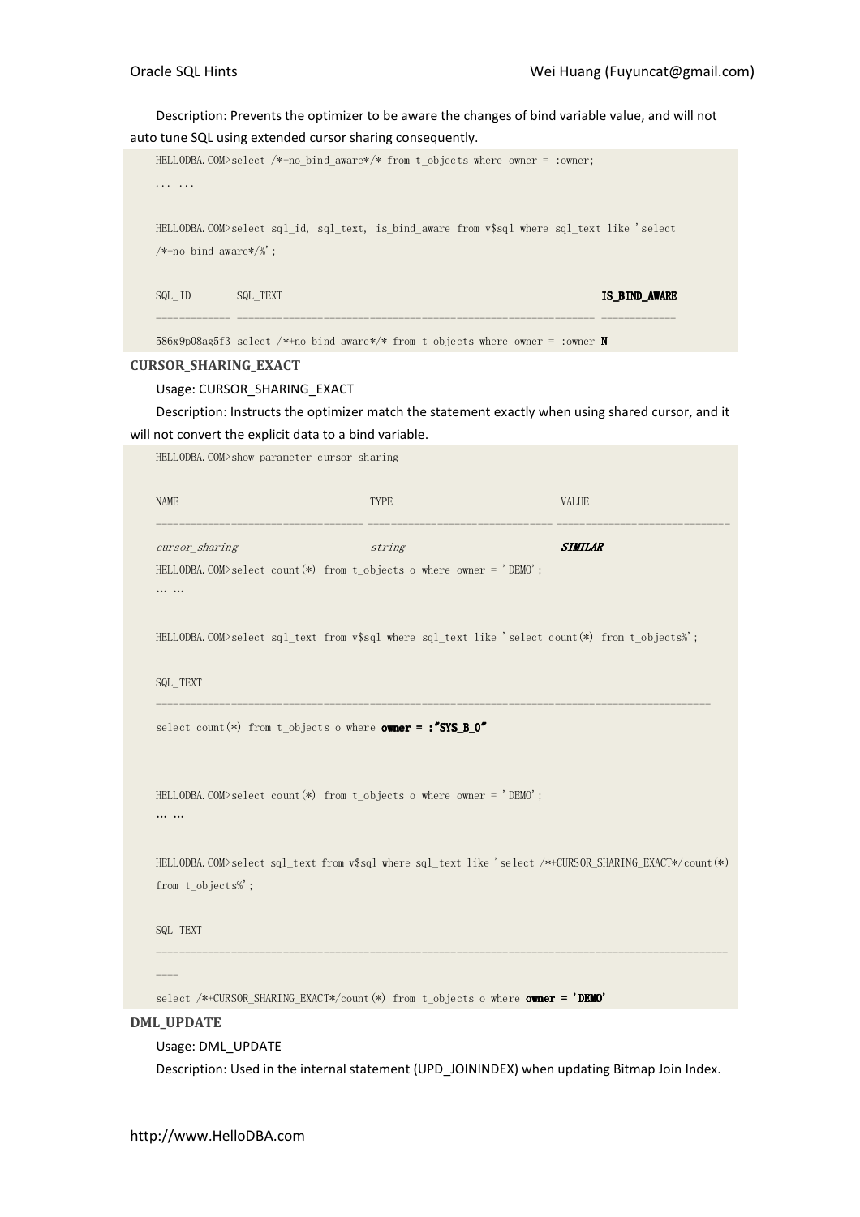Description: Prevents the optimizer to be aware the changes of bind variable value, and will not auto tune SQL using extended cursor sharing consequently.

```
HELLODBA.COM>select /*+no_bind_aware*/* from t_objects where owner = :owner;
... ...

HELLODBA.COM>select sql_id, sql_text, is_bind_aware from v$sql where sql_text like 'select
/*+no_bind_aware*/%';

SQL_ID        SQL_TEXT                                                      IS_BIND_AWARE
------------- ------------------------------------------------------------ -------------
586x9p08ag5f3 select /*+no_bind_aware*/* from t_objects where owner = :owner N
```

### CURSOR_SHARING_EXACT

Usage: CURSOR_SHARING_EXACT

Description: Instructs the optimizer match the statement exactly when using shared cursor, and it will not convert the explicit data to a bind variable.

```
HELLODBA.COM>show parameter cursor_sharing

NAME                                 TYPE                            VALUE
------------------------------------ ------------------------------- ------------------------------
cursor_sharing                       string                          SIMILAR
HELLODBA.COM>select count(*) from t_objects o where owner = 'DEMO';
... ...

HELLODBA.COM>select sql_text from v$sql where sql_text like 'select count(*) from t_objects%';

SQL_TEXT
------------------------------------------------------------------------------------------
select count(*) from t_objects o where owner = :"SYS_B_0"


HELLODBA.COM>select count(*) from t_objects o where owner = 'DEMO';
... ...

HELLODBA.COM>select sql_text from v$sql where sql_text like 'select /*+CURSOR_SHARING_EXACT*/count(*)
from t_objects%';

SQL_TEXT
------------------------------------------------------------------------------------------------
----
select /*+CURSOR_SHARING_EXACT*/count(*) from t_objects o where owner = 'DEMO'
```

### DML_UPDATE

Usage: DML_UPDATE

Description: Used in the internal statement (UPD_JOININDEX) when updating Bitmap Join Index.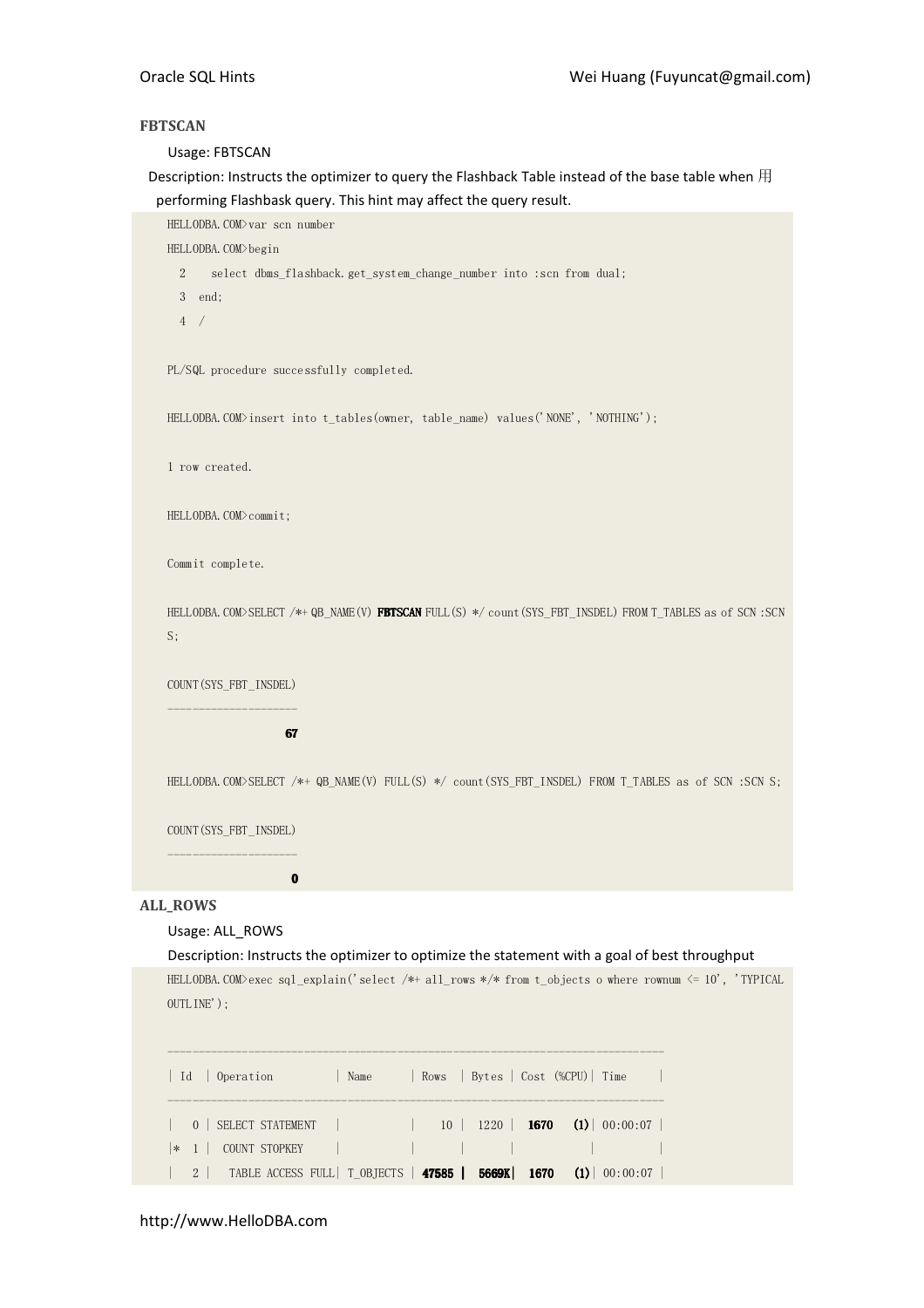**FBTSCAN**

Usage: FBTSCAN

Description: Instructs the optimizer to query the Flashback Table instead of the base table when 用 performing Flashbask query. This hint may affect the query result.

```
HELLODBA.COM>var scn number
HELLODBA.COM>begin
  2    select dbms_flashback.get_system_change_number into :scn from dual;
  3  end;
  4  /

PL/SQL procedure successfully completed.

HELLODBA.COM>insert into t_tables(owner, table_name) values('NONE', 'NOTHING');

1 row created.

HELLODBA.COM>commit;

Commit complete.

HELLODBA.COM>SELECT /*+ QB_NAME(V) FBTSCAN FULL(S) */ count(SYS_FBT_INSDEL) FROM T_TABLES as of SCN :SCN
S;

COUNT(SYS_FBT_INSDEL)
--------------------
                  67

HELLODBA.COM>SELECT /*+ QB_NAME(V) FULL(S) */ count(SYS_FBT_INSDEL) FROM T_TABLES as of SCN :SCN S;

COUNT(SYS_FBT_INSDEL)
--------------------
                   0
```

**ALL_ROWS**

Usage: ALL_ROWS

Description: Instructs the optimizer to optimize the statement with a goal of best throughput

```
HELLODBA.COM>exec sql_explain('select /*+ all_rows */* from t_objects o where rownum <= 10', 'TYPICAL
OUTLINE');

---------------------------------------------------------------------------
| Id  | Operation          | Name      | Rows  | Bytes | Cost (%CPU)| Time     |
---------------------------------------------------------------------------
|   0 | SELECT STATEMENT   |           |    10 |  1220 |  1670   (1)| 00:00:07 |
|*  1 |  COUNT STOPKEY     |           |       |       |            |          |
|   2 |   TABLE ACCESS FULL| T_OBJECTS | 47585 |  5669K|  1670   (1)| 00:00:07 |
```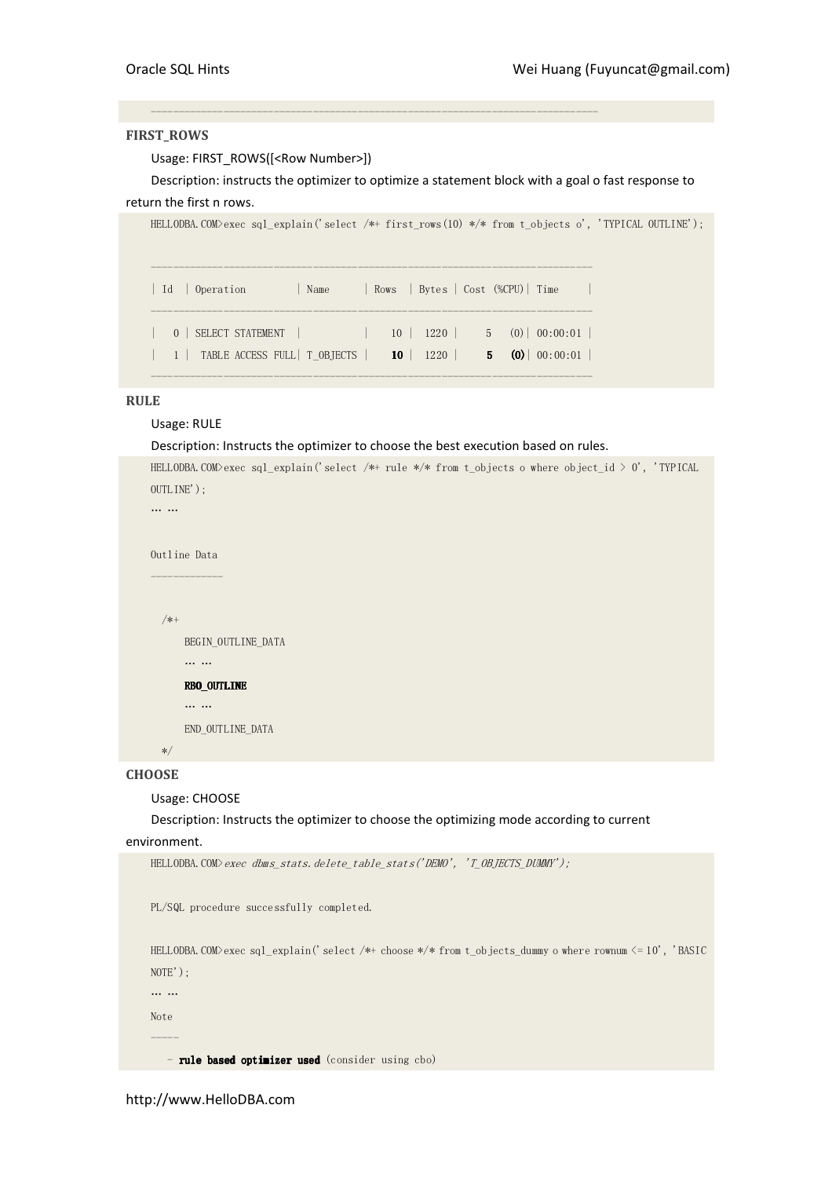```
--------------------------------------------------------------------------
```

### FIRST_ROWS

Usage: FIRST_ROWS([<Row Number>])

Description: instructs the optimizer to optimize a statement block with a goal o fast response to return the first n rows.

```
HELLODBA.COM>exec sql_explain('select /*+ first_rows(10) */* from t_objects o', 'TYPICAL OUTLINE');

-------------------------------------------------------------------------
| Id  | Operation         | Name      | Rows  | Bytes | Cost (%CPU)| Time     |
-------------------------------------------------------------------------
|   0 | SELECT STATEMENT  |           |    10 |  1220 |     5   (0)| 00:00:01 |
|   1 |  TABLE ACCESS FULL| T_OBJECTS |    10 |  1220 |     5   (0)| 00:00:01 |
-------------------------------------------------------------------------
```

### RULE

Usage: RULE

Description: Instructs the optimizer to choose the best execution based on rules.

```
HELLODBA.COM>exec sql_explain('select /*+ rule */* from t_objects o where object_id > 0', 'TYPICAL OUTLINE');
... ...

Outline Data
-------------

  /*+
      BEGIN_OUTLINE_DATA
      ... ...
      RBO_OUTLINE
      ... ...
      END_OUTLINE_DATA
  */
```

### CHOOSE

Usage: CHOOSE

Description: Instructs the optimizer to choose the optimizing mode according to current environment.

```
HELLODBA.COM>exec dbms_stats.delete_table_stats('DEMO', 'T_OBJECTS_DUMMY');

PL/SQL procedure successfully completed.

HELLODBA.COM>exec sql_explain('select /*+ choose */* from t_objects_dummy o where rownum <= 10', 'BASIC NOTE');
... ...
Note
-----
   - rule based optimizer used (consider using cbo)
```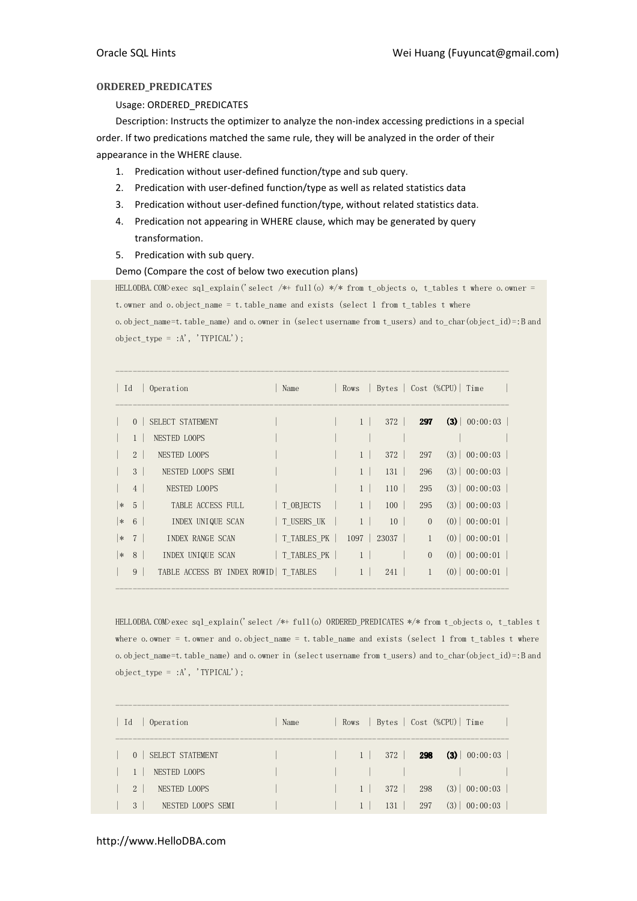**ORDERED_PREDICATES**

Usage: ORDERED_PREDICATES

Description: Instructs the optimizer to analyze the non-index accessing predictions in a special order. If two predications matched the same rule, they will be analyzed in the order of their appearance in the WHERE clause.

1. Predication without user-defined function/type and sub query.
2. Predication with user-defined function/type as well as related statistics data
3. Predication without user-defined function/type, without related statistics data.
4. Predication not appearing in WHERE clause, which may be generated by query transformation.
5. Predication with sub query.

Demo (Compare the cost of below two execution plans)

```
HELLODBA.COM>exec sql_explain('select /*+ full(o) */* from t_objects o, t_tables t where o.owner = t.owner and o.object_name = t.table_name and exists (select 1 from t_tables t where o.object_name=t.table_name) and o.owner in (select username from t_users) and to_char(object_id)=:B and object_type = :A', 'TYPICAL');

-------------------------------------------------------------------------------------------
| Id  | Operation                      | Name        | Rows  | Bytes | Cost (%CPU)| Time     |
-------------------------------------------------------------------------------------------
|   0 | SELECT STATEMENT               |             |     1 |   372 |   297   (3)| 00:00:03 |
|   1 |  NESTED LOOPS                  |             |       |       |            |          |
|   2 |   NESTED LOOPS                 |             |     1 |   372 |   297   (3)| 00:00:03 |
|   3 |    NESTED LOOPS SEMI           |             |     1 |   131 |   296   (3)| 00:00:03 |
|   4 |     NESTED LOOPS               |             |     1 |   110 |   295   (3)| 00:00:03 |
|*  5 |      TABLE ACCESS FULL         | T_OBJECTS   |     1 |   100 |   295   (3)| 00:00:03 |
|*  6 |      INDEX UNIQUE SCAN         | T_USERS_UK  |     1 |    10 |     0   (0)| 00:00:01 |
|*  7 |     INDEX RANGE SCAN           | T_TABLES_PK |  1097 | 23037 |     1   (0)| 00:00:01 |
|*  8 |    INDEX UNIQUE SCAN           | T_TABLES_PK |     1 |       |     0   (0)| 00:00:01 |
|   9 |   TABLE ACCESS BY INDEX ROWID  | T_TABLES    |     1 |   241 |     1   (0)| 00:00:01 |
-------------------------------------------------------------------------------------------

HELLODBA.COM>exec sql_explain('select /*+ full(o) ORDERED_PREDICATES */* from t_objects o, t_tables t where o.owner = t.owner and o.object_name = t.table_name and exists (select 1 from t_tables t where o.object_name=t.table_name) and o.owner in (select username from t_users) and to_char(object_id)=:B and object_type = :A', 'TYPICAL');

-------------------------------------------------------------------------------------------
| Id  | Operation                      | Name        | Rows  | Bytes | Cost (%CPU)| Time     |
-------------------------------------------------------------------------------------------
|   0 | SELECT STATEMENT               |             |     1 |   372 |   298   (3)| 00:00:03 |
|   1 |  NESTED LOOPS                  |             |       |       |            |          |
|   2 |   NESTED LOOPS                 |             |     1 |   372 |   298   (3)| 00:00:03 |
|   3 |    NESTED LOOPS SEMI           |             |     1 |   131 |   297   (3)| 00:00:03 |
```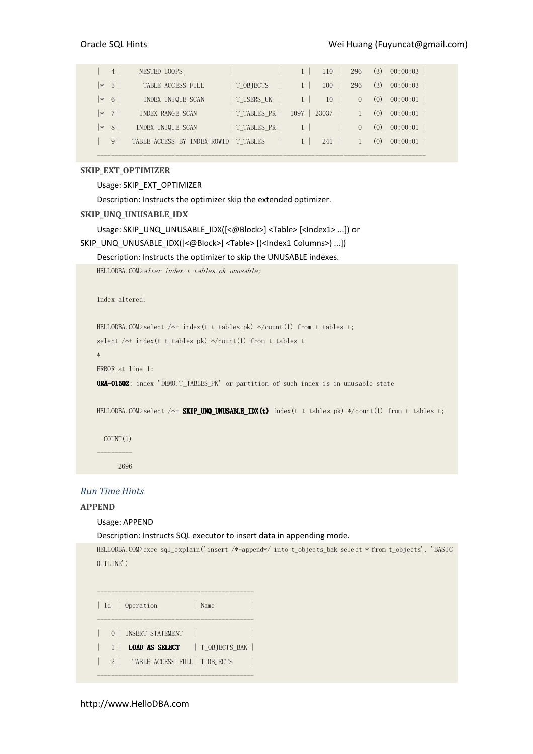```
|   4 |     NESTED LOOPS              |             |     1 |   110 |   296   (3)| 00:00:03 |
|*  5 |      TABLE ACCESS FULL        | T_OBJECTS   |     1 |   100 |   296   (3)| 00:00:03 |
|*  6 |      INDEX UNIQUE SCAN        | T_USERS_UK  |     1 |    10 |     0   (0)| 00:00:01 |
|*  7 |     INDEX RANGE SCAN          | T_TABLES_PK |  1097 | 23037 |     1   (0)| 00:00:01 |
|*  8 |    INDEX UNIQUE SCAN          | T_TABLES_PK |     1 |       |     0   (0)| 00:00:01 |
|   9 |   TABLE ACCESS BY INDEX ROWID| T_TABLES    |     1 |   241 |     1   (0)| 00:00:01 |
--------------------------------------------------------------------------------------------
```

**SKIP_EXT_OPTIMIZER**

Usage: SKIP_EXT_OPTIMIZER

Description: Instructs the optimizer skip the extended optimizer.

**SKIP_UNQ_UNUSABLE_IDX**

Usage: SKIP_UNQ_UNUSABLE_IDX([<@Block>] <Table> [<Index1> ...]) or SKIP_UNQ_UNUSABLE_IDX([<@Block>] <Table> [(<Index1 Columns>) ...])

Description: Instructs the optimizer to skip the UNUSABLE indexes.

```
HELLODBA.COM>alter index t_tables_pk unusable;

Index altered.

HELLODBA.COM>select /*+ index(t t_tables_pk) */count(1) from t_tables t;
select /*+ index(t t_tables_pk) */count(1) from t_tables t
*
ERROR at line 1:
ORA-01502: index 'DEMO.T_TABLES_PK' or partition of such index is in unusable state

HELLODBA.COM>select /*+ SKIP_UNQ_UNUSABLE_IDX(t) index(t t_tables_pk) */count(1) from t_tables t;

  COUNT(1)
----------
      2696
```

### *Run Time Hints*

**APPEND**

Usage: APPEND

Description: Instructs SQL executor to insert data in appending mode.

```
HELLODBA.COM>exec sql_explain('insert /*+append*/ into t_objects_bak select * from t_objects', 'BASIC OUTLINE')

------------------------------------------
| Id  | Operation          | Name          |
------------------------------------------
|   0 | INSERT STATEMENT   |               |
|   1 |  LOAD AS SELECT    | T_OBJECTS_BAK |
|   2 |   TABLE ACCESS FULL| T_OBJECTS     |
------------------------------------------
```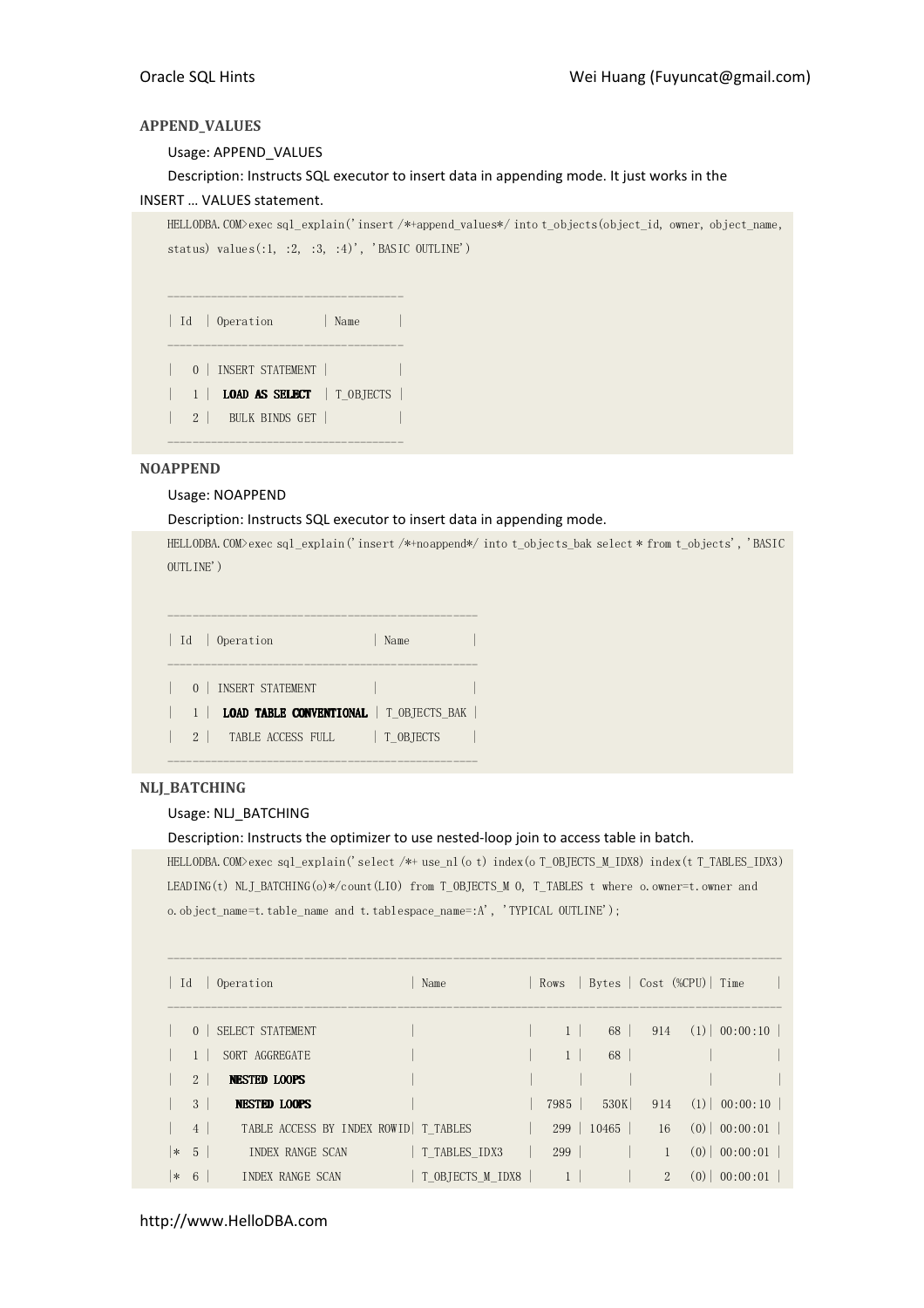### APPEND_VALUES

Usage: APPEND_VALUES

Description: Instructs SQL executor to insert data in appending mode. It just works in the INSERT … VALUES statement.

```
HELLODBA.COM>exec sql_explain('insert /*+append_values*/ into t_objects(object_id, owner, object_name, status) values(:1, :2, :3, :4)', 'BASIC OUTLINE')

-----------------------------------
| Id  | Operation        | Name      |
-----------------------------------
|   0 | INSERT STATEMENT |           |
|   1 |  LOAD AS SELECT  | T_OBJECTS |
|   2 |   BULK BINDS GET |           |
-----------------------------------
```

### NOAPPEND

Usage: NOAPPEND

Description: Instructs SQL executor to insert data in appending mode.

```
HELLODBA.COM>exec sql_explain('insert /*+noappend*/ into t_objects_bak select * from t_objects', 'BASIC OUTLINE')

---------------------------------------------
| Id  | Operation                | Name          |
---------------------------------------------
|   0 | INSERT STATEMENT         |               |
|   1 |  LOAD TABLE CONVENTIONAL | T_OBJECTS_BAK |
|   2 |   TABLE ACCESS FULL      | T_OBJECTS     |
---------------------------------------------
```

### NLJ_BATCHING

Usage: NLJ_BATCHING

Description: Instructs the optimizer to use nested-loop join to access table in batch.

```
HELLODBA.COM>exec sql_explain('select /*+ use_nl(o t) index(o T_OBJECTS_M_IDX8) index(t T_TABLES_IDX3) LEADING(t) NLJ_BATCHING(o)*/count(LIO) from T_OBJECTS_M O, T_TABLES t where o.owner=t.owner and o.object_name=t.table_name and t.tablespace_name=:A', 'TYPICAL OUTLINE');

-------------------------------------------------------------------------------------------
| Id  | Operation                      | Name             | Rows  | Bytes | Cost (%CPU)| Time     |
-------------------------------------------------------------------------------------------
|   0 | SELECT STATEMENT               |                  |     1 |    68 |   914   (1)| 00:00:10 |
|   1 |  SORT AGGREGATE                |                  |     1 |    68 |            |          |
|   2 |   NESTED LOOPS                 |                  |       |       |            |          |
|   3 |    NESTED LOOPS                |                  |  7985 |  530K|   914   (1)| 00:00:10 |
|   4 |     TABLE ACCESS BY INDEX ROWID| T_TABLES         |   299 | 10465 |    16   (0)| 00:00:01 |
|*  5 |      INDEX RANGE SCAN          | T_TABLES_IDX3    |   299 |       |     1   (0)| 00:00:01 |
|*  6 |     INDEX RANGE SCAN           | T_OBJECTS_M_IDX8 |     1 |       |     2   (0)| 00:00:01 |
```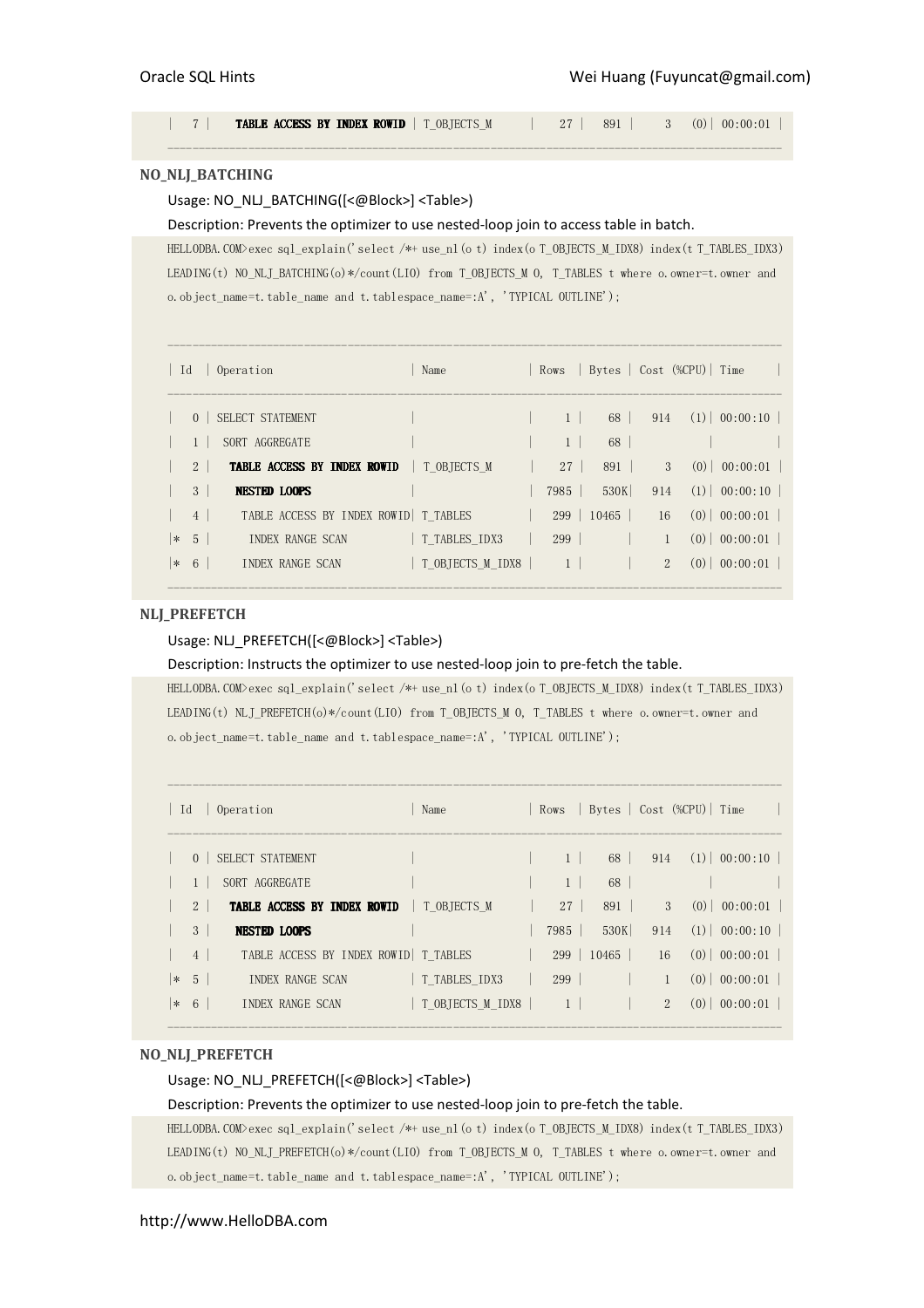```
|   7 |     TABLE ACCESS BY INDEX ROWID | T_OBJECTS_M      |    27 |   891 |     3   (0)| 00:00:01 |
--------------------------------------------------------------------------------------------------
```

### NO_NLJ_BATCHING

Usage: NO_NLJ_BATCHING([<@Block>] <Table>)

Description: Prevents the optimizer to use nested-loop join to access table in batch.

```
HELLODBA.COM>exec sql_explain('select /*+ use_nl(o t) index(o T_OBJECTS_M_IDX8) index(t T_TABLES_IDX3)
LEADING(t) NO_NLJ_BATCHING(o)*/count(LIO) from T_OBJECTS_M O, T_TABLES t where o.owner=t.owner and
o.object_name=t.table_name and t.tablespace_name=:A', 'TYPICAL OUTLINE');


--------------------------------------------------------------------------------------------------
| Id  | Operation                      | Name             | Rows  | Bytes | Cost (%CPU)| Time     |
--------------------------------------------------------------------------------------------------
|   0 | SELECT STATEMENT               |                  |     1 |    68 |   914   (1)| 00:00:10 |
|   1 |  SORT AGGREGATE                |                  |     1 |    68 |            |          |
|   2 |   TABLE ACCESS BY INDEX ROWID  | T_OBJECTS_M      |    27 |   891 |     3   (0)| 00:00:01 |
|   3 |    NESTED LOOPS                |                  |  7985 |   530K|   914   (1)| 00:00:10 |
|   4 |     TABLE ACCESS BY INDEX ROWID| T_TABLES         |   299 | 10465 |    16   (0)| 00:00:01 |
|*  5 |      INDEX RANGE SCAN          | T_TABLES_IDX3    |   299 |       |     1   (0)| 00:00:01 |
|*  6 |     INDEX RANGE SCAN           | T_OBJECTS_M_IDX8 |     1 |       |     2   (0)| 00:00:01 |
--------------------------------------------------------------------------------------------------
```

### NLJ_PREFETCH

Usage: NLJ_PREFETCH([<@Block>] <Table>)

Description: Instructs the optimizer to use nested-loop join to pre-fetch the table.

```
HELLODBA.COM>exec sql_explain('select /*+ use_nl(o t) index(o T_OBJECTS_M_IDX8) index(t T_TABLES_IDX3)
LEADING(t) NLJ_PREFETCH(o)*/count(LIO) from T_OBJECTS_M O, T_TABLES t where o.owner=t.owner and
o.object_name=t.table_name and t.tablespace_name=:A', 'TYPICAL OUTLINE');


--------------------------------------------------------------------------------------------------
| Id  | Operation                      | Name             | Rows  | Bytes | Cost (%CPU)| Time     |
--------------------------------------------------------------------------------------------------
|   0 | SELECT STATEMENT               |                  |     1 |    68 |   914   (1)| 00:00:10 |
|   1 |  SORT AGGREGATE                |                  |     1 |    68 |            |          |
|   2 |   TABLE ACCESS BY INDEX ROWID  | T_OBJECTS_M      |    27 |   891 |     3   (0)| 00:00:01 |
|   3 |    NESTED LOOPS                |                  |  7985 |   530K|   914   (1)| 00:00:10 |
|   4 |     TABLE ACCESS BY INDEX ROWID| T_TABLES         |   299 | 10465 |    16   (0)| 00:00:01 |
|*  5 |      INDEX RANGE SCAN          | T_TABLES_IDX3    |   299 |       |     1   (0)| 00:00:01 |
|*  6 |     INDEX RANGE SCAN           | T_OBJECTS_M_IDX8 |     1 |       |     2   (0)| 00:00:01 |
--------------------------------------------------------------------------------------------------
```

### NO_NLJ_PREFETCH

Usage: NO_NLJ_PREFETCH([<@Block>] <Table>)

Description: Prevents the optimizer to use nested-loop join to pre-fetch the table.

```
HELLODBA.COM>exec sql_explain('select /*+ use_nl(o t) index(o T_OBJECTS_M_IDX8) index(t T_TABLES_IDX3)
LEADING(t) NO_NLJ_PREFETCH(o)*/count(LIO) from T_OBJECTS_M O, T_TABLES t where o.owner=t.owner and
o.object_name=t.table_name and t.tablespace_name=:A', 'TYPICAL OUTLINE');
```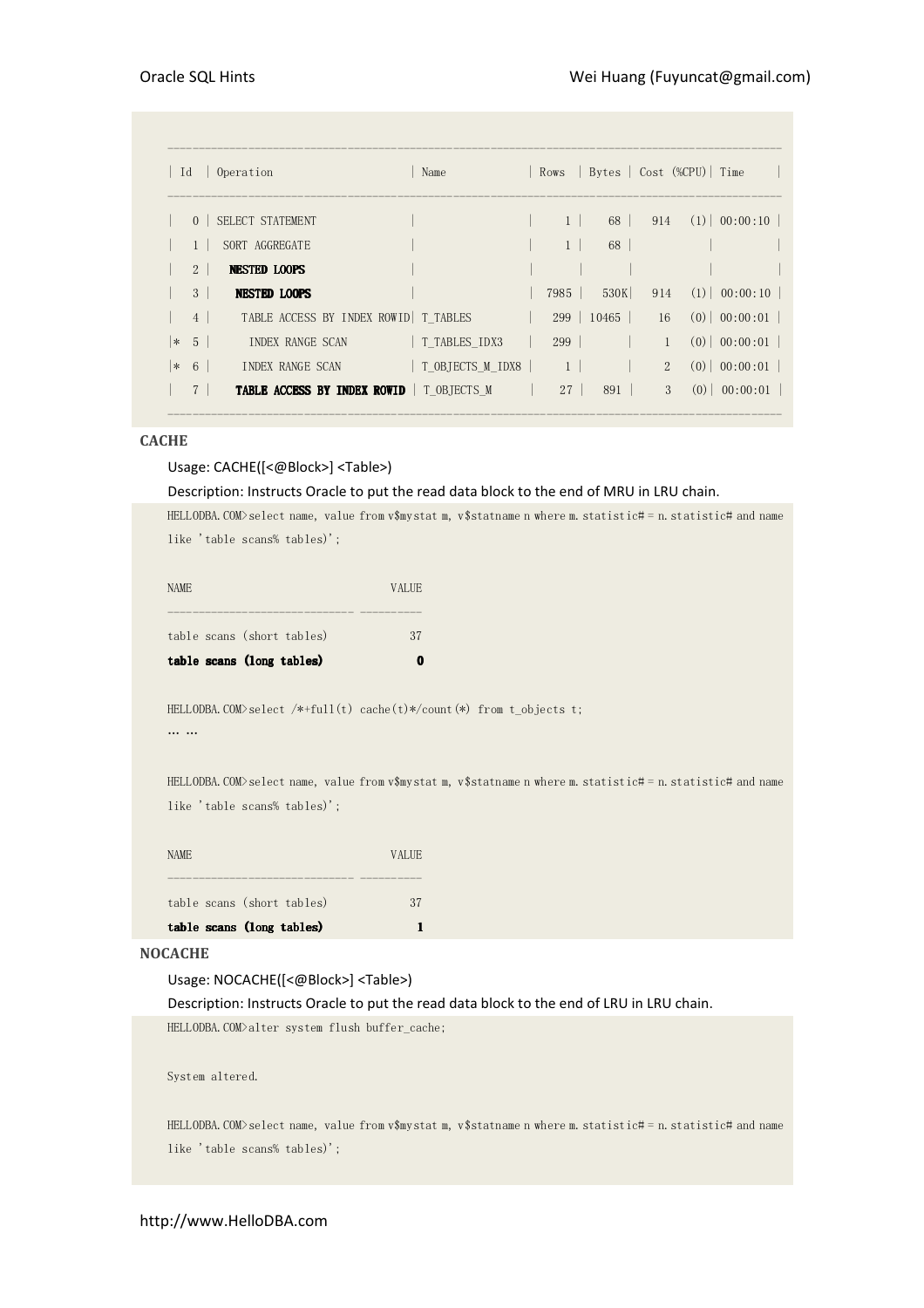```
--------------------------------------------------------------------------------------------
| Id  | Operation                       | Name             | Rows  | Bytes | Cost (%CPU)| Time     |
--------------------------------------------------------------------------------------------
|   0 | SELECT STATEMENT                |                  |     1 |    68 |   914   (1)| 00:00:10 |
|   1 |  SORT AGGREGATE                 |                  |     1 |    68 |            |          |
|   2 |   NESTED LOOPS                  |                  |       |       |            |          |
|   3 |    NESTED LOOPS                 |                  |  7985 |  530K|   914   (1)| 00:00:10 |
|   4 |     TABLE ACCESS BY INDEX ROWID| T_TABLES         |   299 | 10465 |    16   (0)| 00:00:01 |
|*  5 |      INDEX RANGE SCAN           | T_TABLES_IDX3    |   299 |       |     1   (0)| 00:00:01 |
|*  6 |     INDEX RANGE SCAN            | T_OBJECTS_M_IDX8 |     1 |       |     2   (0)| 00:00:01 |
|   7 |    TABLE ACCESS BY INDEX ROWID  | T_OBJECTS_M      |    27 |   891 |     3   (0)| 00:00:01 |
--------------------------------------------------------------------------------------------
```

**CACHE**

Usage: CACHE([<@Block>] <Table>)

Description: Instructs Oracle to put the read data block to the end of MRU in LRU chain.

```
HELLODBA.COM>select name, value from v$mystat m, v$statname n where m.statistic# = n.statistic# and name like 'table scans% tables)';

NAME                              VALUE
---------------------------- ----------
table scans (short tables)           37
table scans (long tables)             0

HELLODBA.COM>select /*+full(t) cache(t)*/count(*) from t_objects t;
... ...

HELLODBA.COM>select name, value from v$mystat m, v$statname n where m.statistic# = n.statistic# and name like 'table scans% tables)';

NAME                              VALUE
---------------------------- ----------
table scans (short tables)           37
table scans (long tables)             1
```

**NOCACHE**

Usage: NOCACHE([<@Block>] <Table>)

Description: Instructs Oracle to put the read data block to the end of LRU in LRU chain.

```
HELLODBA.COM>alter system flush buffer_cache;

System altered.

HELLODBA.COM>select name, value from v$mystat m, v$statname n where m.statistic# = n.statistic# and name like 'table scans% tables)';
```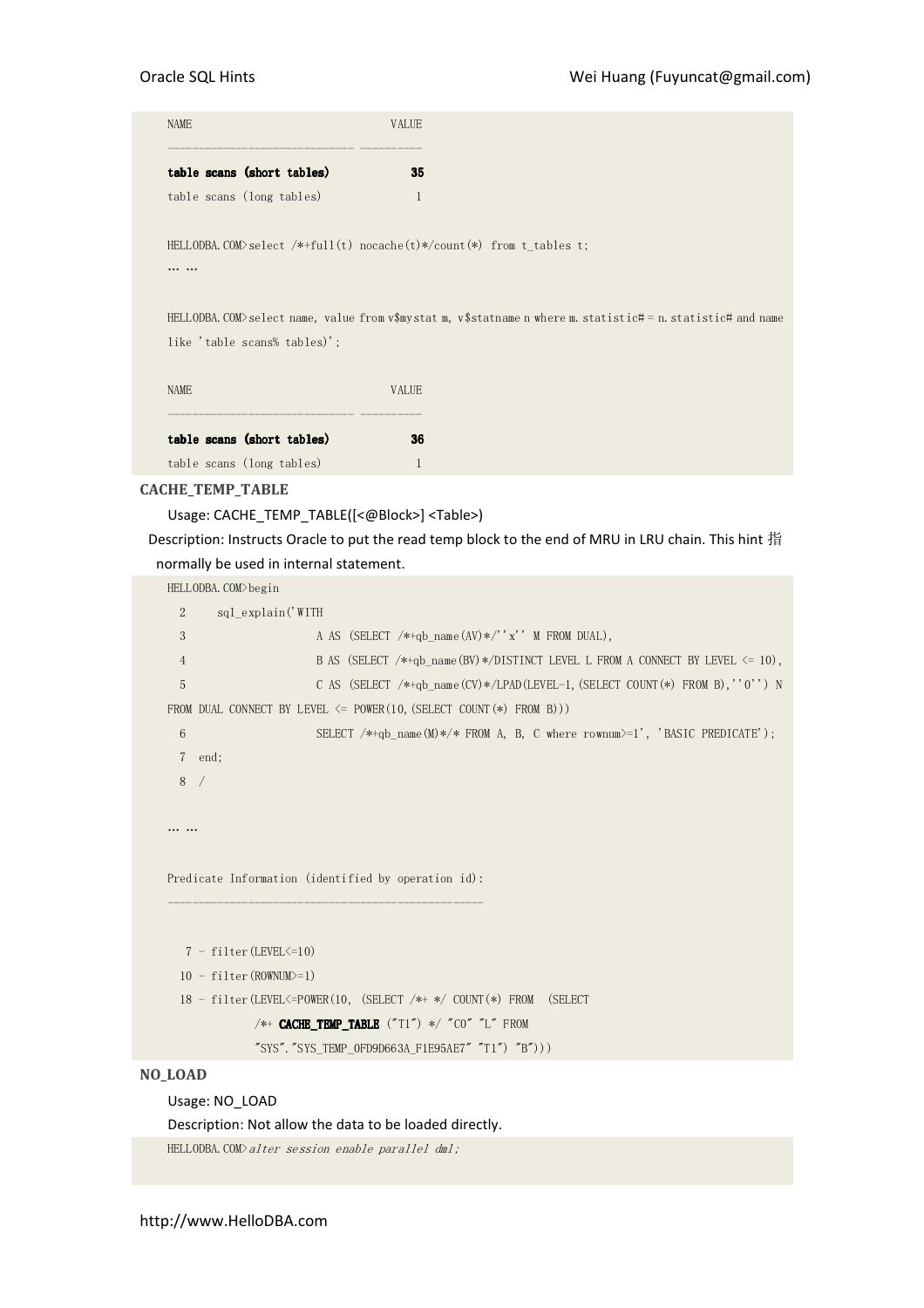```
NAME                             VALUE
---------------------------- ---------
table scans (short tables)          35
table scans (long tables)            1

HELLODBA.COM>select /*+full(t) nocache(t)*/count(*) from t_tables t;
... ...

HELLODBA.COM>select name, value from v$mystat m, v$statname n where m.statistic# = n.statistic# and name
like 'table scans% tables)';

NAME                             VALUE
---------------------------- ---------
table scans (short tables)          36
table scans (long tables)            1
```

### CACHE_TEMP_TABLE

Usage: CACHE_TEMP_TABLE([<@Block>] <Table>)

Description: Instructs Oracle to put the read temp block to the end of MRU in LRU chain. This hint 指 normally be used in internal statement.

```
HELLODBA.COM>begin
  2     sql_explain('WITH
  3                    A AS (SELECT /*+qb_name(AV)*/''x'' M FROM DUAL),
  4                    B AS (SELECT /*+qb_name(BV)*/DISTINCT LEVEL L FROM A CONNECT BY LEVEL <= 10),
  5                    C AS (SELECT /*+qb_name(CV)*/LPAD(LEVEL-1,(SELECT COUNT(*) FROM B),''0'') N
FROM DUAL CONNECT BY LEVEL <= POWER(10,(SELECT COUNT(*) FROM B)))
  6                    SELECT /*+qb_name(M)*/* FROM A, B, C where rownum>=1', 'BASIC PREDICATE');
  7  end;
  8  /

... ...

Predicate Information (identified by operation id):
---------------------------------------------------

   7 - filter(LEVEL<=10)
  10 - filter(ROWNUM>=1)
  18 - filter(LEVEL<=POWER(10, (SELECT /*+ */ COUNT(*) FROM  (SELECT
              /*+ CACHE_TEMP_TABLE ("T1") */ "C0" "L" FROM
              "SYS"."SYS_TEMP_0FD9D663A_F1E95AE7" "T1") "B")))
```

### NO_LOAD

Usage: NO_LOAD

Description: Not allow the data to be loaded directly.

```
HELLODBA.COM>alter session enable parallel dml;
```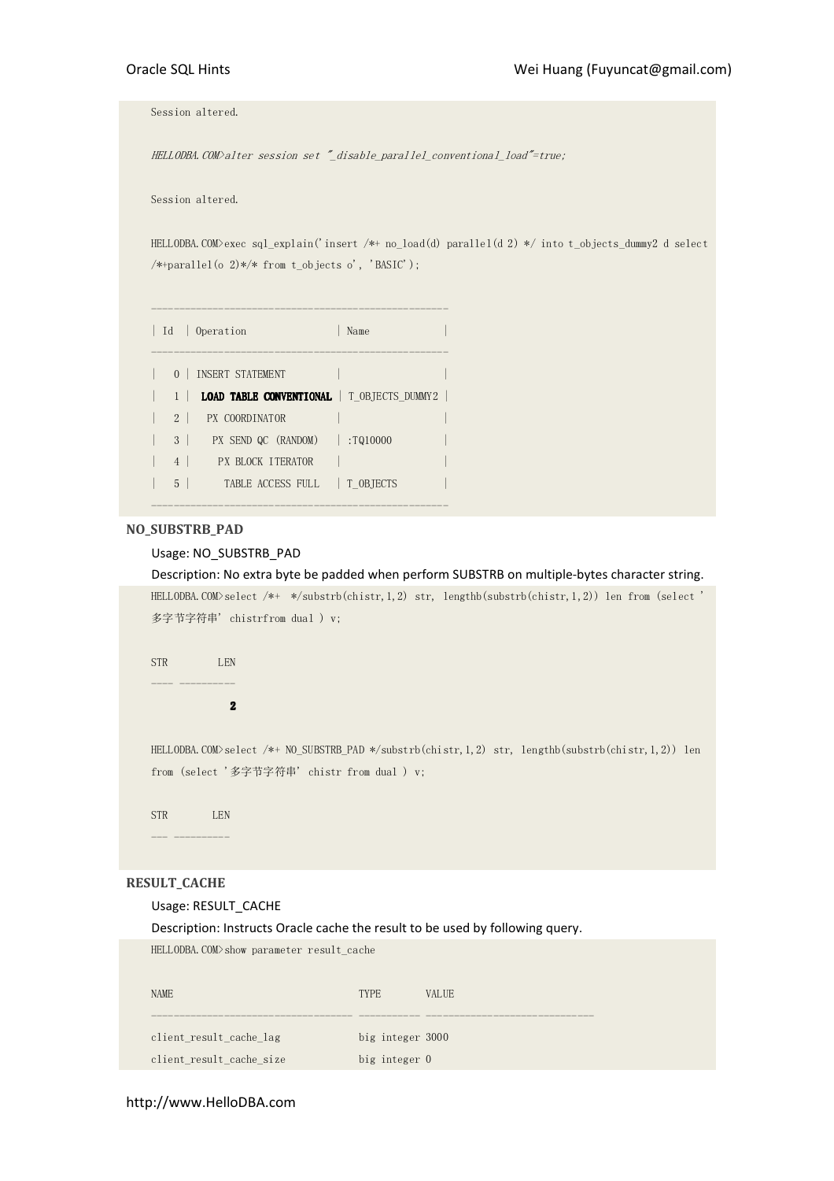```
Session altered.

HELLODBA.COM>alter session set "_disable_parallel_conventional_load"=true;

Session altered.

HELLODBA.COM>exec sql_explain('insert /*+ no_load(d) parallel(d 2) */ into t_objects_dummy2 d select
/*+parallel(o 2)*/* from t_objects o', 'BASIC');

--------------------------------------------------
| Id  | Operation                | Name            |
--------------------------------------------------
|   0 | INSERT STATEMENT         |                 |
|   1 |  LOAD TABLE CONVENTIONAL | T_OBJECTS_DUMMY2 |
|   2 |   PX COORDINATOR         |                 |
|   3 |    PX SEND QC (RANDOM)   | :TQ10000        |
|   4 |     PX BLOCK ITERATOR    |                 |
|   5 |      TABLE ACCESS FULL   | T_OBJECTS       |
--------------------------------------------------
```

**NO_SUBSTRB_PAD**

Usage: NO_SUBSTRB_PAD

Description: No extra byte be padded when perform SUBSTRB on multiple-bytes character string.

```
HELLODBA.COM>select /*+  */substrb(chistr,1,2) str, lengthb(substrb(chistr,1,2)) len from (select '
多字节字符串' chistrfrom dual ) v;

STR         LEN
---- ---------
             2

HELLODBA.COM>select /*+ NO_SUBSTRB_PAD */substrb(chistr,1,2) str, lengthb(substrb(chistr,1,2)) len
from (select '多字节字符串' chistr from dual ) v;

STR        LEN
--- ---------
```

**RESULT_CACHE**

Usage: RESULT_CACHE

Description: Instructs Oracle cache the result to be used by following query.

```
HELLODBA.COM>show parameter result_cache

NAME                                 TYPE        VALUE
------------------------------------ ----------- ------------------------------
client_result_cache_lag              big integer 3000
client_result_cache_size             big integer 0
```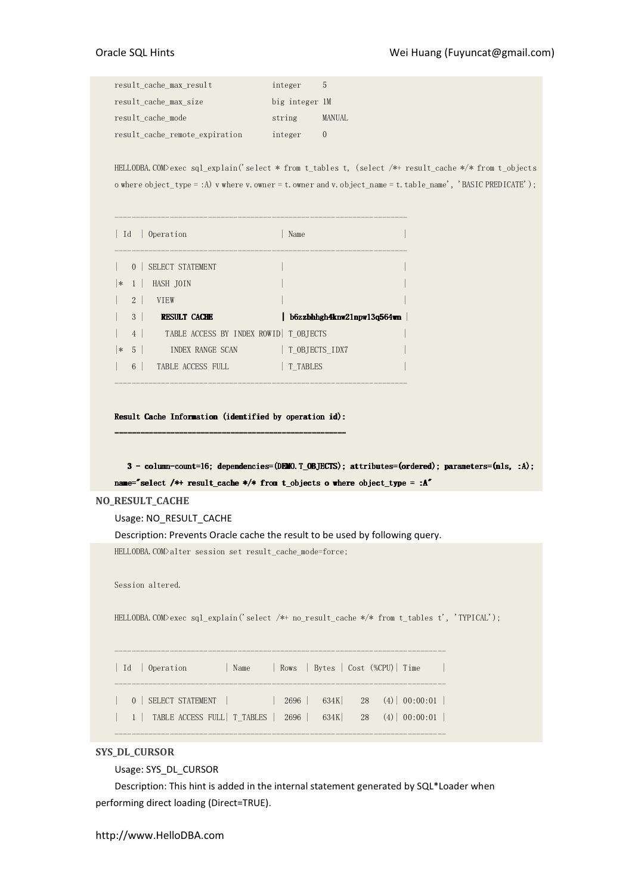```
result_cache_max_result              integer     5
result_cache_max_size                big integer 1M
result_cache_mode                    string      MANUAL
result_cache_remote_expiration       integer     0

HELLODBA.COM>exec sql_explain('select * from t_tables t, (select /*+ result_cache */* from t_objects o where object_type = :A) v where v.owner = t.owner and v.object_name = t.table_name', 'BASIC PREDICATE');

------------------------------------------------------------------
| Id  | Operation                     | Name                       |
------------------------------------------------------------------
|   0 | SELECT STATEMENT              |                            |
|*  1 |  HASH JOIN                    |                            |
|   2 |   VIEW                        |                            |
|   3 |    RESULT CACHE               | b6zzbhhgh4knw21npw13q564wn |
|   4 |     TABLE ACCESS BY INDEX ROWID| T_OBJECTS                 |
|*  5 |      INDEX RANGE SCAN         | T_OBJECTS_IDX7             |
|   6 |   TABLE ACCESS FULL           | T_TABLES                   |
------------------------------------------------------------------

Result Cache Information (identified by operation id):
------------------------------------------------------

   3 - column-count=16; dependencies=(DEMO.T_OBJECTS); attributes=(ordered); parameters=(nls, :A); name="select /*+ result_cache */* from t_objects o where object_type = :A"
```

**NO_RESULT_CACHE**

Usage: NO_RESULT_CACHE

Description: Prevents Oracle cache the result to be used by following query.

```
HELLODBA.COM>alter session set result_cache_mode=force;

Session altered.

HELLODBA.COM>exec sql_explain('select /*+ no_result_cache */* from t_tables t', 'TYPICAL');

--------------------------------------------------------------------------
| Id  | Operation         | Name     | Rows  | Bytes | Cost (%CPU)| Time     |
--------------------------------------------------------------------------
|   0 | SELECT STATEMENT  |          |  2696 |   634K|    28   (4)| 00:00:01 |
|   1 |  TABLE ACCESS FULL| T_TABLES |  2696 |   634K|    28   (4)| 00:00:01 |
--------------------------------------------------------------------------
```

**SYS_DL_CURSOR**

Usage: SYS_DL_CURSOR

Description: This hint is added in the internal statement generated by SQL*Loader when performing direct loading (Direct=TRUE).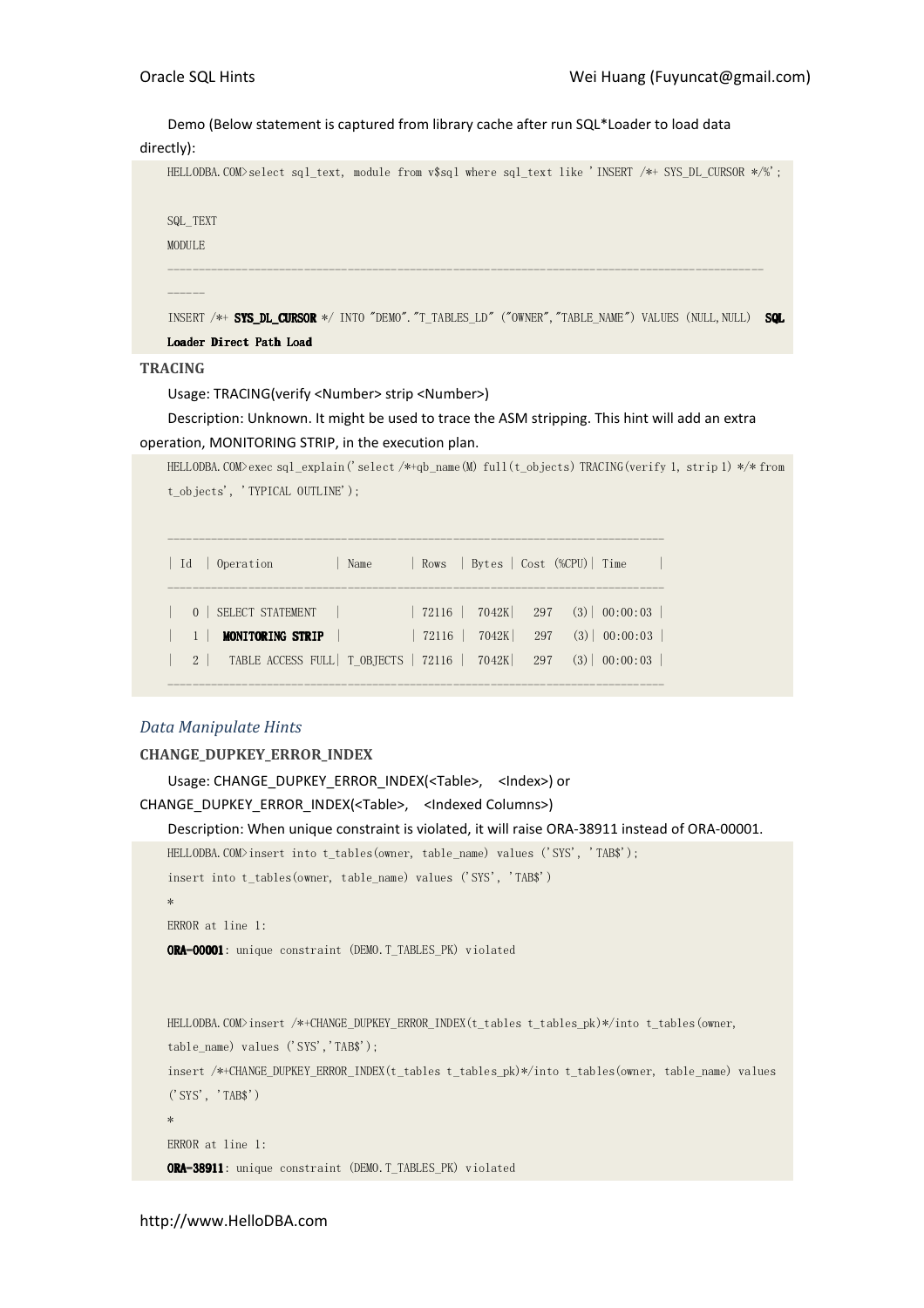Demo (Below statement is captured from library cache after run SQL*Loader to load data directly):

```
HELLODBA.COM>select sql_text, module from v$sql where sql_text like 'INSERT /*+ SYS_DL_CURSOR */%';

SQL_TEXT
MODULE
----------------------------------------------------------------------------------------------
-----
INSERT /*+ SYS_DL_CURSOR */ INTO "DEMO"."T_TABLES_LD" ("OWNER","TABLE_NAME") VALUES (NULL,NULL)  SQL
Loader Direct Path Load
```

**TRACING**

Usage: TRACING(verify <Number> strip <Number>)

Description: Unknown. It might be used to trace the ASM stripping. This hint will add an extra operation, MONITORING STRIP, in the execution plan.

```
HELLODBA.COM>exec sql_explain('select /*+qb_name(M) full(t_objects) TRACING(verify 1, strip 1) */* from
t_objects', 'TYPICAL OUTLINE');

----------------------------------------------------------------------------
| Id  | Operation          | Name      | Rows  | Bytes | Cost (%CPU)| Time     |
----------------------------------------------------------------------------
|   0 | SELECT STATEMENT   |           | 72116 |  7042K|   297   (3)| 00:00:03 |
|   1 |  MONITORING STRIP  |           | 72116 |  7042K|   297   (3)| 00:00:03 |
|   2 |   TABLE ACCESS FULL| T_OBJECTS | 72116 |  7042K|   297   (3)| 00:00:03 |
----------------------------------------------------------------------------
```

### *Data Manipulate Hints*

**CHANGE_DUPKEY_ERROR_INDEX**

Usage: CHANGE_DUPKEY_ERROR_INDEX(<Table>, <Index>) or CHANGE_DUPKEY_ERROR_INDEX(<Table>, <Indexed Columns>)

Description: When unique constraint is violated, it will raise ORA-38911 instead of ORA-00001.

```
HELLODBA.COM>insert into t_tables(owner, table_name) values ('SYS', 'TAB$');
insert into t_tables(owner, table_name) values ('SYS', 'TAB$')
*
ERROR at line 1:
ORA-00001: unique constraint (DEMO.T_TABLES_PK) violated



HELLODBA.COM>insert /*+CHANGE_DUPKEY_ERROR_INDEX(t_tables t_tables_pk)*/into t_tables(owner,
table_name) values ('SYS','TAB$');
insert /*+CHANGE_DUPKEY_ERROR_INDEX(t_tables t_tables_pk)*/into t_tables(owner, table_name) values
('SYS', 'TAB$')
*
ERROR at line 1:
ORA-38911: unique constraint (DEMO.T_TABLES_PK) violated
```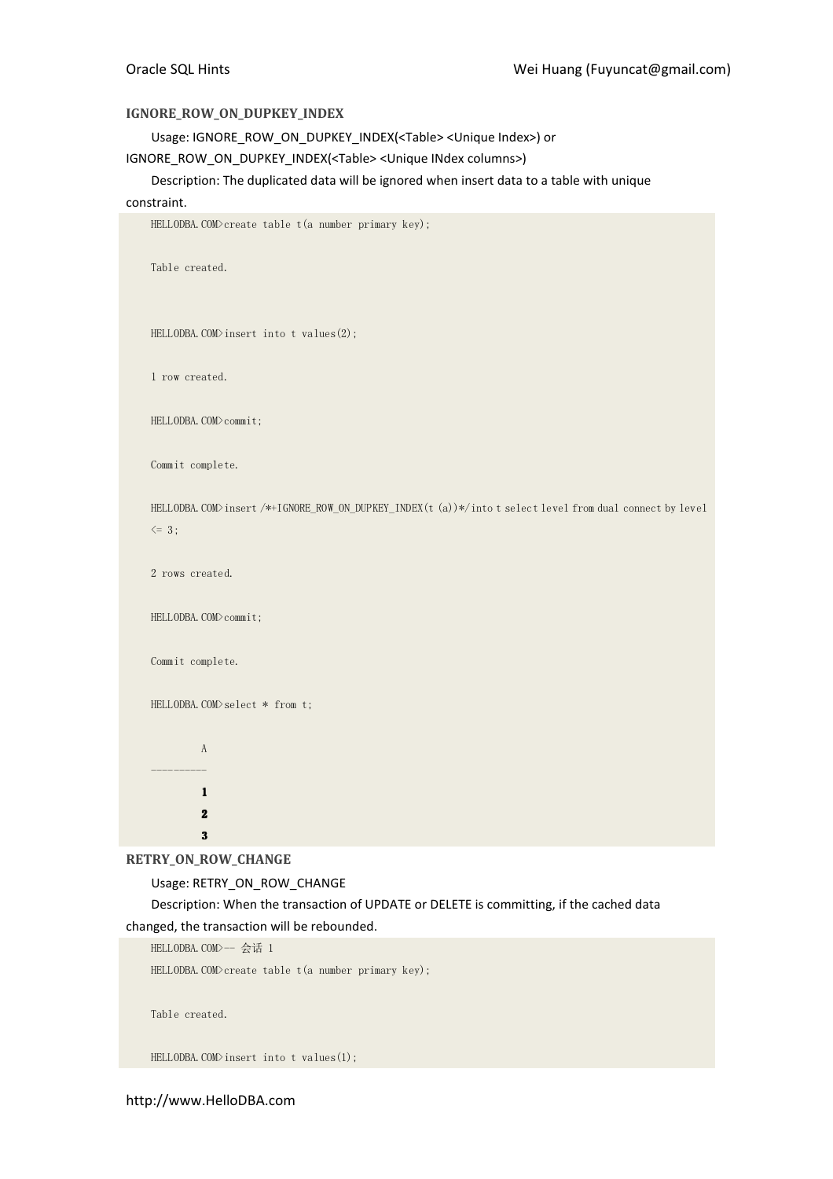**IGNORE_ROW_ON_DUPKEY_INDEX**

Usage: IGNORE_ROW_ON_DUPKEY_INDEX(<Table> <Unique Index>) or IGNORE_ROW_ON_DUPKEY_INDEX(<Table> <Unique INdex columns>)

Description: The duplicated data will be ignored when insert data to a table with unique constraint.

```
HELLODBA.COM>create table t(a number primary key);

Table created.


HELLODBA.COM>insert into t values(2);

1 row created.

HELLODBA.COM>commit;

Commit complete.

HELLODBA.COM>insert /*+IGNORE_ROW_ON_DUPKEY_INDEX(t (a))*/into t select level from dual connect by level
<= 3;

2 rows created.

HELLODBA.COM>commit;

Commit complete.

HELLODBA.COM>select * from t;

         A
---------
         1
         2
         3
```

**RETRY_ON_ROW_CHANGE**

Usage: RETRY_ON_ROW_CHANGE

Description: When the transaction of UPDATE or DELETE is committing, if the cached data changed, the transaction will be rebounded.

```
HELLODBA.COM>-- 会话 1
HELLODBA.COM>create table t(a number primary key);

Table created.

HELLODBA.COM>insert into t values(1);
```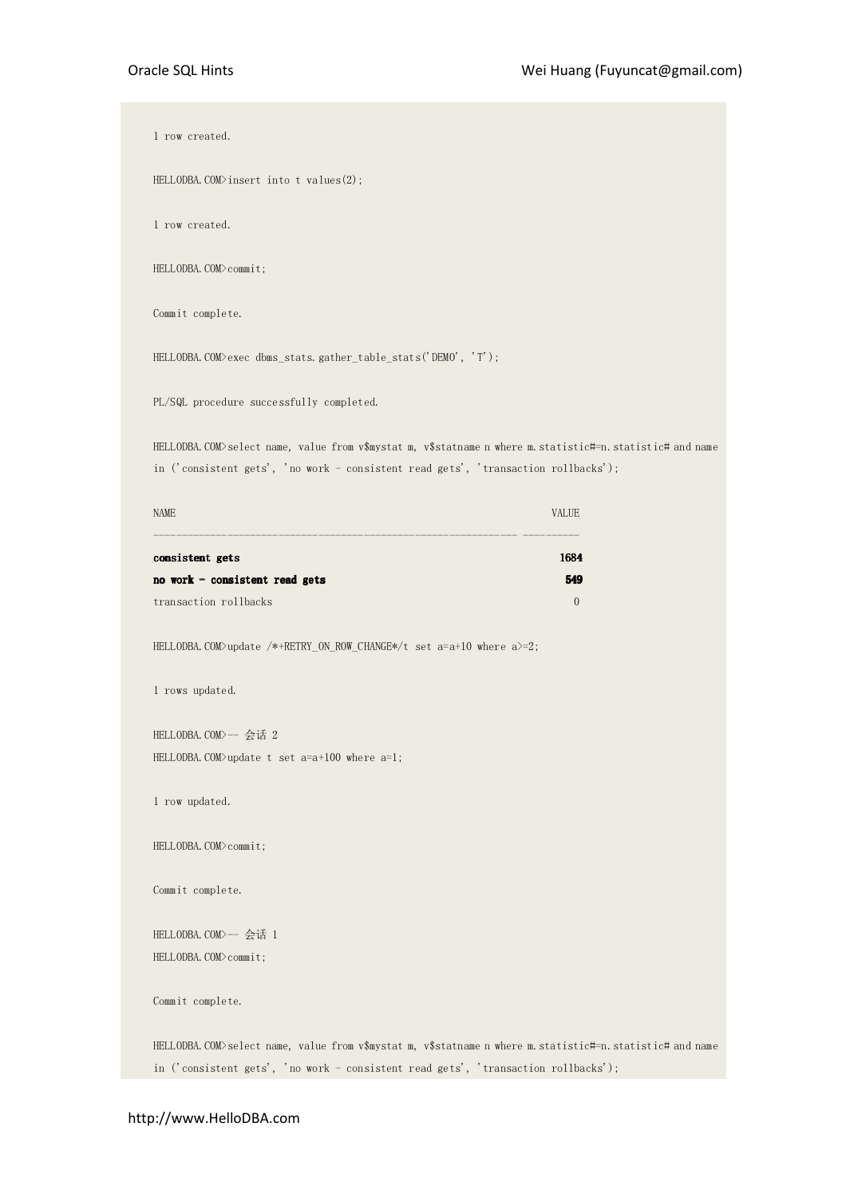```
1 row created.

HELLODBA.COM>insert into t values(2);

1 row created.

HELLODBA.COM>commit;

Commit complete.

HELLODBA.COM>exec dbms_stats.gather_table_stats('DEMO', 'T');

PL/SQL procedure successfully completed.

HELLODBA.COM>select name, value from v$mystat m, v$statname n where m.statistic#=n.statistic# and name
in ('consistent gets', 'no work - consistent read gets', 'transaction rollbacks');

NAME                                                                  VALUE
---------------------------------------------------------------- ----------
consistent gets                                                        1684
no work - consistent read gets                                          549
transaction rollbacks                                                     0

HELLODBA.COM>update /*+RETRY_ON_ROW_CHANGE*/t set a=a+10 where a>=2;

1 rows updated.

HELLODBA.COM>-- 会话 2
HELLODBA.COM>update t set a=a+100 where a=1;

1 row updated.

HELLODBA.COM>commit;

Commit complete.

HELLODBA.COM>-- 会话 1
HELLODBA.COM>commit;

Commit complete.

HELLODBA.COM>select name, value from v$mystat m, v$statname n where m.statistic#=n.statistic# and name
in ('consistent gets', 'no work - consistent read gets', 'transaction rollbacks');
```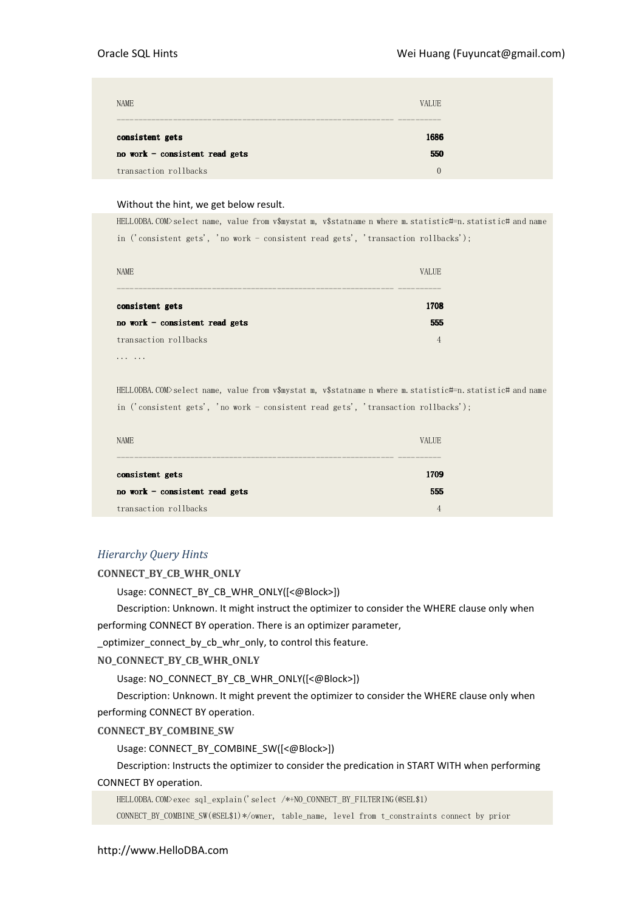```
NAME                                                             VALUE
---------------------------------------------------------------- ----------
consistent gets                                                  1686
no work - consistent read gets                                   550
transaction rollbacks                                            0
```

Without the hint, we get below result.

```
HELLODBA.COM>select name, value from v$mystat m, v$statname n where m.statistic#=n.statistic# and name
in ('consistent gets', 'no work - consistent read gets', 'transaction rollbacks');

NAME                                                             VALUE
---------------------------------------------------------------- ----------
consistent gets                                                  1708
no work - consistent read gets                                   555
transaction rollbacks                                            4
... ...

HELLODBA.COM>select name, value from v$mystat m, v$statname n where m.statistic#=n.statistic# and name
in ('consistent gets', 'no work - consistent read gets', 'transaction rollbacks');

NAME                                                             VALUE
---------------------------------------------------------------- ----------
consistent gets                                                  1709
no work - consistent read gets                                   555
transaction rollbacks                                            4
```

## *Hierarchy Query Hints*

### CONNECT_BY_CB_WHR_ONLY

Usage: CONNECT_BY_CB_WHR_ONLY([<@Block>])

Description: Unknown. It might instruct the optimizer to consider the WHERE clause only when performing CONNECT BY operation. There is an optimizer parameter, _optimizer_connect_by_cb_whr_only, to control this feature.

### NO_CONNECT_BY_CB_WHR_ONLY

Usage: NO_CONNECT_BY_CB_WHR_ONLY([<@Block>])

Description: Unknown. It might prevent the optimizer to consider the WHERE clause only when performing CONNECT BY operation.

### CONNECT_BY_COMBINE_SW

Usage: CONNECT_BY_COMBINE_SW([<@Block>])

Description: Instructs the optimizer to consider the predication in START WITH when performing CONNECT BY operation.

```
HELLODBA.COM>exec sql_explain('select /*+NO_CONNECT_BY_FILTERING(@SEL$1)
CONNECT_BY_COMBINE_SW(@SEL$1)*/owner, table_name, level from t_constraints connect by prior
```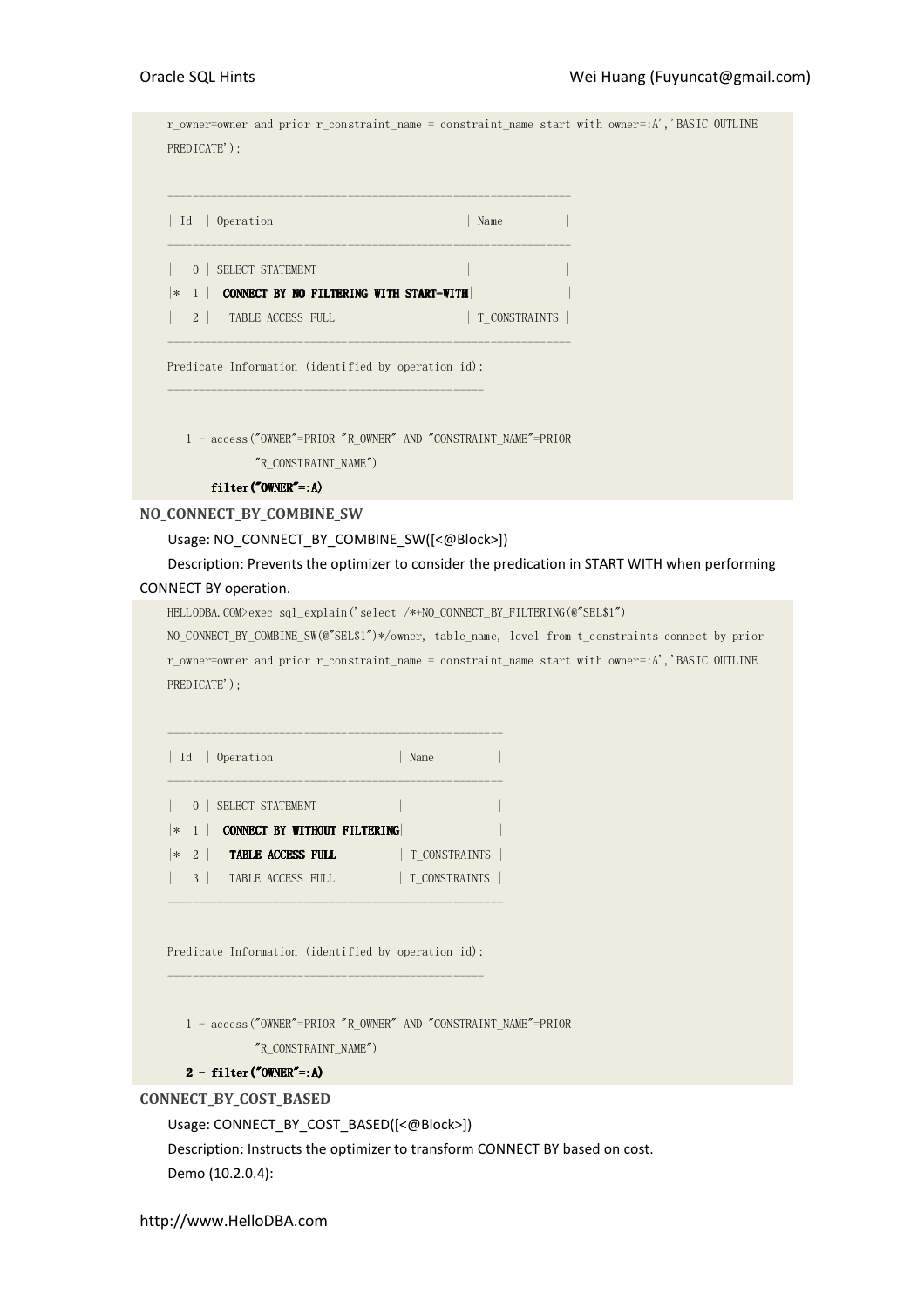```
r_owner=owner and prior r_constraint_name = constraint_name start with owner=:A','BASIC OUTLINE
PREDICATE');

-------------------------------------------------------------
| Id  | Operation                                 | Name          |
-------------------------------------------------------------
|   0 | SELECT STATEMENT                          |               |
|*  1 |  CONNECT BY NO FILTERING WITH START-WITH|               |
|   2 |   TABLE ACCESS FULL                       | T_CONSTRAINTS |
-------------------------------------------------------------

Predicate Information (identified by operation id):
---------------------------------------------------

   1 - access("OWNER"=PRIOR "R_OWNER" AND "CONSTRAINT_NAME"=PRIOR
              "R_CONSTRAINT_NAME")
       filter("OWNER"=:A)
```

**NO_CONNECT_BY_COMBINE_SW**

Usage: NO_CONNECT_BY_COMBINE_SW([<@Block>])

Description: Prevents the optimizer to consider the predication in START WITH when performing CONNECT BY operation.

```
HELLODBA.COM>exec sql_explain('select /*+NO_CONNECT_BY_FILTERING(@"SEL$1")
NO_CONNECT_BY_COMBINE_SW(@"SEL$1")*/owner, table_name, level from t_constraints connect by prior
r_owner=owner and prior r_constraint_name = constraint_name start with owner=:A','BASIC OUTLINE
PREDICATE');

---------------------------------------------------
| Id  | Operation                   | Name          |
---------------------------------------------------
|   0 | SELECT STATEMENT            |               |
|*  1 |  CONNECT BY WITHOUT FILTERING|               |
|*  2 |   TABLE ACCESS FULL         | T_CONSTRAINTS |
|   3 |   TABLE ACCESS FULL         | T_CONSTRAINTS |
---------------------------------------------------

Predicate Information (identified by operation id):
---------------------------------------------------

   1 - access("OWNER"=PRIOR "R_OWNER" AND "CONSTRAINT_NAME"=PRIOR
              "R_CONSTRAINT_NAME")
   2 - filter("OWNER"=:A)
```

**CONNECT_BY_COST_BASED**

Usage: CONNECT_BY_COST_BASED([<@Block>])

Description: Instructs the optimizer to transform CONNECT BY based on cost.

Demo (10.2.0.4):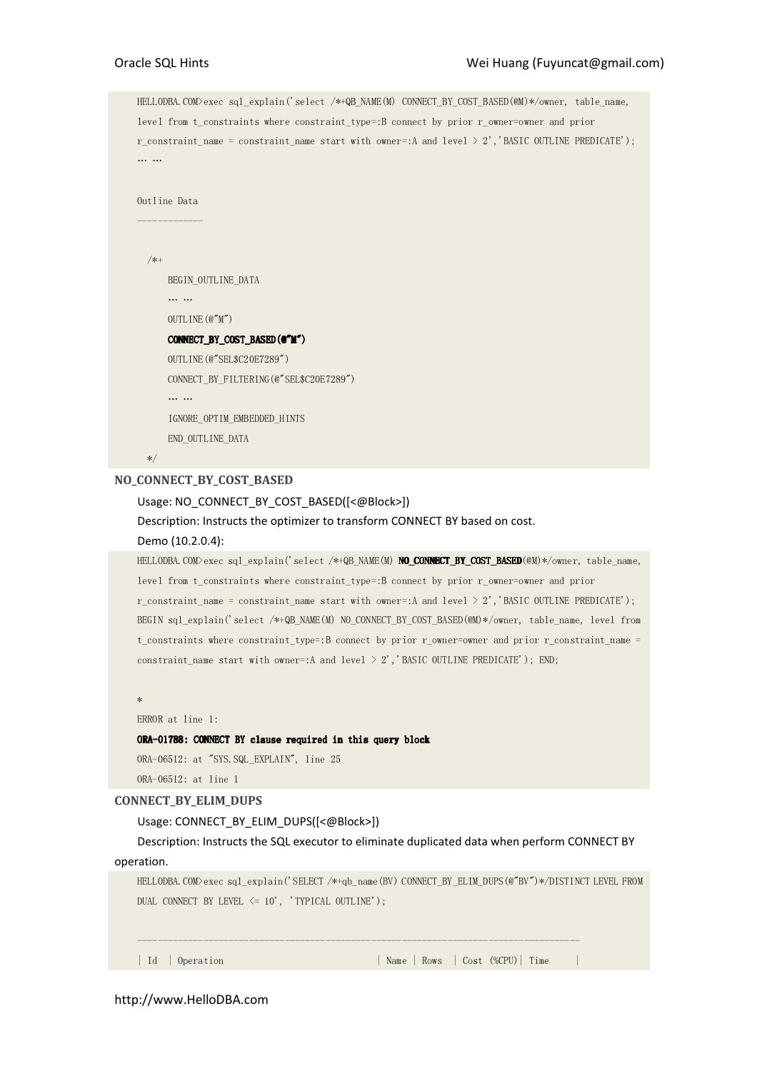```
HELLODBA.COM>exec sql_explain('select /*+QB_NAME(M) CONNECT_BY_COST_BASED(@M)*/owner, table_name,
level from t_constraints where constraint_type=:B connect by prior r_owner=owner and prior
r_constraint_name = constraint_name start with owner=:A and level > 2','BASIC OUTLINE PREDICATE');
... ...

Outline Data
-------------

  /*+
      BEGIN_OUTLINE_DATA
      ... ...
      OUTLINE(@"M")
      CONNECT_BY_COST_BASED(@"M")
      OUTLINE(@"SEL$C20E7289")
      CONNECT_BY_FILTERING(@"SEL$C20E7289")
      ... ...
      IGNORE_OPTIM_EMBEDDED_HINTS
      END_OUTLINE_DATA
  */
```

### NO_CONNECT_BY_COST_BASED

Usage: NO_CONNECT_BY_COST_BASED([<@Block>])

Description: Instructs the optimizer to transform CONNECT BY based on cost.

Demo (10.2.0.4):

```
HELLODBA.COM>exec sql_explain('select /*+QB_NAME(M) NO_CONNECT_BY_COST_BASED(@M)*/owner, table_name,
level from t_constraints where constraint_type=:B connect by prior r_owner=owner and prior
r_constraint_name = constraint_name start with owner=:A and level > 2','BASIC OUTLINE PREDICATE');
BEGIN sql_explain('select /*+QB_NAME(M) NO_CONNECT_BY_COST_BASED(@M)*/owner, table_name, level from
t_constraints where constraint_type=:B connect by prior r_owner=owner and prior r_constraint_name =
constraint_name start with owner=:A and level > 2','BASIC OUTLINE PREDICATE'); END;

*
ERROR at line 1:
ORA-01788: CONNECT BY clause required in this query block
ORA-06512: at "SYS.SQL_EXPLAIN", line 25
ORA-06512: at line 1
```

### CONNECT_BY_ELIM_DUPS

Usage: CONNECT_BY_ELIM_DUPS([<@Block>])

Description: Instructs the SQL executor to eliminate duplicated data when perform CONNECT BY operation.

```
HELLODBA.COM>exec sql_explain('SELECT /*+qb_name(BV) CONNECT_BY_ELIM_DUPS(@"BV")*/DISTINCT LEVEL FROM
DUAL CONNECT BY LEVEL <= 10', 'TYPICAL OUTLINE');

-----------------------------------------------------------------------------------
| Id  | Operation                          | Name | Rows  | Cost (%CPU)| Time     |
```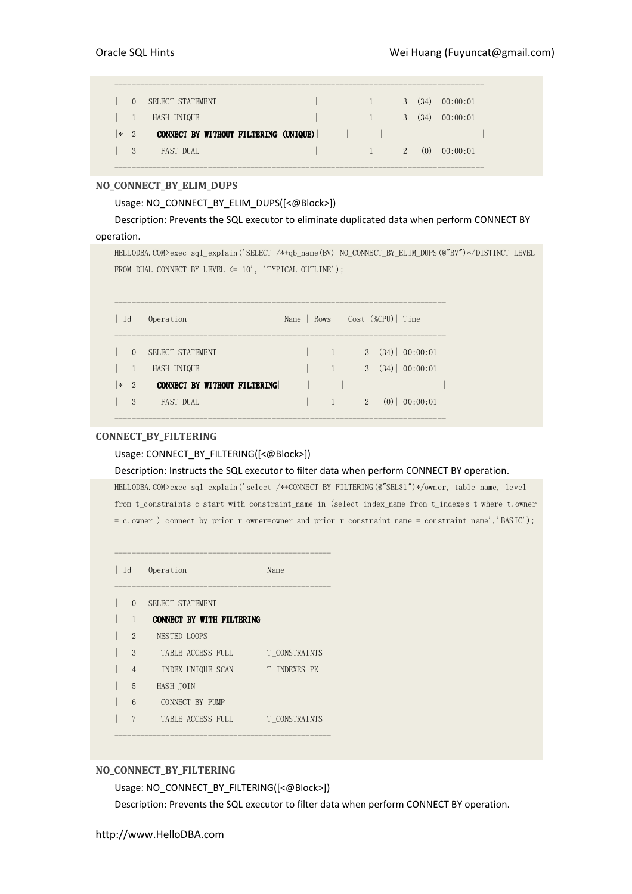```
---------------------------------------------------------------------------------
|   0 | SELECT STATEMENT                          |      |    1 |     3  (34)| 00:00:01 |
|   1 |  HASH UNIQUE                              |      |    1 |     3  (34)| 00:00:01 |
|*  2 |   CONNECT BY WITHOUT FILTERING (UNIQUE)|      |      |            |          |
|   3 |    FAST DUAL                              |      |    1 |     2   (0)| 00:00:01 |
---------------------------------------------------------------------------------
```

**NO_CONNECT_BY_ELIM_DUPS**

Usage: NO_CONNECT_BY_ELIM_DUPS([<@Block>])

Description: Prevents the SQL executor to eliminate duplicated data when perform CONNECT BY operation.

```
HELLODBA.COM>exec sql_explain('SELECT /*+qb_name(BV) NO_CONNECT_BY_ELIM_DUPS(@"BV")*/DISTINCT LEVEL
FROM DUAL CONNECT BY LEVEL <= 10', 'TYPICAL OUTLINE');


-------------------------------------------------------------------------
| Id  | Operation                      | Name | Rows  | Cost (%CPU)| Time     |
-------------------------------------------------------------------------
|   0 | SELECT STATEMENT               |      |     1 |     3  (34)| 00:00:01 |
|   1 |  HASH UNIQUE                   |      |     1 |     3  (34)| 00:00:01 |
|*  2 |   CONNECT BY WITHOUT FILTERING|      |       |            |          |
|   3 |    FAST DUAL                   |      |     1 |     2   (0)| 00:00:01 |
-------------------------------------------------------------------------
```

**CONNECT_BY_FILTERING**

Usage: CONNECT_BY_FILTERING([<@Block>])

Description: Instructs the SQL executor to filter data when perform CONNECT BY operation.

```
HELLODBA.COM>exec sql_explain('select /*+CONNECT_BY_FILTERING(@"SEL$1")*/owner, table_name, level
from t_constraints c start with constraint_name in (select index_name from t_indexes t where t.owner
= c.owner ) connect by prior r_owner=owner and prior r_constraint_name = constraint_name','BASIC');


-----------------------------------------------
| Id  | Operation                  | Name          |
-----------------------------------------------
|   0 | SELECT STATEMENT           |               |
|   1 |  CONNECT BY WITH FILTERING|               |
|   2 |   NESTED LOOPS             |               |
|   3 |    TABLE ACCESS FULL       | T_CONSTRAINTS |
|   4 |    INDEX UNIQUE SCAN       | T_INDEXES_PK  |
|   5 |   HASH JOIN                |               |
|   6 |    CONNECT BY PUMP         |               |
|   7 |    TABLE ACCESS FULL       | T_CONSTRAINTS |
-----------------------------------------------
```

**NO_CONNECT_BY_FILTERING**

Usage: NO_CONNECT_BY_FILTERING([<@Block>])

Description: Prevents the SQL executor to filter data when perform CONNECT BY operation.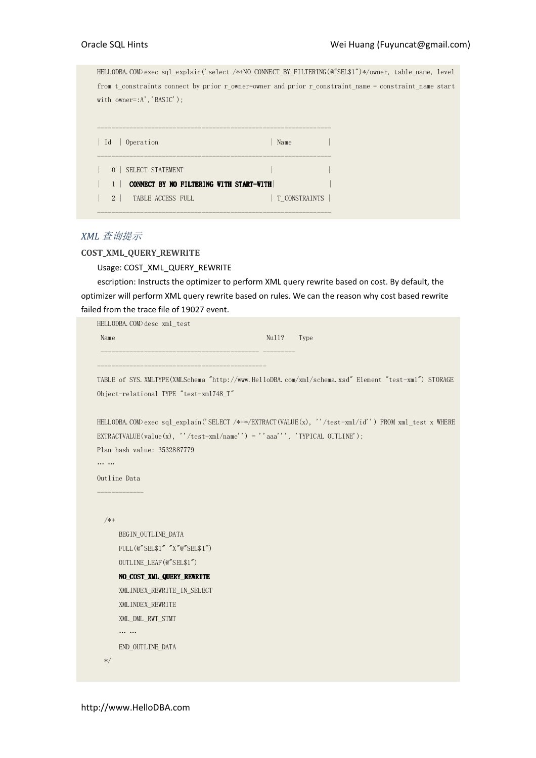```
HELLODBA.COM>exec sql_explain('select /*+NO_CONNECT_BY_FILTERING(@"SEL$1")*/owner, table_name, level
from t_constraints connect by prior r_owner=owner and prior r_constraint_name = constraint_name start
with owner=:A','BASIC');

--------------------------------------------------------------
| Id  | Operation                                  | Name          |
--------------------------------------------------------------
|   0 | SELECT STATEMENT                           |               |
|   1 |  CONNECT BY NO FILTERING WITH START-WITH|               |
|   2 |   TABLE ACCESS FULL                        | T_CONSTRAINTS |
--------------------------------------------------------------
```

### *XML 查询提示*

**COST_XML_QUERY_REWRITE**

Usage: COST_XML_QUERY_REWRITE

escription: Instructs the optimizer to perform XML query rewrite based on cost. By default, the optimizer will perform XML query rewrite based on rules. We can the reason why cost based rewrite failed from the trace file of 19027 event.

```
HELLODBA.COM>desc xml_test
 Name                                      Null?    Type
 ----------------------------------------- --------
--------------------------------------------
TABLE of SYS.XMLTYPE(XMLSchema "http://www.HelloDBA.com/xml/schema.xsd" Element "test-xml") STORAGE
Object-relational TYPE "test-xml748_T"

HELLODBA.COM>exec sql_explain('SELECT /*+*/EXTRACT(VALUE(x), ''/test-xml/id'') FROM xml_test x WHERE
EXTRACTVALUE(value(x), ''/test-xml/name'') = ''aaa''', 'TYPICAL OUTLINE');
Plan hash value: 3532887779
... ...
Outline Data
-------------

  /*+
      BEGIN_OUTLINE_DATA
      FULL(@"SEL$1" "X"@"SEL$1")
      OUTLINE_LEAF(@"SEL$1")
      NO_COST_XML_QUERY_REWRITE
      XMLINDEX_REWRITE_IN_SELECT
      XMLINDEX_REWRITE
      XML_DML_RWT_STMT
      ... ...
      END_OUTLINE_DATA
  */
```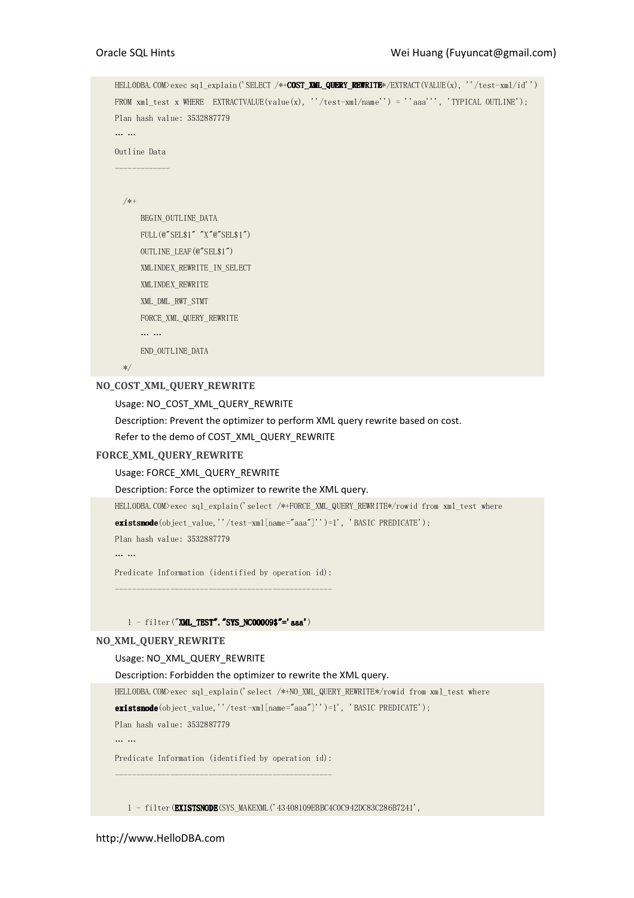```
HELLODBA.COM>exec sql_explain('SELECT /*+COST_XML_QUERY_REWRITE*/EXTRACT(VALUE(x), ''/test-xml/id'')
FROM xml_test x WHERE  EXTRACTVALUE(value(x), ''/test-xml/name'') = ''aaa''', 'TYPICAL OUTLINE');
Plan hash value: 3532887779
... ...
Outline Data
-------------

  /*+
      BEGIN_OUTLINE_DATA
      FULL(@"SEL$1" "X"@"SEL$1")
      OUTLINE_LEAF(@"SEL$1")
      XMLINDEX_REWRITE_IN_SELECT
      XMLINDEX_REWRITE
      XML_DML_RWT_STMT
      FORCE_XML_QUERY_REWRITE
      ... ...
      END_OUTLINE_DATA
  */
```

### NO_COST_XML_QUERY_REWRITE

Usage: NO_COST_XML_QUERY_REWRITE

Description: Prevent the optimizer to perform XML query rewrite based on cost.

Refer to the demo of COST_XML_QUERY_REWRITE

### FORCE_XML_QUERY_REWRITE

Usage: FORCE_XML_QUERY_REWRITE

Description: Force the optimizer to rewrite the XML query.

```
HELLODBA.COM>exec sql_explain('select /*+FORCE_XML_QUERY_REWRITE*/rowid from xml_test where
existsnode(object_value,''/test-xml[name="aaa"]'')=1', 'BASIC PREDICATE');
Plan hash value: 3532887779
... ...
Predicate Information (identified by operation id):
---------------------------------------------------

   1 - filter("XML_TEST"."SYS_NC00009$"='aaa')
```

### NO_XML_QUERY_REWRITE

Usage: NO_XML_QUERY_REWRITE

Description: Forbidden the optimizer to rewrite the XML query.

```
HELLODBA.COM>exec sql_explain('select /*+NO_XML_QUERY_REWRITE*/rowid from xml_test where
existsnode(object_value,''/test-xml[name="aaa"]'')=1', 'BASIC PREDICATE');
Plan hash value: 3532887779
... ...
Predicate Information (identified by operation id):
---------------------------------------------------

   1 - filter(EXISTSNODE(SYS_MAKEXML('43408109EBBC4C0C942DC83C286B7241',
```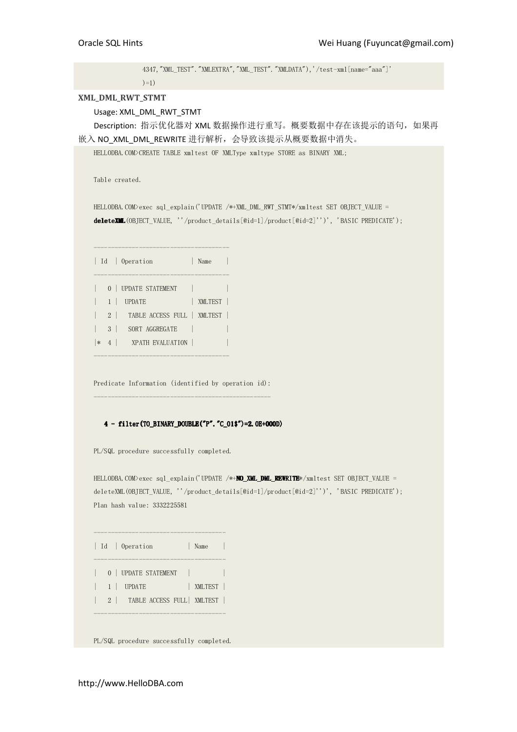```
            4347,"XML_TEST"."XMLEXTRA","XML_TEST"."XMLDATA"),'/test-xml[name="aaa"]'
            )=1)
```

**XML_DML_RWT_STMT**

Usage: XML_DML_RWT_STMT

Description: 指示优化器对 XML 数据操作进行重写。概要数据中存在该提示的语句，如果再嵌入 NO_XML_DML_REWRITE 进行解析，会导致该提示从概要数据中消失。

```
HELLODBA.COM>CREATE TABLE xmltest OF XMLType xmltype STORE as BINARY XML;

Table created.

HELLODBA.COM>exec sql_explain('UPDATE /*+XML_DML_RWT_STMT*/xmltest SET OBJECT_VALUE =
deleteXML(OBJECT_VALUE, ''/product_details[@id=1]/product[@id=2]'')', 'BASIC PREDICATE');

------------------------------------
| Id  | Operation          | Name    |
------------------------------------
|   0 | UPDATE STATEMENT    |         |
|   1 |  UPDATE             | XMLTEST |
|   2 |   TABLE ACCESS FULL | XMLTEST |
|   3 |   SORT AGGREGATE    |         |
|*  4 |    XPATH EVALUATION |         |
------------------------------------

Predicate Information (identified by operation id):
---------------------------------------------------

   4 - filter(TO_BINARY_DOUBLE("P"."C_01$")=2.0E+000D)

PL/SQL procedure successfully completed.

HELLODBA.COM>exec sql_explain('UPDATE /*+NO_XML_DML_REWRITE*/xmltest SET OBJECT_VALUE =
deleteXML(OBJECT_VALUE, ''/product_details[@id=1]/product[@id=2]'')', 'BASIC PREDICATE');
Plan hash value: 3332225581

-----------------------------------
| Id  | Operation         | Name    |
-----------------------------------
|   0 | UPDATE STATEMENT   |         |
|   1 |  UPDATE            | XMLTEST |
|   2 |   TABLE ACCESS FULL| XMLTEST |
-----------------------------------

PL/SQL procedure successfully completed.
```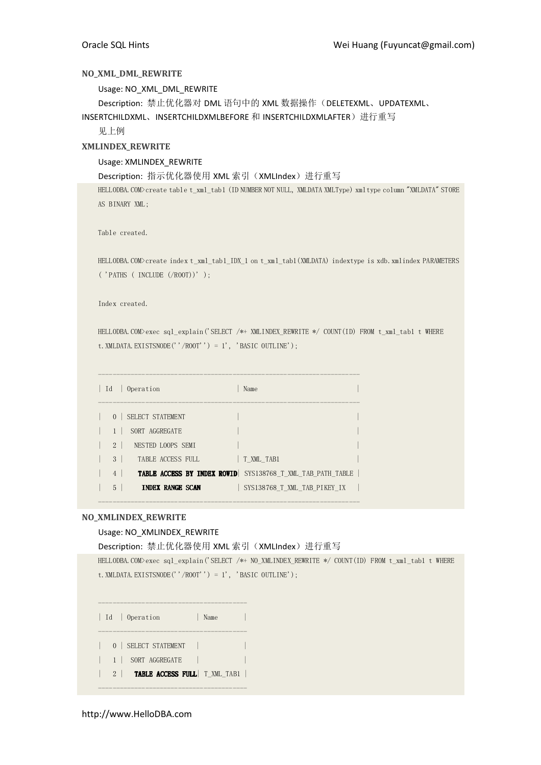**NO_XML_DML_REWRITE**

Usage: NO_XML_DML_REWRITE

Description: 禁止优化器对 DML 语句中的 XML 数据操作（DELETEXML、UPDATEXML、INSERTCHILDXML、INSERTCHILDXMLBEFORE 和 INSERTCHILDXMLAFTER）进行重写

见上例

**XMLINDEX_REWRITE**

Usage: XMLINDEX_REWRITE

Description: 指示优化器使用 XML 索引（XMLIndex）进行重写

```
HELLODBA.COM>create table t_xml_tab1 (ID NUMBER NOT NULL, XMLDATA XMLType) xmltype column "XMLDATA" STORE
AS BINARY XML;

Table created.

HELLODBA.COM>create index t_xml_tab1_IDX_1 on t_xml_tab1(XMLDATA) indextype is xdb.xmlindex PARAMETERS
('PATHS ( INCLUDE (/ROOT))' );

Index created.

HELLODBA.COM>exec sql_explain('SELECT /*+ XMLINDEX_REWRITE */ COUNT(ID) FROM t_xml_tab1 t WHERE
t.XMLDATA.EXISTSNODE(''/ROOT'') = 1', 'BASIC OUTLINE');

----------------------------------------------------------------------
| Id  | Operation                    | Name                          |
----------------------------------------------------------------------
|   0 | SELECT STATEMENT             |                               |
|   1 |  SORT AGGREGATE              |                               |
|   2 |   NESTED LOOPS SEMI          |                               |
|   3 |    TABLE ACCESS FULL         | T_XML_TAB1                    |
|   4 |    TABLE ACCESS BY INDEX ROWID| SYS138768_T_XML_TAB_PATH_TABLE |
|   5 |     INDEX RANGE SCAN         | SYS138768_T_XML_TAB_PIKEY_IX  |
----------------------------------------------------------------------
```

**NO_XMLINDEX_REWRITE**

Usage: NO_XMLINDEX_REWRITE

Description: 禁止优化器使用 XML 索引（XMLIndex）进行重写

```
HELLODBA.COM>exec sql_explain('SELECT /*+ NO_XMLINDEX_REWRITE */ COUNT(ID) FROM t_xml_tab1 t WHERE
t.XMLDATA.EXISTSNODE(''/ROOT'') = 1', 'BASIC OUTLINE');

----------------------------------------
| Id  | Operation          | Name       |
----------------------------------------
|   0 | SELECT STATEMENT   |            |
|   1 |  SORT AGGREGATE    |            |
|   2 |   TABLE ACCESS FULL| T_XML_TAB1 |
----------------------------------------
```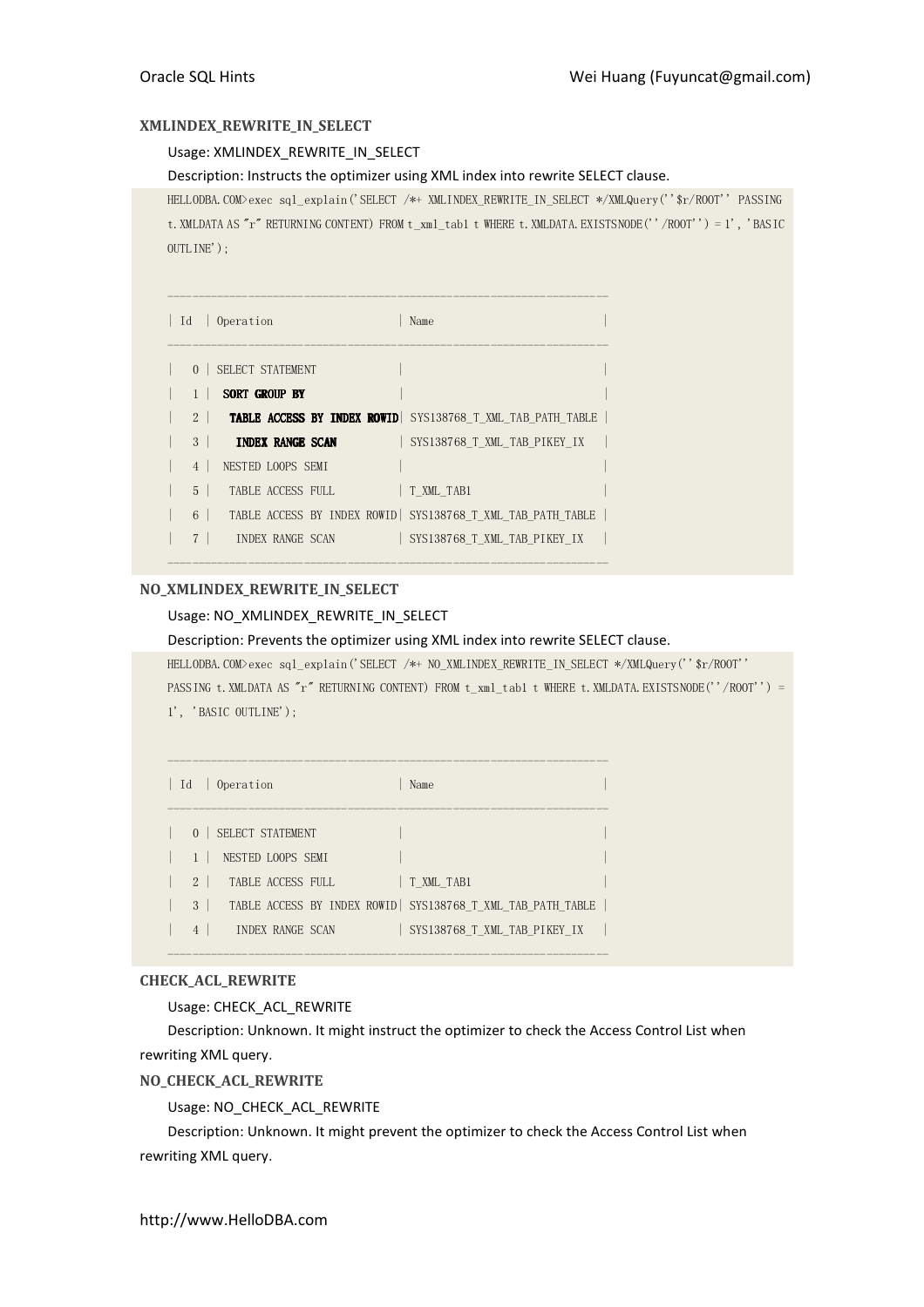#### XMLINDEX_REWRITE_IN_SELECT

Usage: XMLINDEX_REWRITE_IN_SELECT

Description: Instructs the optimizer using XML index into rewrite SELECT clause.

```
HELLODBA.COM>exec sql_explain('SELECT /*+ XMLINDEX_REWRITE_IN_SELECT */XMLQuery(''$r/ROOT'' PASSING
t.XMLDATA AS "r" RETURNING CONTENT) FROM t_xml_tab1 t WHERE t.XMLDATA.EXISTSNODE(''/ROOT'') = 1', 'BASIC
OUTLINE');

-------------------------------------------------------------------
| Id  | Operation                  | Name                          |
-------------------------------------------------------------------
|   0 | SELECT STATEMENT           |                               |
|   1 |  SORT GROUP BY             |                               |
|   2 |   TABLE ACCESS BY INDEX ROWID| SYS138768_T_XML_TAB_PATH_TABLE |
|   3 |    INDEX RANGE SCAN        | SYS138768_T_XML_TAB_PIKEY_IX  |
|   4 |  NESTED LOOPS SEMI         |                               |
|   5 |   TABLE ACCESS FULL        | T_XML_TAB1                    |
|   6 |   TABLE ACCESS BY INDEX ROWID| SYS138768_T_XML_TAB_PATH_TABLE |
|   7 |    INDEX RANGE SCAN        | SYS138768_T_XML_TAB_PIKEY_IX  |
-------------------------------------------------------------------
```

#### NO_XMLINDEX_REWRITE_IN_SELECT

Usage: NO_XMLINDEX_REWRITE_IN_SELECT

Description: Prevents the optimizer using XML index into rewrite SELECT clause.

```
HELLODBA.COM>exec sql_explain('SELECT /*+ NO_XMLINDEX_REWRITE_IN_SELECT */XMLQuery(''$r/ROOT''
PASSING t.XMLDATA AS "r" RETURNING CONTENT) FROM t_xml_tab1 t WHERE t.XMLDATA.EXISTSNODE(''/ROOT'') =
1', 'BASIC OUTLINE');

-------------------------------------------------------------------
| Id  | Operation                  | Name                          |
-------------------------------------------------------------------
|   0 | SELECT STATEMENT           |                               |
|   1 |  NESTED LOOPS SEMI         |                               |
|   2 |   TABLE ACCESS FULL        | T_XML_TAB1                    |
|   3 |   TABLE ACCESS BY INDEX ROWID| SYS138768_T_XML_TAB_PATH_TABLE |
|   4 |    INDEX RANGE SCAN        | SYS138768_T_XML_TAB_PIKEY_IX  |
-------------------------------------------------------------------
```

#### CHECK_ACL_REWRITE

Usage: CHECK_ACL_REWRITE

Description: Unknown. It might instruct the optimizer to check the Access Control List when rewriting XML query.

#### NO_CHECK_ACL_REWRITE

Usage: NO_CHECK_ACL_REWRITE

Description: Unknown. It might prevent the optimizer to check the Access Control List when rewriting XML query.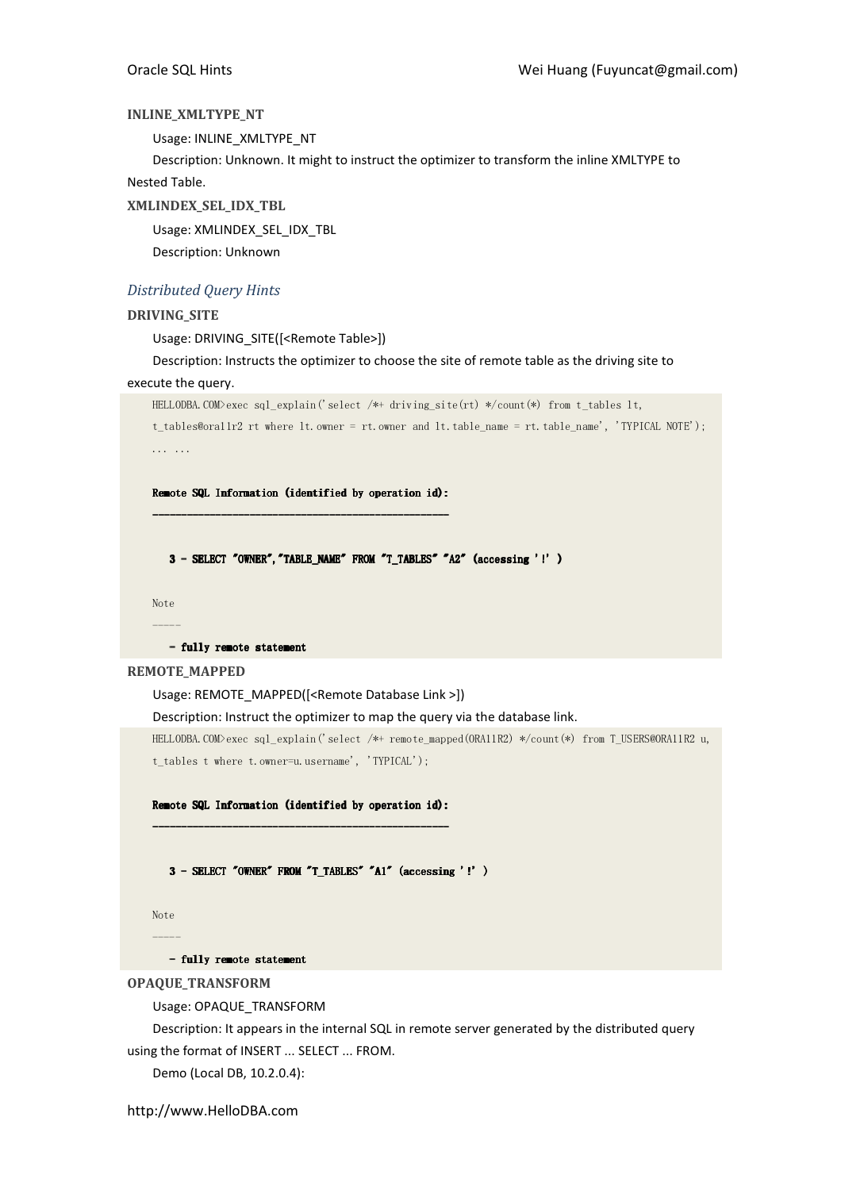**INLINE_XMLTYPE_NT**

Usage: INLINE_XMLTYPE_NT

Description: Unknown. It might to instruct the optimizer to transform the inline XMLTYPE to Nested Table.

**XMLINDEX_SEL_IDX_TBL**

Usage: XMLINDEX_SEL_IDX_TBL

Description: Unknown

### *Distributed Query Hints*

**DRIVING_SITE**

Usage: DRIVING_SITE([<Remote Table>])

Description: Instructs the optimizer to choose the site of remote table as the driving site to execute the query.

```
HELLODBA.COM>exec sql_explain('select /*+ driving_site(rt) */count(*) from t_tables lt, t_tables@ora11r2 rt where lt.owner = rt.owner and lt.table_name = rt.table_name', 'TYPICAL NOTE');
... ...

Remote SQL Information (identified by operation id):
----------------------------------------------------

   3 - SELECT "OWNER","TABLE_NAME" FROM "T_TABLES" "A2" (accessing '!' )

Note
-----
   - fully remote statement
```

**REMOTE_MAPPED**

Usage: REMOTE_MAPPED([<Remote Database Link >])

Description: Instruct the optimizer to map the query via the database link.

```
HELLODBA.COM>exec sql_explain('select /*+ remote_mapped(ORA11R2) */count(*) from T_USERS@ORA11R2 u, t_tables t where t.owner=u.username', 'TYPICAL');

Remote SQL Information (identified by operation id):
----------------------------------------------------

   3 - SELECT "OWNER" FROM "T_TABLES" "A1" (accessing '!' )

Note
-----
   - fully remote statement
```

**OPAQUE_TRANSFORM**

Usage: OPAQUE_TRANSFORM

Description: It appears in the internal SQL in remote server generated by the distributed query using the format of INSERT ... SELECT ... FROM.

Demo (Local DB, 10.2.0.4):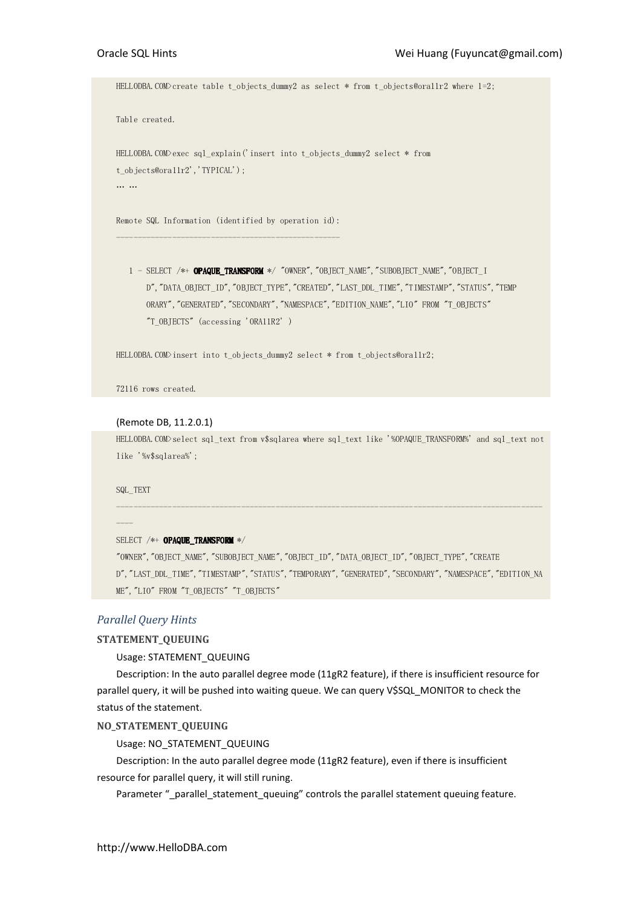```
HELLODBA.COM>create table t_objects_dummy2 as select * from t_objects@ora11r2 where 1=2;

Table created.

HELLODBA.COM>exec sql_explain('insert into t_objects_dummy2 select * from
t_objects@ora11r2','TYPICAL');
… …

Remote SQL Information (identified by operation id):
----------------------------------------------------

   1 - SELECT /*+ OPAQUE_TRANSFORM */ "OWNER","OBJECT_NAME","SUBOBJECT_NAME","OBJECT_I
       D","DATA_OBJECT_ID","OBJECT_TYPE","CREATED","LAST_DDL_TIME","TIMESTAMP","STATUS","TEMP
       ORARY","GENERATED","SECONDARY","NAMESPACE","EDITION_NAME","LIO" FROM "T_OBJECTS"
       "T_OBJECTS" (accessing 'ORA11R2' )

HELLODBA.COM>insert into t_objects_dummy2 select * from t_objects@ora11r2;

72116 rows created.
```

(Remote DB, 11.2.0.1)

```
HELLODBA.COM>select sql_text from v$sqlarea where sql_text like '%OPAQUE_TRANSFORM%' and sql_text not
like '%v$sqlarea%';

SQL_TEXT
------------------------------------------------------------------------------------------------
----
SELECT /*+ OPAQUE_TRANSFORM */
"OWNER","OBJECT_NAME","SUBOBJECT_NAME","OBJECT_ID","DATA_OBJECT_ID","OBJECT_TYPE","CREATE
D","LAST_DDL_TIME","TIMESTAMP","STATUS","TEMPORARY","GENERATED","SECONDARY","NAMESPACE","EDITION_NA
ME","LIO" FROM "T_OBJECTS" "T_OBJECTS"
```

### *Parallel Query Hints*

#### STATEMENT_QUEUING

Usage: STATEMENT_QUEUING

Description: In the auto parallel degree mode (11gR2 feature), if there is insufficient resource for parallel query, it will be pushed into waiting queue. We can query V$SQL_MONITOR to check the status of the statement.

#### NO_STATEMENT_QUEUING

Usage: NO_STATEMENT_QUEUING

Description: In the auto parallel degree mode (11gR2 feature), even if there is insufficient resource for parallel query, it will still runing.

Parameter "_parallel_statement_queuing" controls the parallel statement queuing feature.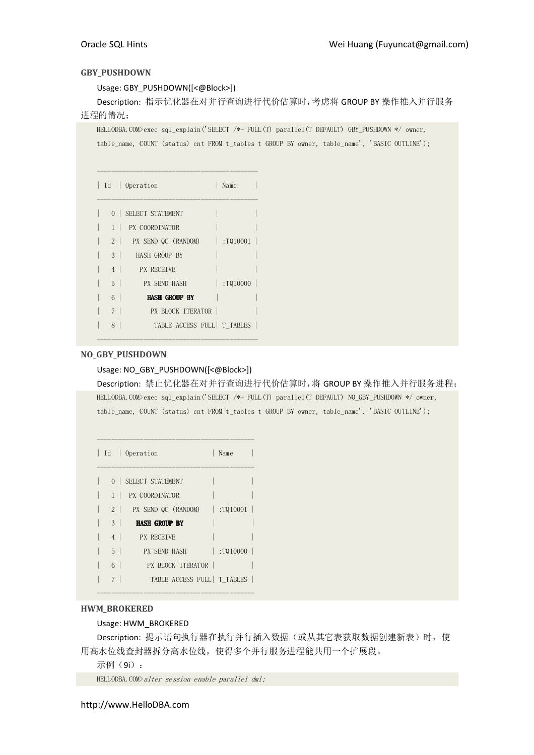**GBY_PUSHDOWN**

Usage: GBY_PUSHDOWN([<@Block>])

Description: 指示优化器在对并行查询进行代价估算时，考虑将 GROUP BY 操作推入并行服务进程的情况；

```
HELLODBA.COM>exec sql_explain('SELECT /*+ FULL(T) parallel(T DEFAULT) GBY_PUSHDOWN */ owner,
table_name, COUNT (status) cnt FROM t_tables t GROUP BY owner, table_name', 'BASIC OUTLINE');


------------------------------------------
| Id  | Operation                | Name     |
------------------------------------------
|   0 | SELECT STATEMENT         |          |
|   1 |  PX COORDINATOR          |          |
|   2 |   PX SEND QC (RANDOM)    | :TQ10001 |
|   3 |    HASH GROUP BY         |          |
|   4 |     PX RECEIVE           |          |
|   5 |      PX SEND HASH        | :TQ10000 |
|   6 |       HASH GROUP BY      |          |
|   7 |        PX BLOCK ITERATOR |          |
|   8 |         TABLE ACCESS FULL| T_TABLES |
------------------------------------------
```

**NO_GBY_PUSHDOWN**

Usage: NO_GBY_PUSHDOWN([<@Block>])

Description: 禁止优化器在对并行查询进行代价估算时，将 GROUP BY 操作推入并行服务进程；

```
HELLODBA.COM>exec sql_explain('SELECT /*+ FULL(T) parallel(T DEFAULT) NO_GBY_PUSHDOWN */ owner,
table_name, COUNT (status) cnt FROM t_tables t GROUP BY owner, table_name', 'BASIC OUTLINE');


-----------------------------------------
| Id  | Operation               | Name     |
-----------------------------------------
|   0 | SELECT STATEMENT        |          |
|   1 |  PX COORDINATOR         |          |
|   2 |   PX SEND QC (RANDOM)   | :TQ10001 |
|   3 |    HASH GROUP BY        |          |
|   4 |     PX RECEIVE          |          |
|   5 |      PX SEND HASH       | :TQ10000 |
|   6 |       PX BLOCK ITERATOR |          |
|   7 |        TABLE ACCESS FULL| T_TABLES |
-----------------------------------------
```

**HWM_BROKERED**

Usage: HWM_BROKERED

Description: 提示语句执行器在执行并行插入数据（或从其它表获取数据创建新表）时，使用高水位线查封器拆分高水位线，使得多个并行服务进程能共用一个扩展段。

示例（9i）：

```
HELLODBA.COM>alter session enable parallel dml;
```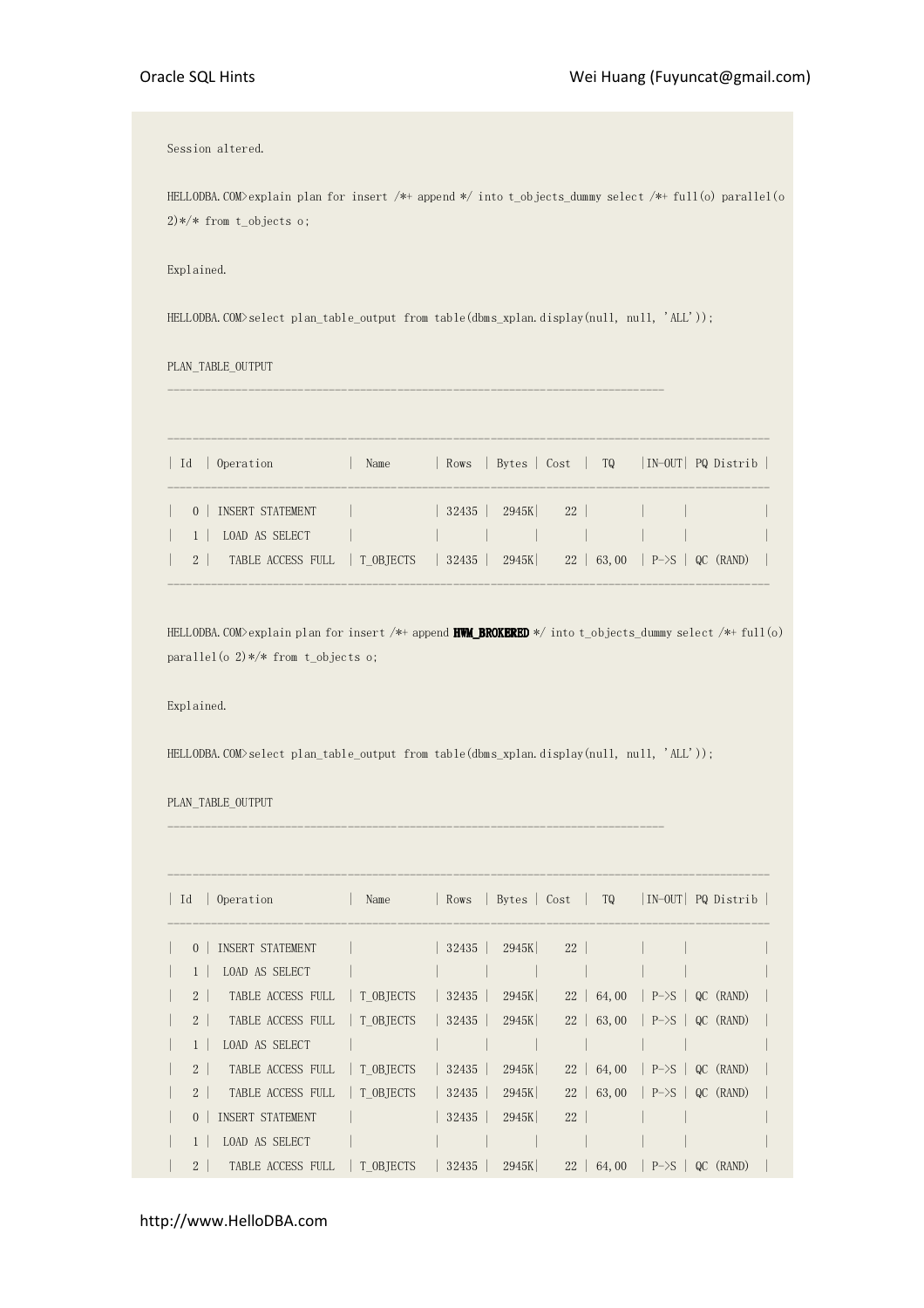```
Session altered.

HELLODBA.COM>explain plan for insert /*+ append */ into t_objects_dummy select /*+ full(o) parallel(o 2)*/* from t_objects o;

Explained.

HELLODBA.COM>select plan_table_output from table(dbms_xplan.display(null, null, 'ALL'));

PLAN_TABLE_OUTPUT
--------------------------------------------------------------------------------

--------------------------------------------------------------------------------------------
| Id  | Operation           |  Name       | Rows  | Bytes | Cost  |  TQ    |IN-OUT| PQ Distrib |
--------------------------------------------------------------------------------------------
|   0 | INSERT STATEMENT    |             | 32435 |  2945K|    22 |        |      |            |
|   1 |  LOAD AS SELECT     |             |       |       |       |        |      |            |
|   2 |   TABLE ACCESS FULL | T_OBJECTS   | 32435 |  2945K|    22 | 63,00  | P->S | QC (RAND)  |
--------------------------------------------------------------------------------------------

HELLODBA.COM>explain plan for insert /*+ append HWM_BROKERED */ into t_objects_dummy select /*+ full(o) parallel(o 2)*/* from t_objects o;

Explained.

HELLODBA.COM>select plan_table_output from table(dbms_xplan.display(null, null, 'ALL'));

PLAN_TABLE_OUTPUT
--------------------------------------------------------------------------------

--------------------------------------------------------------------------------------------
| Id  | Operation           |  Name       | Rows  | Bytes | Cost  |  TQ    |IN-OUT| PQ Distrib |
--------------------------------------------------------------------------------------------
|   0 | INSERT STATEMENT    |             | 32435 |  2945K|    22 |        |      |            |
|   1 |  LOAD AS SELECT     |             |       |       |       |        |      |            |
|   2 |   TABLE ACCESS FULL | T_OBJECTS   | 32435 |  2945K|    22 | 64,00  | P->S | QC (RAND)  |
|   2 |   TABLE ACCESS FULL | T_OBJECTS   | 32435 |  2945K|    22 | 63,00  | P->S | QC (RAND)  |
|   1 |  LOAD AS SELECT     |             |       |       |       |        |      |            |
|   2 |   TABLE ACCESS FULL | T_OBJECTS   | 32435 |  2945K|    22 | 64,00  | P->S | QC (RAND)  |
|   2 |   TABLE ACCESS FULL | T_OBJECTS   | 32435 |  2945K|    22 | 63,00  | P->S | QC (RAND)  |
|   0 | INSERT STATEMENT    |             | 32435 |  2945K|    22 |        |      |            |
|   1 |  LOAD AS SELECT     |             |       |       |       |        |      |            |
|   2 |   TABLE ACCESS FULL | T_OBJECTS   | 32435 |  2945K|    22 | 64,00  | P->S | QC (RAND)  |
```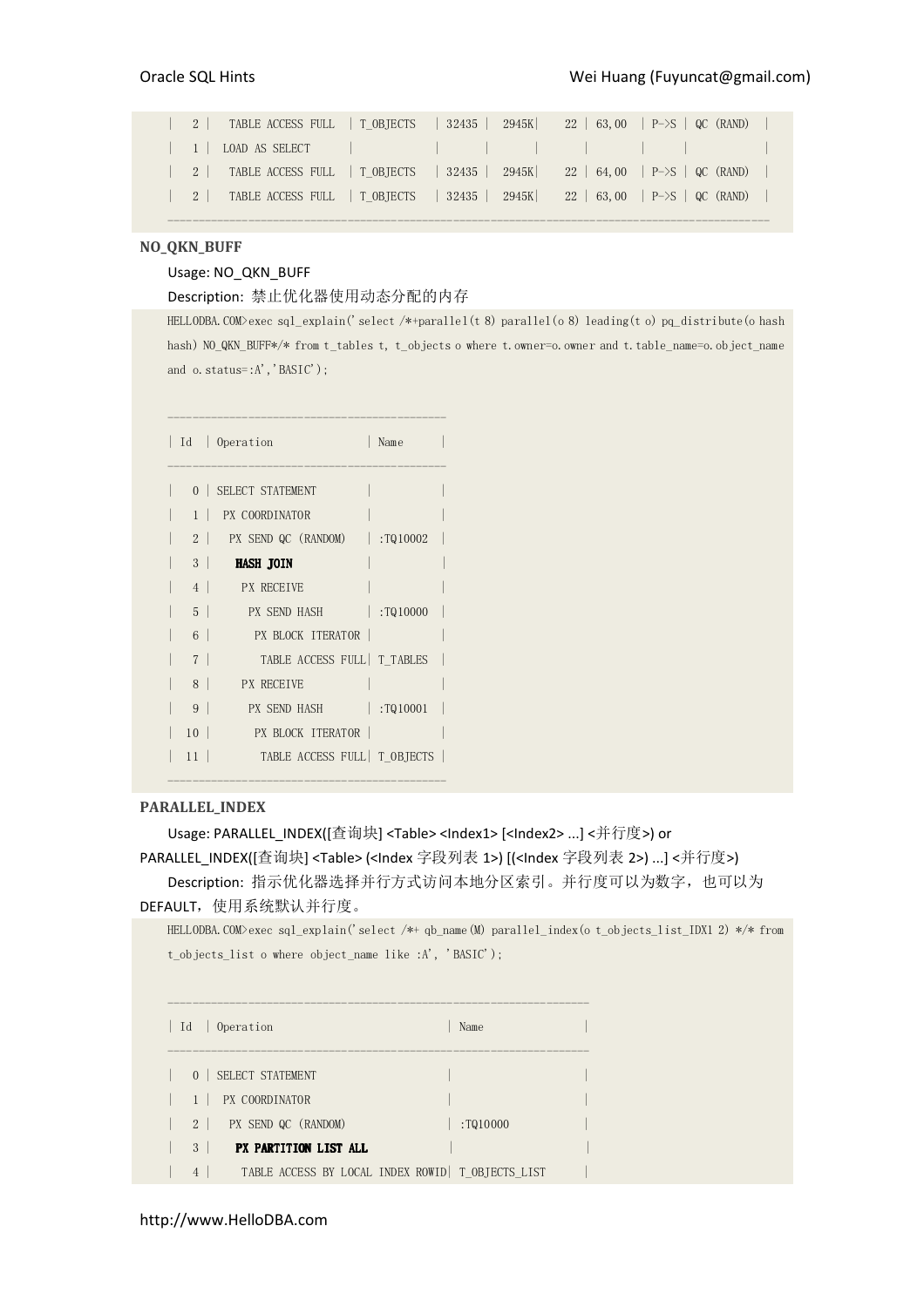```
|   2 |   TABLE ACCESS FULL  | T_OBJECTS   | 32435 |  2945K|    22 | 63,00  | P->S | QC (RAND)  |
|   1 |  LOAD AS SELECT      |             |       |       |       |        |      |            |
|   2 |   TABLE ACCESS FULL  | T_OBJECTS   | 32435 |  2945K|    22 | 64,00  | P->S | QC (RAND)  |
|   2 |   TABLE ACCESS FULL  | T_OBJECTS   | 32435 |  2945K|    22 | 63,00  | P->S | QC (RAND)  |
-------------------------------------------------------------------------------------------------
```

**NO_QKN_BUFF**

Usage: NO_QKN_BUFF

Description: 禁止优化器使用动态分配的内存

```
HELLODBA.COM>exec sql_explain('select /*+parallel(t 8) parallel(o 8) leading(t o) pq_distribute(o hash hash) NO_QKN_BUFF*/* from t_tables t, t_objects o where t.owner=o.owner and t.table_name=o.object_name and o.status=:A','BASIC');

-----------------------------------------
| Id  | Operation              | Name      |
-----------------------------------------
|   0 | SELECT STATEMENT       |           |
|   1 |  PX COORDINATOR        |           |
|   2 |   PX SEND QC (RANDOM)  | :TQ10002  |
|   3 |    HASH JOIN           |           |
|   4 |     PX RECEIVE         |           |
|   5 |      PX SEND HASH      | :TQ10000  |
|   6 |       PX BLOCK ITERATOR |          |
|   7 |        TABLE ACCESS FULL| T_TABLES  |
|   8 |     PX RECEIVE         |           |
|   9 |      PX SEND HASH      | :TQ10001  |
|  10 |       PX BLOCK ITERATOR |          |
|  11 |        TABLE ACCESS FULL| T_OBJECTS |
-----------------------------------------
```

**PARALLEL_INDEX**

Usage: PARALLEL_INDEX([查询块] <Table> <Index1> [<Index2> ...] <并行度>) or PARALLEL_INDEX([查询块] <Table> (<Index 字段列表 1>) [(<Index 字段列表 2>) ...] <并行度>)

Description: 指示优化器选择并行方式访问本地分区索引。并行度可以为数字，也可以为 DEFAULT，使用系统默认并行度。

```
HELLODBA.COM>exec sql_explain('select /*+ qb_name(M) parallel_index(o t_objects_list_IDX1 2) */* from t_objects_list o where object_name like :A', 'BASIC');

-------------------------------------------------------------
| Id  | Operation                          | Name                |
-------------------------------------------------------------
|   0 | SELECT STATEMENT                   |                     |
|   1 |  PX COORDINATOR                    |                     |
|   2 |   PX SEND QC (RANDOM)              | :TQ10000            |
|   3 |    PX PARTITION LIST ALL           |                     |
|   4 |     TABLE ACCESS BY LOCAL INDEX ROWID| T_OBJECTS_LIST    |
```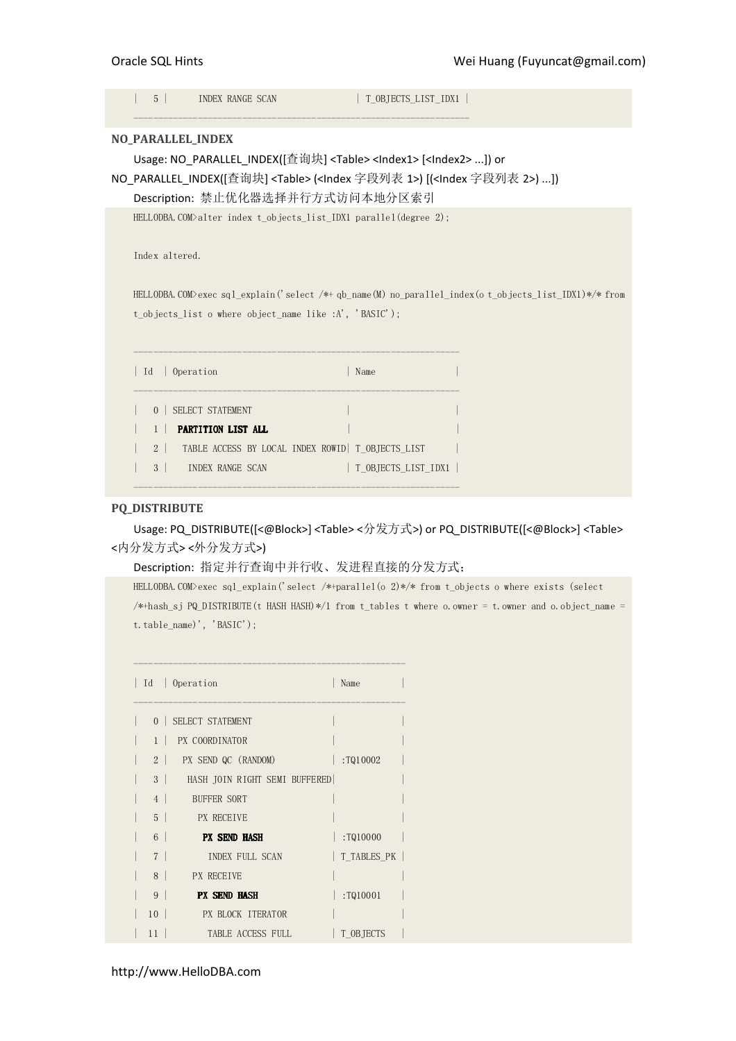```
|   5 |      INDEX RANGE SCAN                | T_OBJECTS_LIST_IDX1 |
---------------------------------------------------------------------
```

**NO_PARALLEL_INDEX**

Usage: NO_PARALLEL_INDEX([查询块] <Table> <Index1> [<Index2> ...]) or NO_PARALLEL_INDEX([查询块] <Table> (<Index 字段列表 1>) [(<Index 字段列表 2>) ...])

Description: 禁止优化器选择并行方式访问本地分区索引

```
HELLODBA.COM>alter index t_objects_list_IDX1 parallel(degree 2);

Index altered.

HELLODBA.COM>exec sql_explain('select /*+ qb_name(M) no_parallel_index(o t_objects_list_IDX1)*/* from
t_objects_list o where object_name like :A', 'BASIC');

--------------------------------------------------------------------
| Id  | Operation                         | Name                |
--------------------------------------------------------------------
|   0 | SELECT STATEMENT                  |                     |
|   1 |  PARTITION LIST ALL               |                     |
|   2 |   TABLE ACCESS BY LOCAL INDEX ROWID| T_OBJECTS_LIST      |
|   3 |    INDEX RANGE SCAN               | T_OBJECTS_LIST_IDX1 |
--------------------------------------------------------------------
```

**PQ_DISTRIBUTE**

Usage: PQ_DISTRIBUTE([<@Block>] <Table> <分发方式>) or PQ_DISTRIBUTE([<@Block>] <Table> <内分发方式> <外分发方式>)

Description: 指定并行查询中并行收、发进程直接的分发方式；

```
HELLODBA.COM>exec sql_explain('select /*+parallel(o 2)*/* from t_objects o where exists (select
/*+hash_sj PQ_DISTRIBUTE(t HASH HASH)*/1 from t_tables t where o.owner = t.owner and o.object_name =
t.table_name)', 'BASIC');

------------------------------------------------------
| Id  | Operation                       | Name        |
------------------------------------------------------
|   0 | SELECT STATEMENT                |             |
|   1 |  PX COORDINATOR                 |             |
|   2 |   PX SEND QC (RANDOM)           | :TQ10002    |
|   3 |    HASH JOIN RIGHT SEMI BUFFERED|             |
|   4 |     BUFFER SORT                 |             |
|   5 |      PX RECEIVE                 |             |
|   6 |       PX SEND HASH              | :TQ10000    |
|   7 |        INDEX FULL SCAN          | T_TABLES_PK |
|   8 |     PX RECEIVE                  |             |
|   9 |      PX SEND HASH               | :TQ10001    |
|  10 |       PX BLOCK ITERATOR         |             |
|  11 |        TABLE ACCESS FULL        | T_OBJECTS   |
```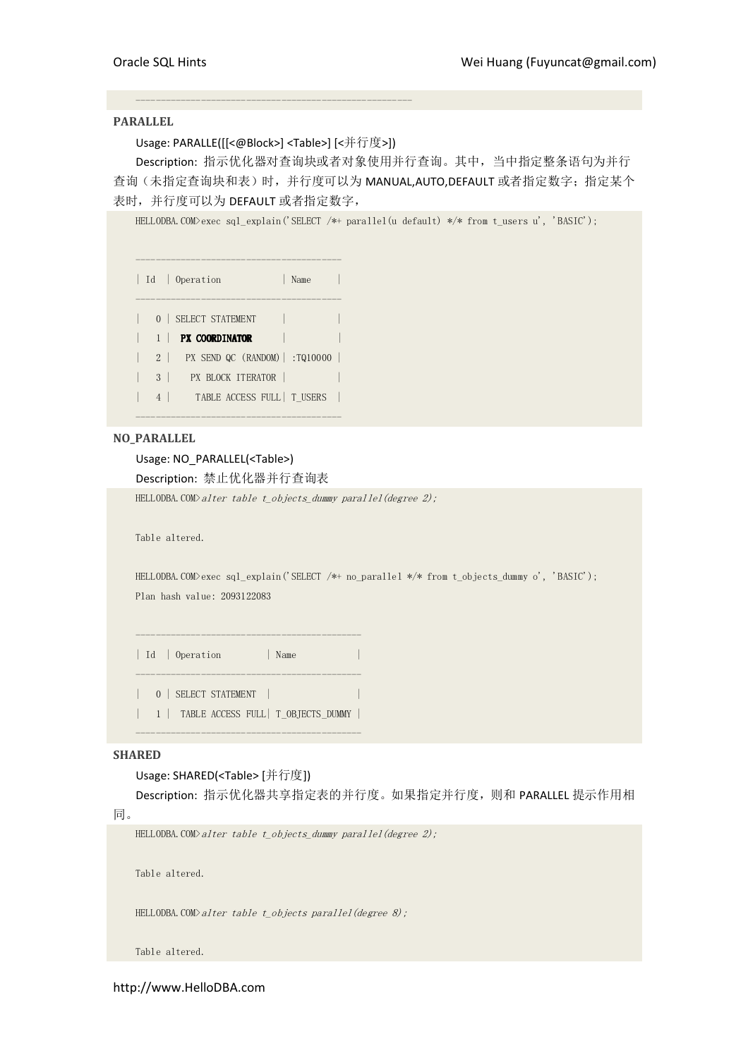```
---------------------------------------------------
```

**PARALLEL**

Usage: PARALLE([[<@Block>] <Table>] [<并行度>])

Description: 指示优化器对查询块或者对象使用并行查询。其中，当中指定整条语句为并行查询（未指定查询块和表）时，并行度可以为 MANUAL,AUTO,DEFAULT 或者指定数字；指定某个表时，并行度可以为 DEFAULT 或者指定数字，

```
HELLODBA.COM>exec sql_explain('SELECT /*+ parallel(u default) */* from t_users u', 'BASIC');


--------------------------------------
| Id  | Operation            | Name     |
--------------------------------------
|   0 | SELECT STATEMENT     |          |
|   1 |  PX COORDINATOR      |          |
|   2 |   PX SEND QC (RANDOM)| :TQ10000 |
|   3 |    PX BLOCK ITERATOR |          |
|   4 |     TABLE ACCESS FULL| T_USERS  |
--------------------------------------
```

**NO_PARALLEL**

Usage: NO_PARALLEL(<Table>)

Description: 禁止优化器并行查询表

```
HELLODBA.COM>alter table t_objects_dummy parallel(degree 2);


Table altered.


HELLODBA.COM>exec sql_explain('SELECT /*+ no_parallel */* from t_objects_dummy o', 'BASIC');
Plan hash value: 2093122083


------------------------------------------
| Id  | Operation         | Name            |
------------------------------------------
|   0 | SELECT STATEMENT  |                 |
|   1 |  TABLE ACCESS FULL| T_OBJECTS_DUMMY |
------------------------------------------
```

**SHARED**

Usage: SHARED(<Table> [并行度])

Description: 指示优化器共享指定表的并行度。如果指定并行度，则和 PARALLEL 提示作用相同。

```
HELLODBA.COM>alter table t_objects_dummy parallel(degree 2);


Table altered.


HELLODBA.COM>alter table t_objects parallel(degree 8);


Table altered.
```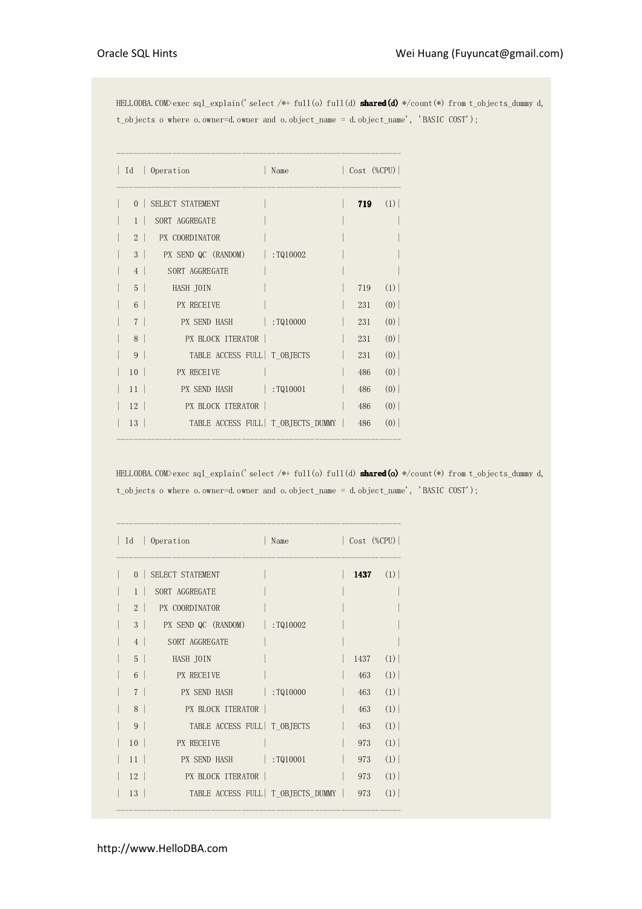```
HELLODBA.COM>exec sql_explain('select /*+ full(o) full(d) shared(d) */count(*) from t_objects_dummy d, t_objects o where o.owner=d.owner and o.object_name = d.object_name', 'BASIC COST');

-------------------------------------------------------------
| Id  | Operation                 | Name            | Cost (%CPU)|
-------------------------------------------------------------
|   0 | SELECT STATEMENT          |                 |   719   (1)|
|   1 |  SORT AGGREGATE           |                 |            |
|   2 |   PX COORDINATOR          |                 |            |
|   3 |    PX SEND QC (RANDOM)    | :TQ10002        |            |
|   4 |     SORT AGGREGATE        |                 |            |
|   5 |      HASH JOIN            |                 |   719   (1)|
|   6 |       PX RECEIVE          |                 |   231   (0)|
|   7 |        PX SEND HASH       | :TQ10000        |   231   (0)|
|   8 |         PX BLOCK ITERATOR |                 |   231   (0)|
|   9 |          TABLE ACCESS FULL| T_OBJECTS       |   231   (0)|
|  10 |       PX RECEIVE          |                 |   486   (0)|
|  11 |        PX SEND HASH       | :TQ10001        |   486   (0)|
|  12 |         PX BLOCK ITERATOR |                 |   486   (0)|
|  13 |          TABLE ACCESS FULL| T_OBJECTS_DUMMY |   486   (0)|
-------------------------------------------------------------

HELLODBA.COM>exec sql_explain('select /*+ full(o) full(d) shared(o) */count(*) from t_objects_dummy d, t_objects o where o.owner=d.owner and o.object_name = d.object_name', 'BASIC COST');

-------------------------------------------------------------
| Id  | Operation                 | Name            | Cost (%CPU)|
-------------------------------------------------------------
|   0 | SELECT STATEMENT          |                 |  1437   (1)|
|   1 |  SORT AGGREGATE           |                 |            |
|   2 |   PX COORDINATOR          |                 |            |
|   3 |    PX SEND QC (RANDOM)    | :TQ10002        |            |
|   4 |     SORT AGGREGATE        |                 |            |
|   5 |      HASH JOIN            |                 |  1437   (1)|
|   6 |       PX RECEIVE          |                 |   463   (1)|
|   7 |        PX SEND HASH       | :TQ10000        |   463   (1)|
|   8 |         PX BLOCK ITERATOR |                 |   463   (1)|
|   9 |          TABLE ACCESS FULL| T_OBJECTS       |   463   (1)|
|  10 |       PX RECEIVE          |                 |   973   (1)|
|  11 |        PX SEND HASH       | :TQ10001        |   973   (1)|
|  12 |         PX BLOCK ITERATOR |                 |   973   (1)|
|  13 |          TABLE ACCESS FULL| T_OBJECTS_DUMMY |   973   (1)|
-------------------------------------------------------------
```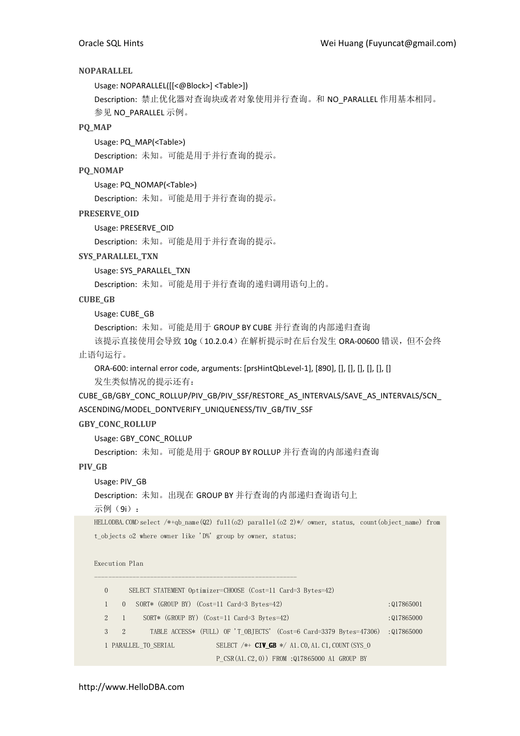**NOPARALLEL**

Usage: NOPARALLEL([[<@Block>] <Table>])

Description: 禁止优化器对查询块或者对象使用并行查询。和 NO_PARALLEL 作用基本相同。参见 NO_PARALLEL 示例。

**PQ_MAP**

Usage: PQ_MAP(<Table>)

Description: 未知。可能是用于并行查询的提示。

**PQ_NOMAP**

Usage: PQ_NOMAP(<Table>)

Description: 未知。可能是用于并行查询的提示。

**PRESERVE_OID**

Usage: PRESERVE_OID

Description: 未知。可能是用于并行查询的提示。

**SYS_PARALLEL_TXN**

Usage: SYS_PARALLEL_TXN

Description: 未知。可能是用于并行查询的递归调用语句上的。

**CUBE_GB**

Usage: CUBE_GB

Description: 未知。可能是用于 GROUP BY CUBE 并行查询的内部递归查询

该提示直接使用会导致 10g（10.2.0.4）在解析提示时在后台发生 ORA-00600 错误，但不会终止语句运行。

ORA-600: internal error code, arguments: [prsHintQbLevel-1], [890], [], [], [], [], [], []

发生类似情况的提示还有：

CUBE_GB/GBY_CONC_ROLLUP/PIV_GB/PIV_SSF/RESTORE_AS_INTERVALS/SAVE_AS_INTERVALS/SCN_ASCENDING/MODEL_DONTVERIFY_UNIQUENESS/TIV_GB/TIV_SSF

**GBY_CONC_ROLLUP**

Usage: GBY_CONC_ROLLUP

Description: 未知。可能是用于 GROUP BY ROLLUP 并行查询的内部递归查询

**PIV_GB**

Usage: PIV_GB

Description: 未知。出现在 GROUP BY 并行查询的内部递归查询语句上

示例（9i）：

```
HELLODBA.COM>select /*+qb_name(Q2) full(o2) parallel(o2 2)*/ owner, status, count(object_name) from
t_objects o2 where owner like 'D%' group by owner, status;

Execution Plan
----------------------------------------------------------
   0      SELECT STATEMENT Optimizer=CHOOSE (Cost=11 Card=3 Bytes=42)
   1    0   SORT* (GROUP BY) (Cost=11 Card=3 Bytes=42)                          :Q17865001
   2    1     SORT* (GROUP BY) (Cost=11 Card=3 Bytes=42)                        :Q17865000
   3    2       TABLE ACCESS* (FULL) OF 'T_OBJECTS' (Cost=6 Card=3379 Bytes=47306)  :Q17865000
   1 PARALLEL_TO_SERIAL            SELECT /*+ CIV_GB */ A1.C0,A1.C1,COUNT(SYS_O
                                   P_CSR(A1.C2,0)) FROM :Q17865000 A1 GROUP BY
```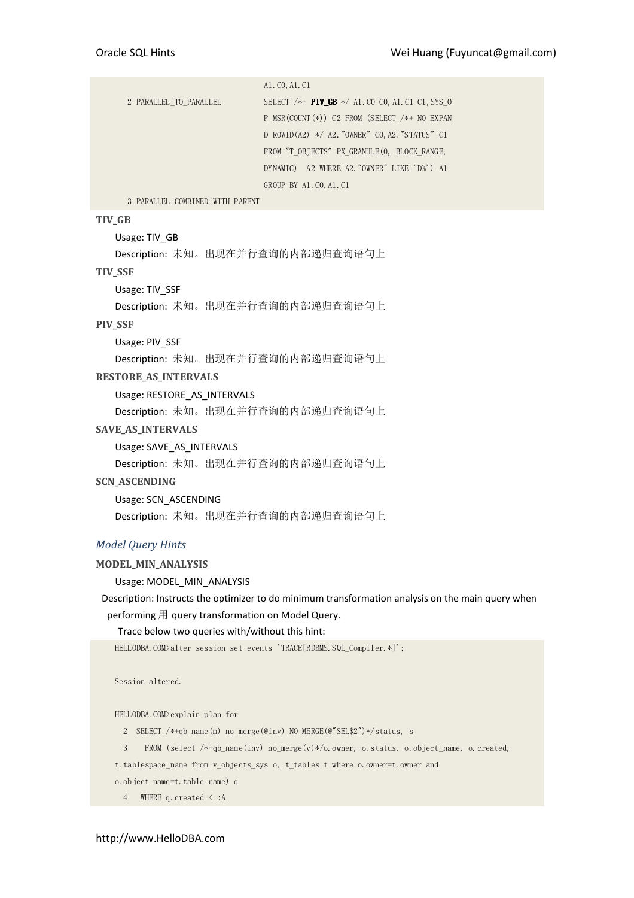```
                              A1.C0,A1.C1
  2 PARALLEL_TO_PARALLEL      SELECT /*+ PIV_GB */ A1.C0 C0,A1.C1 C1,SYS_O
                              P_MSR(COUNT(*)) C2 FROM (SELECT /*+ NO_EXPAN
                              D ROWID(A2) */ A2."OWNER" C0,A2."STATUS" C1
                              FROM "T_OBJECTS" PX_GRANULE(0, BLOCK_RANGE,
                              DYNAMIC)  A2 WHERE A2."OWNER" LIKE 'D%') A1
                              GROUP BY A1.C0,A1.C1
  3 PARALLEL_COMBINED_WITH_PARENT
```

**TIV_GB**

Usage: TIV_GB

Description: 未知。出现在并行查询的内部递归查询语句上

**TIV_SSF**

Usage: TIV_SSF

Description: 未知。出现在并行查询的内部递归查询语句上

**PIV_SSF**

Usage: PIV_SSF

Description: 未知。出现在并行查询的内部递归查询语句上

**RESTORE_AS_INTERVALS**

Usage: RESTORE_AS_INTERVALS

Description: 未知。出现在并行查询的内部递归查询语句上

**SAVE_AS_INTERVALS**

Usage: SAVE_AS_INTERVALS

Description: 未知。出现在并行查询的内部递归查询语句上

**SCN_ASCENDING**

Usage: SCN_ASCENDING

Description: 未知。出现在并行查询的内部递归查询语句上

## *Model Query Hints*

**MODEL_MIN_ANALYSIS**

Usage: MODEL_MIN_ANALYSIS

Description: Instructs the optimizer to do minimum transformation analysis on the main query when performing 用 query transformation on Model Query.

Trace below two queries with/without this hint:

```
HELLODBA.COM>alter session set events 'TRACE[RDBMS.SQL_Compiler.*]';

Session altered.

HELLODBA.COM>explain plan for
  2  SELECT /*+qb_name(m) no_merge(@inv) NO_MERGE(@"SEL$2")*/status, s
  3    FROM (select /*+qb_name(inv) no_merge(v)*/o.owner, o.status, o.object_name, o.created,
t.tablespace_name from v_objects_sys o, t_tables t where o.owner=t.owner and
o.object_name=t.table_name) q
  4   WHERE q.created < :A
```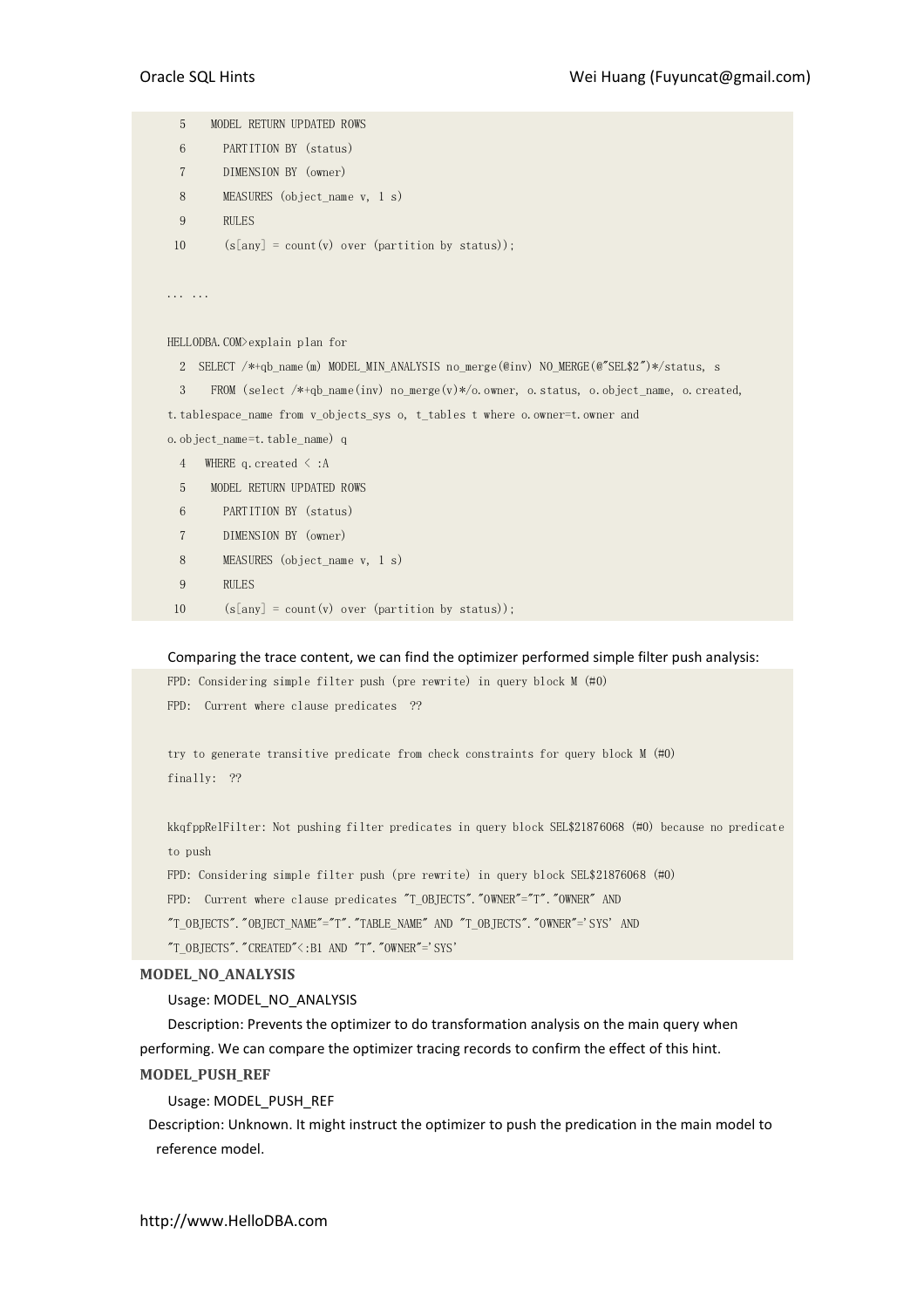```
  5    MODEL RETURN UPDATED ROWS
  6      PARTITION BY (status)
  7      DIMENSION BY (owner)
  8      MEASURES (object_name v, 1 s)
  9      RULES
 10      (s[any] = count(v) over (partition by status));

... ...

HELLODBA.COM>explain plan for
  2  SELECT /*+qb_name(m) MODEL_MIN_ANALYSIS no_merge(@inv) NO_MERGE(@"SEL$2")*/status, s
  3    FROM (select /*+qb_name(inv) no_merge(v)*/o.owner, o.status, o.object_name, o.created,
t.tablespace_name from v_objects_sys o, t_tables t where o.owner=t.owner and
o.object_name=t.table_name) q
  4   WHERE q.created < :A
  5    MODEL RETURN UPDATED ROWS
  6      PARTITION BY (status)
  7      DIMENSION BY (owner)
  8      MEASURES (object_name v, 1 s)
  9      RULES
 10      (s[any] = count(v) over (partition by status));
```

Comparing the trace content, we can find the optimizer performed simple filter push analysis:

```
FPD: Considering simple filter push (pre rewrite) in query block M (#0)
FPD:  Current where clause predicates  ??

try to generate transitive predicate from check constraints for query block M (#0)
finally:  ??

kkqfppRelFilter: Not pushing filter predicates in query block SEL$21876068 (#0) because no predicate
to push
FPD: Considering simple filter push (pre rewrite) in query block SEL$21876068 (#0)
FPD:  Current where clause predicates "T_OBJECTS"."OWNER"="T"."OWNER" AND
"T_OBJECTS"."OBJECT_NAME"="T"."TABLE_NAME" AND "T_OBJECTS"."OWNER"='SYS' AND
"T_OBJECTS"."CREATED"<:B1 AND "T"."OWNER"='SYS'
```

**MODEL_NO_ANALYSIS**

Usage: MODEL_NO_ANALYSIS

Description: Prevents the optimizer to do transformation analysis on the main query when performing. We can compare the optimizer tracing records to confirm the effect of this hint.

**MODEL_PUSH_REF**

Usage: MODEL_PUSH_REF

Description: Unknown. It might instruct the optimizer to push the predication in the main model to reference model.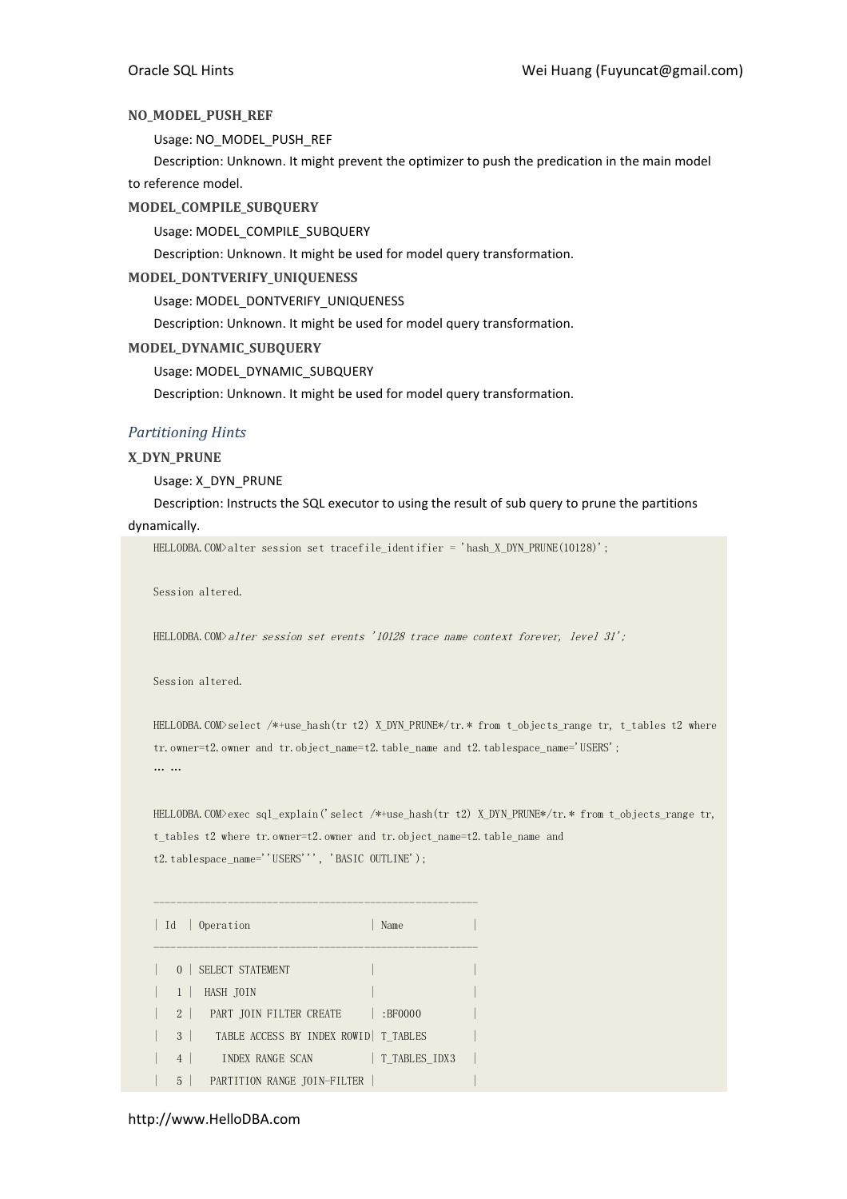**NO_MODEL_PUSH_REF**

Usage: NO_MODEL_PUSH_REF

Description: Unknown. It might prevent the optimizer to push the predication in the main model to reference model.

**MODEL_COMPILE_SUBQUERY**

Usage: MODEL_COMPILE_SUBQUERY

Description: Unknown. It might be used for model query transformation.

**MODEL_DONTVERIFY_UNIQUENESS**

Usage: MODEL_DONTVERIFY_UNIQUENESS

Description: Unknown. It might be used for model query transformation.

**MODEL_DYNAMIC_SUBQUERY**

Usage: MODEL_DYNAMIC_SUBQUERY

Description: Unknown. It might be used for model query transformation.

### *Partitioning Hints*

**X_DYN_PRUNE**

Usage: X_DYN_PRUNE

Description: Instructs the SQL executor to using the result of sub query to prune the partitions dynamically.

```
HELLODBA.COM>alter session set tracefile_identifier = 'hash_X_DYN_PRUNE(10128)';

Session altered.

HELLODBA.COM>alter session set events '10128 trace name context forever, level 31';

Session altered.

HELLODBA.COM>select /*+use_hash(tr t2) X_DYN_PRUNE*/tr.* from t_objects_range tr, t_tables t2 where
tr.owner=t2.owner and tr.object_name=t2.table_name and t2.tablespace_name='USERS';
... ...

HELLODBA.COM>exec sql_explain('select /*+use_hash(tr t2) X_DYN_PRUNE*/tr.* from t_objects_range tr,
t_tables t2 where tr.owner=t2.owner and tr.object_name=t2.table_name and
t2.tablespace_name=''USERS''', 'BASIC OUTLINE');

--------------------------------------------------------
| Id  | Operation                      | Name           |
--------------------------------------------------------
|   0 | SELECT STATEMENT               |                |
|   1 |  HASH JOIN                     |                |
|   2 |   PART JOIN FILTER CREATE      | :BF0000        |
|   3 |    TABLE ACCESS BY INDEX ROWID| T_TABLES       |
|   4 |     INDEX RANGE SCAN           | T_TABLES_IDX3  |
|   5 |   PARTITION RANGE JOIN-FILTER |                |
```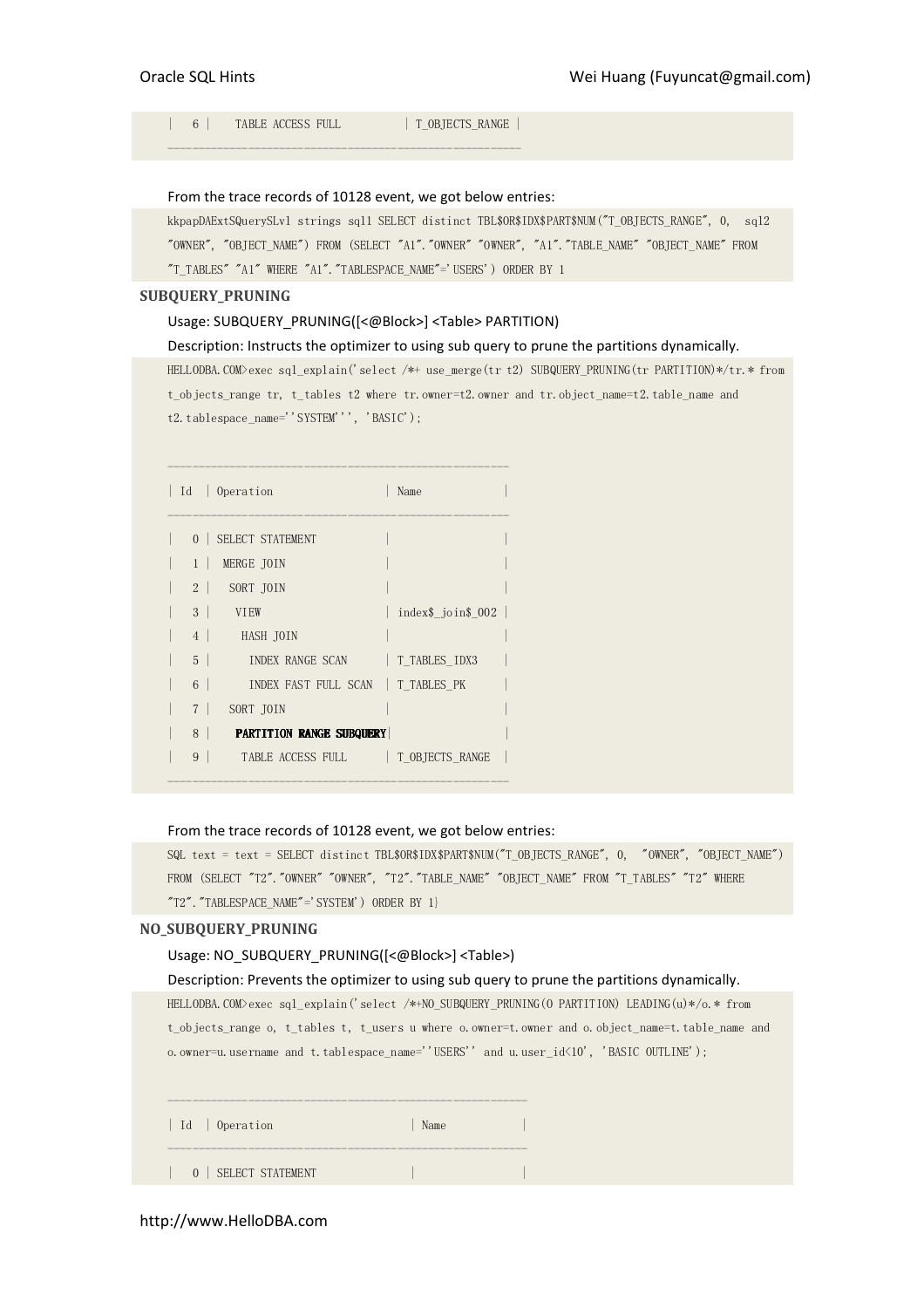```
|   6 |    TABLE ACCESS FULL          | T_OBJECTS_RANGE |
-----------------------------------------------------
```

From the trace records of 10128 event, we got below entries:

```
kkpapDAExtSQuerySLvl strings sql1 SELECT distinct TBL$OR$IDX$PART$NUM("T_OBJECTS_RANGE", 0,  sql2
"OWNER", "OBJECT_NAME") FROM (SELECT "A1"."OWNER" "OWNER", "A1"."TABLE_NAME" "OBJECT_NAME" FROM
"T_TABLES" "A1" WHERE "A1"."TABLESPACE_NAME"='USERS') ORDER BY 1
```

### SUBQUERY_PRUNING

Usage: SUBQUERY_PRUNING([<@Block>] <Table> PARTITION)

Description: Instructs the optimizer to using sub query to prune the partitions dynamically.

```
HELLODBA.COM>exec sql_explain('select /*+ use_merge(tr t2) SUBQUERY_PRUNING(tr PARTITION)*/tr.* from
t_objects_range tr, t_tables t2 where tr.owner=t2.owner and tr.object_name=t2.table_name and
t2.tablespace_name=''SYSTEM''', 'BASIC');

-----------------------------------------------------
| Id  | Operation                  | Name              |
-----------------------------------------------------
|   0 | SELECT STATEMENT           |                   |
|   1 |  MERGE JOIN                |                   |
|   2 |   SORT JOIN                |                   |
|   3 |    VIEW                    | index$_join$_002 |
|   4 |     HASH JOIN              |                   |
|   5 |      INDEX RANGE SCAN      | T_TABLES_IDX3     |
|   6 |      INDEX FAST FULL SCAN  | T_TABLES_PK       |
|   7 |   SORT JOIN                |                   |
|   8 |    PARTITION RANGE SUBQUERY|                   |
|   9 |     TABLE ACCESS FULL      | T_OBJECTS_RANGE   |
-----------------------------------------------------
```

From the trace records of 10128 event, we got below entries:

```
SQL text = text = SELECT distinct TBL$OR$IDX$PART$NUM("T_OBJECTS_RANGE", 0,  "OWNER", "OBJECT_NAME")
FROM (SELECT "T2"."OWNER" "OWNER", "T2"."TABLE_NAME" "OBJECT_NAME" FROM "T_TABLES" "T2" WHERE
"T2"."TABLESPACE_NAME"='SYSTEM') ORDER BY 1}
```

### NO_SUBQUERY_PRUNING

Usage: NO_SUBQUERY_PRUNING([<@Block>] <Table>)

Description: Prevents the optimizer to using sub query to prune the partitions dynamically.

```
HELLODBA.COM>exec sql_explain('select /*+NO_SUBQUERY_PRUNING(O PARTITION) LEADING(u)*/o.* from
t_objects_range o, t_tables t, t_users u where o.owner=t.owner and o.object_name=t.table_name and
o.owner=u.username and t.tablespace_name=''USERS'' and u.user_id<10', 'BASIC OUTLINE');

-----------------------------------------------------
| Id  | Operation                      | Name            |
-----------------------------------------------------
|   0 | SELECT STATEMENT               |                 |
```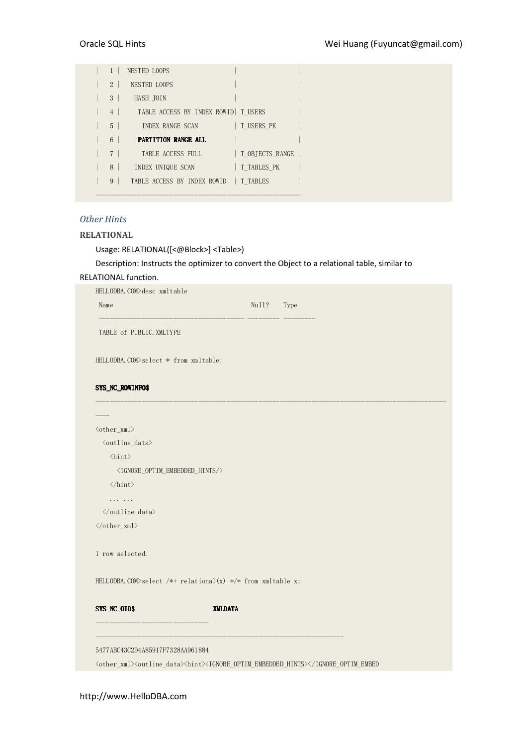```
|   1 |  NESTED LOOPS                  |                |
|   2 |   NESTED LOOPS                 |                |
|   3 |    HASH JOIN                   |                |
|   4 |     TABLE ACCESS BY INDEX ROWID| T_USERS        |
|   5 |      INDEX RANGE SCAN          | T_USERS_PK     |
|   6 |     PARTITION RANGE ALL        |                |
|   7 |      TABLE ACCESS FULL         | T_OBJECTS_RANGE |
|   8 |    INDEX UNIQUE SCAN           | T_TABLES_PK    |
|   9 |   TABLE ACCESS BY INDEX ROWID  | T_TABLES       |
-----------------------------------------------------------
```

### *Other Hints*

#### RELATIONAL

Usage: RELATIONAL([<@Block>] <Table>)

Description: Instructs the optimizer to convert the Object to a relational table, similar to RELATIONAL function.

```
HELLODBA.COM>desc xmltable
 Name                                      Null?    Type
 ----------------------------------------- -------- --------
 TABLE of PUBLIC.XMLTYPE

HELLODBA.COM>select * from xmltable;

SYS_NC_ROWINFO$
--------------------------------------------------------------------------------------------
----
<other_xml>
  <outline_data>
    <hint>
      <IGNORE_OPTIM_EMBEDDED_HINTS/>
    </hint>
    ... ...
  </outline_data>
</other_xml>

1 row selected.

HELLODBA.COM>select /*+ relational(x) */* from xmltable x;

SYS_NC_OID$                      XMLDATA
--------------------------------
--------------------------------------------------------------------
5477ABC43C2D4A85917F7328AA961884
<other_xml><outline_data><hint><IGNORE_OPTIM_EMBEDDED_HINTS></IGNORE_OPTIM_EMBED
```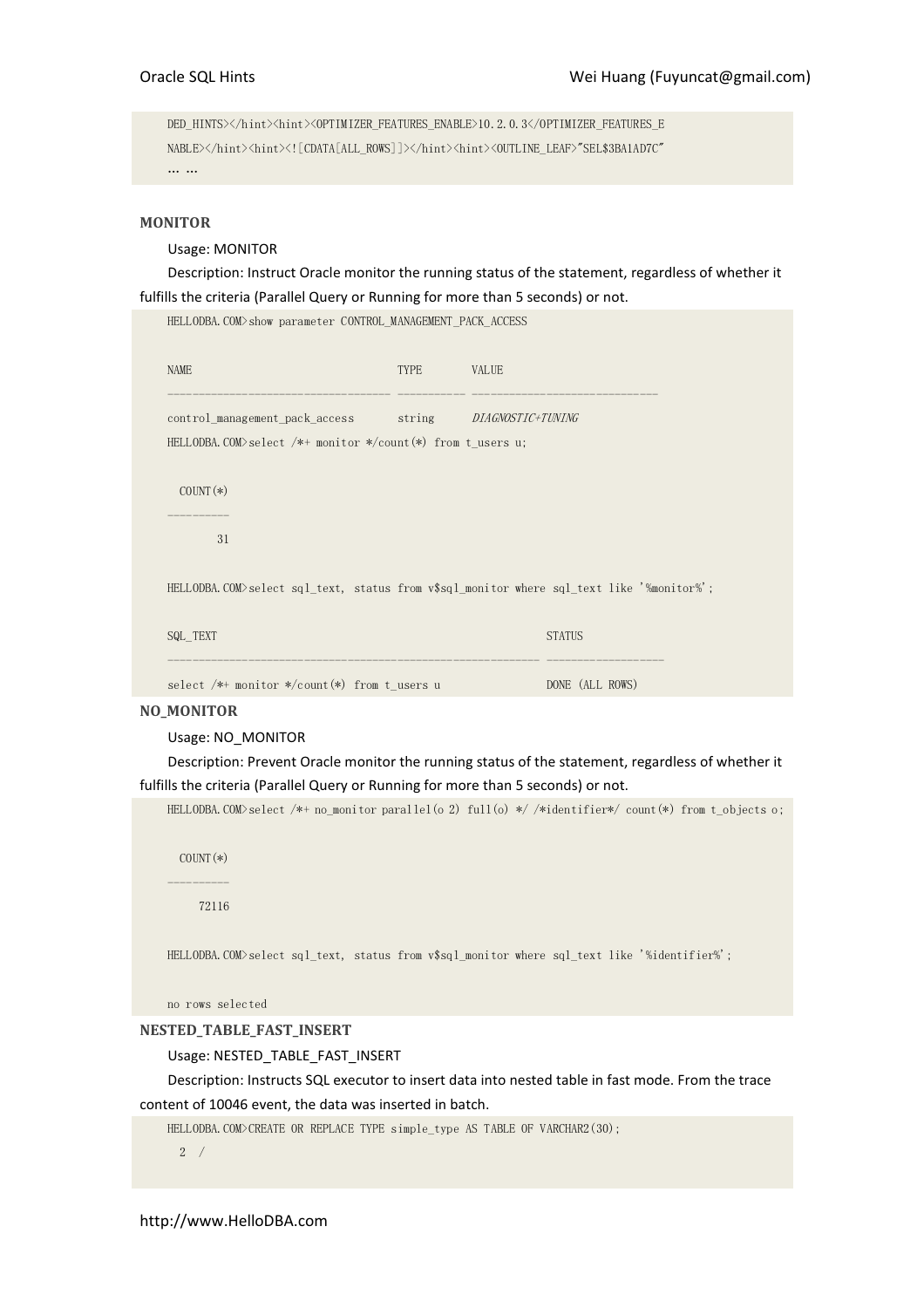```
DED_HINTS></hint><hint><OPTIMIZER_FEATURES_ENABLE>10.2.0.3</OPTIMIZER_FEATURES_E
NABLE></hint><hint><![CDATA[ALL_ROWS]]></hint><hint><OUTLINE_LEAF>"SEL$3BA1AD7C"
… …
```

**MONITOR**

Usage: MONITOR

Description: Instruct Oracle monitor the running status of the statement, regardless of whether it fulfills the criteria (Parallel Query or Running for more than 5 seconds) or not.

```
HELLODBA.COM>show parameter CONTROL_MANAGEMENT_PACK_ACCESS

NAME                                 TYPE        VALUE
------------------------------------ ----------- ------------------------------
control_management_pack_access       string      DIAGNOSTIC+TUNING
HELLODBA.COM>select /*+ monitor */count(*) from t_users u;

  COUNT(*)
----------
        31

HELLODBA.COM>select sql_text, status from v$sql_monitor where sql_text like '%monitor%';

SQL_TEXT                                                     STATUS
------------------------------------------------------------ -------------------
select /*+ monitor */count(*) from t_users u                 DONE (ALL ROWS)
```

**NO_MONITOR**

Usage: NO_MONITOR

Description: Prevent Oracle monitor the running status of the statement, regardless of whether it fulfills the criteria (Parallel Query or Running for more than 5 seconds) or not.

```
HELLODBA.COM>select /*+ no_monitor parallel(o 2) full(o) */ /*identifier*/ count(*) from t_objects o;

  COUNT(*)
----------
     72116

HELLODBA.COM>select sql_text, status from v$sql_monitor where sql_text like '%identifier%';

no rows selected
```

**NESTED_TABLE_FAST_INSERT**

Usage: NESTED_TABLE_FAST_INSERT

Description: Instructs SQL executor to insert data into nested table in fast mode. From the trace content of 10046 event, the data was inserted in batch.

```
HELLODBA.COM>CREATE OR REPLACE TYPE simple_type AS TABLE OF VARCHAR2(30);
  2  /
```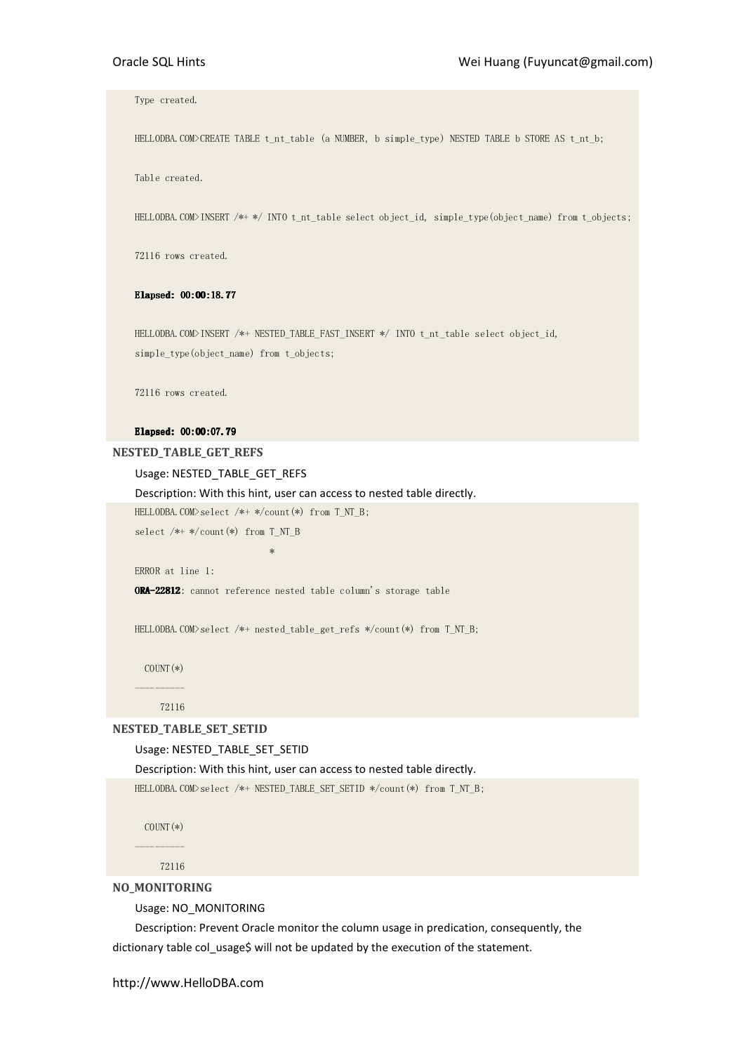```
Type created.

HELLODBA.COM>CREATE TABLE t_nt_table (a NUMBER, b simple_type) NESTED TABLE b STORE AS t_nt_b;

Table created.

HELLODBA.COM>INSERT /*+ */ INTO t_nt_table select object_id, simple_type(object_name) from t_objects;

72116 rows created.

Elapsed: 00:00:18.77

HELLODBA.COM>INSERT /*+ NESTED_TABLE_FAST_INSERT */ INTO t_nt_table select object_id,
simple_type(object_name) from t_objects;

72116 rows created.

Elapsed: 00:00:07.79
```

**NESTED_TABLE_GET_REFS**

Usage: NESTED_TABLE_GET_REFS

Description: With this hint, user can access to nested table directly.

```
HELLODBA.COM>select /*+ */count(*) from T_NT_B;
select /*+ */count(*) from T_NT_B
                           *
ERROR at line 1:
ORA-22812: cannot reference nested table column's storage table

HELLODBA.COM>select /*+ nested_table_get_refs */count(*) from T_NT_B;

  COUNT(*)
----------
     72116
```

**NESTED_TABLE_SET_SETID**

Usage: NESTED_TABLE_SET_SETID

Description: With this hint, user can access to nested table directly.

```
HELLODBA.COM>select /*+ NESTED_TABLE_SET_SETID */count(*) from T_NT_B;

  COUNT(*)
----------
     72116
```

**NO_MONITORING**

Usage: NO_MONITORING

Description: Prevent Oracle monitor the column usage in predication, consequently, the dictionary table col_usage$ will not be updated by the execution of the statement.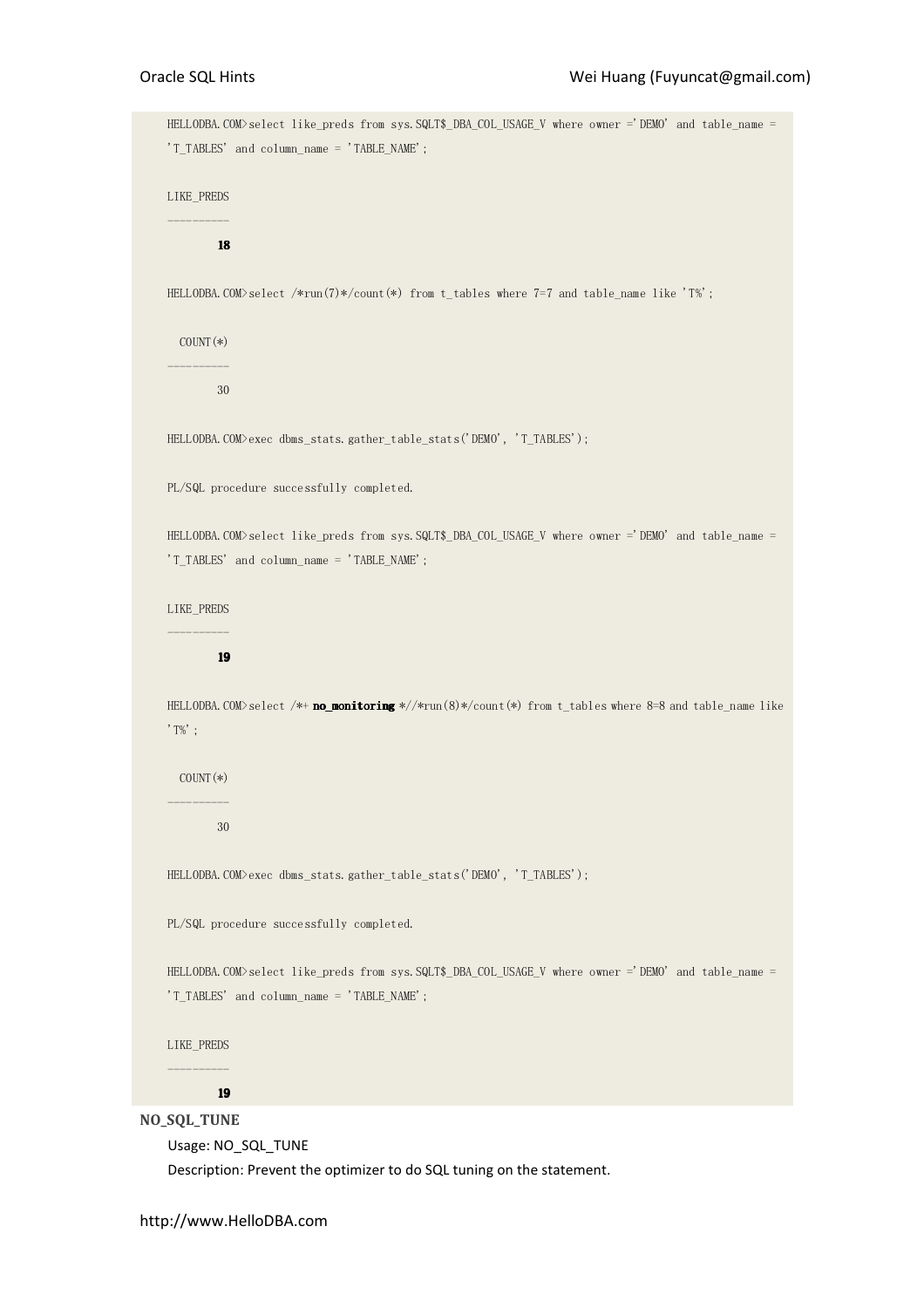```
HELLODBA.COM>select like_preds from sys.SQLT$_DBA_COL_USAGE_V where owner ='DEMO' and table_name =
'T_TABLES' and column_name = 'TABLE_NAME';

LIKE_PREDS
---------
        18

HELLODBA.COM>select /*run(7)*/count(*) from t_tables where 7=7 and table_name like 'T%';

  COUNT(*)
---------
        30

HELLODBA.COM>exec dbms_stats.gather_table_stats('DEMO', 'T_TABLES');

PL/SQL procedure successfully completed.

HELLODBA.COM>select like_preds from sys.SQLT$_DBA_COL_USAGE_V where owner ='DEMO' and table_name =
'T_TABLES' and column_name = 'TABLE_NAME';

LIKE_PREDS
---------
        19

HELLODBA.COM>select /*+ no_monitoring *//*run(8)*/count(*) from t_tables where 8=8 and table_name like
'T%';

  COUNT(*)
---------
        30

HELLODBA.COM>exec dbms_stats.gather_table_stats('DEMO', 'T_TABLES');

PL/SQL procedure successfully completed.

HELLODBA.COM>select like_preds from sys.SQLT$_DBA_COL_USAGE_V where owner ='DEMO' and table_name =
'T_TABLES' and column_name = 'TABLE_NAME';

LIKE_PREDS
---------
        19
```

**NO_SQL_TUNE**

Usage: NO_SQL_TUNE

Description: Prevent the optimizer to do SQL tuning on the statement.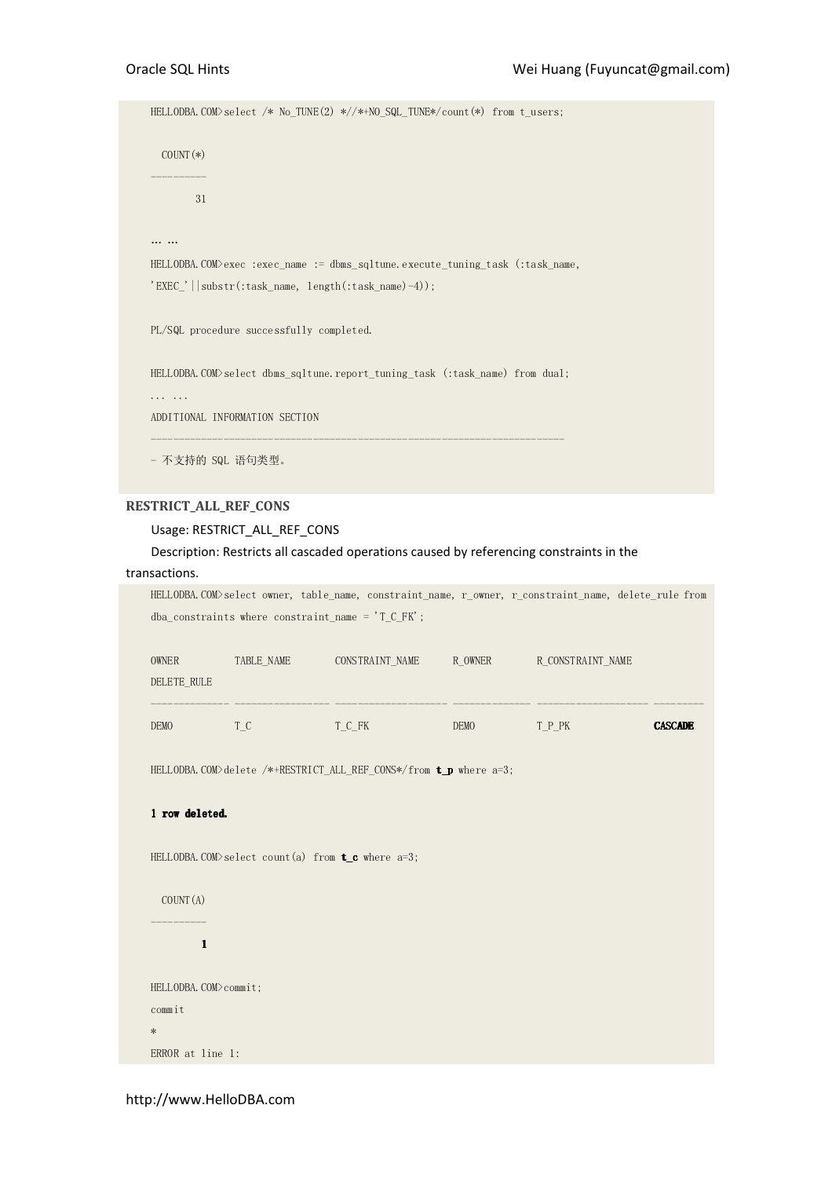```
HELLODBA.COM>select /* No_TUNE(2) *//*+NO_SQL_TUNE*/count(*) from t_users;

  COUNT(*)
----------
        31

… …
HELLODBA.COM>exec :exec_name := dbms_sqltune.execute_tuning_task (:task_name,
'EXEC_'||substr(:task_name, length(:task_name)-4));

PL/SQL procedure successfully completed.

HELLODBA.COM>select dbms_sqltune.report_tuning_task (:task_name) from dual;
... ...
ADDITIONAL INFORMATION SECTION
-------------------------------------------------------------------------------
- 不支持的 SQL 语句类型。
```

**RESTRICT_ALL_REF_CONS**

Usage: RESTRICT_ALL_REF_CONS

Description: Restricts all cascaded operations caused by referencing constraints in the transactions.

```
HELLODBA.COM>select owner, table_name, constraint_name, r_owner, r_constraint_name, delete_rule from
dba_constraints where constraint_name = 'T_C_FK';

OWNER          TABLE_NAME         CONSTRAINT_NAME      R_OWNER        R_CONSTRAINT_NAME
DELETE_RULE
-------------- ------------------ -------------------- -------------- -------------------- ---------
DEMO           T_C                T_C_FK               DEMO           T_P_PK               CASCADE

HELLODBA.COM>delete /*+RESTRICT_ALL_REF_CONS*/from t_p where a=3;

1 row deleted.

HELLODBA.COM>select count(a) from t_c where a=3;

  COUNT(A)
----------
         1

HELLODBA.COM>commit;
commit
*
ERROR at line 1:
```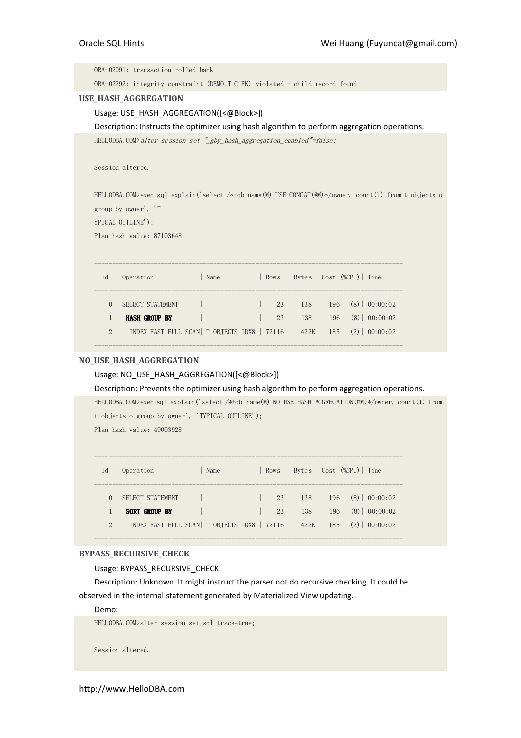```
ORA-02091: transaction rolled back
ORA-02292: integrity constraint (DEMO.T_C_FK) violated - child record found
```

### USE_HASH_AGGREGATION

Usage: USE_HASH_AGGREGATION([<@Block>])

Description: Instructs the optimizer using hash algorithm to perform aggregation operations.

```
HELLODBA.COM>alter session set "_gby_hash_aggregation_enabled"=false;

Session altered.

HELLODBA.COM>exec sql_explain('select /*+qb_name(M) USE_CONCAT(@M)*/owner, count(1) from t_objects o
group by owner', 'T
YPICAL OUTLINE');
Plan hash value: 87103648

-------------------------------------------------------------------------------------
| Id  | Operation             | Name            | Rows  | Bytes | Cost (%CPU)| Time     |
-------------------------------------------------------------------------------------
|   0 | SELECT STATEMENT      |                 |    23 |   138 |   196   (8)| 00:00:02 |
|   1 |  HASH GROUP BY        |                 |    23 |   138 |   196   (8)| 00:00:02 |
|   2 |   INDEX FAST FULL SCAN| T_OBJECTS_IDX8  | 72116 |   422K|   185   (2)| 00:00:02 |
-------------------------------------------------------------------------------------
```

### NO_USE_HASH_AGGREGATION

Usage: NO_USE_HASH_AGGREGATION([<@Block>])

Description: Prevents the optimizer using hash algorithm to perform aggregation operations.

```
HELLODBA.COM>exec sql_explain('select /*+qb_name(M) NO_USE_HASH_AGGREGATION(@M)*/owner, count(1) from
t_objects o group by owner', 'TYPICAL OUTLINE');
Plan hash value: 49003928

-------------------------------------------------------------------------------------
| Id  | Operation             | Name            | Rows  | Bytes | Cost (%CPU)| Time     |
-------------------------------------------------------------------------------------
|   0 | SELECT STATEMENT      |                 |    23 |   138 |   196   (8)| 00:00:02 |
|   1 |  SORT GROUP BY        |                 |    23 |   138 |   196   (8)| 00:00:02 |
|   2 |   INDEX FAST FULL SCAN| T_OBJECTS_IDX8  | 72116 |   422K|   185   (2)| 00:00:02 |
-------------------------------------------------------------------------------------
```

### BYPASS_RECURSIVE_CHECK

Usage: BYPASS_RECURSIVE_CHECK

Description: Unknown. It might instruct the parser not do recursive checking. It could be observed in the internal statement generated by Materialized View updating.

Demo:

```
HELLODBA.COM>alter session set sql_trace=true;

Session altered.
```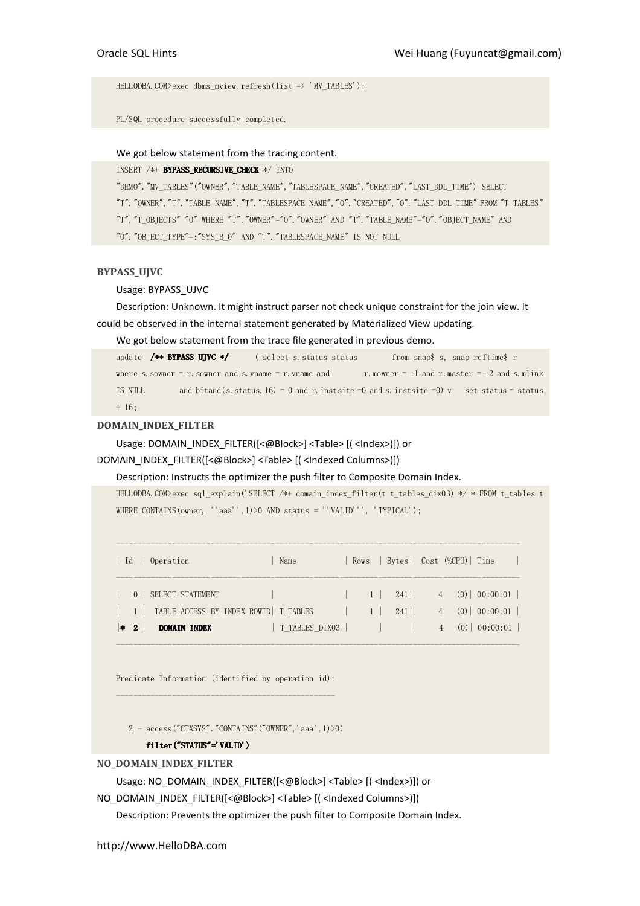```
HELLODBA.COM>exec dbms_mview.refresh(list => 'MV_TABLES');

PL/SQL procedure successfully completed.
```

We got below statement from the tracing content.

```
INSERT /*+ BYPASS_RECURSIVE_CHECK */ INTO
"DEMO"."MV_TABLES"("OWNER","TABLE_NAME","TABLESPACE_NAME","CREATED","LAST_DDL_TIME") SELECT
"T"."OWNER","T"."TABLE_NAME","T"."TABLESPACE_NAME","O"."CREATED","O"."LAST_DDL_TIME" FROM "T_TABLES"
"T","T_OBJECTS" "O" WHERE "T"."OWNER"="O"."OWNER" AND "T"."TABLE_NAME"="O"."OBJECT_NAME" AND
"O"."OBJECT_TYPE"=:"SYS_B_0" AND "T"."TABLESPACE_NAME" IS NOT NULL
```

### BYPASS_UJVC

Usage: BYPASS_UJVC

Description: Unknown. It might instruct parser not check unique constraint for the join view. It could be observed in the internal statement generated by Materialized View updating.

We got below statement from the trace file generated in previous demo.

```
update /*+ BYPASS_UJVC */     ( select s.status status       from snap$ s, snap_reftime$ r
where s.sowner = r.sowner and s.vname = r.vname and        r.mowner = :1 and r.master = :2 and s.mlink
IS NULL        and bitand(s.status,16) = 0 and r.instsite =0 and s.instsite =0) v    set status = status
+ 16;
```

### DOMAIN_INDEX_FILTER

Usage: DOMAIN_INDEX_FILTER([<@Block>] <Table> [( <Index>)]) or DOMAIN_INDEX_FILTER([<@Block>] <Table> [( <Indexed Columns>)])

Description: Instructs the optimizer the push filter to Composite Domain Index.

```
HELLODBA.COM>exec sql_explain('SELECT /*+ domain_index_filter(t t_tables_dix03) */ * FROM t_tables t
WHERE CONTAINS(owner, ''aaa'',1)>0 AND status = ''VALID''', 'TYPICAL');

-----------------------------------------------------------------------------------------
| Id  | Operation                   | Name           | Rows  | Bytes | Cost (%CPU)| Time     |
-----------------------------------------------------------------------------------------
|   0 | SELECT STATEMENT            |                |     1 |   241 |     4   (0)| 00:00:01 |
|   1 |  TABLE ACCESS BY INDEX ROWID| T_TABLES       |     1 |   241 |     4   (0)| 00:00:01 |
|*  2 |   DOMAIN INDEX              | T_TABLES_DIX03 |       |       |     4   (0)| 00:00:01 |
-----------------------------------------------------------------------------------------

Predicate Information (identified by operation id):
---------------------------------------------------

   2 - access("CTXSYS"."CONTAINS"("OWNER",'aaa',1)>0)
       filter("STATUS"='VALID')
```

### NO_DOMAIN_INDEX_FILTER

Usage: NO_DOMAIN_INDEX_FILTER([<@Block>] <Table> [( <Index>)]) or NO_DOMAIN_INDEX_FILTER([<@Block>] <Table> [( <Indexed Columns>)])

Description: Prevents the optimizer the push filter to Composite Domain Index.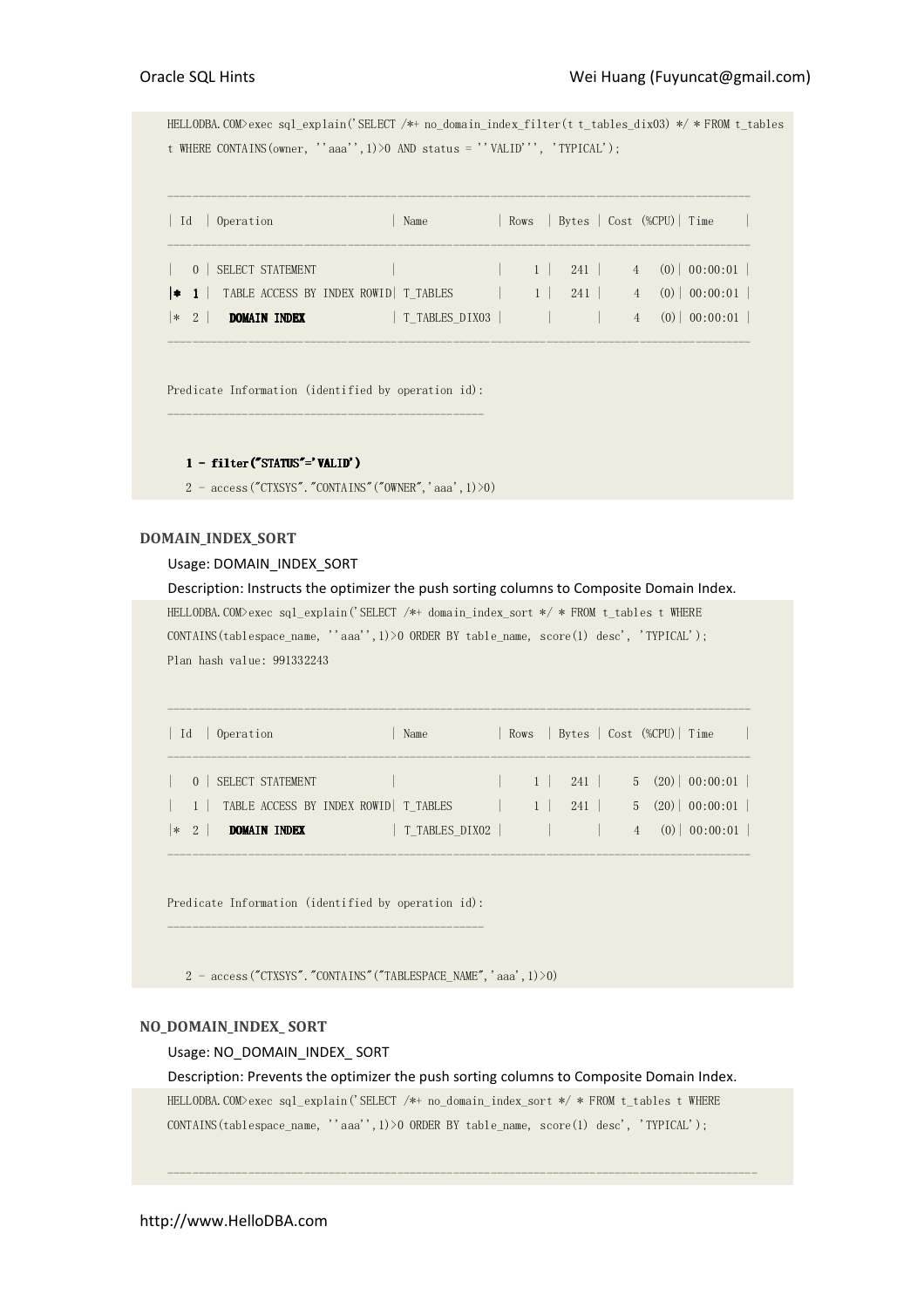```
HELLODBA.COM>exec sql_explain('SELECT /*+ no_domain_index_filter(t t_tables_dix03) */ * FROM t_tables t WHERE CONTAINS(owner, ''aaa'',1)>0 AND status = ''VALID''', 'TYPICAL');

-------------------------------------------------------------------------------------------
| Id  | Operation                   | Name           | Rows  | Bytes | Cost (%CPU)| Time     |
-------------------------------------------------------------------------------------------
|   0 | SELECT STATEMENT            |                |     1 |   241 |     4   (0)| 00:00:01 |
|*  1 |  TABLE ACCESS BY INDEX ROWID| T_TABLES       |     1 |   241 |     4   (0)| 00:00:01 |
|*  2 |   DOMAIN INDEX              | T_TABLES_DIX03 |       |       |     4   (0)| 00:00:01 |
-------------------------------------------------------------------------------------------

Predicate Information (identified by operation id):
---------------------------------------------------

   1 - filter("STATUS"='VALID')
   2 - access("CTXSYS"."CONTAINS"("OWNER",'aaa',1)>0)
```

#### DOMAIN_INDEX_SORT

Usage: DOMAIN_INDEX_SORT

Description: Instructs the optimizer the push sorting columns to Composite Domain Index.

```
HELLODBA.COM>exec sql_explain('SELECT /*+ domain_index_sort */ * FROM t_tables t WHERE CONTAINS(tablespace_name, ''aaa'',1)>0 ORDER BY table_name, score(1) desc', 'TYPICAL');
Plan hash value: 991332243

-------------------------------------------------------------------------------------------
| Id  | Operation                   | Name           | Rows  | Bytes | Cost (%CPU)| Time     |
-------------------------------------------------------------------------------------------
|   0 | SELECT STATEMENT            |                |     1 |   241 |     5  (20)| 00:00:01 |
|   1 |  TABLE ACCESS BY INDEX ROWID| T_TABLES       |     1 |   241 |     5  (20)| 00:00:01 |
|*  2 |   DOMAIN INDEX              | T_TABLES_DIX02 |       |       |     4   (0)| 00:00:01 |
-------------------------------------------------------------------------------------------

Predicate Information (identified by operation id):
---------------------------------------------------

   2 - access("CTXSYS"."CONTAINS"("TABLESPACE_NAME",'aaa',1)>0)
```

#### NO_DOMAIN_INDEX_ SORT

Usage: NO_DOMAIN_INDEX_ SORT

Description: Prevents the optimizer the push sorting columns to Composite Domain Index.

```
HELLODBA.COM>exec sql_explain('SELECT /*+ no_domain_index_sort */ * FROM t_tables t WHERE CONTAINS(tablespace_name, ''aaa'',1)>0 ORDER BY table_name, score(1) desc', 'TYPICAL');

--------------------------------------------------------------------------------------------
```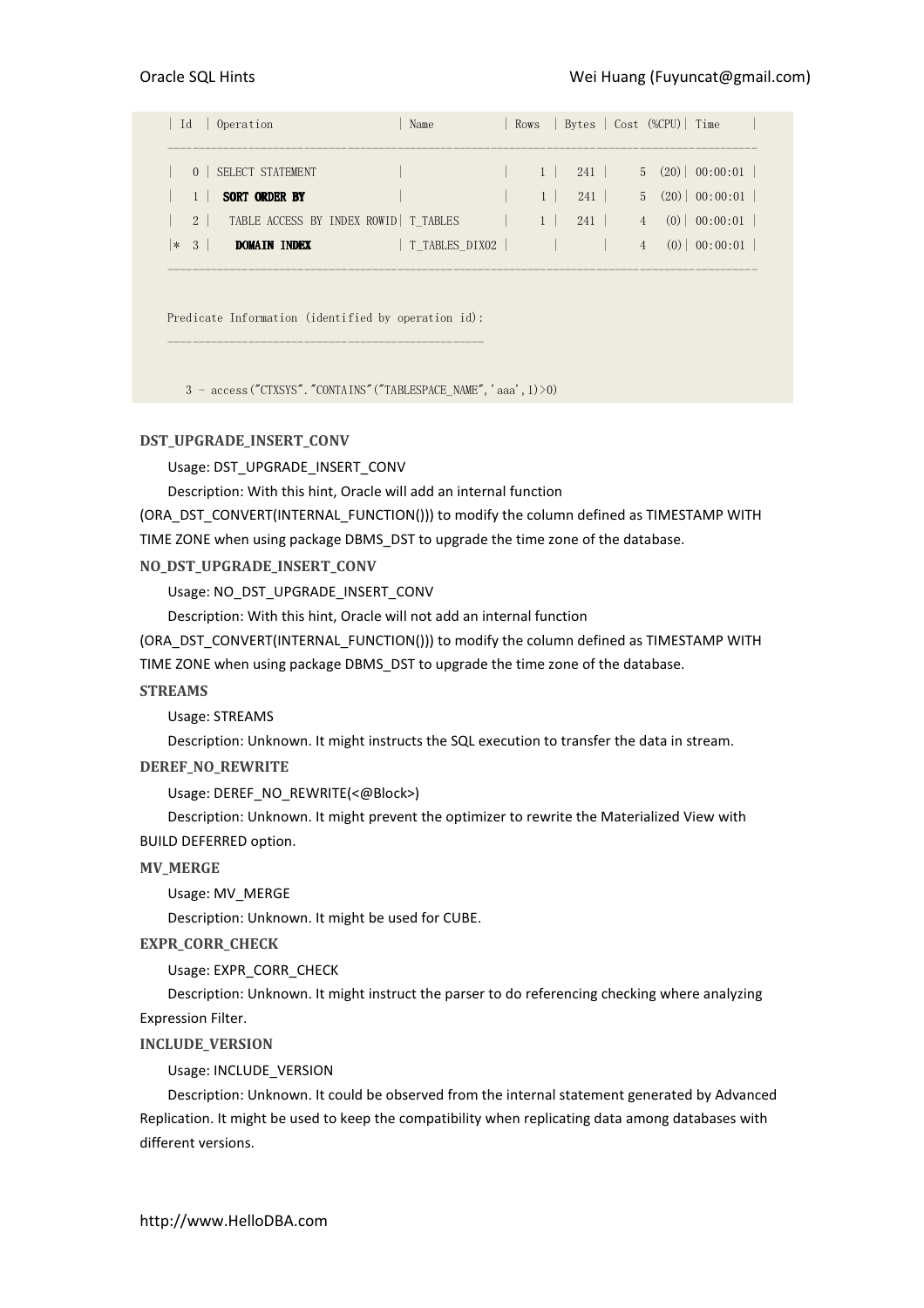```
| Id  | Operation                    | Name           | Rows  | Bytes | Cost (%CPU)| Time     |
---------------------------------------------------------------------------------------------
|   0 | SELECT STATEMENT             |                |     1 |   241 |     5  (20)| 00:00:01 |
|   1 |  SORT ORDER BY               |                |     1 |   241 |     5  (20)| 00:00:01 |
|   2 |   TABLE ACCESS BY INDEX ROWID| T_TABLES       |     1 |   241 |     4   (0)| 00:00:01 |
|*  3 |    DOMAIN INDEX              | T_TABLES_DIX02 |       |       |     4   (0)| 00:00:01 |
---------------------------------------------------------------------------------------------

Predicate Information (identified by operation id):
---------------------------------------------------

   3 - access("CTXSYS"."CONTAINS"("TABLESPACE_NAME",'aaa',1)>0)
```

**DST_UPGRADE_INSERT_CONV**

Usage: DST_UPGRADE_INSERT_CONV

Description: With this hint, Oracle will add an internal function (ORA_DST_CONVERT(INTERNAL_FUNCTION())) to modify the column defined as TIMESTAMP WITH TIME ZONE when using package DBMS_DST to upgrade the time zone of the database.

**NO_DST_UPGRADE_INSERT_CONV**

Usage: NO_DST_UPGRADE_INSERT_CONV

Description: With this hint, Oracle will not add an internal function (ORA_DST_CONVERT(INTERNAL_FUNCTION())) to modify the column defined as TIMESTAMP WITH TIME ZONE when using package DBMS_DST to upgrade the time zone of the database.

**STREAMS**

Usage: STREAMS

Description: Unknown. It might instructs the SQL execution to transfer the data in stream.

**DEREF_NO_REWRITE**

Usage: DEREF_NO_REWRITE(<@Block>)

Description: Unknown. It might prevent the optimizer to rewrite the Materialized View with BUILD DEFERRED option.

**MV_MERGE**

Usage: MV_MERGE

Description: Unknown. It might be used for CUBE.

**EXPR_CORR_CHECK**

Usage: EXPR_CORR_CHECK

Description: Unknown. It might instruct the parser to do referencing checking where analyzing Expression Filter.

**INCLUDE_VERSION**

Usage: INCLUDE_VERSION

Description: Unknown. It could be observed from the internal statement generated by Advanced Replication. It might be used to keep the compatibility when replicating data among databases with different versions.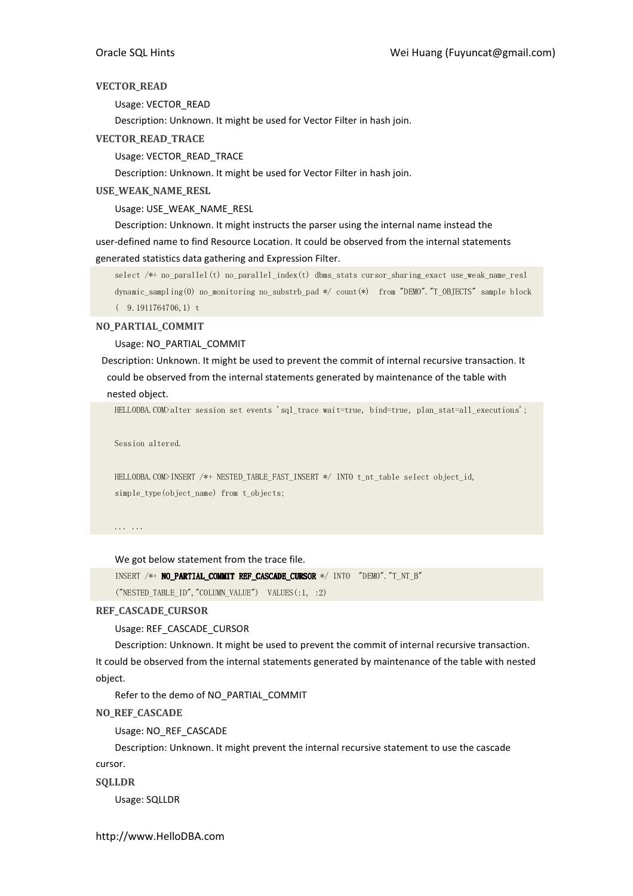### VECTOR_READ

Usage: VECTOR_READ

Description: Unknown. It might be used for Vector Filter in hash join.

### VECTOR_READ_TRACE

Usage: VECTOR_READ_TRACE

Description: Unknown. It might be used for Vector Filter in hash join.

### USE_WEAK_NAME_RESL

Usage: USE_WEAK_NAME_RESL

Description: Unknown. It might instructs the parser using the internal name instead the user-defined name to find Resource Location. It could be observed from the internal statements generated statistics data gathering and Expression Filter.

```
select /*+ no_parallel(t) no_parallel_index(t) dbms_stats cursor_sharing_exact use_weak_name_resl
dynamic_sampling(0) no_monitoring no_substrb_pad */ count(*)  from "DEMO"."T_OBJECTS" sample block
(  9.1911764706,1) t
```

### NO_PARTIAL_COMMIT

Usage: NO_PARTIAL_COMMIT

Description: Unknown. It might be used to prevent the commit of internal recursive transaction. It could be observed from the internal statements generated by maintenance of the table with nested object.

```
HELLODBA.COM>alter session set events 'sql_trace wait=true, bind=true, plan_stat=all_executions';

Session altered.

HELLODBA.COM>INSERT /*+ NESTED_TABLE_FAST_INSERT */ INTO t_nt_table select object_id,
simple_type(object_name) from t_objects;

... ...
```

We got below statement from the trace file.

```
INSERT /*+ NO_PARTIAL_COMMIT REF_CASCADE_CURSOR */ INTO  "DEMO"."T_NT_B"
("NESTED_TABLE_ID","COLUMN_VALUE")  VALUES(:1,  :2)
```

### REF_CASCADE_CURSOR

Usage: REF_CASCADE_CURSOR

Description: Unknown. It might be used to prevent the commit of internal recursive transaction. It could be observed from the internal statements generated by maintenance of the table with nested object.

Refer to the demo of NO_PARTIAL_COMMIT

### NO_REF_CASCADE

Usage: NO_REF_CASCADE

Description: Unknown. It might prevent the internal recursive statement to use the cascade cursor.

### SQLLDR

Usage: SQLLDR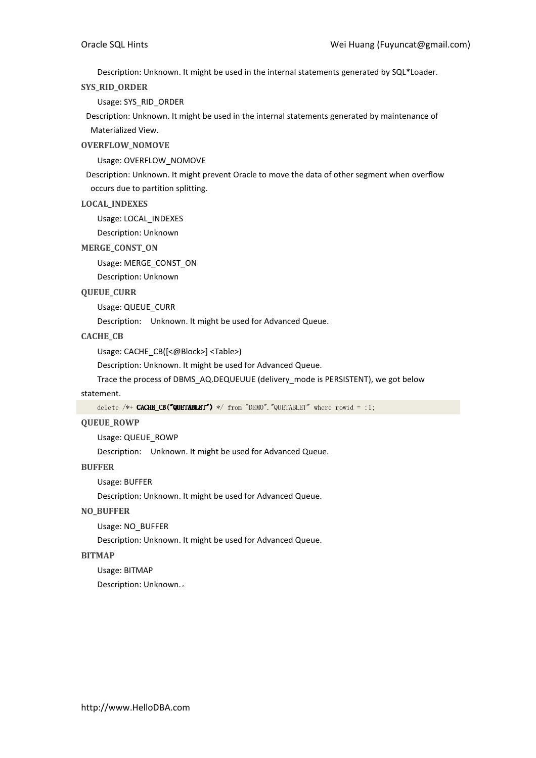Description: Unknown. It might be used in the internal statements generated by SQL*Loader.

### SYS_RID_ORDER

Usage: SYS_RID_ORDER

Description: Unknown. It might be used in the internal statements generated by maintenance of Materialized View.

### OVERFLOW_NOMOVE

Usage: OVERFLOW_NOMOVE

Description: Unknown. It might prevent Oracle to move the data of other segment when overflow occurs due to partition splitting.

### LOCAL_INDEXES

Usage: LOCAL_INDEXES

Description: Unknown

### MERGE_CONST_ON

Usage: MERGE_CONST_ON

Description: Unknown

### QUEUE_CURR

Usage: QUEUE_CURR

Description: Unknown. It might be used for Advanced Queue.

### CACHE_CB

Usage: CACHE_CB([<@Block>] <Table>)

Description: Unknown. It might be used for Advanced Queue.

Trace the process of DBMS_AQ.DEQUEUUE (delivery_mode is PERSISTENT), we got below statement.

```
delete /*+ CACHE_CB("QUETABLET") */ from "DEMO"."QUETABLET" where rowid = :1;
```

### QUEUE_ROWP

Usage: QUEUE_ROWP

Description: Unknown. It might be used for Advanced Queue.

### BUFFER

Usage: BUFFER

Description: Unknown. It might be used for Advanced Queue.

### NO_BUFFER

Usage: NO_BUFFER

Description: Unknown. It might be used for Advanced Queue.

### BITMAP

Usage: BITMAP

Description: Unknown.。